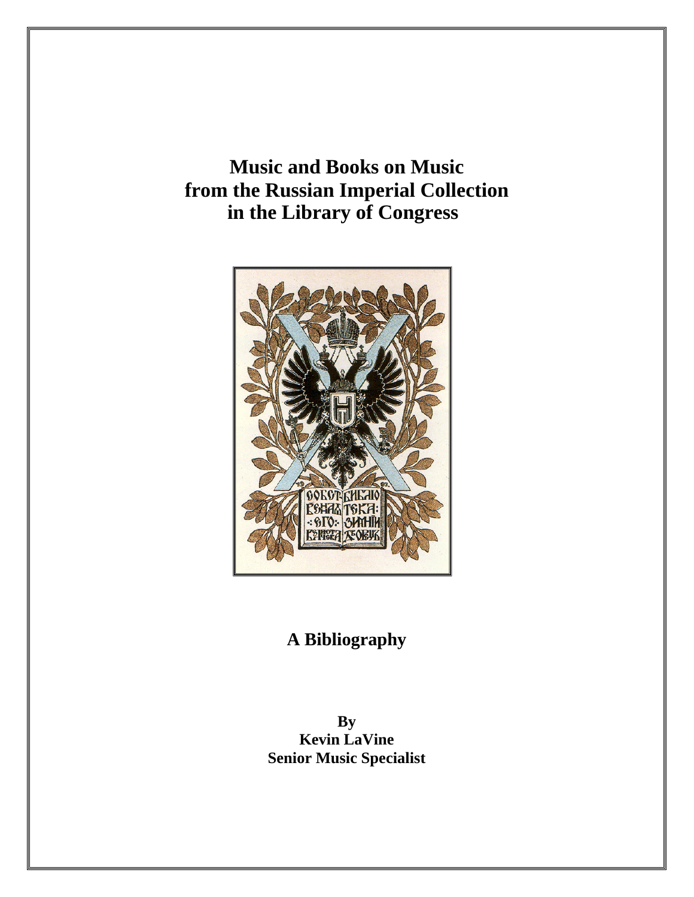# Music and Books on Music from the Russian Imperial Collection in the Library of Congress

## A Bibliography

**By**
**Kevin LaVine**
**Senior Music Specialist**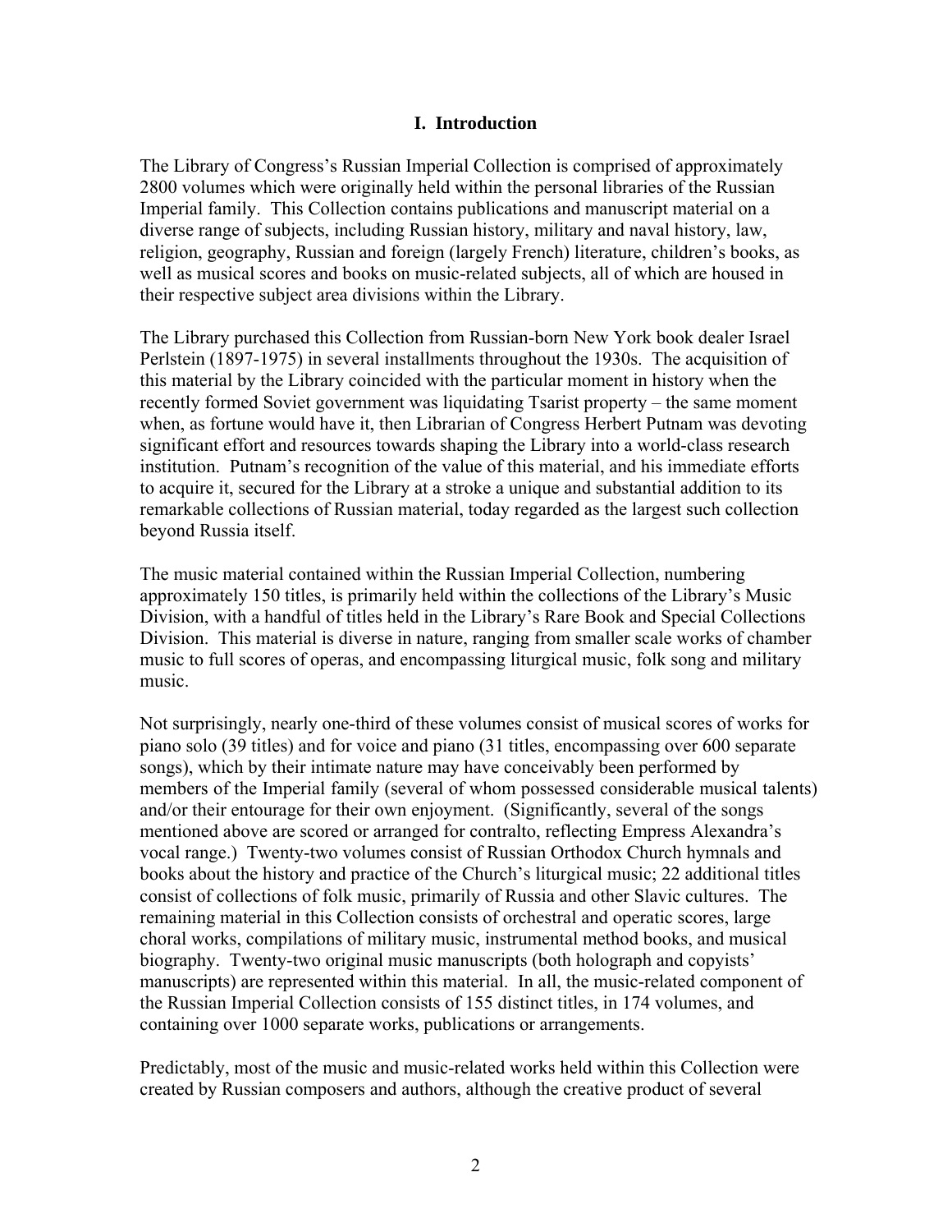## I. Introduction

The Library of Congress's Russian Imperial Collection is comprised of approximately 2800 volumes which were originally held within the personal libraries of the Russian Imperial family. This Collection contains publications and manuscript material on a diverse range of subjects, including Russian history, military and naval history, law, religion, geography, Russian and foreign (largely French) literature, children's books, as well as musical scores and books on music-related subjects, all of which are housed in their respective subject area divisions within the Library.

The Library purchased this Collection from Russian-born New York book dealer Israel Perlstein (1897-1975) in several installments throughout the 1930s. The acquisition of this material by the Library coincided with the particular moment in history when the recently formed Soviet government was liquidating Tsarist property – the same moment when, as fortune would have it, then Librarian of Congress Herbert Putnam was devoting significant effort and resources towards shaping the Library into a world-class research institution. Putnam's recognition of the value of this material, and his immediate efforts to acquire it, secured for the Library at a stroke a unique and substantial addition to its remarkable collections of Russian material, today regarded as the largest such collection beyond Russia itself.

The music material contained within the Russian Imperial Collection, numbering approximately 150 titles, is primarily held within the collections of the Library's Music Division, with a handful of titles held in the Library's Rare Book and Special Collections Division. This material is diverse in nature, ranging from smaller scale works of chamber music to full scores of operas, and encompassing liturgical music, folk song and military music.

Not surprisingly, nearly one-third of these volumes consist of musical scores of works for piano solo (39 titles) and for voice and piano (31 titles, encompassing over 600 separate songs), which by their intimate nature may have conceivably been performed by members of the Imperial family (several of whom possessed considerable musical talents) and/or their entourage for their own enjoyment. (Significantly, several of the songs mentioned above are scored or arranged for contralto, reflecting Empress Alexandra's vocal range.) Twenty-two volumes consist of Russian Orthodox Church hymnals and books about the history and practice of the Church's liturgical music; 22 additional titles consist of collections of folk music, primarily of Russia and other Slavic cultures. The remaining material in this Collection consists of orchestral and operatic scores, large choral works, compilations of military music, instrumental method books, and musical biography. Twenty-two original music manuscripts (both holograph and copyists' manuscripts) are represented within this material. In all, the music-related component of the Russian Imperial Collection consists of 155 distinct titles, in 174 volumes, and containing over 1000 separate works, publications or arrangements.

Predictably, most of the music and music-related works held within this Collection were created by Russian composers and authors, although the creative product of several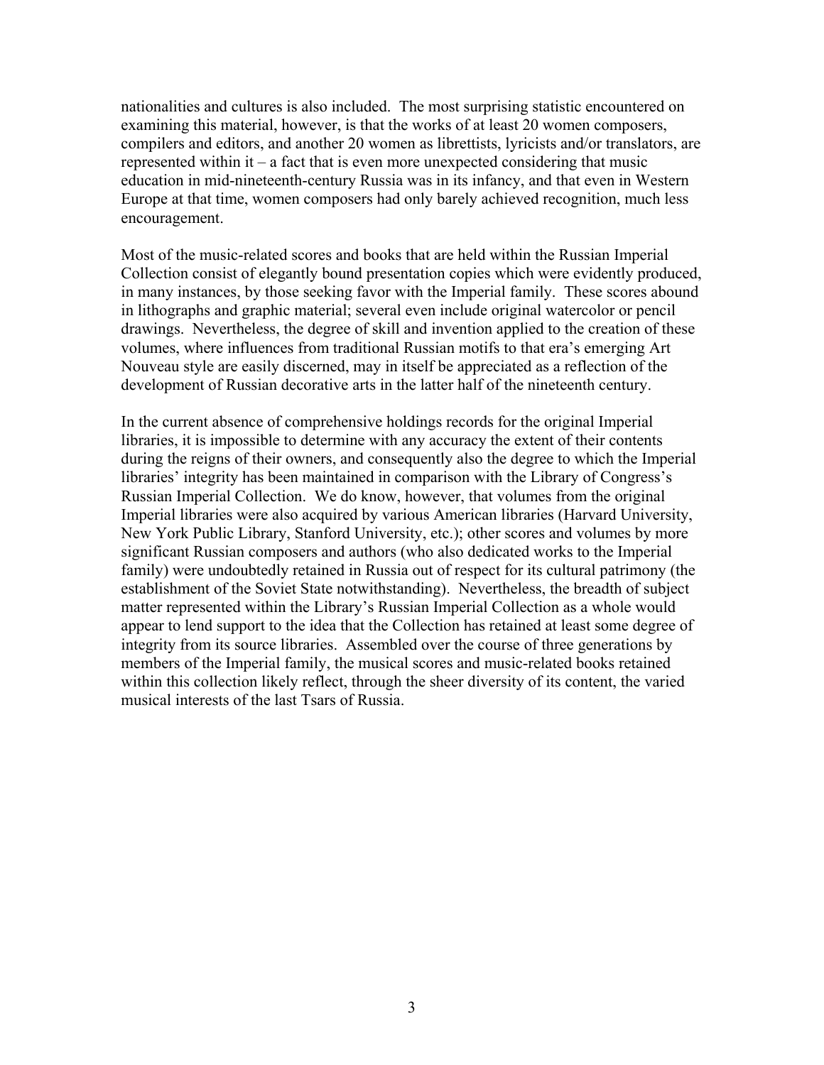nationalities and cultures is also included. The most surprising statistic encountered on examining this material, however, is that the works of at least 20 women composers, compilers and editors, and another 20 women as librettists, lyricists and/or translators, are represented within it – a fact that is even more unexpected considering that music education in mid-nineteenth-century Russia was in its infancy, and that even in Western Europe at that time, women composers had only barely achieved recognition, much less encouragement.

Most of the music-related scores and books that are held within the Russian Imperial Collection consist of elegantly bound presentation copies which were evidently produced, in many instances, by those seeking favor with the Imperial family. These scores abound in lithographs and graphic material; several even include original watercolor or pencil drawings. Nevertheless, the degree of skill and invention applied to the creation of these volumes, where influences from traditional Russian motifs to that era's emerging Art Nouveau style are easily discerned, may in itself be appreciated as a reflection of the development of Russian decorative arts in the latter half of the nineteenth century.

In the current absence of comprehensive holdings records for the original Imperial libraries, it is impossible to determine with any accuracy the extent of their contents during the reigns of their owners, and consequently also the degree to which the Imperial libraries' integrity has been maintained in comparison with the Library of Congress's Russian Imperial Collection. We do know, however, that volumes from the original Imperial libraries were also acquired by various American libraries (Harvard University, New York Public Library, Stanford University, etc.); other scores and volumes by more significant Russian composers and authors (who also dedicated works to the Imperial family) were undoubtedly retained in Russia out of respect for its cultural patrimony (the establishment of the Soviet State notwithstanding). Nevertheless, the breadth of subject matter represented within the Library's Russian Imperial Collection as a whole would appear to lend support to the idea that the Collection has retained at least some degree of integrity from its source libraries. Assembled over the course of three generations by members of the Imperial family, the musical scores and music-related books retained within this collection likely reflect, through the sheer diversity of its content, the varied musical interests of the last Tsars of Russia.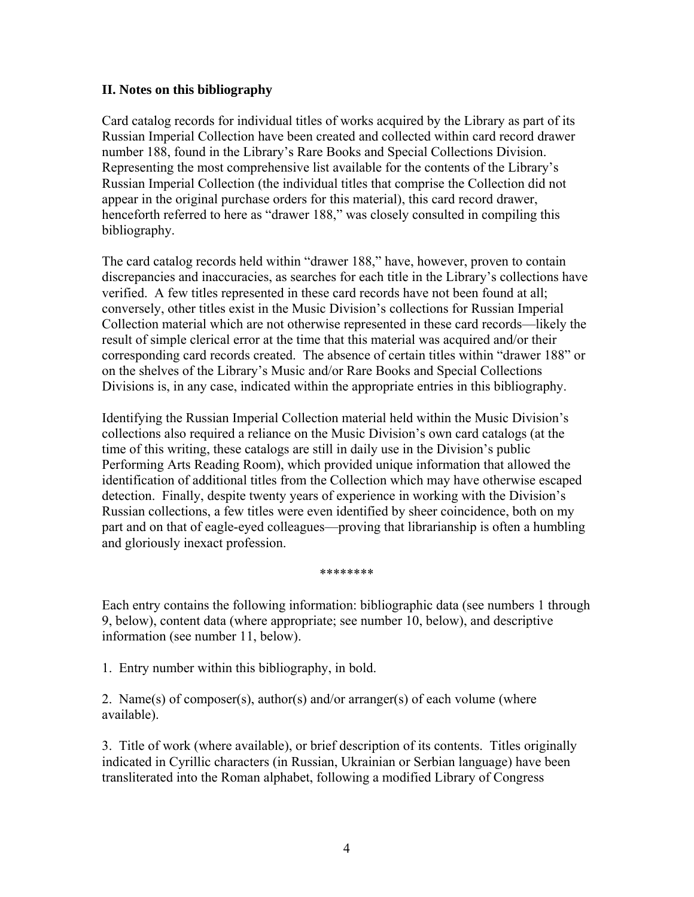## II. Notes on this bibliography

Card catalog records for individual titles of works acquired by the Library as part of its Russian Imperial Collection have been created and collected within card record drawer number 188, found in the Library's Rare Books and Special Collections Division. Representing the most comprehensive list available for the contents of the Library's Russian Imperial Collection (the individual titles that comprise the Collection did not appear in the original purchase orders for this material), this card record drawer, henceforth referred to here as "drawer 188," was closely consulted in compiling this bibliography.

The card catalog records held within "drawer 188," have, however, proven to contain discrepancies and inaccuracies, as searches for each title in the Library's collections have verified. A few titles represented in these card records have not been found at all; conversely, other titles exist in the Music Division's collections for Russian Imperial Collection material which are not otherwise represented in these card records—likely the result of simple clerical error at the time that this material was acquired and/or their corresponding card records created. The absence of certain titles within "drawer 188" or on the shelves of the Library's Music and/or Rare Books and Special Collections Divisions is, in any case, indicated within the appropriate entries in this bibliography.

Identifying the Russian Imperial Collection material held within the Music Division's collections also required a reliance on the Music Division's own card catalogs (at the time of this writing, these catalogs are still in daily use in the Division's public Performing Arts Reading Room), which provided unique information that allowed the identification of additional titles from the Collection which may have otherwise escaped detection. Finally, despite twenty years of experience in working with the Division's Russian collections, a few titles were even identified by sheer coincidence, both on my part and on that of eagle-eyed colleagues—proving that librarianship is often a humbling and gloriously inexact profession.

********

Each entry contains the following information: bibliographic data (see numbers 1 through 9, below), content data (where appropriate; see number 10, below), and descriptive information (see number 11, below).

1. Entry number within this bibliography, in bold.

2. Name(s) of composer(s), author(s) and/or arranger(s) of each volume (where available).

3. Title of work (where available), or brief description of its contents. Titles originally indicated in Cyrillic characters (in Russian, Ukrainian or Serbian language) have been transliterated into the Roman alphabet, following a modified Library of Congress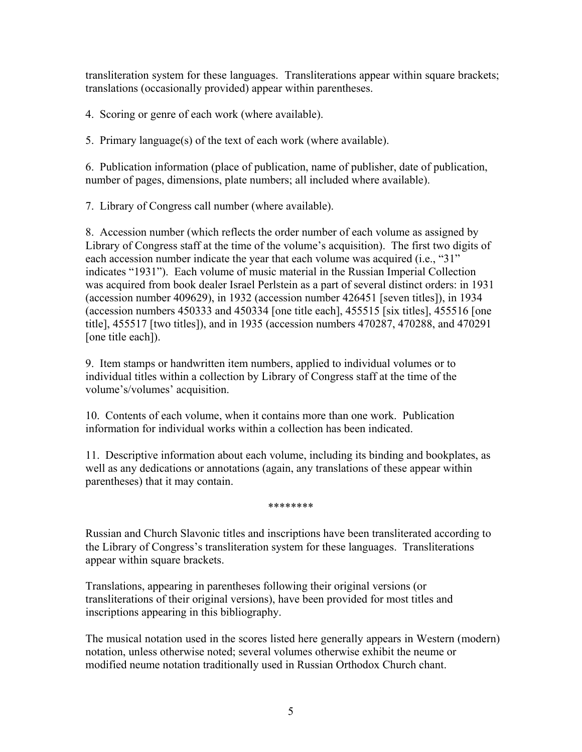transliteration system for these languages. Transliterations appear within square brackets; translations (occasionally provided) appear within parentheses.

4. Scoring or genre of each work (where available).

5. Primary language(s) of the text of each work (where available).

6. Publication information (place of publication, name of publisher, date of publication, number of pages, dimensions, plate numbers; all included where available).

7. Library of Congress call number (where available).

8. Accession number (which reflects the order number of each volume as assigned by Library of Congress staff at the time of the volume's acquisition). The first two digits of each accession number indicate the year that each volume was acquired (i.e., "31" indicates "1931"). Each volume of music material in the Russian Imperial Collection was acquired from book dealer Israel Perlstein as a part of several distinct orders: in 1931 (accession number 409629), in 1932 (accession number 426451 [seven titles]), in 1934 (accession numbers 450333 and 450334 [one title each], 455515 [six titles], 455516 [one title], 455517 [two titles]), and in 1935 (accession numbers 470287, 470288, and 470291 [one title each]).

9. Item stamps or handwritten item numbers, applied to individual volumes or to individual titles within a collection by Library of Congress staff at the time of the volume's/volumes' acquisition.

10. Contents of each volume, when it contains more than one work. Publication information for individual works within a collection has been indicated.

11. Descriptive information about each volume, including its binding and bookplates, as well as any dedications or annotations (again, any translations of these appear within parentheses) that it may contain.

********

Russian and Church Slavonic titles and inscriptions have been transliterated according to the Library of Congress's transliteration system for these languages. Transliterations appear within square brackets.

Translations, appearing in parentheses following their original versions (or transliterations of their original versions), have been provided for most titles and inscriptions appearing in this bibliography.

The musical notation used in the scores listed here generally appears in Western (modern) notation, unless otherwise noted; several volumes otherwise exhibit the neume or modified neume notation traditionally used in Russian Orthodox Church chant.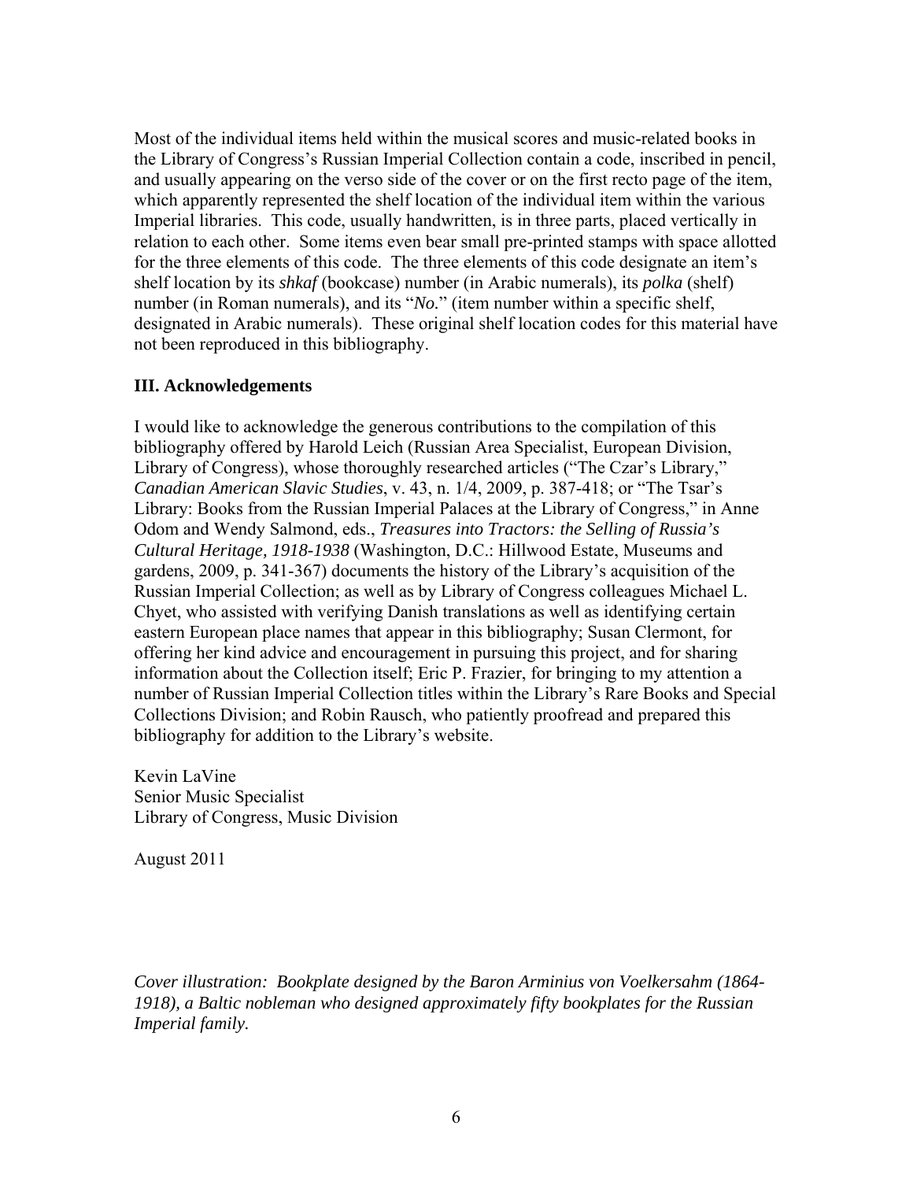Most of the individual items held within the musical scores and music-related books in the Library of Congress's Russian Imperial Collection contain a code, inscribed in pencil, and usually appearing on the verso side of the cover or on the first recto page of the item, which apparently represented the shelf location of the individual item within the various Imperial libraries. This code, usually handwritten, is in three parts, placed vertically in relation to each other. Some items even bear small pre-printed stamps with space allotted for the three elements of this code. The three elements of this code designate an item's shelf location by its *shkaf* (bookcase) number (in Arabic numerals), its *polka* (shelf) number (in Roman numerals), and its "*No.*" (item number within a specific shelf, designated in Arabic numerals). These original shelf location codes for this material have not been reproduced in this bibliography.

### III. Acknowledgements

I would like to acknowledge the generous contributions to the compilation of this bibliography offered by Harold Leich (Russian Area Specialist, European Division, Library of Congress), whose thoroughly researched articles ("The Czar's Library," *Canadian American Slavic Studies*, v. 43, n. 1/4, 2009, p. 387-418; or "The Tsar's Library: Books from the Russian Imperial Palaces at the Library of Congress," in Anne Odom and Wendy Salmond, eds., *Treasures into Tractors: the Selling of Russia's Cultural Heritage, 1918-1938* (Washington, D.C.: Hillwood Estate, Museums and gardens, 2009, p. 341-367) documents the history of the Library's acquisition of the Russian Imperial Collection; as well as by Library of Congress colleagues Michael L. Chyet, who assisted with verifying Danish translations as well as identifying certain eastern European place names that appear in this bibliography; Susan Clermont, for offering her kind advice and encouragement in pursuing this project, and for sharing information about the Collection itself; Eric P. Frazier, for bringing to my attention a number of Russian Imperial Collection titles within the Library's Rare Books and Special Collections Division; and Robin Rausch, who patiently proofread and prepared this bibliography for addition to the Library's website.

Kevin LaVine
Senior Music Specialist
Library of Congress, Music Division

August 2011

*Cover illustration: Bookplate designed by the Baron Arminius von Voelkersahm (1864-1918), a Baltic nobleman who designed approximately fifty bookplates for the Russian Imperial family.*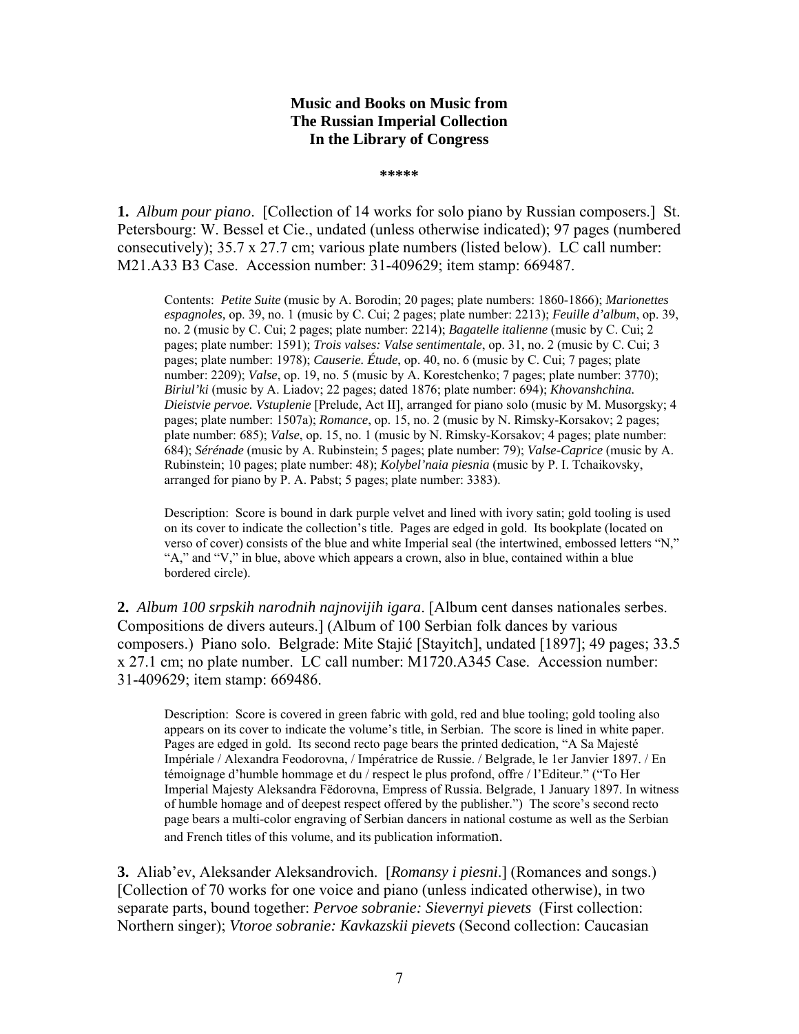**Music and Books on Music from**
**The Russian Imperial Collection**
**In the Library of Congress**

**\*\*\*\*\***

**1.** *Album pour piano*. [Collection of 14 works for solo piano by Russian composers.] St. Petersbourg: W. Bessel et Cie., undated (unless otherwise indicated); 97 pages (numbered consecutively); 35.7 x 27.7 cm; various plate numbers (listed below). LC call number: M21.A33 B3 Case. Accession number: 31-409629; item stamp: 669487.

> Contents: *Petite Suite* (music by A. Borodin; 20 pages; plate numbers: 1860-1866); *Marionettes espagnoles*, op. 39, no. 1 (music by C. Cui; 2 pages; plate number: 2213); *Feuille d'album*, op. 39, no. 2 (music by C. Cui; 2 pages; plate number: 2214); *Bagatelle italienne* (music by C. Cui; 2 pages; plate number: 1591); *Trois valses: Valse sentimentale*, op. 31, no. 2 (music by C. Cui; 3 pages; plate number: 1978); *Causerie. Étude*, op. 40, no. 6 (music by C. Cui; 7 pages; plate number: 2209); *Valse*, op. 19, no. 5 (music by A. Korestchenko; 7 pages; plate number: 3770); *Biriul'ki* (music by A. Liadov; 22 pages; dated 1876; plate number: 694); *Khovanshchina. Dieistvie pervoe. Vstuplenie* [Prelude, Act II], arranged for piano solo (music by M. Musorgsky; 4 pages; plate number: 1507a); *Romance*, op. 15, no. 2 (music by N. Rimsky-Korsakov; 2 pages; plate number: 685); *Valse*, op. 15, no. 1 (music by N. Rimsky-Korsakov; 4 pages; plate number: 684); *Sérénade* (music by A. Rubinstein; 5 pages; plate number: 79); *Valse-Caprice* (music by A. Rubinstein; 10 pages; plate number: 48); *Kolybel'naia piesnia* (music by P. I. Tchaikovsky, arranged for piano by P. A. Pabst; 5 pages; plate number: 3383).
>
> Description: Score is bound in dark purple velvet and lined with ivory satin; gold tooling is used on its cover to indicate the collection's title. Pages are edged in gold. Its bookplate (located on verso of cover) consists of the blue and white Imperial seal (the intertwined, embossed letters "N," "A," and "V," in blue, above which appears a crown, also in blue, contained within a blue bordered circle).

**2.** *Album 100 srpskih narodnih najnovijih igara*. [Album cent danses nationales serbes. Compositions de divers auteurs.] (Album of 100 Serbian folk dances by various composers.) Piano solo. Belgrade: Mite Stajić [Stayitch], undated [1897]; 49 pages; 33.5 x 27.1 cm; no plate number. LC call number: M1720.A345 Case. Accession number: 31-409629; item stamp: 669486.

> Description: Score is covered in green fabric with gold, red and blue tooling; gold tooling also appears on its cover to indicate the volume's title, in Serbian. The score is lined in white paper. Pages are edged in gold. Its second recto page bears the printed dedication, "A Sa Majesté Impériale / Alexandra Feodorovna, / Impératrice de Russie. / Belgrade, le 1er Janvier 1897. / En témoignage d'humble hommage et du / respect le plus profond, offre / l'Editeur." ("To Her Imperial Majesty Aleksandra Fëdorovna, Empress of Russia. Belgrade, 1 January 1897. In witness of humble homage and of deepest respect offered by the publisher.") The score's second recto page bears a multi-color engraving of Serbian dancers in national costume as well as the Serbian and French titles of this volume, and its publication information.

**3.** Aliab'ev, Aleksander Aleksandrovich. [*Romansy i piesni*.] (Romances and songs.) [Collection of 70 works for one voice and piano (unless indicated otherwise), in two separate parts, bound together: *Pervoe sobranie: Sievernyi pievets* (First collection: Northern singer); *Vtoroe sobranie: Kavkazskii pievets* (Second collection: Caucasian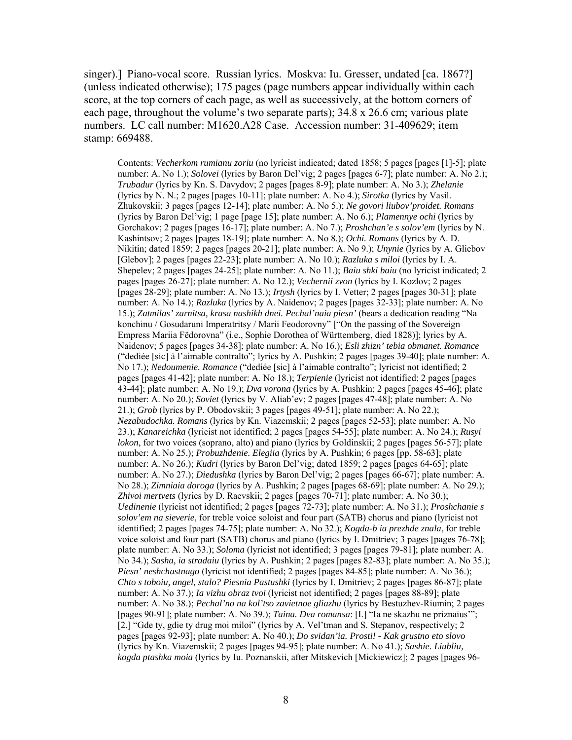singer).] Piano-vocal score. Russian lyrics. Moskva: Iu. Gresser, undated [ca. 1867?] (unless indicated otherwise); 175 pages (page numbers appear individually within each score, at the top corners of each page, as well as successively, at the bottom corners of each page, throughout the volume's two separate parts); 34.8 x 26.6 cm; various plate numbers. LC call number: M1620.A28 Case. Accession number: 31-409629; item stamp: 669488.

> Contents: *Vecherkom rumianu zoriu* (no lyricist indicated; dated 1858; 5 pages [pages [1]-5]; plate number: A. No 1.); *Solovei* (lyrics by Baron Del'vig; 2 pages [pages 6-7]; plate number: A. No 2.); *Trubadur* (lyrics by Kn. S. Davydov; 2 pages [pages 8-9]; plate number: A. No 3.); *Zhelanie* (lyrics by N. N.; 2 pages [pages 10-11]; plate number: A. No 4.); *Sirotka* (lyrics by Vasil. Zhukovskii; 3 pages [pages 12-14]; plate number: A. No 5.); *Ne govori liubov'proidet. Romans* (lyrics by Baron Del'vig; 1 page [page 15]; plate number: A. No 6.); *Plamennye ochi* (lyrics by Gorchakov; 2 pages [pages 16-17]; plate number: A. No 7.); *Proshchan'e s solov'em* (lyrics by N. Kashintsov; 2 pages [pages 18-19]; plate number: A. No 8.); *Ochi. Romans* (lyrics by A. D. Nikitin; dated 1859; 2 pages [pages 20-21]; plate number: A. No 9.); *Unynie* (lyrics by A. Gliebov [Glebov]; 2 pages [pages 22-23]; plate number: A. No 10.); *Razluka s miloi* (lyrics by I. A. Shepelev; 2 pages [pages 24-25]; plate number: A. No 11.); *Baiu shki baiu* (no lyricist indicated; 2 pages [pages 26-27]; plate number: A. No 12.); *Vechernii zvon* (lyrics by I. Kozlov; 2 pages [pages 28-29]; plate number: A. No 13.); *Irtysh* (lyrics by I. Vetter; 2 pages [pages 30-31]; plate number: A. No 14.); *Razluka* (lyrics by A. Naidenov; 2 pages [pages 32-33]; plate number: A. No 15.); *Zatmilas' zarnitsa, krasa nashikh dnei. Pechal'naia piesn'* (bears a dedication reading "Na konchinu / Gosudaruni Imperatritsy / Marii Feodorovny" ["On the passing of the Sovereign Empress Mariia Fëdorovna" (i.e., Sophie Dorothea of Württemberg, died 1828)]; lyrics by A. Naidenov; 5 pages [pages 34-38]; plate number: A. No 16.); *Esli zhizn' tebia obmanet. Romance* ("dediée [sic] à l'aimable contralto"; lyrics by A. Pushkin; 2 pages [pages 39-40]; plate number: A. No 17.); *Nedoumenie. Romance* ("dediée [sic] à l'aimable contralto"; lyricist not identified; 2 pages [pages 41-42]; plate number: A. No 18.); *Terpienie* (lyricist not identified; 2 pages [pages 43-44]; plate number: A. No 19.); *Dva vorona* (lyrics by A. Pushkin; 2 pages [pages 45-46]; plate number: A. No 20.); *Soviet* (lyrics by V. Aliab'ev; 2 pages [pages 47-48]; plate number: A. No 21.); *Grob* (lyrics by P. Obodovskii; 3 pages [pages 49-51]; plate number: A. No 22.); *Nezabudochka. Romans* (lyrics by Kn. Viazemskii; 2 pages [pages 52-53]; plate number: A. No 23.); *Kanareichka* (lyricist not identified; 2 pages [pages 54-55]; plate number: A. No 24.); *Rusyi lokon*, for two voices (soprano, alto) and piano (lyrics by Goldinskii; 2 pages [pages 56-57]; plate number: A. No 25.); *Probuzhdenie. Elegiia* (lyrics by A. Pushkin; 6 pages [pp. 58-63]; plate number: A. No 26.); *Kudri* (lyrics by Baron Del'vig; dated 1859; 2 pages [pages 64-65]; plate number: A. No 27.); *Diedushka* (lyrics by Baron Del'vig; 2 pages [pages 66-67]; plate number: A. No 28.); *Zimniaia doroga* (lyrics by A. Pushkin; 2 pages [pages 68-69]; plate number: A. No 29.); *Zhivoi mertvets* (lyrics by D. Raevskii; 2 pages [pages 70-71]; plate number: A. No 30.); *Uedinenie* (lyricist not identified; 2 pages [pages 72-73]; plate number: A. No 31.); *Proshchanie s solov'em na sieverie*, for treble voice soloist and four part (SATB) chorus and piano (lyricist not identified; 2 pages [pages 74-75]; plate number: A. No 32.); *Kogda-b ia prezhde znala*, for treble voice soloist and four part (SATB) chorus and piano (lyrics by I. Dmitriev; 3 pages [pages 76-78]; plate number: A. No 33.); *Soloma* (lyricist not identified; 3 pages [pages 79-81]; plate number: A. No 34.); *Sasha, ia stradaiu* (lyrics by A. Pushkin; 2 pages [pages 82-83]; plate number: A. No 35.); *Piesn' neshchastnago* (lyricist not identified; 2 pages [pages 84-85]; plate number: A. No 36.); *Chto s toboiu, angel, stalo? Piesnia Pastushki* (lyrics by I. Dmitriev; 2 pages [pages 86-87]; plate number: A. No 37.); *Ia vizhu obraz tvoi* (lyricist not identified; 2 pages [pages 88-89]; plate number: A. No 38.); *Pechal'no na kol'tso zavietnoe gliazhu* (lyrics by Bestuzhev-Riumin; 2 pages [pages 90-91]; plate number: A. No 39.); *Taina. Dva romansa*: [I.] "Ia ne skazhu ne priznaius'"; [2.] "Gde ty, gdie ty drug moi miloi" (lyrics by A. Vel'tman and S. Stepanov, respectively; 2 pages [pages 92-93]; plate number: A. No 40.); *Do svidan'ia. Prosti! - Kak grustno eto slovo* (lyrics by Kn. Viazemskii; 2 pages [pages 94-95]; plate number: A. No 41.); *Sashie. Liubliu, kogda ptashka moia* (lyrics by Iu. Poznanskii, after Mitskevich [Mickiewicz]; 2 pages [pages 96-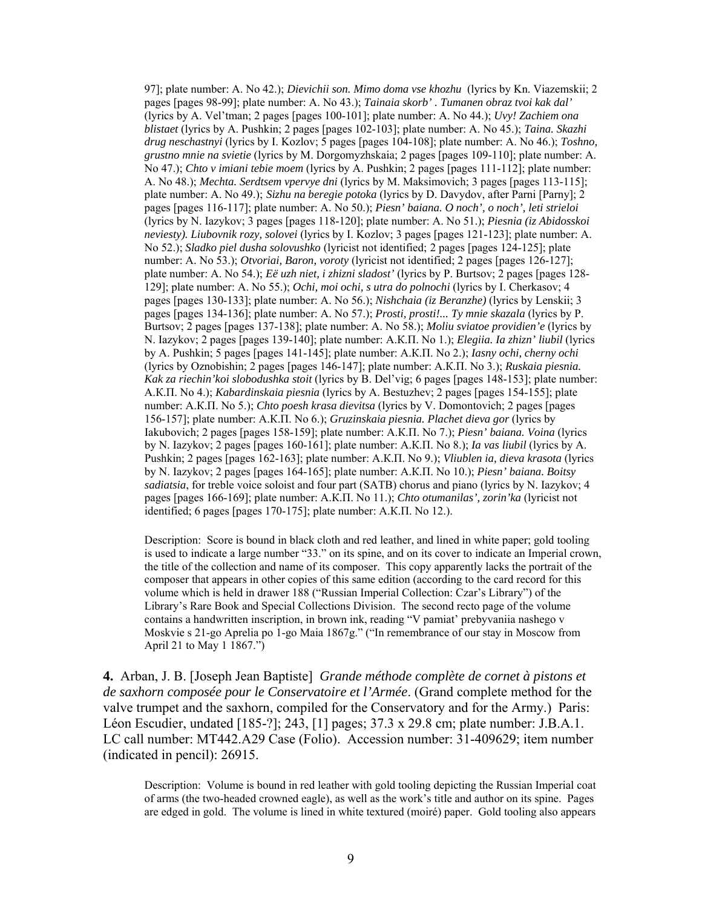97]; plate number: A. No 42.); *Dievichii son. Mimo doma vse khozhu* (lyrics by Kn. Viazemskii; 2 pages [pages 98-99]; plate number: A. No 43.); *Tainaia skorb' . Tumanen obraz tvoi kak dal'* (lyrics by A. Vel'tman; 2 pages [pages 100-101]; plate number: A. No 44.); *Uvy! Zachiem ona blistaet* (lyrics by A. Pushkin; 2 pages [pages 102-103]; plate number: A. No 45.); *Taina. Skazhi drug neschastnyi* (lyrics by I. Kozlov; 5 pages [pages 104-108]; plate number: A. No 46.); *Toshno, grustno mnie na svietie* (lyrics by M. Dorgomyzhskaia; 2 pages [pages 109-110]; plate number: A. No 47.); *Chto v imiani tebie moem* (lyrics by A. Pushkin; 2 pages [pages 111-112]; plate number: A. No 48.); *Mechta. Serdtsem vpervye dni* (lyrics by M. Maksimovich; 3 pages [pages 113-115]; plate number: A. No 49.); *Sizhu na beregie potoka* (lyrics by D. Davydov, after Parni [Parny]; 2 pages [pages 116-117]; plate number: A. No 50.); *Piesn' baiana. O noch', o noch', leti strieloi* (lyrics by N. Iazykov; 3 pages [pages 118-120]; plate number: A. No 51.); *Piesnia (iz Abidosskoi neviesty). Liubovnik rozy, solovei* (lyrics by I. Kozlov; 3 pages [pages 121-123]; plate number: A. No 52.); *Sladko piel dusha solovushko* (lyricist not identified; 2 pages [pages 124-125]; plate number: A. No 53.); *Otvoriai, Baron, voroty* (lyricist not identified; 2 pages [pages 126-127]; plate number: A. No 54.); *Eë uzh niet, i zhizni sladost'* (lyrics by P. Burtsov; 2 pages [pages 128-129]; plate number: A. No 55.); *Ochi, moi ochi, s utra do polnochi* (lyrics by I. Cherkasov; 4 pages [pages 130-133]; plate number: A. No 56.); *Nishchaia (iz Beranzhe)* (lyrics by Lenskii; 3 pages [pages 134-136]; plate number: A. No 57.); *Prosti, prosti!... Ty mnie skazala* (lyrics by P. Burtsov; 2 pages [pages 137-138]; plate number: A. No 58.); *Moliu sviatoe providien'e* (lyrics by N. Iazykov; 2 pages [pages 139-140]; plate number: A.K.Π. No 1.); *Elegiia. Ia zhizn' liubil* (lyrics by A. Pushkin; 5 pages [pages 141-145]; plate number: A.K.Π. No 2.); *Iasny ochi, cherny ochi* (lyrics by Oznobishin; 2 pages [pages 146-147]; plate number: A.K.Π. No 3.); *Ruskaia piesnia. Kak za riechin'koi slobodushka stoit* (lyrics by B. Del'vig; 6 pages [pages 148-153]; plate number: A.K.Π. No 4.); *Kabardinskaia piesnia* (lyrics by A. Bestuzhev; 2 pages [pages 154-155]; plate number: A.K.Π. No 5.); *Chto poesh krasa dievitsa* (lyrics by V. Domontovich; 2 pages [pages 156-157]; plate number: A.K.Π. No 6.); *Gruzinskaia piesnia. Plachet dieva gor* (lyrics by Iakubovich; 2 pages [pages 158-159]; plate number: A.K.Π. No 7.); *Piesn' baiana. Voina* (lyrics by N. Iazykov; 2 pages [pages 160-161]; plate number: A.K.Π. No 8.); *Ia vas liubil* (lyrics by A. Pushkin; 2 pages [pages 162-163]; plate number: A.K.Π. No 9.); *Vliublen ia, dieva krasota* (lyrics by N. Iazykov; 2 pages [pages 164-165]; plate number: A.K.Π. No 10.); *Piesn' baiana. Boitsy sadiatsia*, for treble voice soloist and four part (SATB) chorus and piano (lyrics by N. Iazykov; 4 pages [pages 166-169]; plate number: A.K.Π. No 11.); *Chto otumanilas', zorin'ka* (lyricist not identified; 6 pages [pages 170-175]; plate number: A.K.Π. No 12.).

Description: Score is bound in black cloth and red leather, and lined in white paper; gold tooling is used to indicate a large number "33." on its spine, and on its cover to indicate an Imperial crown, the title of the collection and name of its composer. This copy apparently lacks the portrait of the composer that appears in other copies of this same edition (according to the card record for this volume which is held in drawer 188 ("Russian Imperial Collection: Czar's Library") of the Library's Rare Book and Special Collections Division. The second recto page of the volume contains a handwritten inscription, in brown ink, reading "V pamiat' prebyvaniia nashego v Moskvie s 21-go Aprelia po 1-go Maia 1867g." ("In remembrance of our stay in Moscow from April 21 to May 1 1867.")

**4.** Arban, J. B. [Joseph Jean Baptiste] *Grande méthode complète de cornet à pistons et de saxhorn composée pour le Conservatoire et l'Armée*. (Grand complete method for the valve trumpet and the saxhorn, compiled for the Conservatory and for the Army.) Paris: Léon Escudier, undated [185-?]; 243, [1] pages; 37.3 x 29.8 cm; plate number: J.B.A.1. LC call number: MT442.A29 Case (Folio). Accession number: 31-409629; item number (indicated in pencil): 26915.

Description: Volume is bound in red leather with gold tooling depicting the Russian Imperial coat of arms (the two-headed crowned eagle), as well as the work's title and author on its spine. Pages are edged in gold. The volume is lined in white textured (moiré) paper. Gold tooling also appears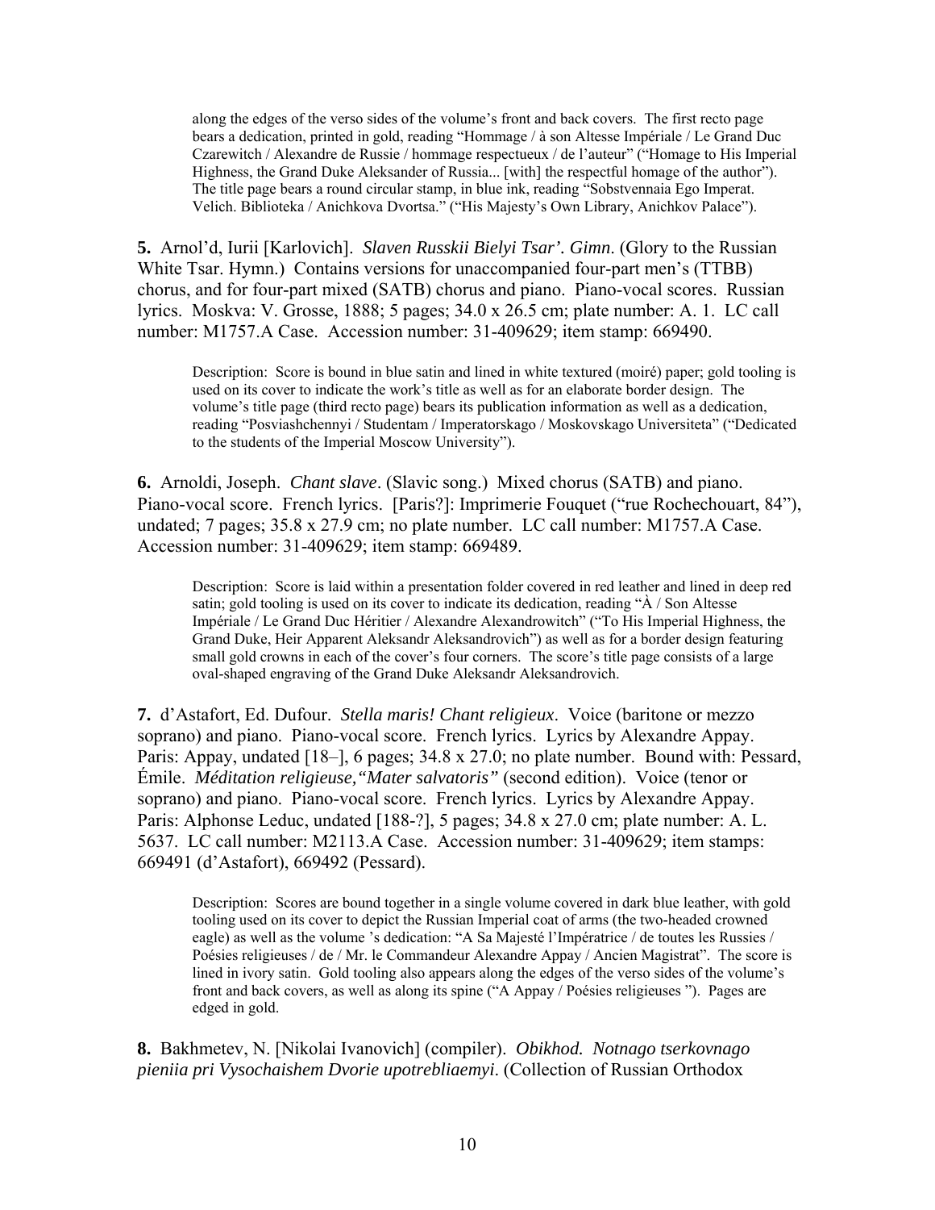along the edges of the verso sides of the volume's front and back covers. The first recto page bears a dedication, printed in gold, reading "Hommage / à son Altesse Impériale / Le Grand Duc Czarewitch / Alexandre de Russie / hommage respectueux / de l'auteur" ("Homage to His Imperial Highness, the Grand Duke Aleksander of Russia... [with] the respectful homage of the author"). The title page bears a round circular stamp, in blue ink, reading "Sobstvennaia Ego Imperat. Velich. Biblioteka / Anichkova Dvortsa." ("His Majesty's Own Library, Anichkov Palace").

**5.** Arnol'd, Iurii [Karlovich]. *Slaven Russkii Bielyi Tsar'. Gimn*. (Glory to the Russian White Tsar. Hymn.) Contains versions for unaccompanied four-part men's (TTBB) chorus, and for four-part mixed (SATB) chorus and piano. Piano-vocal scores. Russian lyrics. Moskva: V. Grosse, 1888; 5 pages; 34.0 x 26.5 cm; plate number: A. 1. LC call number: M1757.A Case. Accession number: 31-409629; item stamp: 669490.

Description: Score is bound in blue satin and lined in white textured (moiré) paper; gold tooling is used on its cover to indicate the work's title as well as for an elaborate border design. The volume's title page (third recto page) bears its publication information as well as a dedication, reading "Posviashchennyi / Studentam / Imperatorskago / Moskovskago Universiteta" ("Dedicated to the students of the Imperial Moscow University").

**6.** Arnoldi, Joseph. *Chant slave*. (Slavic song.) Mixed chorus (SATB) and piano. Piano-vocal score. French lyrics. [Paris?]: Imprimerie Fouquet ("rue Rochechouart, 84"), undated; 7 pages; 35.8 x 27.9 cm; no plate number. LC call number: M1757.A Case. Accession number: 31-409629; item stamp: 669489.

Description: Score is laid within a presentation folder covered in red leather and lined in deep red satin; gold tooling is used on its cover to indicate its dedication, reading "À / Son Altesse Impériale / Le Grand Duc Héritier / Alexandre Alexandrowitch" ("To His Imperial Highness, the Grand Duke, Heir Apparent Aleksandr Aleksandrovich") as well as for a border design featuring small gold crowns in each of the cover's four corners. The score's title page consists of a large oval-shaped engraving of the Grand Duke Aleksandr Aleksandrovich.

**7.** d'Astafort, Ed. Dufour. *Stella maris! Chant religieux*. Voice (baritone or mezzo soprano) and piano. Piano-vocal score. French lyrics. Lyrics by Alexandre Appay. Paris: Appay, undated [18–], 6 pages; 34.8 x 27.0; no plate number. Bound with: Pessard, Émile. *Méditation religieuse,"Mater salvatoris"* (second edition). Voice (tenor or soprano) and piano. Piano-vocal score. French lyrics. Lyrics by Alexandre Appay. Paris: Alphonse Leduc, undated [188-?], 5 pages; 34.8 x 27.0 cm; plate number: A. L. 5637. LC call number: M2113.A Case. Accession number: 31-409629; item stamps: 669491 (d'Astafort), 669492 (Pessard).

Description: Scores are bound together in a single volume covered in dark blue leather, with gold tooling used on its cover to depict the Russian Imperial coat of arms (the two-headed crowned eagle) as well as the volume 's dedication: "A Sa Majesté l'Impératrice / de toutes les Russies / Poésies religieuses / de / Mr. le Commandeur Alexandre Appay / Ancien Magistrat". The score is lined in ivory satin. Gold tooling also appears along the edges of the verso sides of the volume's front and back covers, as well as along its spine ("A Appay / Poésies religieuses "). Pages are edged in gold.

**8.** Bakhmetev, N. [Nikolai Ivanovich] (compiler). *Obikhod. Notnago tserkovnago pieniia pri Vysochaishem Dvorie upotrebliaemyi*. (Collection of Russian Orthodox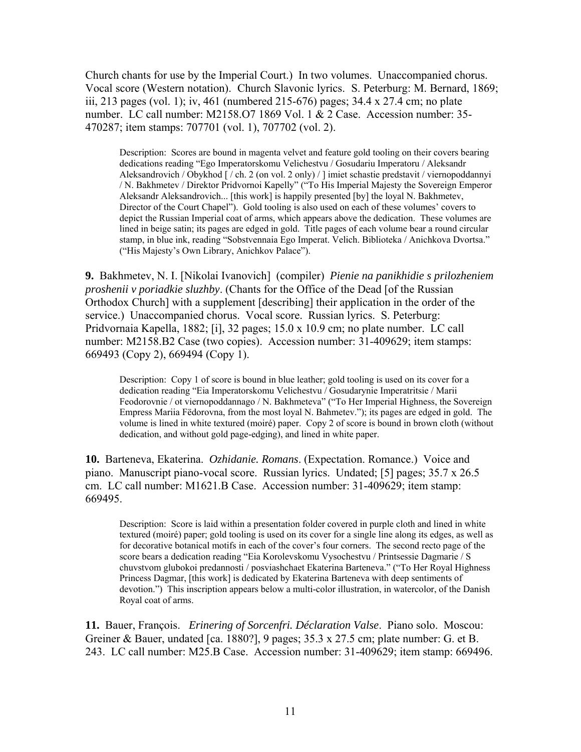Church chants for use by the Imperial Court.) In two volumes. Unaccompanied chorus. Vocal score (Western notation). Church Slavonic lyrics. S. Peterburg: M. Bernard, 1869; iii, 213 pages (vol. 1); iv, 461 (numbered 215-676) pages; 34.4 x 27.4 cm; no plate number. LC call number: M2158.O7 1869 Vol. 1 & 2 Case. Accession number: 35-470287; item stamps: 707701 (vol. 1), 707702 (vol. 2).

> Description: Scores are bound in magenta velvet and feature gold tooling on their covers bearing dedications reading "Ego Imperatorskomu Velichestvu / Gosudariu Imperatoru / Aleksandr Aleksandrovich / Obykhod [ / ch. 2 (on vol. 2 only) / ] imiet schastie predstavit / viernopoddannyi / N. Bakhmetev / Direktor Pridvornoi Kapelly" ("To His Imperial Majesty the Sovereign Emperor Aleksandr Aleksandrovich... [this work] is happily presented [by] the loyal N. Bakhmetev, Director of the Court Chapel"). Gold tooling is also used on each of these volumes' covers to depict the Russian Imperial coat of arms, which appears above the dedication. These volumes are lined in beige satin; its pages are edged in gold. Title pages of each volume bear a round circular stamp, in blue ink, reading "Sobstvennaia Ego Imperat. Velich. Biblioteka / Anichkova Dvortsa." ("His Majesty's Own Library, Anichkov Palace").

**9.** Bakhmetev, N. I. [Nikolai Ivanovich] (compiler) *Pienie na panikhidie s prilozheniem proshenii v poriadkie sluzhby*. (Chants for the Office of the Dead [of the Russian Orthodox Church] with a supplement [describing] their application in the order of the service.) Unaccompanied chorus. Vocal score. Russian lyrics. S. Peterburg: Pridvornaia Kapella, 1882; [i], 32 pages; 15.0 x 10.9 cm; no plate number. LC call number: M2158.B2 Case (two copies). Accession number: 31-409629; item stamps: 669493 (Copy 2), 669494 (Copy 1).

> Description: Copy 1 of score is bound in blue leather; gold tooling is used on its cover for a dedication reading "Eia Imperatorskomu Velichestvu / Gosudarynie Imperatritsie / Marii Feodorovnie / ot viernopoddannago / N. Bakhmeteva" ("To Her Imperial Highness, the Sovereign Empress Mariia Fëdorovna, from the most loyal N. Bahmetev."); its pages are edged in gold. The volume is lined in white textured (moiré) paper. Copy 2 of score is bound in brown cloth (without dedication, and without gold page-edging), and lined in white paper.

**10.** Barteneva, Ekaterina. *Ozhidanie. Romans*. (Expectation. Romance.) Voice and piano. Manuscript piano-vocal score. Russian lyrics. Undated; [5] pages; 35.7 x 26.5 cm. LC call number: M1621.B Case. Accession number: 31-409629; item stamp: 669495.

> Description: Score is laid within a presentation folder covered in purple cloth and lined in white textured (moiré) paper; gold tooling is used on its cover for a single line along its edges, as well as for decorative botanical motifs in each of the cover's four corners. The second recto page of the score bears a dedication reading "Eia Korolevskomu Vysochestvu / Printsessie Dagmarie / S chuvstvom glubokoi predannosti / posviashchaet Ekaterina Barteneva." ("To Her Royal Highness Princess Dagmar, [this work] is dedicated by Ekaterina Barteneva with deep sentiments of devotion.") This inscription appears below a multi-color illustration, in watercolor, of the Danish Royal coat of arms.

**11.** Bauer, François. *Erinering of Sorcenfri. Déclaration Valse*. Piano solo. Moscou: Greiner & Bauer, undated [ca. 1880?], 9 pages; 35.3 x 27.5 cm; plate number: G. et B. 243. LC call number: M25.B Case. Accession number: 31-409629; item stamp: 669496.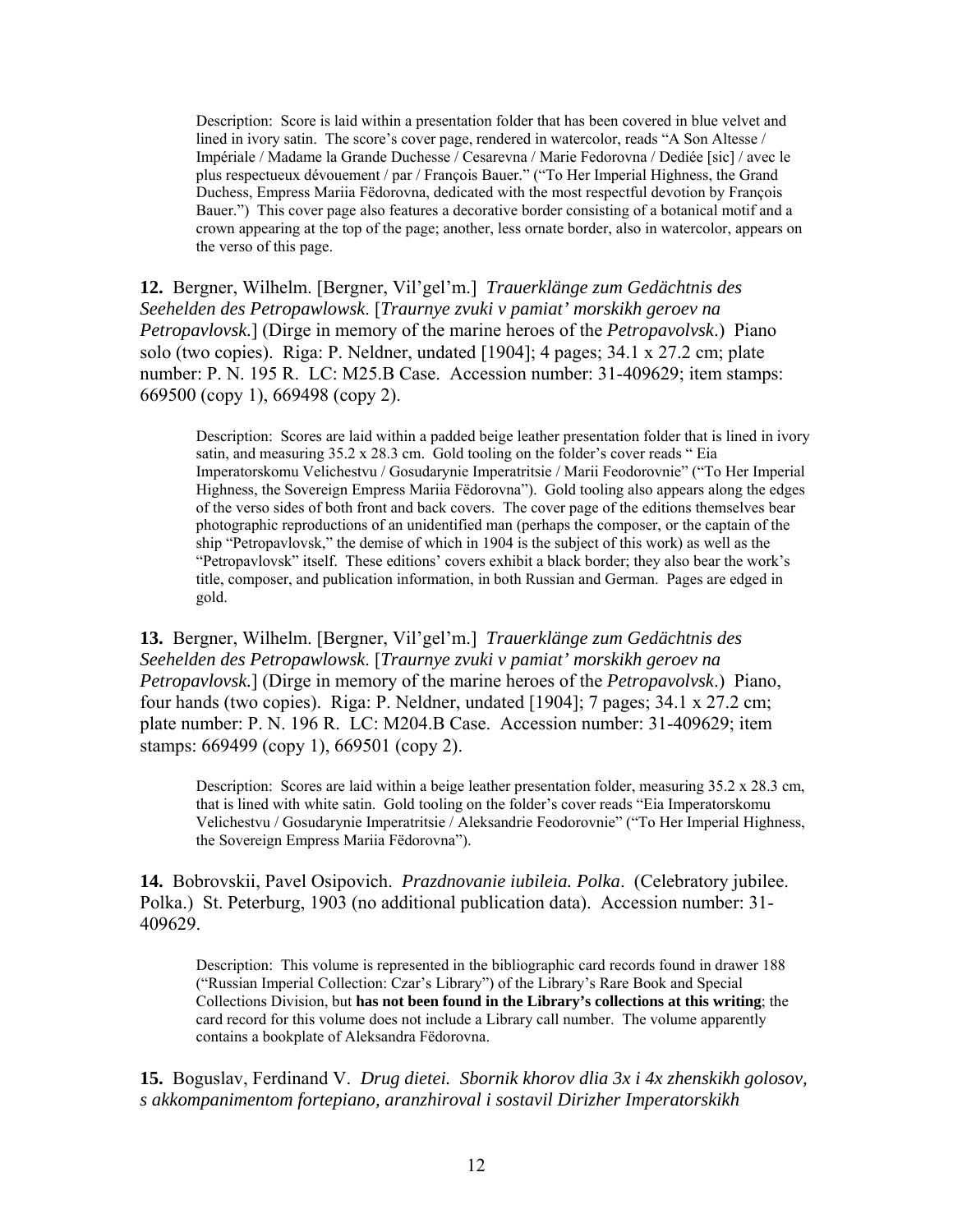Description: Score is laid within a presentation folder that has been covered in blue velvet and lined in ivory satin. The score's cover page, rendered in watercolor, reads "A Son Altesse / Impériale / Madame la Grande Duchesse / Cesarevna / Marie Fedorovna / Dediée [sic] / avec le plus respectueux dévouement / par / François Bauer." ("To Her Imperial Highness, the Grand Duchess, Empress Mariia Fëdorovna, dedicated with the most respectful devotion by François Bauer.") This cover page also features a decorative border consisting of a botanical motif and a crown appearing at the top of the page; another, less ornate border, also in watercolor, appears on the verso of this page.

**12.** Bergner, Wilhelm. [Bergner, Vil'gel'm.] *Trauerklänge zum Gedächtnis des Seehelden des Petropawlowsk*. [*Traurnye zvuki v pamiat' morskikh geroev na Petropavlovsk.*] (Dirge in memory of the marine heroes of the *Petropavolvsk*.) Piano solo (two copies). Riga: P. Neldner, undated [1904]; 4 pages; 34.1 x 27.2 cm; plate number: P. N. 195 R. LC: M25.B Case. Accession number: 31-409629; item stamps: 669500 (copy 1), 669498 (copy 2).

Description: Scores are laid within a padded beige leather presentation folder that is lined in ivory satin, and measuring 35.2 x 28.3 cm. Gold tooling on the folder's cover reads " Eia Imperatorskomu Velichestvu / Gosudarynie Imperatritsie / Marii Feodorovnie" ("To Her Imperial Highness, the Sovereign Empress Mariia Fëdorovna"). Gold tooling also appears along the edges of the verso sides of both front and back covers. The cover page of the editions themselves bear photographic reproductions of an unidentified man (perhaps the composer, or the captain of the ship "Petropavlovsk," the demise of which in 1904 is the subject of this work) as well as the "Petropavlovsk" itself. These editions' covers exhibit a black border; they also bear the work's title, composer, and publication information, in both Russian and German. Pages are edged in gold.

**13.** Bergner, Wilhelm. [Bergner, Vil'gel'm.] *Trauerklänge zum Gedächtnis des Seehelden des Petropawlowsk*. [*Traurnye zvuki v pamiat' morskikh geroev na Petropavlovsk.*] (Dirge in memory of the marine heroes of the *Petropavolvsk*.) Piano, four hands (two copies). Riga: P. Neldner, undated [1904]; 7 pages; 34.1 x 27.2 cm; plate number: P. N. 196 R. LC: M204.B Case. Accession number: 31-409629; item stamps: 669499 (copy 1), 669501 (copy 2).

Description: Scores are laid within a beige leather presentation folder, measuring 35.2 x 28.3 cm, that is lined with white satin. Gold tooling on the folder's cover reads "Eia Imperatorskomu Velichestvu / Gosudarynie Imperatritsie / Aleksandrie Feodorovnie" ("To Her Imperial Highness, the Sovereign Empress Mariia Fëdorovna").

**14.** Bobrovskii, Pavel Osipovich. *Prazdnovanie iubileia. Polka*. (Celebratory jubilee. Polka.) St. Peterburg, 1903 (no additional publication data). Accession number: 31-409629.

Description: This volume is represented in the bibliographic card records found in drawer 188 ("Russian Imperial Collection: Czar's Library") of the Library's Rare Book and Special Collections Division, but **has not been found in the Library's collections at this writing**; the card record for this volume does not include a Library call number. The volume apparently contains a bookplate of Aleksandra Fëdorovna.

**15.** Boguslav, Ferdinand V. *Drug dietei. Sbornik khorov dlia 3x i 4x zhenskikh golosov, s akkompanimentom fortepiano, aranzhiroval i sostavil Dirizher Imperatorskikh*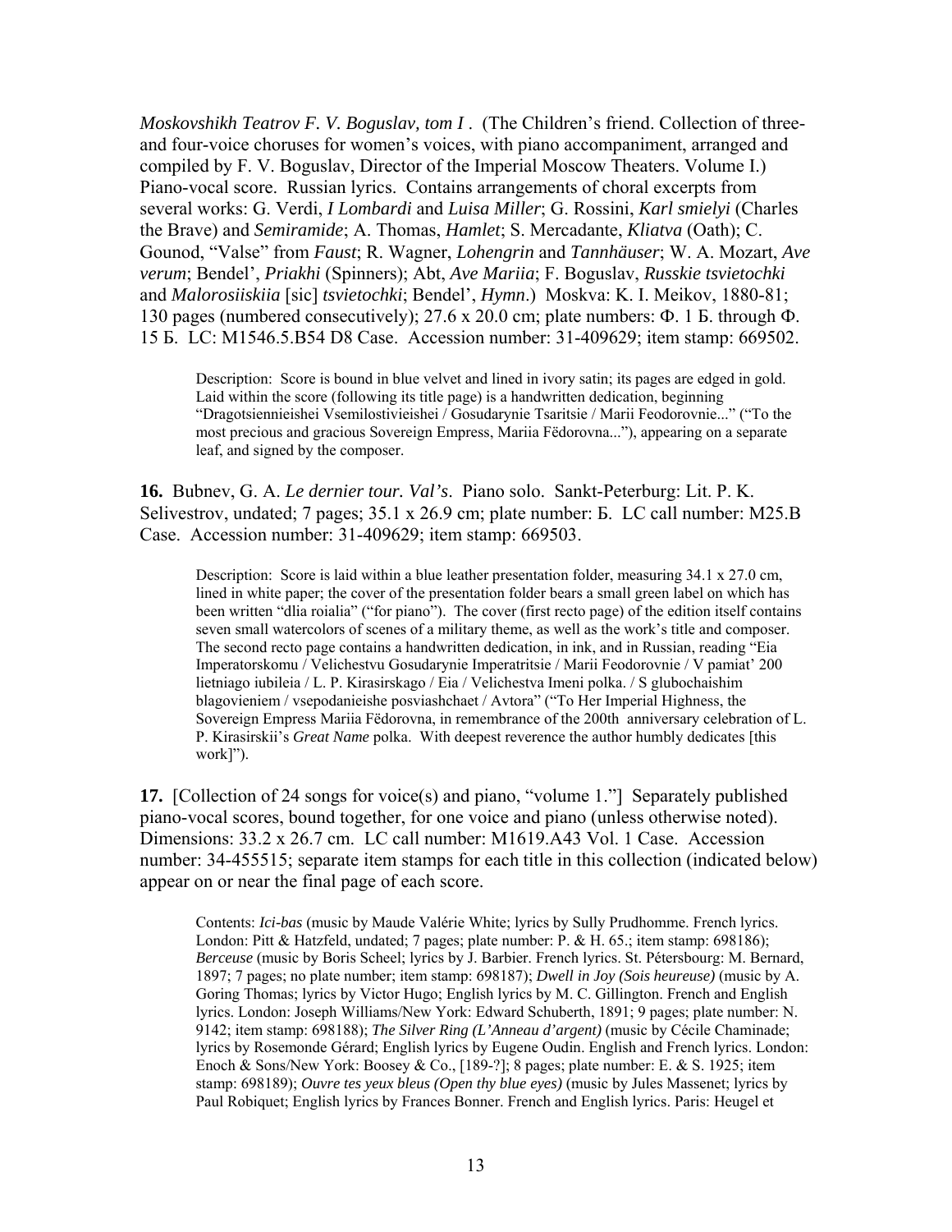*Moskovshikh Teatrov F. V. Boguslav, tom I* . (The Children's friend. Collection of three- and four-voice choruses for women's voices, with piano accompaniment, arranged and compiled by F. V. Boguslav, Director of the Imperial Moscow Theaters. Volume I.) Piano-vocal score. Russian lyrics. Contains arrangements of choral excerpts from several works: G. Verdi, *I Lombardi* and *Luisa Miller*; G. Rossini, *Karl smielyi* (Charles the Brave) and *Semiramide*; A. Thomas, *Hamlet*; S. Mercadante, *Kliatva* (Oath); C. Gounod, "Valse" from *Faust*; R. Wagner, *Lohengrin* and *Tannhäuser*; W. A. Mozart, *Ave verum*; Bendel', *Priakhi* (Spinners); Abt, *Ave Mariia*; F. Boguslav, *Russkie tsvietochki* and *Malorosiiskiia* [sic] *tsvietochki*; Bendel', *Hymn*.) Moskva: K. I. Meikov, 1880-81; 130 pages (numbered consecutively); 27.6 x 20.0 cm; plate numbers: Ф. 1 Б. through Ф. 15 Б. LC: M1546.5.B54 D8 Case. Accession number: 31-409629; item stamp: 669502.

> Description: Score is bound in blue velvet and lined in ivory satin; its pages are edged in gold. Laid within the score (following its title page) is a handwritten dedication, beginning "Dragotsiennieishei Vsemilostivieishei / Gosudarynie Tsaritsie / Marii Feodorovnie..." ("To the most precious and gracious Sovereign Empress, Mariia Fëdorovna..."), appearing on a separate leaf, and signed by the composer.

**16.** Bubnev, G. A. *Le dernier tour. Val's*. Piano solo. Sankt-Peterburg: Lit. P. K. Selivestrov, undated; 7 pages; 35.1 x 26.9 cm; plate number: Б. LC call number: M25.B Case. Accession number: 31-409629; item stamp: 669503.

> Description: Score is laid within a blue leather presentation folder, measuring 34.1 x 27.0 cm, lined in white paper; the cover of the presentation folder bears a small green label on which has been written "dlia roialia" ("for piano"). The cover (first recto page) of the edition itself contains seven small watercolors of scenes of a military theme, as well as the work's title and composer. The second recto page contains a handwritten dedication, in ink, and in Russian, reading "Eia Imperatorskomu / Velichestvu Gosudarynie Imperatritsie / Marii Feodorovnie / V pamiat' 200 lietniago iubileia / L. P. Kirasirskago / Eia / Velichestva Imeni polka. / S glubochaishim blagovieniem / vsepodanieishe posviashchaet / Avtora" ("To Her Imperial Highness, the Sovereign Empress Mariia Fëdorovna, in remembrance of the 200th anniversary celebration of L. P. Kirasirskii's *Great Name* polka. With deepest reverence the author humbly dedicates [this work]").

**17.** [Collection of 24 songs for voice(s) and piano, "volume 1."] Separately published piano-vocal scores, bound together, for one voice and piano (unless otherwise noted). Dimensions: 33.2 x 26.7 cm. LC call number: M1619.A43 Vol. 1 Case. Accession number: 34-455515; separate item stamps for each title in this collection (indicated below) appear on or near the final page of each score.

> Contents: *Ici-bas* (music by Maude Valérie White; lyrics by Sully Prudhomme. French lyrics. London: Pitt & Hatzfeld, undated; 7 pages; plate number: P. & H. 65.; item stamp: 698186); *Berceuse* (music by Boris Scheel; lyrics by J. Barbier. French lyrics. St. Pétersbourg: M. Bernard, 1897; 7 pages; no plate number; item stamp: 698187); *Dwell in Joy (Sois heureuse)* (music by A. Goring Thomas; lyrics by Victor Hugo; English lyrics by M. C. Gillington. French and English lyrics. London: Joseph Williams/New York: Edward Schuberth, 1891; 9 pages; plate number: N. 9142; item stamp: 698188); *The Silver Ring (L'Anneau d'argent)* (music by Cécile Chaminade; lyrics by Rosemonde Gérard; English lyrics by Eugene Oudin. English and French lyrics. London: Enoch & Sons/New York: Boosey & Co., [189-?]; 8 pages; plate number: E. & S. 1925; item stamp: 698189); *Ouvre tes yeux bleus (Open thy blue eyes)* (music by Jules Massenet; lyrics by Paul Robiquet; English lyrics by Frances Bonner. French and English lyrics. Paris: Heugel et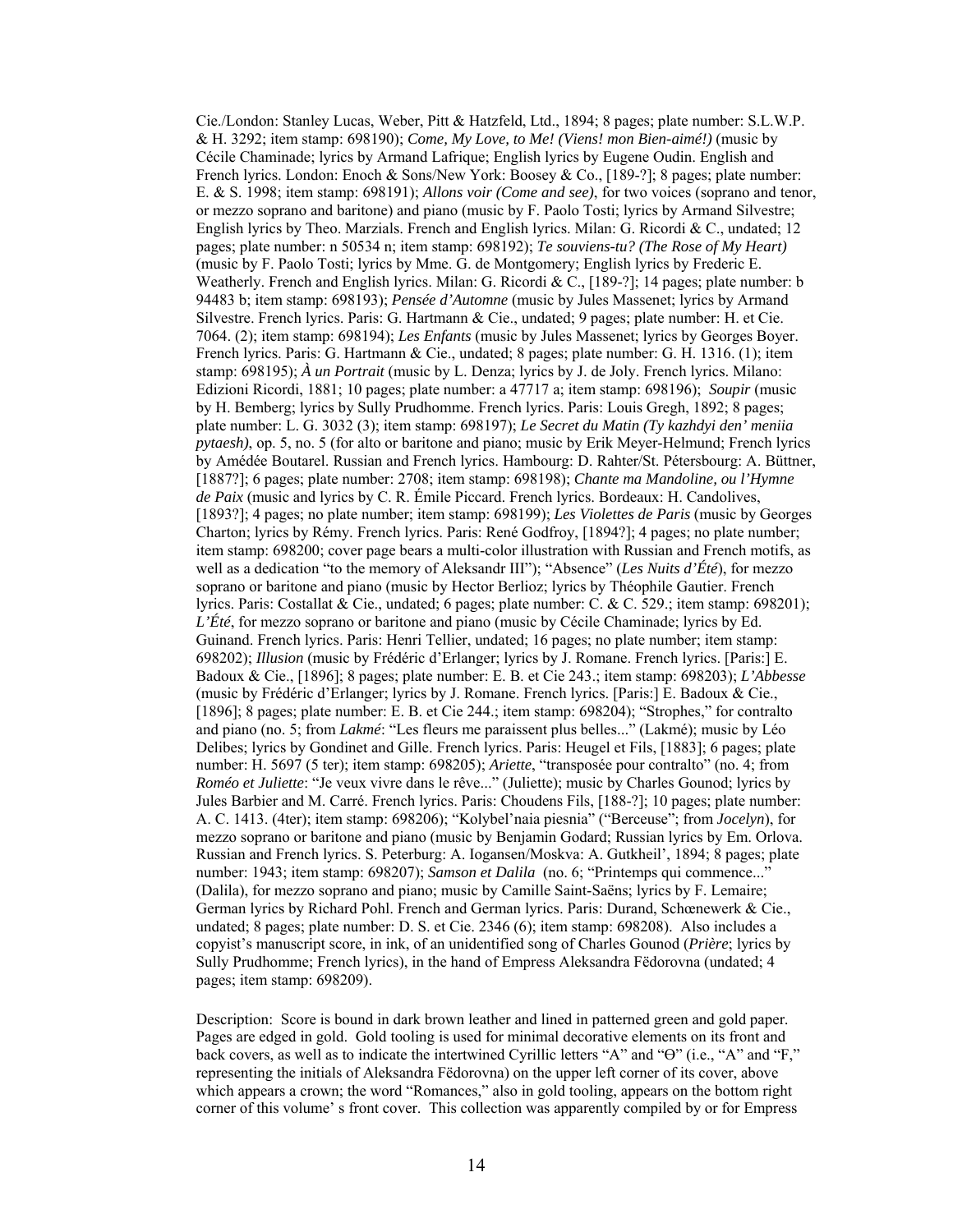Cie./London: Stanley Lucas, Weber, Pitt & Hatzfeld, Ltd., 1894; 8 pages; plate number: S.L.W.P. & H. 3292; item stamp: 698190); *Come, My Love, to Me! (Viens! mon Bien-aimé!)* (music by Cécile Chaminade; lyrics by Armand Lafrique; English lyrics by Eugene Oudin. English and French lyrics. London: Enoch & Sons/New York: Boosey & Co., [189-?]; 8 pages; plate number: E. & S. 1998; item stamp: 698191); *Allons voir (Come and see)*, for two voices (soprano and tenor, or mezzo soprano and baritone) and piano (music by F. Paolo Tosti; lyrics by Armand Silvestre; English lyrics by Theo. Marzials. French and English lyrics. Milan: G. Ricordi & C., undated; 12 pages; plate number: n 50534 n; item stamp: 698192); *Te souviens-tu? (The Rose of My Heart)* (music by F. Paolo Tosti; lyrics by Mme. G. de Montgomery; English lyrics by Frederic E. Weatherly. French and English lyrics. Milan: G. Ricordi & C., [189-?]; 14 pages; plate number: b 94483 b; item stamp: 698193); *Pensée d'Automne* (music by Jules Massenet; lyrics by Armand Silvestre. French lyrics. Paris: G. Hartmann & Cie., undated; 9 pages; plate number: H. et Cie. 7064. (2); item stamp: 698194); *Les Enfants* (music by Jules Massenet; lyrics by Georges Boyer. French lyrics. Paris: G. Hartmann & Cie., undated; 8 pages; plate number: G. H. 1316. (1); item stamp: 698195); *À un Portrait* (music by L. Denza; lyrics by J. de Joly. French lyrics. Milano: Edizioni Ricordi, 1881; 10 pages; plate number: a 47717 a; item stamp: 698196); *Soupir* (music by H. Bemberg; lyrics by Sully Prudhomme. French lyrics. Paris: Louis Gregh, 1892; 8 pages; plate number: L. G. 3032 (3); item stamp: 698197); *Le Secret du Matin (Ty kazhdyi den' meniia pytaesh)*, op. 5, no. 5 (for alto or baritone and piano; music by Erik Meyer-Helmund; French lyrics by Amédée Boutarel. Russian and French lyrics. Hambourg: D. Rahter/St. Pétersbourg: A. Büttner, [1887?]; 6 pages; plate number: 2708; item stamp: 698198); *Chante ma Mandoline, ou l'Hymne de Paix* (music and lyrics by C. R. Émile Piccard. French lyrics. Bordeaux: H. Candolives, [1893?]; 4 pages; no plate number; item stamp: 698199); *Les Violettes de Paris* (music by Georges Charton; lyrics by Rémy. French lyrics. Paris: René Godfroy, [1894?]; 4 pages; no plate number; item stamp: 698200; cover page bears a multi-color illustration with Russian and French motifs, as well as a dedication "to the memory of Aleksandr III"); "Absence" (*Les Nuits d'Été*), for mezzo soprano or baritone and piano (music by Hector Berlioz; lyrics by Théophile Gautier. French lyrics. Paris: Costallat & Cie., undated; 6 pages; plate number: C. & C. 529.; item stamp: 698201); *L'Été*, for mezzo soprano or baritone and piano (music by Cécile Chaminade; lyrics by Ed. Guinand. French lyrics. Paris: Henri Tellier, undated; 16 pages; no plate number; item stamp: 698202); *Illusion* (music by Frédéric d'Erlanger; lyrics by J. Romane. French lyrics. [Paris:] E. Badoux & Cie., [1896]; 8 pages; plate number: E. B. et Cie 243.; item stamp: 698203); *L'Abbesse* (music by Frédéric d'Erlanger; lyrics by J. Romane. French lyrics. [Paris:] E. Badoux & Cie., [1896]; 8 pages; plate number: E. B. et Cie 244.; item stamp: 698204); "Strophes," for contralto and piano (no. 5; from *Lakmé*: "Les fleurs me paraissent plus belles..." (Lakmé); music by Léo Delibes; lyrics by Gondinet and Gille. French lyrics. Paris: Heugel et Fils, [1883]; 6 pages; plate number: H. 5697 (5 ter); item stamp: 698205); *Ariette*, "transposée pour contralto" (no. 4; from *Roméo et Juliette*: "Je veux vivre dans le rêve..." (Juliette); music by Charles Gounod; lyrics by Jules Barbier and M. Carré. French lyrics. Paris: Choudens Fils, [188-?]; 10 pages; plate number: A. C. 1413. (4ter); item stamp: 698206); "Kolybel'naia piesnia" ("Berceuse"; from *Jocelyn*), for mezzo soprano or baritone and piano (music by Benjamin Godard; Russian lyrics by Em. Orlova. Russian and French lyrics. S. Peterburg: A. Iogansen/Moskva: A. Gutkheil', 1894; 8 pages; plate number: 1943; item stamp: 698207); *Samson et Dalila* (no. 6; "Printemps qui commence..." (Dalila), for mezzo soprano and piano; music by Camille Saint-Saëns; lyrics by F. Lemaire; German lyrics by Richard Pohl. French and German lyrics. Paris: Durand, Schœnewerk & Cie., undated; 8 pages; plate number: D. S. et Cie. 2346 (6); item stamp: 698208). Also includes a copyist's manuscript score, in ink, of an unidentified song of Charles Gounod (*Prière*; lyrics by Sully Prudhomme; French lyrics), in the hand of Empress Aleksandra Fëdorovna (undated; 4 pages; item stamp: 698209).

Description: Score is bound in dark brown leather and lined in patterned green and gold paper. Pages are edged in gold. Gold tooling is used for minimal decorative elements on its front and back covers, as well as to indicate the intertwined Cyrillic letters "A" and "Ѳ" (i.e., "A" and "F," representing the initials of Aleksandra Fëdorovna) on the upper left corner of its cover, above which appears a crown; the word "Romances," also in gold tooling, appears on the bottom right corner of this volume' s front cover. This collection was apparently compiled by or for Empress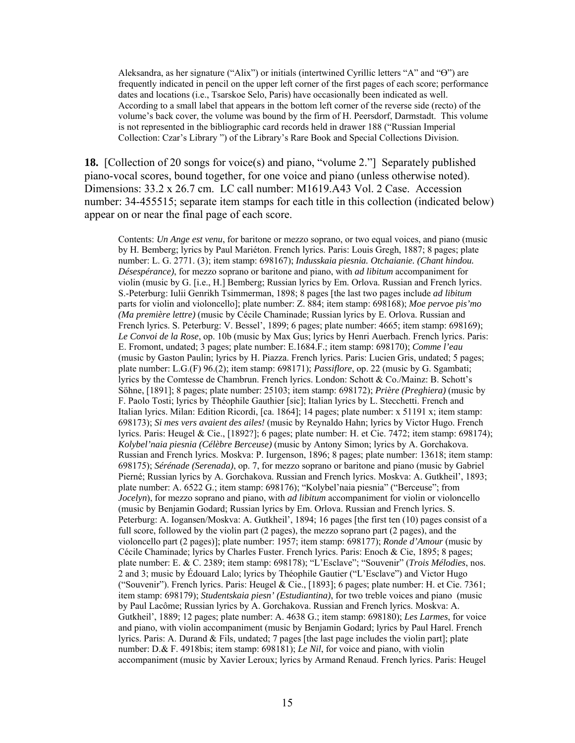Aleksandra, as her signature ("Alix") or initials (intertwined Cyrillic letters "A" and "Ѳ") are frequently indicated in pencil on the upper left corner of the first pages of each score; performance dates and locations (i.e., Tsarskoe Selo, Paris) have occasionally been indicated as well. According to a small label that appears in the bottom left corner of the reverse side (recto) of the volume's back cover, the volume was bound by the firm of H. Peersdorf, Darmstadt. This volume is not represented in the bibliographic card records held in drawer 188 ("Russian Imperial Collection: Czar's Library ") of the Library's Rare Book and Special Collections Division.

**18.** [Collection of 20 songs for voice(s) and piano, "volume 2."] Separately published piano-vocal scores, bound together, for one voice and piano (unless otherwise noted). Dimensions: 33.2 x 26.7 cm. LC call number: M1619.A43 Vol. 2 Case. Accession number: 34-455515; separate item stamps for each title in this collection (indicated below) appear on or near the final page of each score.

Contents: *Un Ange est venu*, for baritone or mezzo soprano, or two equal voices, and piano (music by H. Bemberg; lyrics by Paul Mariéton. French lyrics. Paris: Louis Gregh, 1887; 8 pages; plate number: L. G. 2771. (3); item stamp: 698167); ***Indusskaia piesnia. Otchaianie. (Chant hindou. Désespérance)***, for mezzo soprano or baritone and piano, with *ad libitum* accompaniment for violin (music by G. [i.e., H.] Bemberg; Russian lyrics by Em. Orlova. Russian and French lyrics. S.-Peterburg: Iulii Genrikh Tsimmerman, 1898; 8 pages [the last two pages include *ad libitum* parts for violin and violoncello]; plate number: Z. 884; item stamp: 698168); *Moe pervoe pis'mo (Ma première lettre)* (music by Cécile Chaminade; Russian lyrics by E. Orlova. Russian and French lyrics. S. Peterburg: V. Bessel', 1899; 6 pages; plate number: 4665; item stamp: 698169); *Le Convoi de la Rose*, op. 10b (music by Max Gus; lyrics by Henri Auerbach. French lyrics. Paris: E. Fromont, undated; 3 pages; plate number: E.1684.F.; item stamp: 698170); *Comme l'eau* (music by Gaston Paulin; lyrics by H. Piazza. French lyrics. Paris: Lucien Gris, undated; 5 pages; plate number: L.G.(F) 96.(2); item stamp: 698171); *Passiflore*, op. 22 (music by G. Sgambati; lyrics by the Comtesse de Chambrun. French lyrics. London: Schott & Co./Mainz: B. Schott's Söhne, [1891]; 8 pages; plate number: 25103; item stamp: 698172); *Prière (Preghiera)* (music by F. Paolo Tosti; lyrics by Théophile Gauthier [sic]; Italian lyrics by L. Stecchetti. French and Italian lyrics. Milan: Edition Ricordi, [ca. 1864]; 14 pages; plate number: x 51191 x; item stamp: 698173); *Si mes vers avaient des ailes!* (music by Reynaldo Hahn; lyrics by Victor Hugo. French lyrics. Paris: Heugel & Cie., [1892?]; 6 pages; plate number: H. et Cie. 7472; item stamp: 698174); *Kolybel'naia piesnia (Célèbre Berceuse)* (music by Antony Simon; lyrics by A. Gorchakova. Russian and French lyrics. Moskva: P. Iurgenson, 1896; 8 pages; plate number: 13618; item stamp: 698175); *Sérénade (Serenada)*, op. 7, for mezzo soprano or baritone and piano (music by Gabriel Pierné; Russian lyrics by A. Gorchakova. Russian and French lyrics. Moskva: A. Gutkheil', 1893; plate number: A. 6522 G.; item stamp: 698176); "Kolybel'naia piesnia" ("Berceuse"; from *Jocelyn*), for mezzo soprano and piano, with *ad libitum* accompaniment for violin or violoncello (music by Benjamin Godard; Russian lyrics by Em. Orlova. Russian and French lyrics. S. Peterburg: A. Iogansen/Moskva: A. Gutkheil', 1894; 16 pages [the first ten (10) pages consist of a full score, followed by the violin part (2 pages), the mezzo soprano part (2 pages), and the violoncello part (2 pages)]; plate number: 1957; item stamp: 698177); *Ronde d'Amour* (music by Cécile Chaminade; lyrics by Charles Fuster. French lyrics. Paris: Enoch & Cie, 1895; 8 pages; plate number: E. & C. 2389; item stamp: 698178); "L'Esclave"; "Souvenir" (*Trois Mélodies*, nos. 2 and 3; music by Édouard Lalo; lyrics by Théophile Gautier ("L'Esclave") and Victor Hugo ("Souvenir"). French lyrics. Paris: Heugel & Cie., [1893]; 6 pages; plate number: H. et Cie. 7361; item stamp: 698179); *Studentskaia piesn' (Estudiantina)*, for two treble voices and piano (music by Paul Lacôme; Russian lyrics by A. Gorchakova. Russian and French lyrics. Moskva: A. Gutkheil', 1889; 12 pages; plate number: A. 4638 G.; item stamp: 698180); *Les Larmes*, for voice and piano, with violin accompaniment (music by Benjamin Godard; lyrics by Paul Harel. French lyrics. Paris: A. Durand & Fils, undated; 7 pages [the last page includes the violin part]; plate number: D.& F. 4918bis; item stamp: 698181); *Le Nil*, for voice and piano, with violin accompaniment (music by Xavier Leroux; lyrics by Armand Renaud. French lyrics. Paris: Heugel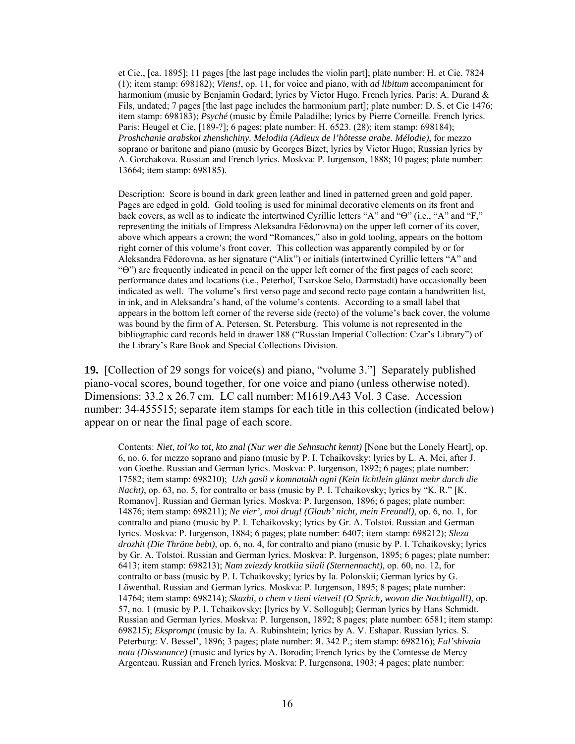et Cie., [ca. 1895]; 11 pages [the last page includes the violin part]; plate number: H. et Cie. 7824 (1); item stamp: 698182); *Viens!*, op. 11, for voice and piano, with *ad libitum* accompaniment for harmonium (music by Benjamin Godard; lyrics by Victor Hugo. French lyrics. Paris: A. Durand & Fils, undated; 7 pages [the last page includes the harmonium part]; plate number: D. S. et Cie 1476; item stamp: 698183); *Psyché* (music by Émile Paladilhe; lyrics by Pierre Corneille. French lyrics. Paris: Heugel et Cie, [189-?]; 6 pages; plate number: H. 6523. (28); item stamp: 698184); *Proshchanie arabskoi zhenshchiny. Melodiia (Adieux de l'hôtesse arabe. Mélodie)*, for mezzo soprano or baritone and piano (music by Georges Bizet; lyrics by Victor Hugo; Russian lyrics by A. Gorchakova. Russian and French lyrics. Moskva: P. Iurgenson, 1888; 10 pages; plate number: 13664; item stamp: 698185).

Description: Score is bound in dark green leather and lined in patterned green and gold paper. Pages are edged in gold. Gold tooling is used for minimal decorative elements on its front and back covers, as well as to indicate the intertwined Cyrillic letters "A" and "Ѳ" (i.e., "A" and "F," representing the initials of Empress Aleksandra Fëdorovna) on the upper left corner of its cover, above which appears a crown; the word "Romances," also in gold tooling, appears on the bottom right corner of this volume's front cover. This collection was apparently compiled by or for Aleksandra Fëdorovna, as her signature ("Alix") or initials (intertwined Cyrillic letters "A" and "Ѳ") are frequently indicated in pencil on the upper left corner of the first pages of each score; performance dates and locations (i.e., Peterhof, Tsarskoe Selo, Darmstadt) have occasionally been indicated as well. The volume's first verso page and second recto page contain a handwritten list, in ink, and in Aleksandra's hand, of the volume's contents. According to a small label that appears in the bottom left corner of the reverse side (recto) of the volume's back cover, the volume was bound by the firm of A. Petersen, St. Petersburg. This volume is not represented in the bibliographic card records held in drawer 188 ("Russian Imperial Collection: Czar's Library") of the Library's Rare Book and Special Collections Division.

**19.** [Collection of 29 songs for voice(s) and piano, "volume 3."] Separately published piano-vocal scores, bound together, for one voice and piano (unless otherwise noted). Dimensions: 33.2 x 26.7 cm. LC call number: M1619.A43 Vol. 3 Case. Accession number: 34-455515; separate item stamps for each title in this collection (indicated below) appear on or near the final page of each score.

Contents: *Niet, tol'ko tot, kto znal (Nur wer die Sehnsucht kennt)* [None but the Lonely Heart], op. 6, no. 6, for mezzo soprano and piano (music by P. I. Tchaikovsky; lyrics by L. A. Mei, after J. von Goethe. Russian and German lyrics. Moskva: P. Iurgenson, 1892; 6 pages; plate number: 17582; item stamp: 698210); *Uzh gasli v komnatakh ogni (Kein lichtlein glänzt mehr durch die Nacht)*, op. 63, no. 5, for contralto or bass (music by P. I. Tchaikovsky; lyrics by "K. R." [K. Romanov]. Russian and German lyrics. Moskva: P. Iurgenson, 1896; 6 pages; plate number: 14876; item stamp: 698211); *Ne vier', moi drug! (Glaub' nicht, mein Freund!)*, op. 6, no. 1, for contralto and piano (music by P. I. Tchaikovsky; lyrics by Gr. A. Tolstoi. Russian and German lyrics. Moskva: P. Iurgenson, 1884; 6 pages; plate number: 6407; item stamp: 698212); *Sleza drozhit (Die Thräne bebt)*, op. 6, no. 4, for contralto and piano (music by P. I. Tchaikovsky; lyrics by Gr. A. Tolstoi. Russian and German lyrics. Moskva: P. Iurgenson, 1895; 6 pages; plate number: 6413; item stamp: 698213); *Nam zviezdy krotkiia siiali (Sternennacht)*, op. 60, no. 12, for contralto or bass (music by P. I. Tchaikovsky; lyrics by Ia. Polonskii; German lyrics by G. Löwenthal. Russian and German lyrics. Moskva: P. Iurgenson, 1895; 8 pages; plate number: 14764; item stamp: 698214); *Skazhi, o chem v tieni vietvei! (O Sprich, wovon die Nachtigall!)*, op. 57, no. 1 (music by P. I. Tchaikovsky; [lyrics by V. Sollogub]; German lyrics by Hans Schmidt. Russian and German lyrics. Moskva: P. Iurgenson, 1892; 8 pages; plate number: 6581; item stamp: 698215); *Eksprompt* (music by Ia. A. Rubinshtein; lyrics by A. V. Eshapar. Russian lyrics. S. Peterburg: V. Bessel', 1896; 3 pages; plate number: Я. 342 P.; item stamp: 698216); *Fal'shivaia nota (Dissonance)* (music and lyrics by A. Borodin; French lyrics by the Comtesse de Mercy Argenteau. Russian and French lyrics. Moskva: P. Iurgensona, 1903; 4 pages; plate number: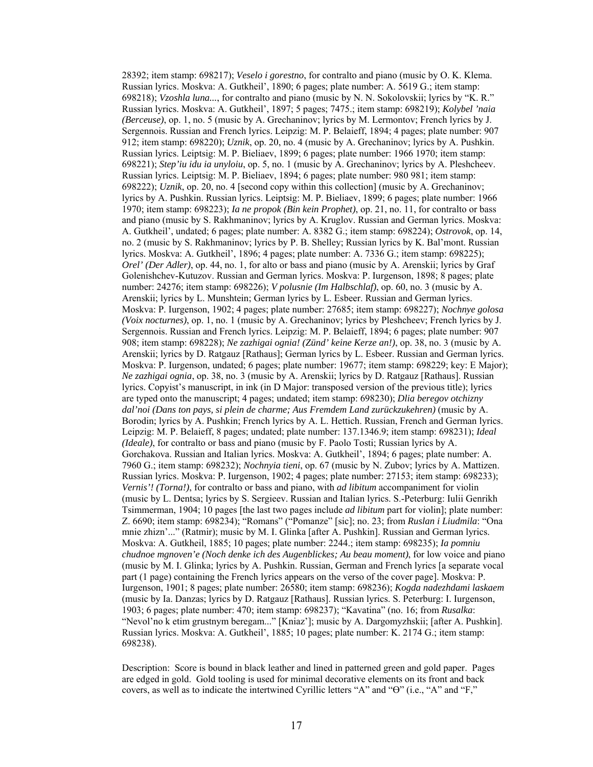28392; item stamp: 698217); *Veselo i gorestno*, for contralto and piano (music by O. K. Klema. Russian lyrics. Moskva: A. Gutkheil', 1890; 6 pages; plate number: A. 5619 G.; item stamp: 698218); *Vzoshla luna...*, for contralto and piano (music by N. N. Sokolovskii; lyrics by "K. R." Russian lyrics. Moskva: A. Gutkheil', 1897; 5 pages; 7475.; item stamp: 698219); *Kolybel 'naia (Berceuse)*, op. 1, no. 5 (music by A. Grechaninov; lyrics by M. Lermontov; French lyrics by J. Sergennois. Russian and French lyrics. Leipzig: M. P. Belaieff, 1894; 4 pages; plate number: 907 912; item stamp: 698220); *Uznik*, op. 20, no. 4 (music by A. Grechaninov; lyrics by A. Pushkin. Russian lyrics. Leiptsig: M. P. Bieliaev, 1899; 6 pages; plate number: 1966 1970; item stamp: 698221); *Step'iu idu ia unyloiu*, op. 5, no. 1 (music by A. Grechaninov; lyrics by A. Pleshcheev. Russian lyrics. Leiptsig: M. P. Bieliaev, 1894; 6 pages; plate number: 980 981; item stamp: 698222); *Uznik*, op. 20, no. 4 [second copy within this collection] (music by A. Grechaninov; lyrics by A. Pushkin. Russian lyrics. Leiptsig: M. P. Bieliaev, 1899; 6 pages; plate number: 1966 1970; item stamp: 698223); *Ia ne propok (Bin kein Prophet)*, op. 21, no. 11, for contralto or bass and piano (music by S. Rakhmaninov; lyrics by A. Kruglov. Russian and German lyrics. Moskva: A. Gutkheil', undated; 6 pages; plate number: A. 8382 G.; item stamp: 698224); *Ostrovok*, op. 14, no. 2 (music by S. Rakhmaninov; lyrics by P. B. Shelley; Russian lyrics by K. Bal'mont. Russian lyrics. Moskva: A. Gutkheil', 1896; 4 pages; plate number: A. 7336 G.; item stamp: 698225); *Orel' (Der Adler)*, op. 44, no. 1, for alto or bass and piano (music by A. Arenskii; lyrics by Graf Golenishchev-Kutuzov. Russian and German lyrics. Moskva: P. Iurgenson, 1898; 8 pages; plate number: 24276; item stamp: 698226); *V polusnie (Im Halbschlaf)*, op. 60, no. 3 (music by A. Arenskii; lyrics by L. Munshtein; German lyrics by L. Esbeer. Russian and German lyrics. Moskva: P. Iurgenson, 1902; 4 pages; plate number: 27685; item stamp: 698227); *Nochnye golosa (Voix nocturnes)*, op. 1, no. 1 (music by A. Grechaninov; lyrics by Pleshcheev; French lyrics by J. Sergennois. Russian and French lyrics. Leipzig: M. P. Belaieff, 1894; 6 pages; plate number: 907 908; item stamp: 698228); *Ne zazhigai ognia! (Zünd' keine Kerze an!)*, op. 38, no. 3 (music by A. Arenskii; lyrics by D. Ratgauz [Rathaus]; German lyrics by L. Esbeer. Russian and German lyrics. Moskva: P. Iurgenson, undated; 6 pages; plate number: 19677; item stamp: 698229; key: E Major); *Ne zazhigai ognia*, op. 38, no. 3 (music by A. Arenskii; lyrics by D. Ratgauz [Rathaus]. Russian lyrics. Copyist's manuscript, in ink (in D Major: transposed version of the previous title); lyrics are typed onto the manuscript; 4 pages; undated; item stamp: 698230); *Dlia beregov otchizny dal'noi (Dans ton pays, si plein de charme; Aus Fremdem Land zurückzukehren)* (music by A. Borodin; lyrics by A. Pushkin; French lyrics by A. L. Hettich. Russian, French and German lyrics. Leipzig: M. P. Belaieff, 8 pages; undated; plate number: 137.1346.9; item stamp: 698231); *Ideal (Ideale)*, for contralto or bass and piano (music by F. Paolo Tosti; Russian lyrics by A. Gorchakova. Russian and Italian lyrics. Moskva: A. Gutkheil', 1894; 6 pages; plate number: A. 7960 G.; item stamp: 698232); *Nochnyia tieni*, op. 67 (music by N. Zubov; lyrics by A. Mattizen. Russian lyrics. Moskva: P. Iurgenson, 1902; 4 pages; plate number: 27153; item stamp: 698233); *Vernis'! (Torna!)*, for contralto or bass and piano, with *ad libitum* accompaniment for violin (music by L. Dentsa; lyrics by S. Sergieev. Russian and Italian lyrics. S.-Peterburg: Iulii Genrikh Tsimmerman, 1904; 10 pages [the last two pages include *ad libitum* part for violin]; plate number: Z. 6690; item stamp: 698234); "Romans" ("Pomanze" [sic]; no. 23; from *Ruslan i Liudmila*: "Ona mnie zhizn'..." (Ratmir); music by M. I. Glinka [after A. Pushkin]. Russian and German lyrics. Moskva: A. Gutkheil, 1885; 10 pages; plate number: 2244.; item stamp: 698235); *Ia pomniu chudnoe mgnoven'e (Noch denke ich des Augenblickes; Au beau moment)*, for low voice and piano (music by M. I. Glinka; lyrics by A. Pushkin. Russian, German and French lyrics [a separate vocal part (1 page) containing the French lyrics appears on the verso of the cover page]. Moskva: P. Iurgenson, 1901; 8 pages; plate number: 26580; item stamp: 698236); *Kogda nadezhdami laskaem* (music by Ia. Danzas; lyrics by D. Ratgauz [Rathaus]. Russian lyrics. S. Peterburg: I. Iurgenson, 1903; 6 pages; plate number: 470; item stamp: 698237); "Kavatina" (no. 16; from *Rusalka*: "Nevol'no k etim grustnym beregam..." [Kniaz']; music by A. Dargomyzhskii; [after A. Pushkin]. Russian lyrics. Moskva: A. Gutkheil', 1885; 10 pages; plate number: K. 2174 G.; item stamp: 698238).

Description: Score is bound in black leather and lined in patterned green and gold paper. Pages are edged in gold. Gold tooling is used for minimal decorative elements on its front and back covers, as well as to indicate the intertwined Cyrillic letters "A" and "Ө" (i.e., "A" and "F,"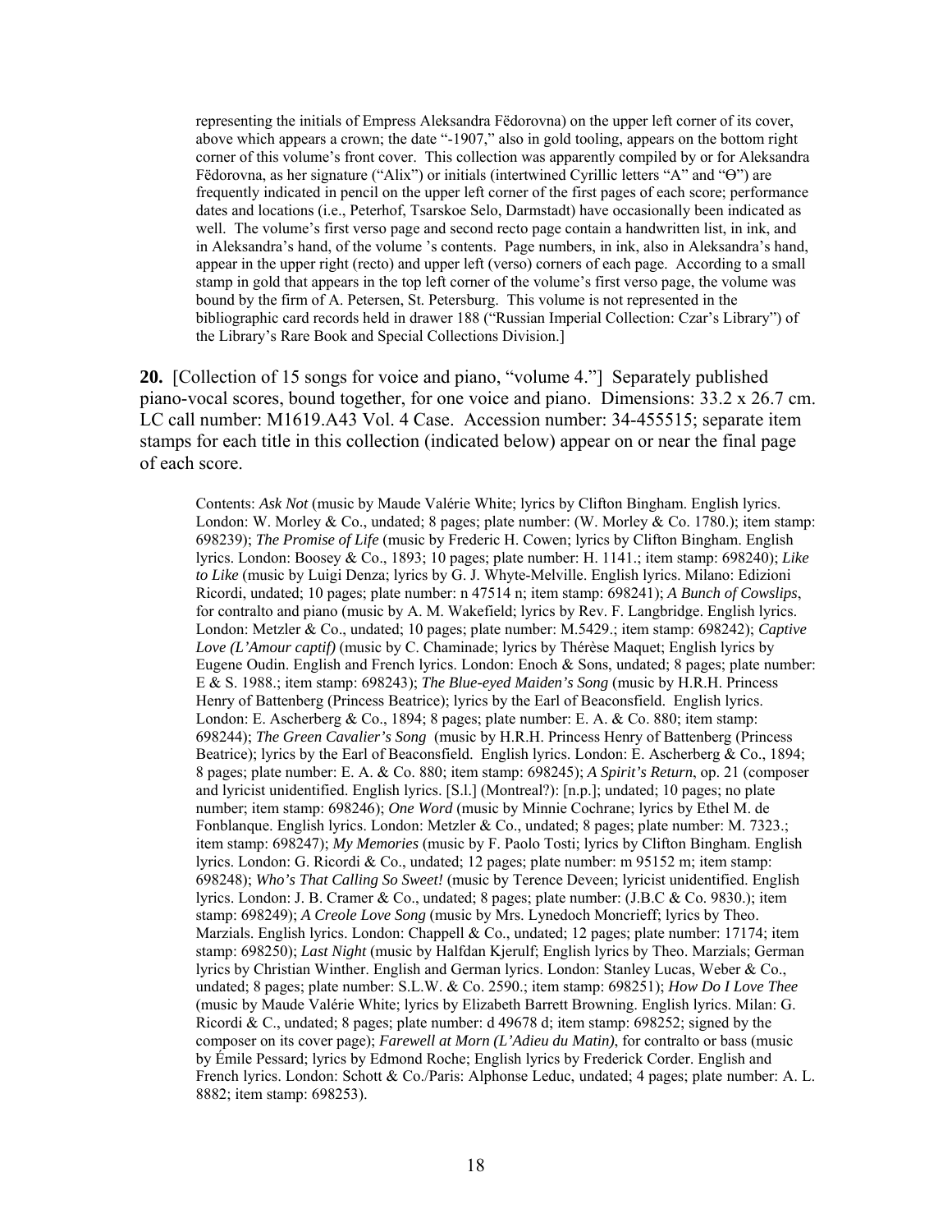representing the initials of Empress Aleksandra Fëdorovna) on the upper left corner of its cover, above which appears a crown; the date "-1907," also in gold tooling, appears on the bottom right corner of this volume's front cover. This collection was apparently compiled by or for Aleksandra Fëdorovna, as her signature ("Alix") or initials (intertwined Cyrillic letters "A" and "Ө") are frequently indicated in pencil on the upper left corner of the first pages of each score; performance dates and locations (i.e., Peterhof, Tsarskoe Selo, Darmstadt) have occasionally been indicated as well. The volume's first verso page and second recto page contain a handwritten list, in ink, and in Aleksandra's hand, of the volume 's contents. Page numbers, in ink, also in Aleksandra's hand, appear in the upper right (recto) and upper left (verso) corners of each page. According to a small stamp in gold that appears in the top left corner of the volume's first verso page, the volume was bound by the firm of A. Petersen, St. Petersburg. This volume is not represented in the bibliographic card records held in drawer 188 ("Russian Imperial Collection: Czar's Library") of the Library's Rare Book and Special Collections Division.]

**20.** [Collection of 15 songs for voice and piano, "volume 4."] Separately published piano-vocal scores, bound together, for one voice and piano. Dimensions: 33.2 x 26.7 cm. LC call number: M1619.A43 Vol. 4 Case. Accession number: 34-455515; separate item stamps for each title in this collection (indicated below) appear on or near the final page of each score.

Contents: *Ask Not* (music by Maude Valérie White; lyrics by Clifton Bingham. English lyrics. London: W. Morley & Co., undated; 8 pages; plate number: (W. Morley & Co. 1780.); item stamp: 698239); *The Promise of Life* (music by Frederic H. Cowen; lyrics by Clifton Bingham. English lyrics. London: Boosey & Co., 1893; 10 pages; plate number: H. 1141.; item stamp: 698240); *Like to Like* (music by Luigi Denza; lyrics by G. J. Whyte-Melville. English lyrics. Milano: Edizioni Ricordi, undated; 10 pages; plate number: n 47514 n; item stamp: 698241); *A Bunch of Cowslips*, for contralto and piano (music by A. M. Wakefield; lyrics by Rev. F. Langbridge. English lyrics. London: Metzler & Co., undated; 10 pages; plate number: M.5429.; item stamp: 698242); *Captive Love (L'Amour captif)* (music by C. Chaminade; lyrics by Thérèse Maquet; English lyrics by Eugene Oudin. English and French lyrics. London: Enoch & Sons, undated; 8 pages; plate number: E & S. 1988.; item stamp: 698243); *The Blue-eyed Maiden's Song* (music by H.R.H. Princess Henry of Battenberg (Princess Beatrice); lyrics by the Earl of Beaconsfield. English lyrics. London: E. Ascherberg & Co., 1894; 8 pages; plate number: E. A. & Co. 880; item stamp: 698244); *The Green Cavalier's Song* (music by H.R.H. Princess Henry of Battenberg (Princess Beatrice); lyrics by the Earl of Beaconsfield. English lyrics. London: E. Ascherberg & Co., 1894; 8 pages; plate number: E. A. & Co. 880; item stamp: 698245); *A Spirit's Return*, op. 21 (composer and lyricist unidentified. English lyrics. [S.l.] (Montreal?): [n.p.]; undated; 10 pages; no plate number; item stamp: 698246); *One Word* (music by Minnie Cochrane; lyrics by Ethel M. de Fonblanque. English lyrics. London: Metzler & Co., undated; 8 pages; plate number: M. 7323.; item stamp: 698247); *My Memories* (music by F. Paolo Tosti; lyrics by Clifton Bingham. English lyrics. London: G. Ricordi & Co., undated; 12 pages; plate number: m 95152 m; item stamp: 698248); *Who's That Calling So Sweet!* (music by Terence Deveen; lyricist unidentified. English lyrics. London: J. B. Cramer & Co., undated; 8 pages; plate number: (J.B.C & Co. 9830.); item stamp: 698249); *A Creole Love Song* (music by Mrs. Lynedoch Moncrieff; lyrics by Theo. Marzials. English lyrics. London: Chappell & Co., undated; 12 pages; plate number: 17174; item stamp: 698250); *Last Night* (music by Halfdan Kjerulf; English lyrics by Theo. Marzials; German lyrics by Christian Winther. English and German lyrics. London: Stanley Lucas, Weber & Co., undated; 8 pages; plate number: S.L.W. & Co. 2590.; item stamp: 698251); *How Do I Love Thee* (music by Maude Valérie White; lyrics by Elizabeth Barrett Browning. English lyrics. Milan: G. Ricordi & C., undated; 8 pages; plate number: d 49678 d; item stamp: 698252; signed by the composer on its cover page); *Farewell at Morn (L'Adieu du Matin)*, for contralto or bass (music by Émile Pessard; lyrics by Edmond Roche; English lyrics by Frederick Corder. English and French lyrics. London: Schott & Co./Paris: Alphonse Leduc, undated; 4 pages; plate number: A. L. 8882; item stamp: 698253).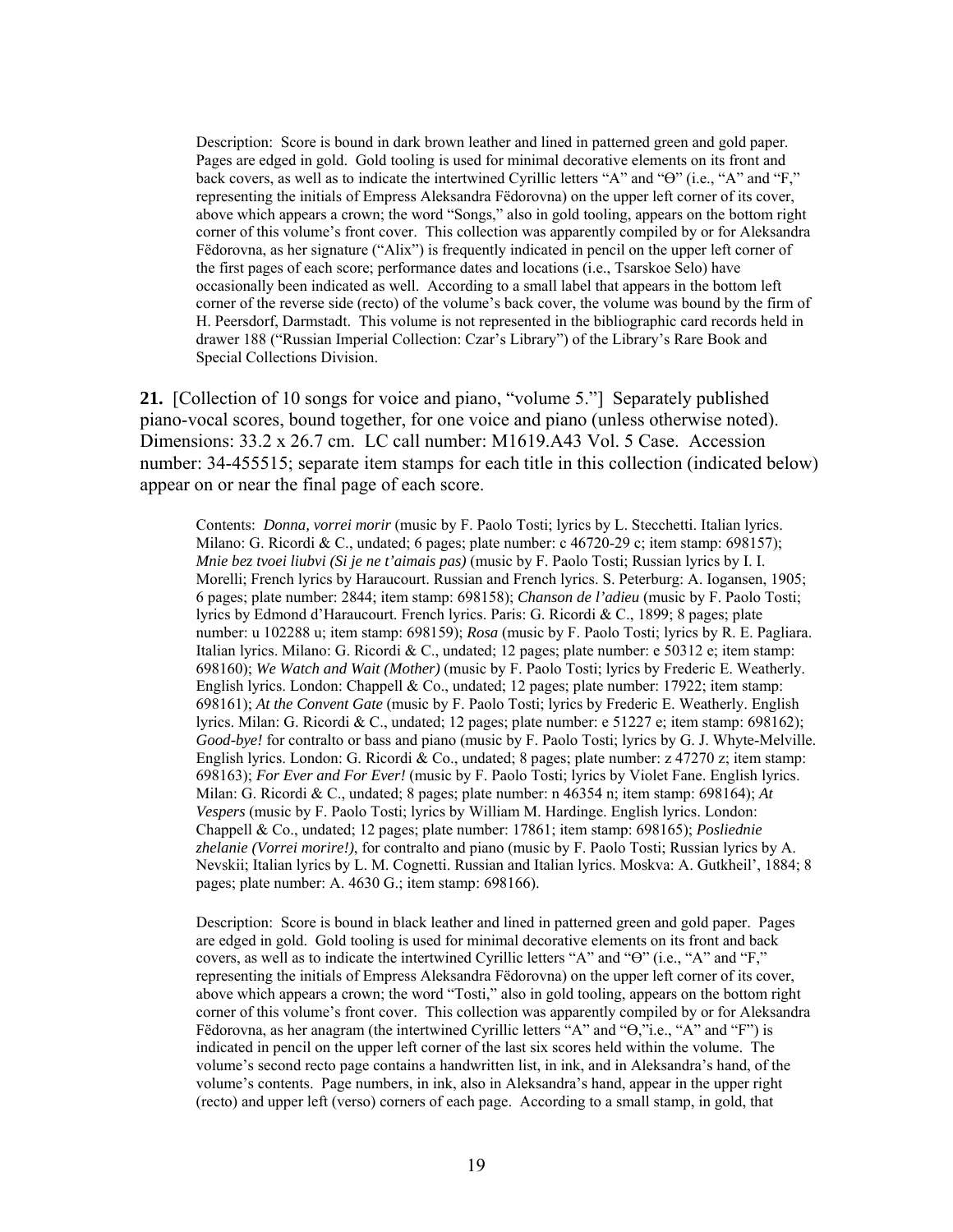Description: Score is bound in dark brown leather and lined in patterned green and gold paper. Pages are edged in gold. Gold tooling is used for minimal decorative elements on its front and back covers, as well as to indicate the intertwined Cyrillic letters "A" and "Θ" (i.e., "A" and "F," representing the initials of Empress Aleksandra Fëdorovna) on the upper left corner of its cover, above which appears a crown; the word "Songs," also in gold tooling, appears on the bottom right corner of this volume's front cover. This collection was apparently compiled by or for Aleksandra Fëdorovna, as her signature ("Alix") is frequently indicated in pencil on the upper left corner of the first pages of each score; performance dates and locations (i.e., Tsarskoe Selo) have occasionally been indicated as well. According to a small label that appears in the bottom left corner of the reverse side (recto) of the volume's back cover, the volume was bound by the firm of H. Peersdorf, Darmstadt. This volume is not represented in the bibliographic card records held in drawer 188 ("Russian Imperial Collection: Czar's Library") of the Library's Rare Book and Special Collections Division.

**21.** [Collection of 10 songs for voice and piano, "volume 5."] Separately published piano-vocal scores, bound together, for one voice and piano (unless otherwise noted). Dimensions: 33.2 x 26.7 cm. LC call number: M1619.A43 Vol. 5 Case. Accession number: 34-455515; separate item stamps for each title in this collection (indicated below) appear on or near the final page of each score.

Contents: *Donna, vorrei morir* (music by F. Paolo Tosti; lyrics by L. Stecchetti. Italian lyrics. Milano: G. Ricordi & C., undated; 6 pages; plate number: c 46720-29 c; item stamp: 698157); *Mnie bez tvoei liubvi (Si je ne t'aimais pas)* (music by F. Paolo Tosti; Russian lyrics by I. I. Morelli; French lyrics by Haraucourt. Russian and French lyrics. S. Peterburg: A. Ioganse n, 1905; 6 pages; plate number: 2844; item stamp: 698158); *Chanson de l'adieu* (music by F. Paolo Tosti; lyrics by Edmond d'Haraucourt. French lyrics. Paris: G. Ricordi & C., 1899; 8 pages; plate number: u 102288 u; item stamp: 698159); *Rosa* (music by F. Paolo Tosti; lyrics by R. E. Pagliara. Italian lyrics. Milano: G. Ricordi & C., undated; 12 pages; plate number: e 50312 e; item stamp: 698160); *We Watch and Wait (Mother)* (music by F. Paolo Tosti; lyrics by Frederic E. Weatherly. English lyrics. London: Chappell & Co., undated; 12 pages; plate number: 17922; item stamp: 698161); *At the Convent Gate* (music by F. Paolo Tosti; lyrics by Frederic E. Weatherly. English lyrics. Milan: G. Ricordi & C., undated; 12 pages; plate number: e 51227 e; item stamp: 698162); *Good-bye!* for contralto or bass and piano (music by F. Paolo Tosti; lyrics by G. J. Whyte-Melville. English lyrics. London: G. Ricordi & Co., undated; 8 pages; plate number: z 47270 z; item stamp: 698163); *For Ever and For Ever!* (music by F. Paolo Tosti; lyrics by Violet Fane. English lyrics. Milan: G. Ricordi & C., undated; 8 pages; plate number: n 46354 n; item stamp: 698164); *At Vespers* (music by F. Paolo Tosti; lyrics by William M. Hardinge. English lyrics. London: Chappell & Co., undated; 12 pages; plate number: 17861; item stamp: 698165); *Posliednie zhelanie (Vorrei morire!)*, for contralto and piano (music by F. Paolo Tosti; Russian lyrics by A. Nevskii; Italian lyrics by L. M. Cognetti. Russian and Italian lyrics. Moskva: A. Gutkheil', 1884; 8 pages; plate number: A. 4630 G.; item stamp: 698166).

Description: Score is bound in black leather and lined in patterned green and gold paper. Pages are edged in gold. Gold tooling is used for minimal decorative elements on its front and back covers, as well as to indicate the intertwined Cyrillic letters "A" and "Θ" (i.e., "A" and "F," representing the initials of Empress Aleksandra Fëdorovna) on the upper left corner of its cover, above which appears a crown; the word "Tosti," also in gold tooling, appears on the bottom right corner of this volume's front cover. This collection was apparently compiled by or for Aleksandra Fëdorovna, as her anagram (the intertwined Cyrillic letters "A" and "Θ,"i.e., "A" and "F") is indicated in pencil on the upper left corner of the last six scores held within the volume. The volume's second recto page contains a handwritten list, in ink, and in Aleksandra's hand, of the volume's contents. Page numbers, in ink, also in Aleksandra's hand, appear in the upper right (recto) and upper left (verso) corners of each page. According to a small stamp, in gold, that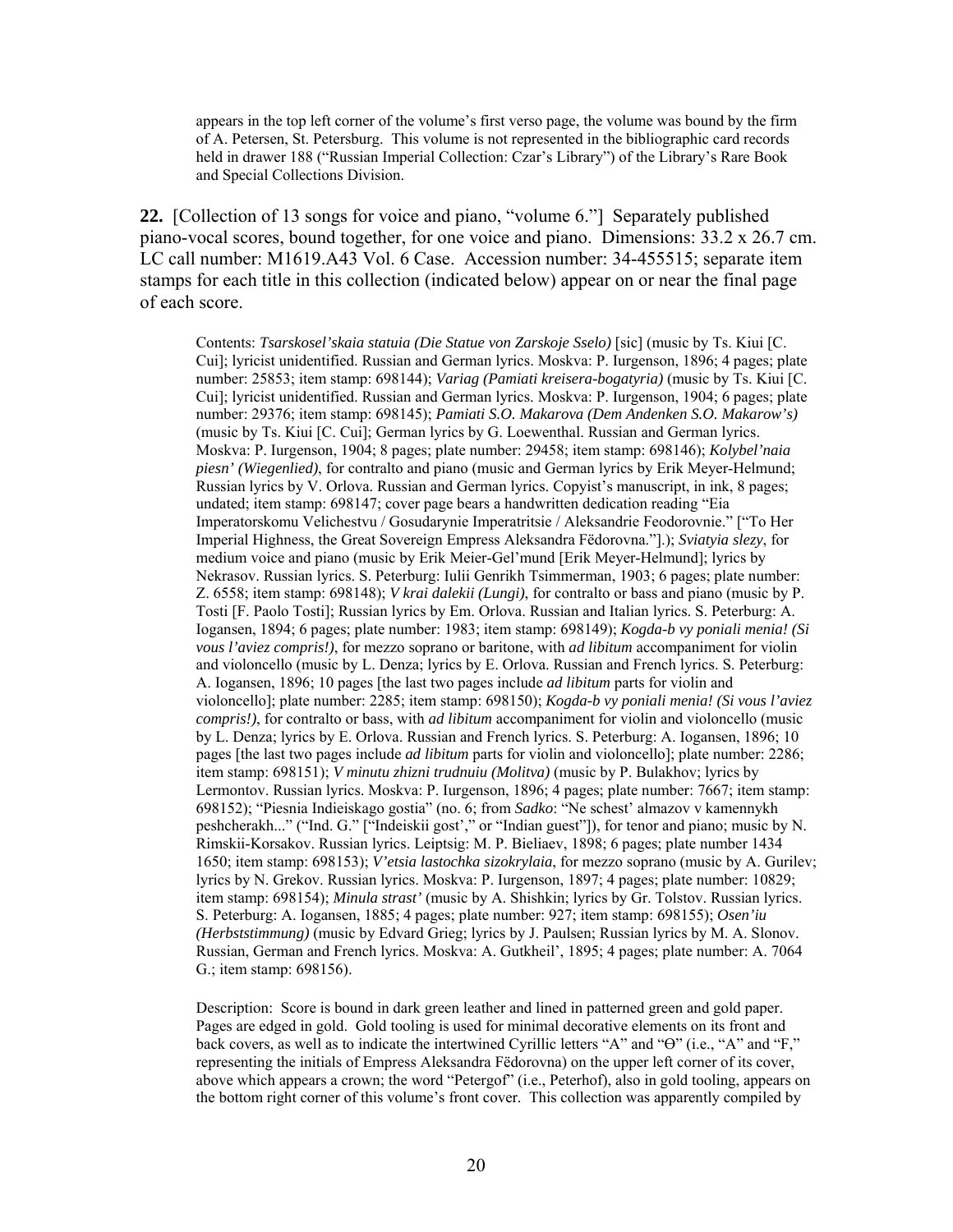appears in the top left corner of the volume's first verso page, the volume was bound by the firm of A. Petersen, St. Petersburg. This volume is not represented in the bibliographic card records held in drawer 188 ("Russian Imperial Collection: Czar's Library") of the Library's Rare Book and Special Collections Division.

**22.** [Collection of 13 songs for voice and piano, "volume 6."] Separately published piano-vocal scores, bound together, for one voice and piano. Dimensions: 33.2 x 26.7 cm. LC call number: M1619.A43 Vol. 6 Case. Accession number: 34-455515; separate item stamps for each title in this collection (indicated below) appear on or near the final page of each score.

Contents: *Tsarskosel'skaia statuia (Die Statue von Zarskoje Sselo)* [sic] (music by Ts. Kiui [C. Cui]; lyricist unidentified. Russian and German lyrics. Moskva: P. Iurgenson, 1896; 4 pages; plate number: 25853; item stamp: 698144); *Variag (Pamiati kreisera-bogatyria)* (music by Ts. Kiui [C. Cui]; lyricist unidentified. Russian and German lyrics. Moskva: P. Iurgenson, 1904; 6 pages; plate number: 29376; item stamp: 698145); *Pamiati S.O. Makarova (Dem Andenken S.O. Makarow's)* (music by Ts. Kiui [C. Cui]; German lyrics by G. Loewenthal. Russian and German lyrics. Moskva: P. Iurgenson, 1904; 8 pages; plate number: 29458; item stamp: 698146); *Kolybel'naia piesn' (Wiegenlied)*, for contralto and piano (music and German lyrics by Erik Meyer-Helmund; Russian lyrics by V. Orlova. Russian and German lyrics. Copyist's manuscript, in ink, 8 pages; undated; item stamp: 698147; cover page bears a handwritten dedication reading "Eia Imperatorskomu Velichestvu / Gosudarynie Imperatritsie / Aleksandrie Feodorovnie." ["To Her Imperial Highness, the Great Sovereign Empress Aleksandra Fëdorovna."].); *Sviatyia slezy*, for medium voice and piano (music by Erik Meier-Gel'mund [Erik Meyer-Helmund]; lyrics by Nekrasov. Russian lyrics. S. Peterburg: Iulii Genrikh Tsimmerman, 1903; 6 pages; plate number: Z. 6558; item stamp: 698148); *V krai dalekii (Lungi)*, for contralto or bass and piano (music by P. Tosti [F. Paolo Tosti]; Russian lyrics by Em. Orlova. Russian and Italian lyrics. S. Peterburg: A. Iogansen, 1894; 6 pages; plate number: 1983; item stamp: 698149); *Kogda-b vy poniali menia! (Si vous l'aviez compris!)*, for mezzo soprano or baritone, with *ad libitum* accompaniment for violin and violoncello (music by L. Denza; lyrics by E. Orlova. Russian and French lyrics. S. Peterburg: A. Iogansen, 1896; 10 pages [the last two pages include *ad libitum* parts for violin and violoncello]; plate number: 2285; item stamp: 698150); *Kogda-b vy poniali menia! (Si vous l'aviez compris!)*, for contralto or bass, with *ad libitum* accompaniment for violin and violoncello (music by L. Denza; lyrics by E. Orlova. Russian and French lyrics. S. Peterburg: A. Iogansen, 1896; 10 pages [the last two pages include *ad libitum* parts for violin and violoncello]; plate number: 2286; item stamp: 698151); *V minutu zhizni trudnuiu (Molitva)* (music by P. Bulakhov; lyrics by Lermontov. Russian lyrics. Moskva: P. Iurgenson, 1896; 4 pages; plate number: 7667; item stamp: 698152); "Piesnia Indieiskago gostia" (no. 6; from *Sadko*: "Ne schest' almazov v kamennykh peshcherakh..." ("Ind. G." ["Indeiskii gost'," or "Indian guest"]), for tenor and piano; music by N. Rimskii-Korsakov. Russian lyrics. Leiptsig: M. P. Bieliaev, 1898; 6 pages; plate number 1434 1650; item stamp: 698153); *V'etsia lastochka sizokrylaia*, for mezzo soprano (music by A. Gurilev; lyrics by N. Grekov. Russian lyrics. Moskva: P. Iurgenson, 1897; 4 pages; plate number: 10829; item stamp: 698154); *Minula strast'* (music by A. Shishkin; lyrics by Gr. Tolstov. Russian lyrics. S. Peterburg: A. Iogansen, 1885; 4 pages; plate number: 927; item stamp: 698155); *Osen'iu (Herbststimmung)* (music by Edvard Grieg; lyrics by J. Paulsen; Russian lyrics by M. A. Slonov. Russian, German and French lyrics. Moskva: A. Gutkheil', 1895; 4 pages; plate number: A. 7064 G.; item stamp: 698156).

Description: Score is bound in dark green leather and lined in patterned green and gold paper. Pages are edged in gold. Gold tooling is used for minimal decorative elements on its front and back covers, as well as to indicate the intertwined Cyrillic letters "A" and "Ѳ" (i.e., "A" and "F," representing the initials of Empress Aleksandra Fëdorovna) on the upper left corner of its cover, above which appears a crown; the word "Petergof" (i.e., Peterhof), also in gold tooling, appears on the bottom right corner of this volume's front cover. This collection was apparently compiled by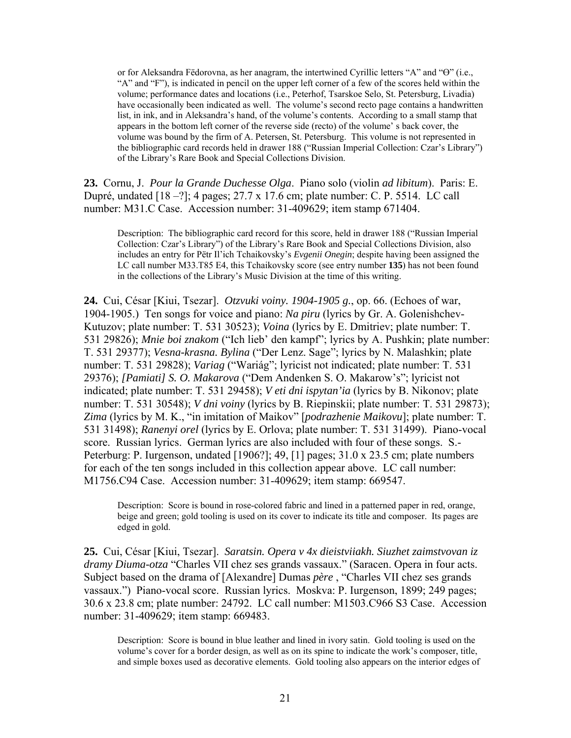or for Aleksandra Fëdorovna, as her anagram, the intertwined Cyrillic letters "A" and "Ө" (i.e., "A" and "F"), is indicated in pencil on the upper left corner of a few of the scores held within the volume; performance dates and locations (i.e., Peterhof, Tsarskoe Selo, St. Petersburg, Livadia) have occasionally been indicated as well. The volume's second recto page contains a handwritten list, in ink, and in Aleksandra's hand, of the volume's contents. According to a small stamp that appears in the bottom left corner of the reverse side (recto) of the volume' s back cover, the volume was bound by the firm of A. Petersen, St. Petersburg. This volume is not represented in the bibliographic card records held in drawer 188 ("Russian Imperial Collection: Czar's Library") of the Library's Rare Book and Special Collections Division.

**23.** Cornu, J. *Pour la Grande Duchesse Olga*. Piano solo (violin *ad libitum*). Paris: E. Dupré, undated [18 –?]; 4 pages; 27.7 x 17.6 cm; plate number: C. P. 5514. LC call number: M31.C Case. Accession number: 31-409629; item stamp 671404.

> Description: The bibliographic card record for this score, held in drawer 188 ("Russian Imperial Collection: Czar's Library") of the Library's Rare Book and Special Collections Division, also includes an entry for Pëtr Il'ich Tchaikovsky's *Evgenii Onegin*; despite having been assigned the LC call number M33.T85 E4, this Tchaikovsky score (see entry number **135**) has not been found in the collections of the Library's Music Division at the time of this writing.

**24.** Cui, César [Kiui, Tsezar]. *Otzvuki voiny. 1904-1905 g.*, op. 66. (Echoes of war, 1904-1905.) Ten songs for voice and piano: *Na piru* (lyrics by Gr. A. Golenishchev-Kutuzov; plate number: T. 531 30523); *Voina* (lyrics by E. Dmitriev; plate number: T. 531 29826); *Mnie boi znakom* ("Ich lieb' den kampf"; lyrics by A. Pushkin; plate number: T. 531 29377); *Vesna-krasna. Bylina* ("Der Lenz. Sage"; lyrics by N. Malashkin; plate number: T. 531 29828); *Variag* ("Wariág"; lyricist not indicated; plate number: T. 531 29376); *[Pamiati] S. O. Makarova* ("Dem Andenken S. O. Makarow's"; lyricist not indicated; plate number: T. 531 29458); *V eti dni ispytan'ia* (lyrics by B. Nikonov; plate number: T. 531 30548); *V dni voiny* (lyrics by B. Riepinskii; plate number: T. 531 29873); *Zima* (lyrics by M. K., "in imitation of Maikov" [*podrazhenie Maikovu*]; plate number: T. 531 31498); *Ranenyi orel* (lyrics by E. Orlova; plate number: T. 531 31499). Piano-vocal score. Russian lyrics. German lyrics are also included with four of these songs. S.-Peterburg: P. Iurgenson, undated [1906?]; 49, [1] pages; 31.0 x 23.5 cm; plate numbers for each of the ten songs included in this collection appear above. LC call number: M1756.C94 Case. Accession number: 31-409629; item stamp: 669547.

> Description: Score is bound in rose-colored fabric and lined in a patterned paper in red, orange, beige and green; gold tooling is used on its cover to indicate its title and composer. Its pages are edged in gold.

**25.** Cui, César [Kiui, Tsezar]. *Saratsin. Opera v 4x dieistviiakh. Siuzhet zaimstvovan iz dramy Diuma-otza* "Charles VII chez ses grands vassaux." (Saracen. Opera in four acts. Subject based on the drama of [Alexandre] Dumas *père* , "Charles VII chez ses grands vassaux.") Piano-vocal score. Russian lyrics. Moskva: P. Iurgenson, 1899; 249 pages; 30.6 x 23.8 cm; plate number: 24792. LC call number: M1503.C966 S3 Case. Accession number: 31-409629; item stamp: 669483.

> Description: Score is bound in blue leather and lined in ivory satin. Gold tooling is used on the volume's cover for a border design, as well as on its spine to indicate the work's composer, title, and simple boxes used as decorative elements. Gold tooling also appears on the interior edges of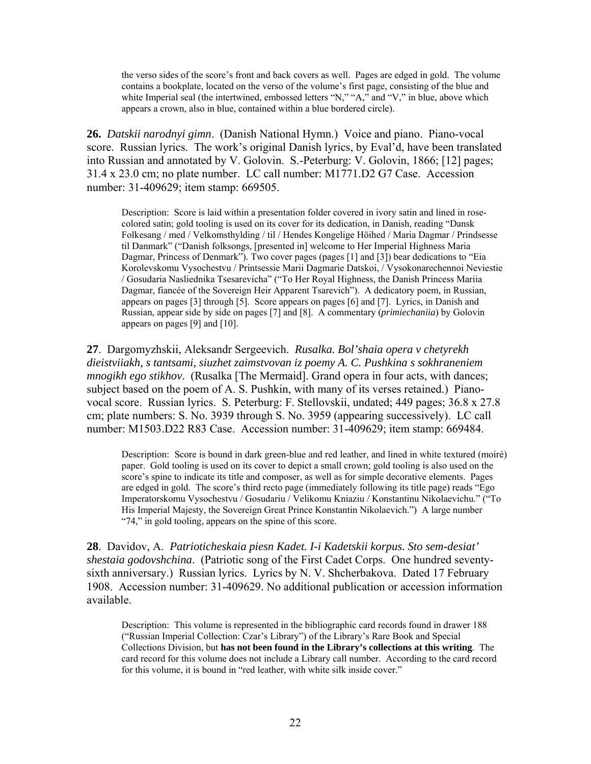the verso sides of the score's front and back covers as well. Pages are edged in gold. The volume contains a bookplate, located on the verso of the volume's first page, consisting of the blue and white Imperial seal (the intertwined, embossed letters "N," "A," and "V," in blue, above which appears a crown, also in blue, contained within a blue bordered circle).

**26.** *Datskii narodnyi gimn*. (Danish National Hymn.) Voice and piano. Piano-vocal score. Russian lyrics. The work's original Danish lyrics, by Eval'd, have been translated into Russian and annotated by V. Golovin. S.-Peterburg: V. Golovin, 1866; [12] pages; 31.4 x 23.0 cm; no plate number. LC call number: M1771.D2 G7 Case. Accession number: 31-409629; item stamp: 669505.

Description: Score is laid within a presentation folder covered in ivory satin and lined in rose-colored satin; gold tooling is used on its cover for its dedication, in Danish, reading "Dansk Folkesang / med / Velkomsthylding / til / Hendes Kongelige Höihed / Maria Dagmar / Prindsesse til Danmark" ("Danish folksongs, [presented in] welcome to Her Imperial Highness Maria Dagmar, Princess of Denmark"). Two cover pages (pages [1] and [3]) bear dedications to "Eia Korolevskomu Vysochestvu / Printsessie Marii Dagmarie Datskoi, / Vysokonarechennoi Neviestie / Gosudaria Nasliednika Tsesarevicha" ("To Her Royal Highness, the Danish Princess Mariia Dagmar, fiancée of the Sovereign Heir Apparent Tsarevich"). A dedicatory poem, in Russian, appears on pages [3] through [5]. Score appears on pages [6] and [7]. Lyrics, in Danish and Russian, appear side by side on pages [7] and [8]. A commentary (*primiechaniia*) by Golovin appears on pages [9] and [10].

**27**. Dargomyzhskii, Aleksandr Sergeevich. *Rusalka. Bol'shaia opera v chetyrekh dieistviiakh, s tantsami, siuzhet zaimstvovan iz poemy A. C. Pushkina s sokhraneniem mnogikh ego stikhov*. (Rusalka [The Mermaid]. Grand opera in four acts, with dances; subject based on the poem of A. S. Pushkin, with many of its verses retained.) Piano-vocal score. Russian lyrics. S. Peterburg: F. Stellovskii, undated; 449 pages; 36.8 x 27.8 cm; plate numbers: S. No. 3939 through S. No. 3959 (appearing successively). LC call number: M1503.D22 R83 Case. Accession number: 31-409629; item stamp: 669484.

Description: Score is bound in dark green-blue and red leather, and lined in white textured (moiré) paper. Gold tooling is used on its cover to depict a small crown; gold tooling is also used on the score's spine to indicate its title and composer, as well as for simple decorative elements. Pages are edged in gold. The score's third recto page (immediately following its title page) reads "Ego Imperatorskomu Vysochestvu / Gosudariu / Velikomu Kniaziu / Konstantinu Nikolaevichu." ("To His Imperial Majesty, the Sovereign Great Prince Konstantin Nikolaevich.") A large number "74," in gold tooling, appears on the spine of this score.

**28**. Davidov, A. *Patrioticheskaia piesn Kadet. I-i Kadetskii korpus. Sto sem-desiat' shestaia godovshchina*. (Patriotic song of the First Cadet Corps. One hundred seventy-sixth anniversary.) Russian lyrics. Lyrics by N. V. Shcherbakova. Dated 17 February 1908. Accession number: 31-409629. No additional publication or accession information available.

Description: This volume is represented in the bibliographic card records found in drawer 188 ("Russian Imperial Collection: Czar's Library") of the Library's Rare Book and Special Collections Division, but **has not been found in the Library's collections at this writing**. The card record for this volume does not include a Library call number. According to the card record for this volume, it is bound in "red leather, with white silk inside cover."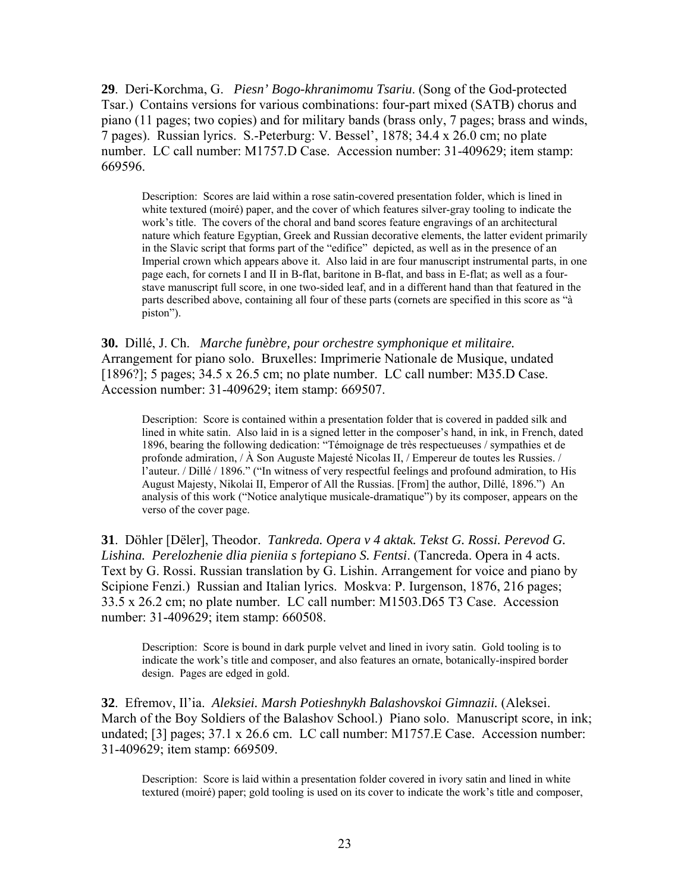**29**. Deri-Korchma, G. *Piesn' Bogo-khranimomu Tsariu*. (Song of the God-protected Tsar.) Contains versions for various combinations: four-part mixed (SATB) chorus and piano (11 pages; two copies) and for military bands (brass only, 7 pages; brass and winds, 7 pages). Russian lyrics. S.-Peterburg: V. Bessel', 1878; 34.4 x 26.0 cm; no plate number. LC call number: M1757.D Case. Accession number: 31-409629; item stamp: 669596.

> Description: Scores are laid within a rose satin-covered presentation folder, which is lined in white textured (moiré) paper, and the cover of which features silver-gray tooling to indicate the work's title. The covers of the choral and band scores feature engravings of an architectural nature which feature Egyptian, Greek and Russian decorative elements, the latter evident primarily in the Slavic script that forms part of the "edifice" depicted, as well as in the presence of an Imperial crown which appears above it. Also laid in are four manuscript instrumental parts, in one page each, for cornets I and II in B-flat, baritone in B-flat, and bass in E-flat; as well as a four-stave manuscript full score, in one two-sided leaf, and in a different hand than that featured in the parts described above, containing all four of these parts (cornets are specified in this score as "à piston").

**30.** Dillé, J. Ch. *Marche funèbre, pour orchestre symphonique et militaire.* Arrangement for piano solo. Bruxelles: Imprimerie Nationale de Musique, undated [1896?]; 5 pages; 34.5 x 26.5 cm; no plate number. LC call number: M35.D Case. Accession number: 31-409629; item stamp: 669507.

> Description: Score is contained within a presentation folder that is covered in padded silk and lined in white satin. Also laid in is a signed letter in the composer's hand, in ink, in French, dated 1896, bearing the following dedication: "Témoignage de très respectueuses / sympathies et de profonde admiration, / À Son Auguste Majesté Nicolas II, / Empereur de toutes les Russies. / l'auteur. / Dillé / 1896." ("In witness of very respectful feelings and profound admiration, to His August Majesty, Nikolai II, Emperor of All the Russias. [From] the author, Dillé, 1896.") An analysis of this work ("Notice analytique musicale-dramatique") by its composer, appears on the verso of the cover page.

**31**. Döhler [Dëler], Theodor. *Tankreda. Opera v 4 aktak. Tekst G. Rossi. Perevod G. Lishina. Perelozhenie dlia pieniia s fortepiano S. Fentsi*. (Tancreda. Opera in 4 acts. Text by G. Rossi. Russian translation by G. Lishin. Arrangement for voice and piano by Scipione Fenzi.) Russian and Italian lyrics. Moskva: P. Iurgenson, 1876, 216 pages; 33.5 x 26.2 cm; no plate number. LC call number: M1503.D65 T3 Case. Accession number: 31-409629; item stamp: 660508.

> Description: Score is bound in dark purple velvet and lined in ivory satin. Gold tooling is to indicate the work's title and composer, and also features an ornate, botanically-inspired border design. Pages are edged in gold.

**32**. Efremov, Il'ia. *Aleksiei. Marsh Potieshnykh Balashovskoi Gimnazii.* (Aleksei. March of the Boy Soldiers of the Balashov School.) Piano solo. Manuscript score, in ink; undated; [3] pages; 37.1 x 26.6 cm. LC call number: M1757.E Case. Accession number: 31-409629; item stamp: 669509.

> Description: Score is laid within a presentation folder covered in ivory satin and lined in white textured (moiré) paper; gold tooling is used on its cover to indicate the work's title and composer,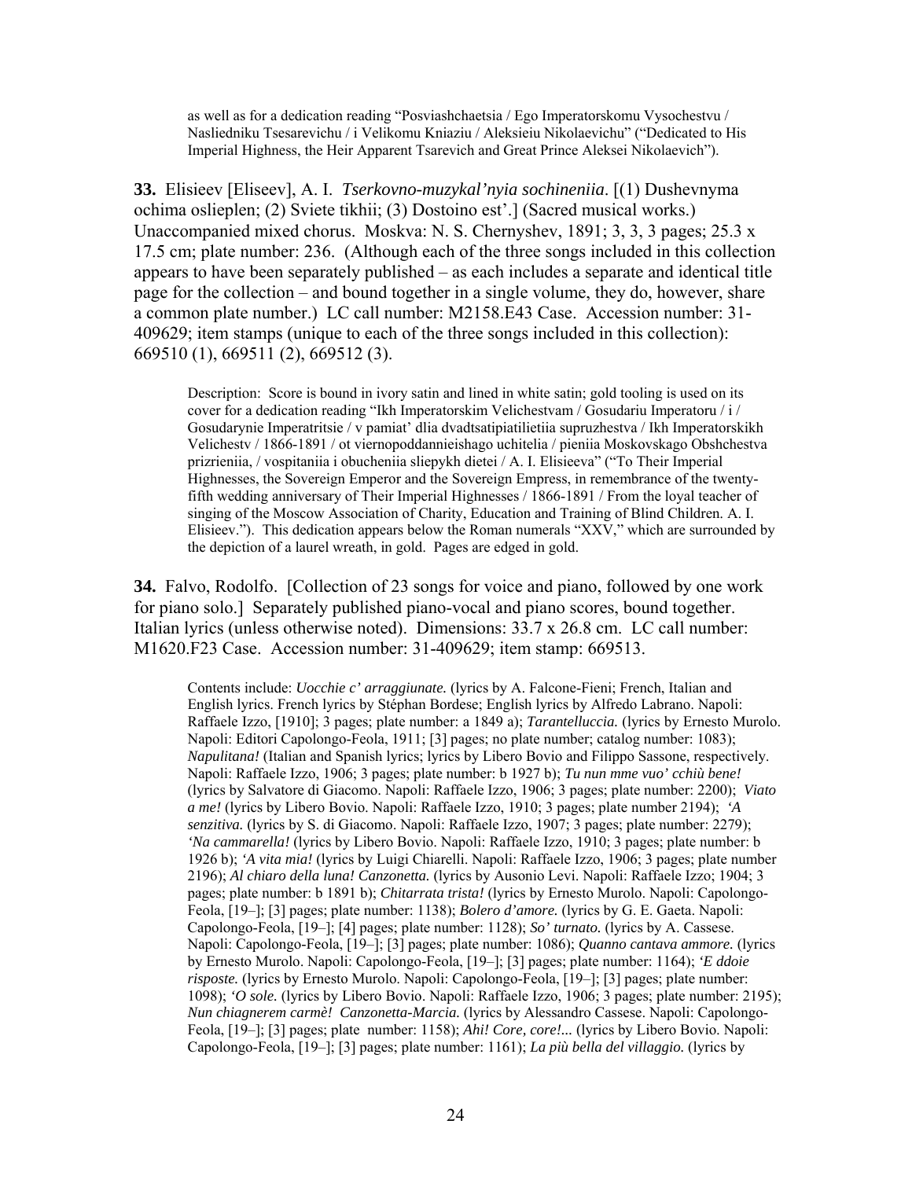as well as for a dedication reading "Posviashchaetsia / Ego Imperatorskomu Vysochestvu / Nasliedniku Tsesarevichu / i Velikomu Kniaziu / Aleksieiu Nikolaevichu" ("Dedicated to His Imperial Highness, the Heir Apparent Tsarevich and Great Prince Aleksei Nikolaevich").

**33.** Elisieev [Eliseev], A. I. *Tserkovno-muzykal'nyia sochineniia*. [(1) Dushevnyma ochima oslieplen; (2) Sviete tikhii; (3) Dostoino est'.] (Sacred musical works.) Unaccompanied mixed chorus. Moskva: N. S. Chernyshev, 1891; 3, 3, 3 pages; 25.3 x 17.5 cm; plate number: 236. (Although each of the three songs included in this collection appears to have been separately published – as each includes a separate and identical title page for the collection – and bound together in a single volume, they do, however, share a common plate number.) LC call number: M2158.E43 Case. Accession number: 31-409629; item stamps (unique to each of the three songs included in this collection): 669510 (1), 669511 (2), 669512 (3).

Description: Score is bound in ivory satin and lined in white satin; gold tooling is used on its cover for a dedication reading "Ikh Imperatorskim Velichestvam / Gosudariu Imperatoru / i / Gosudarynie Imperatritsie / v pamiat' dlia dvadtsatipiatilietiia supruzhestva / Ikh Imperatorskikh Velichestv / 1866-1891 / ot viernopoddannieishago uchitelia / pieniia Moskovskago Obshchestva prizrieniia, / vospitaniia i obucheniia sliepykh dietei / A. I. Elisieeva" ("To Their Imperial Highnesses, the Sovereign Emperor and the Sovereign Empress, in remembrance of the twenty-fifth wedding anniversary of Their Imperial Highnesses / 1866-1891 / From the loyal teacher of singing of the Moscow Association of Charity, Education and Training of Blind Children. A. I. Elisieev."). This dedication appears below the Roman numerals "XXV," which are surrounded by the depiction of a laurel wreath, in gold. Pages are edged in gold.

**34.** Falvo, Rodolfo. [Collection of 23 songs for voice and piano, followed by one work for piano solo.] Separately published piano-vocal and piano scores, bound together. Italian lyrics (unless otherwise noted). Dimensions: 33.7 x 26.8 cm. LC call number: M1620.F23 Case. Accession number: 31-409629; item stamp: 669513.

Contents include: *Uocchie c' arraggiunate.* (lyrics by A. Falcone-Fieni; French, Italian and English lyrics. French lyrics by Stéphan Bordese; English lyrics by Alfredo Labrano. Napoli: Raffaele Izzo, [1910]; 3 pages; plate number: a 1849 a); *Tarantelluccia.* (lyrics by Ernesto Murolo. Napoli: Editori Capolongo-Feola, 1911; [3] pages; no plate number; catalog number: 1083); *Napulitana!* (Italian and Spanish lyrics; lyrics by Libero Bovio and Filippo Sassone, respectively. Napoli: Raffaele Izzo, 1906; 3 pages; plate number: b 1927 b); *Tu nun mme vuo' cchiù bene!* (lyrics by Salvatore di Giacomo. Napoli: Raffaele Izzo, 1906; 3 pages; plate number: 2200); *Viato a me!* (lyrics by Libero Bovio. Napoli: Raffaele Izzo, 1910; 3 pages; plate number 2194); *'A senzitiva.* (lyrics by S. di Giacomo. Napoli: Raffaele Izzo, 1907; 3 pages; plate number: 2279); *'Na cammarella!* (lyrics by Libero Bovio. Napoli: Raffaele Izzo, 1910; 3 pages; plate number: b 1926 b); *'A vita mia!* (lyrics by Luigi Chiarelli. Napoli: Raffaele Izzo, 1906; 3 pages; plate number 2196); *Al chiaro della luna! Canzonetta.* (lyrics by Ausonio Levi. Napoli: Raffaele Izzo; 1904; 3 pages; plate number: b 1891 b); *Chitarrata trista!* (lyrics by Ernesto Murolo. Napoli: Capolongo-Feola, [19–]; [3] pages; plate number: 1138); *Bolero d'amore.* (lyrics by G. E. Gaeta. Napoli: Capolongo-Feola, [19–]; [4] pages; plate number: 1128); *So' turnato.* (lyrics by A. Cassese. Napoli: Capolongo-Feola, [19–]; [3] pages; plate number: 1086); *Quanno cantava ammore.* (lyrics by Ernesto Murolo. Napoli: Capolongo-Feola, [19–]; [3] pages; plate number: 1164); *'E ddoie risposte.* (lyrics by Ernesto Murolo. Napoli: Capolongo-Feola, [19–]; [3] pages; plate number: 1098); *'O sole.* (lyrics by Libero Bovio. Napoli: Raffaele Izzo, 1906; 3 pages; plate number: 2195); *Nun chiagnerem carmè! Canzonetta-Marcia.* (lyrics by Alessandro Cassese. Napoli: Capolongo-Feola, [19–]; [3] pages; plate number: 1158); *Ahi! Core, core!...* (lyrics by Libero Bovio. Napoli: Capolongo-Feola, [19–]; [3] pages; plate number: 1161); *La più bella del villaggio.* (lyrics by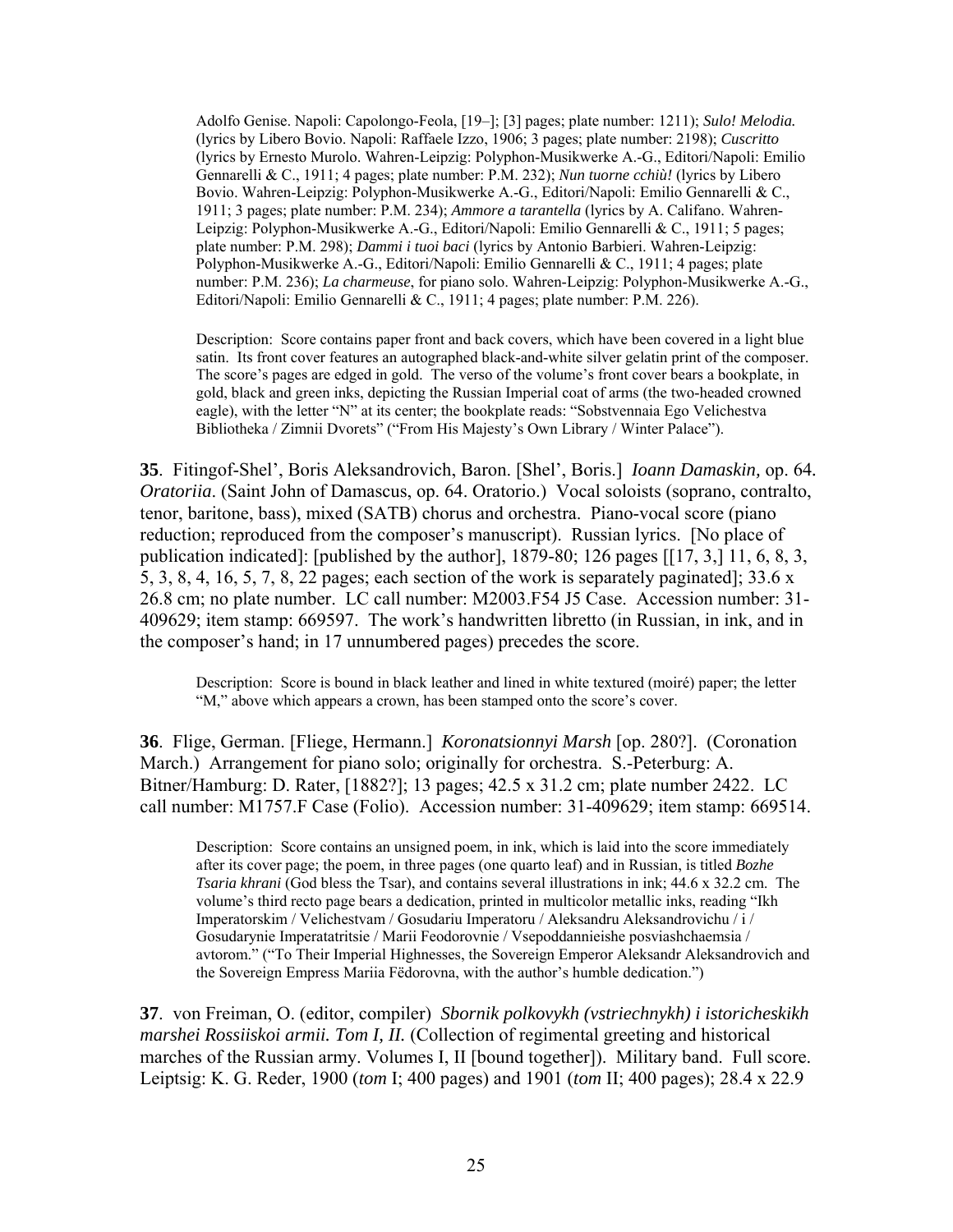Adolfo Genise. Napoli: Capolongo-Feola, [19–]; [3] pages; plate number: 1211); ***Sulo! Melodia.*** (lyrics by Libero Bovio. Napoli: Raffaele Izzo, 1906; 3 pages; plate number: 2198); ***Cuscritto*** (lyrics by Ernesto Murolo. Wahren-Leipzig: Polyphon-Musikwerke A.-G., Editori/Napoli: Emilio Gennarelli & C., 1911; 4 pages; plate number: P.M. 232); ***Nun tuorne cchiù!*** (lyrics by Libero Bovio. Wahren-Leipzig: Polyphon-Musikwerke A.-G., Editori/Napoli: Emilio Gennarelli & C., 1911; 3 pages; plate number: P.M. 234); ***Ammore a tarantella*** (lyrics by A. Califano. Wahren-Leipzig: Polyphon-Musikwerke A.-G., Editori/Napoli: Emilio Gennarelli & C., 1911; 5 pages; plate number: P.M. 298); ***Dammi i tuoi baci*** (lyrics by Antonio Barbieri. Wahren-Leipzig: Polyphon-Musikwerke A.-G., Editori/Napoli: Emilio Gennarelli & C., 1911; 4 pages; plate number: P.M. 236); ***La charmeuse***, for piano solo. Wahren-Leipzig: Polyphon-Musikwerke A.-G., Editori/Napoli: Emilio Gennarelli & C., 1911; 4 pages; plate number: P.M. 226).

Description: Score contains paper front and back covers, which have been covered in a light blue satin. Its front cover features an autographed black-and-white silver gelatin print of the composer. The score's pages are edged in gold. The verso of the volume's front cover bears a bookplate, in gold, black and green inks, depicting the Russian Imperial coat of arms (the two-headed crowned eagle), with the letter "N" at its center; the bookplate reads: "Sobstvennaia Ego Velichestva Bibliotheka / Zimnii Dvorets" ("From His Majesty's Own Library / Winter Palace").

**35**. Fitingof-Shel', Boris Aleksandrovich, Baron. [Shel', Boris.] *Ioann Damaskin,* op. 64. *Oratoriia*. (Saint John of Damascus, op. 64. Oratorio.) Vocal soloists (soprano, contralto, tenor, baritone, bass), mixed (SATB) chorus and orchestra. Piano-vocal score (piano reduction; reproduced from the composer's manuscript). Russian lyrics. [No place of publication indicated]: [published by the author], 1879-80; 126 pages [[17, 3,] 11, 6, 8, 3, 5, 3, 8, 4, 16, 5, 7, 8, 22 pages; each section of the work is separately paginated]; 33.6 x 26.8 cm; no plate number. LC call number: M2003.F54 J5 Case. Accession number: 31-409629; item stamp: 669597. The work's handwritten libretto (in Russian, in ink, and in the composer's hand; in 17 unnumbered pages) precedes the score.

Description: Score is bound in black leather and lined in white textured (moiré) paper; the letter "M," above which appears a crown, has been stamped onto the score's cover.

**36**. Flige, German. [Fliege, Hermann.] *Koronatsionnyi Marsh* [op. 280?]. (Coronation March.) Arrangement for piano solo; originally for orchestra. S.-Peterburg: A. Bitner/Hamburg: D. Rater, [1882?]; 13 pages; 42.5 x 31.2 cm; plate number 2422. LC call number: M1757.F Case (Folio). Accession number: 31-409629; item stamp: 669514.

Description: Score contains an unsigned poem, in ink, which is laid into the score immediately after its cover page; the poem, in three pages (one quarto leaf) and in Russian, is titled *Bozhe Tsaria khrani* (God bless the Tsar), and contains several illustrations in ink; 44.6 x 32.2 cm. The volume's third recto page bears a dedication, printed in multicolor metallic inks, reading "Ikh Imperatorskim / Velichestvam / Gosudariu Imperatoru / Aleksandru Aleksandrovichu / i / Gosudarynie Imperatatritsie / Marii Feodorovnie / Vsepoddannieishe posviashchaemsia / avtorom." ("To Their Imperial Highnesses, the Sovereign Emperor Aleksandr Aleksandrovich and the Sovereign Empress Mariia Fëdorovna, with the author's humble dedication.")

**37**. von Freiman, O. (editor, compiler) *Sbornik polkovykh (vstriechnykh) i istoricheskikh marshei Rossiiskoi armii. Tom I, II.* (Collection of regimental greeting and historical marches of the Russian army. Volumes I, II [bound together]). Military band. Full score. Leiptsig: K. G. Reder, 1900 (*tom* I; 400 pages) and 1901 (*tom* II; 400 pages); 28.4 x 22.9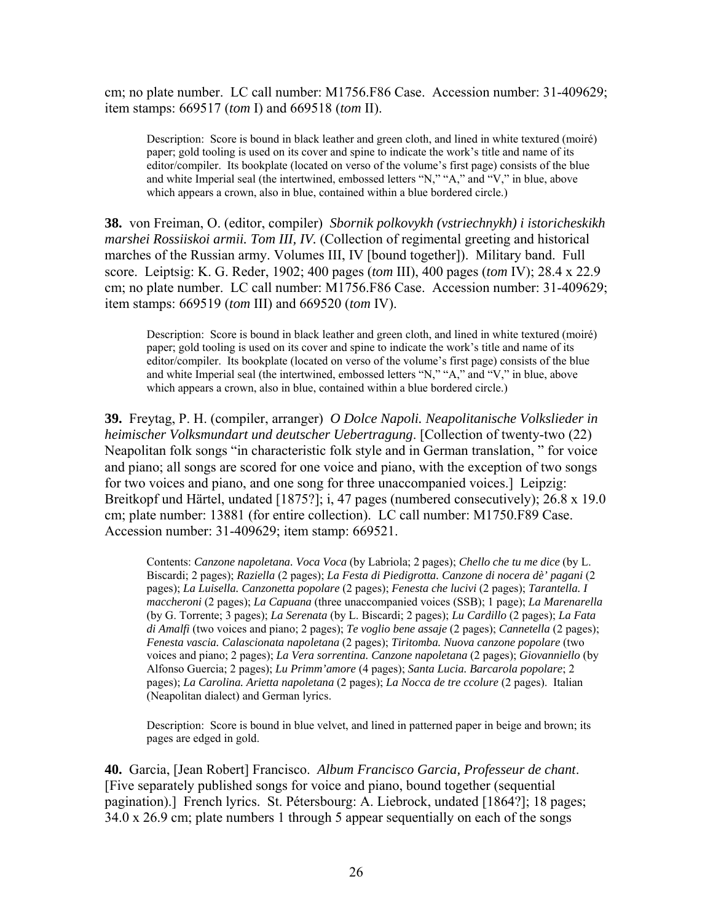cm; no plate number. LC call number: M1756.F86 Case. Accession number: 31-409629; item stamps: 669517 (*tom* I) and 669518 (*tom* II).

> Description: Score is bound in black leather and green cloth, and lined in white textured (moiré) paper; gold tooling is used on its cover and spine to indicate the work's title and name of its editor/compiler. Its bookplate (located on verso of the volume's first page) consists of the blue and white Imperial seal (the intertwined, embossed letters "N," "A," and "V," in blue, above which appears a crown, also in blue, contained within a blue bordered circle.)

**38.** von Freiman, O. (editor, compiler) *Sbornik polkovykh (vstriechnykh) i istoricheskikh marshei Rossiiskoi armii. Tom III, IV.* (Collection of regimental greeting and historical marches of the Russian army. Volumes III, IV [bound together]). Military band. Full score. Leiptsig: K. G. Reder, 1902; 400 pages (*tom* III), 400 pages (*tom* IV); 28.4 x 22.9 cm; no plate number. LC call number: M1756.F86 Case. Accession number: 31-409629; item stamps: 669519 (*tom* III) and 669520 (*tom* IV).

> Description: Score is bound in black leather and green cloth, and lined in white textured (moiré) paper; gold tooling is used on its cover and spine to indicate the work's title and name of its editor/compiler. Its bookplate (located on verso of the volume's first page) consists of the blue and white Imperial seal (the intertwined, embossed letters "N," "A," and "V," in blue, above which appears a crown, also in blue, contained within a blue bordered circle.)

**39.** Freytag, P. H. (compiler, arranger) *O Dolce Napoli. Neapolitanische Volkslieder in heimischer Volksmundart und deutscher Uebertragung*. [Collection of twenty-two (22) Neapolitan folk songs "in characteristic folk style and in German translation, " for voice and piano; all songs are scored for one voice and piano, with the exception of two songs for two voices and piano, and one song for three unaccompanied voices.] Leipzig: Breitkopf und Härtel, undated [1875?]; i, 47 pages (numbered consecutively); 26.8 x 19.0 cm; plate number: 13881 (for entire collection). LC call number: M1750.F89 Case. Accession number: 31-409629; item stamp: 669521.

> Contents: *Canzone napoletana. Voca Voca* (by Labriola; 2 pages); *Chello che tu me dice* (by L. Biscardi; 2 pages); *Raziella* (2 pages); *La Festa di Piedigrotta. Canzone di nocera dè' pagani* (2 pages); *La Luisella. Canzonetta popolare* (2 pages); *Fenesta che lucivi* (2 pages); *Tarantella. I maccheroni* (2 pages); *La Capuana* (three unaccompanied voices (SSB); 1 page); *La Marenarella* (by G. Torrente; 3 pages); *La Serenata* (by L. Biscardi; 2 pages); *Lu Cardillo* (2 pages); *La Fata di Amalfi* (two voices and piano; 2 pages); *Te voglio bene assaje* (2 pages); *Cannetella* (2 pages); *Fenesta vascia. Calascionata napoletana* (2 pages); *Tiritomba. Nuova canzone popolare* (two voices and piano; 2 pages); *La Vera sorrentina. Canzone napoletana* (2 pages); *Giovanniello* (by Alfonso Guercia; 2 pages); *Lu Primm'amore* (4 pages); *Santa Lucia. Barcarola popolare*; 2 pages); *La Carolina. Arietta napoletana* (2 pages); *La Nocca de tre ccolure* (2 pages). Italian (Neapolitan dialect) and German lyrics.

> Description: Score is bound in blue velvet, and lined in patterned paper in beige and brown; its pages are edged in gold.

**40.** Garcia, [Jean Robert] Francisco. *Album Francisco Garcia, Professeur de chant*. [Five separately published songs for voice and piano, bound together (sequential pagination).] French lyrics. St. Pétersbourg: A. Liebrock, undated [1864?]; 18 pages; 34.0 x 26.9 cm; plate numbers 1 through 5 appear sequentially on each of the songs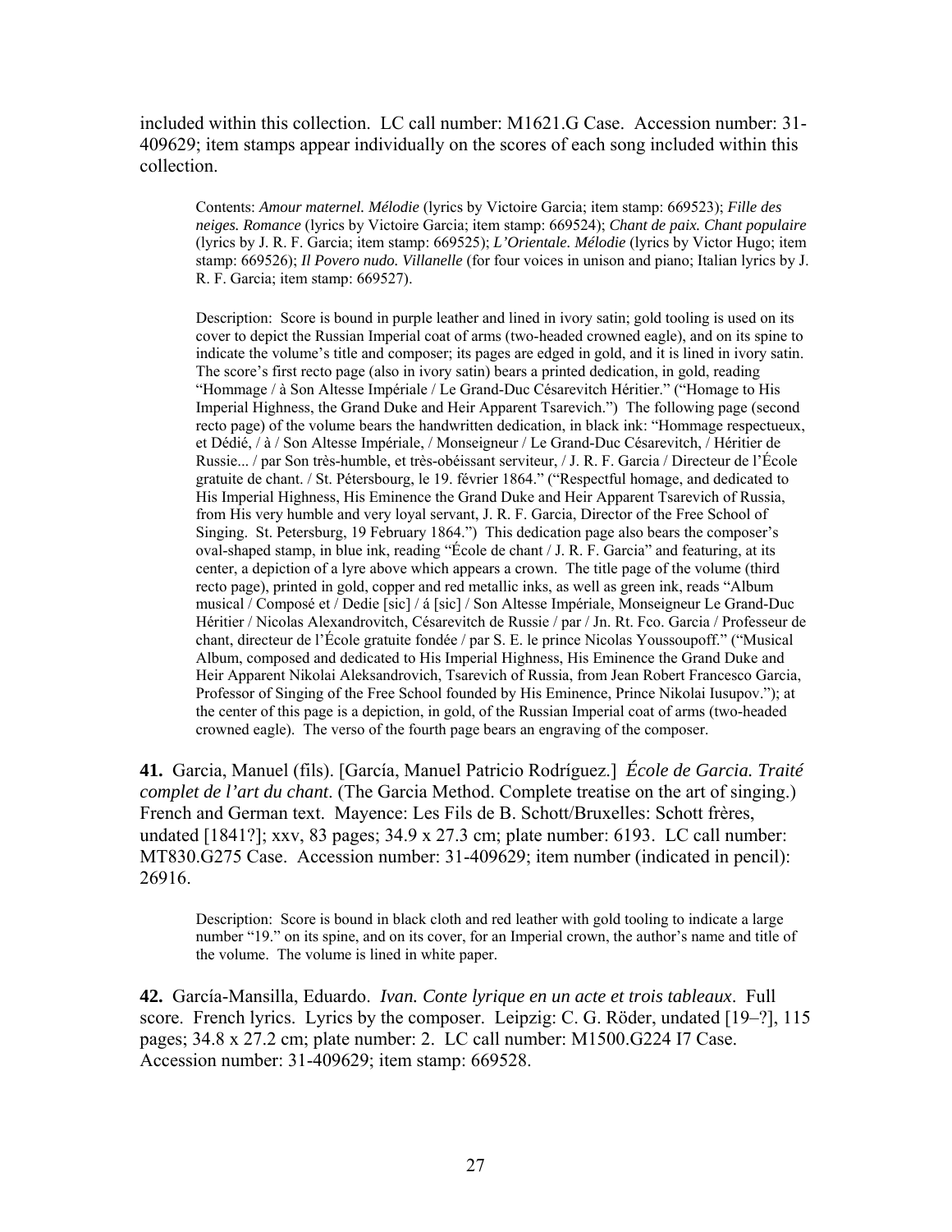included within this collection. LC call number: M1621.G Case. Accession number: 31-409629; item stamps appear individually on the scores of each song included within this collection.

> Contents: *Amour maternel. Mélodie* (lyrics by Victoire Garcia; item stamp: 669523); *Fille des neiges. Romance* (lyrics by Victoire Garcia; item stamp: 669524); *Chant de paix. Chant populaire* (lyrics by J. R. F. Garcia; item stamp: 669525); *L'Orientale. Mélodie* (lyrics by Victor Hugo; item stamp: 669526); *Il Povero nudo. Villanelle* (for four voices in unison and piano; Italian lyrics by J. R. F. Garcia; item stamp: 669527).
>
> Description: Score is bound in purple leather and lined in ivory satin; gold tooling is used on its cover to depict the Russian Imperial coat of arms (two-headed crowned eagle), and on its spine to indicate the volume's title and composer; its pages are edged in gold, and it is lined in ivory satin. The score's first recto page (also in ivory satin) bears a printed dedication, in gold, reading "Hommage / à Son Altesse Impériale / Le Grand-Duc Césarevitch Héritier." ("Homage to His Imperial Highness, the Grand Duke and Heir Apparent Tsarevich.") The following page (second recto page) of the volume bears the handwritten dedication, in black ink: "Hommage respectueux, et Dédié, / à / Son Altesse Impériale, / Monseigneur / Le Grand-Duc Césarevitch, / Héritier de Russie... / par Son très-humble, et très-obéissant serviteur, / J. R. F. Garcia / Directeur de l'École gratuite de chant. / St. Pétersbourg, le 19. février 1864." ("Respectful homage, and dedicated to His Imperial Highness, His Eminence the Grand Duke and Heir Apparent Tsarevich of Russia, from His very humble and very loyal servant, J. R. F. Garcia, Director of the Free School of Singing. St. Petersburg, 19 February 1864.") This dedication page also bears the composer's oval-shaped stamp, in blue ink, reading "École de chant / J. R. F. Garcia" and featuring, at its center, a depiction of a lyre above which appears a crown. The title page of the volume (third recto page), printed in gold, copper and red metallic inks, as well as green ink, reads "Album musical / Composé et / Dedie [sic] / á [sic] / Son Altesse Impériale, Monseigneur Le Grand-Duc Héritier / Nicolas Alexandrovitch, Césarevitch de Russie / par / Jn. Rt. Fco. Garcia / Professeur de chant, directeur de l'École gratuite fondée / par S. E. le prince Nicolas Youssoupoff." ("Musical Album, composed and dedicated to His Imperial Highness, His Eminence the Grand Duke and Heir Apparent Nikolai Aleksandrovich, Tsarevich of Russia, from Jean Robert Francesco Garcia, Professor of Singing of the Free School founded by His Eminence, Prince Nikolai Iusupov."); at the center of this page is a depiction, in gold, of the Russian Imperial coat of arms (two-headed crowned eagle). The verso of the fourth page bears an engraving of the composer.

**41.** Garcia, Manuel (fils). [García, Manuel Patricio Rodríguez.] *École de Garcia. Traité complet de l'art du chant*. (The Garcia Method. Complete treatise on the art of singing.) French and German text. Mayence: Les Fils de B. Schott/Bruxelles: Schott frères, undated [1841?]; xxv, 83 pages; 34.9 x 27.3 cm; plate number: 6193. LC call number: MT830.G275 Case. Accession number: 31-409629; item number (indicated in pencil): 26916.

> Description: Score is bound in black cloth and red leather with gold tooling to indicate a large number "19." on its spine, and on its cover, for an Imperial crown, the author's name and title of the volume. The volume is lined in white paper.

**42.** García-Mansilla, Eduardo. *Ivan. Conte lyrique en un acte et trois tableaux*. Full score. French lyrics. Lyrics by the composer. Leipzig: C. G. Röder, undated [19–?], 115 pages; 34.8 x 27.2 cm; plate number: 2. LC call number: M1500.G224 I7 Case. Accession number: 31-409629; item stamp: 669528.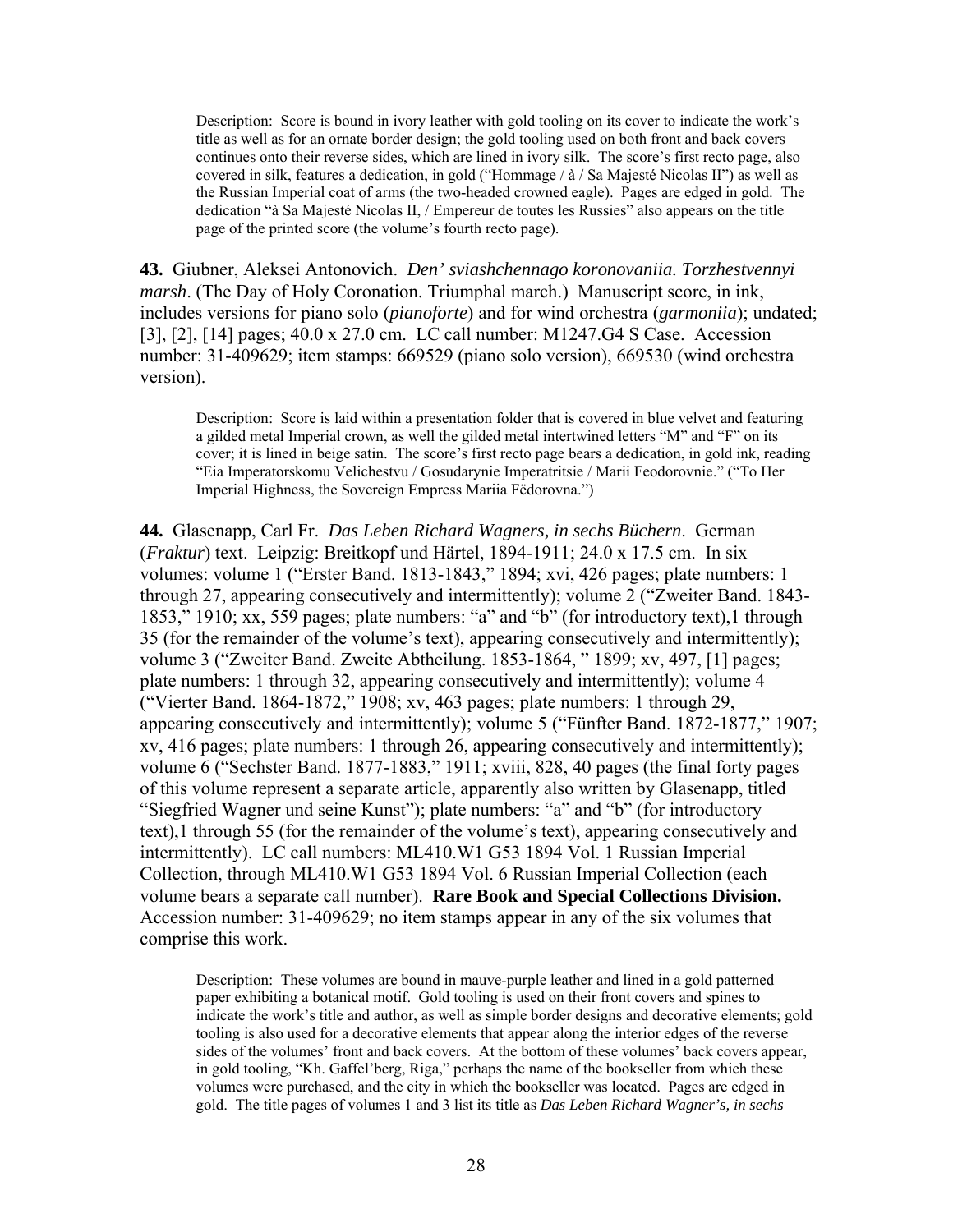Description: Score is bound in ivory leather with gold tooling on its cover to indicate the work's title as well as for an ornate border design; the gold tooling used on both front and back covers continues onto their reverse sides, which are lined in ivory silk. The score's first recto page, also covered in silk, features a dedication, in gold ("Hommage / à / Sa Majesté Nicolas II") as well as the Russian Imperial coat of arms (the two-headed crowned eagle). Pages are edged in gold. The dedication "à Sa Majesté Nicolas II, / Empereur de toutes les Russies" also appears on the title page of the printed score (the volume's fourth recto page).

**43.** Giubner, Aleksei Antonovich. *Den' sviashchennago koronovaniia. Torzhestvennyi marsh*. (The Day of Holy Coronation. Triumphal march.) Manuscript score, in ink, includes versions for piano solo (*pianoforte*) and for wind orchestra (*garmoniia*); undated; [3], [2], [14] pages; 40.0 x 27.0 cm. LC call number: M1247.G4 S Case. Accession number: 31-409629; item stamps: 669529 (piano solo version), 669530 (wind orchestra version).

Description: Score is laid within a presentation folder that is covered in blue velvet and featuring a gilded metal Imperial crown, as well the gilded metal intertwined letters "M" and "F" on its cover; it is lined in beige satin. The score's first recto page bears a dedication, in gold ink, reading "Eia Imperatorskomu Velichestvu / Gosudarynie Imperatritsie / Marii Feodorovnie." ("To Her Imperial Highness, the Sovereign Empress Mariia Fëdorovna.")

**44.** Glasenapp, Carl Fr. *Das Leben Richard Wagners, in sechs Büchern*. German (*Fraktur*) text. Leipzig: Breitkopf und Härtel, 1894-1911; 24.0 x 17.5 cm. In six volumes: volume 1 ("Erster Band. 1813-1843," 1894; xvi, 426 pages; plate numbers: 1 through 27, appearing consecutively and intermittently); volume 2 ("Zweiter Band. 1843-1853," 1910; xx, 559 pages; plate numbers: "a" and "b" (for introductory text),1 through 35 (for the remainder of the volume's text), appearing consecutively and intermittently); volume 3 ("Zweiter Band. Zweite Abtheilung. 1853-1864, " 1899; xv, 497, [1] pages; plate numbers: 1 through 32, appearing consecutively and intermittently); volume 4 ("Vierter Band. 1864-1872," 1908; xv, 463 pages; plate numbers: 1 through 29, appearing consecutively and intermittently); volume 5 ("Fünfter Band. 1872-1877," 1907; xv, 416 pages; plate numbers: 1 through 26, appearing consecutively and intermittently); volume 6 ("Sechster Band. 1877-1883," 1911; xviii, 828, 40 pages (the final forty pages of this volume represent a separate article, apparently also written by Glasenapp, titled "Siegfried Wagner und seine Kunst"); plate numbers: "a" and "b" (for introductory text),1 through 55 (for the remainder of the volume's text), appearing consecutively and intermittently). LC call numbers: ML410.W1 G53 1894 Vol. 1 Russian Imperial Collection, through ML410.W1 G53 1894 Vol. 6 Russian Imperial Collection (each volume bears a separate call number). **Rare Book and Special Collections Division.** Accession number: 31-409629; no item stamps appear in any of the six volumes that comprise this work.

Description: These volumes are bound in mauve-purple leather and lined in a gold patterned paper exhibiting a botanical motif. Gold tooling is used on their front covers and spines to indicate the work's title and author, as well as simple border designs and decorative elements; gold tooling is also used for a decorative elements that appear along the interior edges of the reverse sides of the volumes' front and back covers. At the bottom of these volumes' back covers appear, in gold tooling, "Kh. Gaffel'berg, Riga," perhaps the name of the bookseller from which these volumes were purchased, and the city in which the bookseller was located. Pages are edged in gold. The title pages of volumes 1 and 3 list its title as *Das Leben Richard Wagner's, in sechs*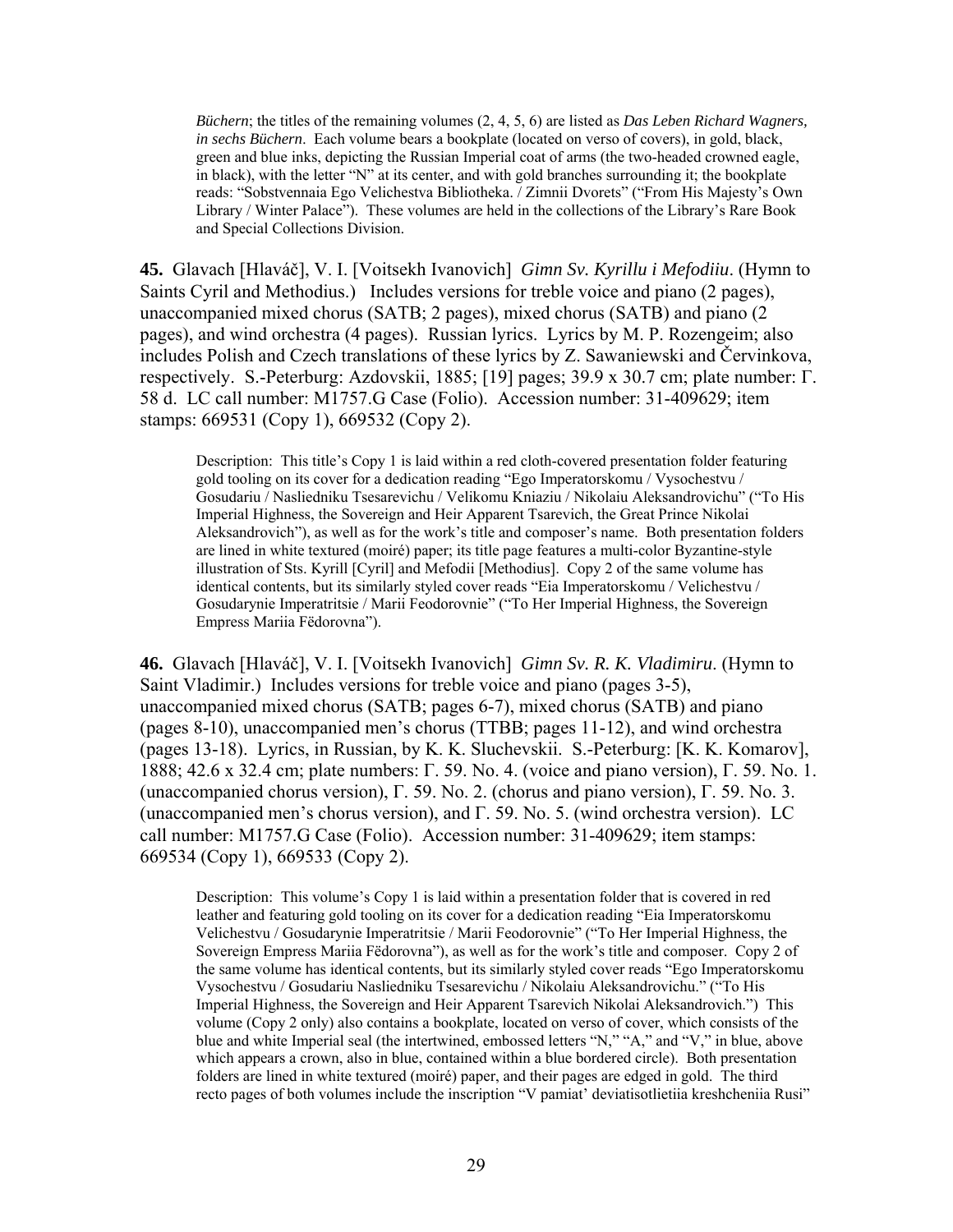*Büchern*; the titles of the remaining volumes (2, 4, 5, 6) are listed as *Das Leben Richard Wagners, in sechs Büchern*. Each volume bears a bookplate (located on verso of covers), in gold, black, green and blue inks, depicting the Russian Imperial coat of arms (the two-headed crowned eagle, in black), with the letter "N" at its center, and with gold branches surrounding it; the bookplate reads: "Sobstvennaia Ego Velichestva Bibliotheka. / Zimnii Dvorets" ("From His Majesty's Own Library / Winter Palace"). These volumes are held in the collections of the Library's Rare Book and Special Collections Division.

**45.** Glavach [Hlaváč], V. I. [Voitsekh Ivanovich] *Gimn Sv. Kyrillu i Mefodiiu*. (Hymn to Saints Cyril and Methodius.) Includes versions for treble voice and piano (2 pages), unaccompanied mixed chorus (SATB; 2 pages), mixed chorus (SATB) and piano (2 pages), and wind orchestra (4 pages). Russian lyrics. Lyrics by M. P. Rozengeim; also includes Polish and Czech translations of these lyrics by Z. Sawaniewski and Červinkova, respectively. S.-Peterburg: Azdovskii, 1885; [19] pages; 39.9 x 30.7 cm; plate number: Г. 58 d. LC call number: M1757.G Case (Folio). Accession number: 31-409629; item stamps: 669531 (Copy 1), 669532 (Copy 2).

Description: This title's Copy 1 is laid within a red cloth-covered presentation folder featuring gold tooling on its cover for a dedication reading "Ego Imperatorskomu / Vysochestvu / Gosudariu / Nasliedniku Tsesarevichu / Velikomu Kniaziu / Nikolaiu Aleksandrovichu" ("To His Imperial Highness, the Sovereign and Heir Apparent Tsarevich, the Great Prince Nikolai Aleksandrovich"), as well as for the work's title and composer's name. Both presentation folders are lined in white textured (moiré) paper; its title page features a multi-color Byzantine-style illustration of Sts. Kyrill [Cyril] and Mefodii [Methodius]. Copy 2 of the same volume has identical contents, but its similarly styled cover reads "Eia Imperatorskomu / Velichestvu / Gosudarynie Imperatritsie / Marii Feodorovnie" ("To Her Imperial Highness, the Sovereign Empress Mariia Fëdorovna").

**46.** Glavach [Hlaváč], V. I. [Voitsekh Ivanovich] *Gimn Sv. R. K. Vladimiru*. (Hymn to Saint Vladimir.) Includes versions for treble voice and piano (pages 3-5), unaccompanied mixed chorus (SATB; pages 6-7), mixed chorus (SATB) and piano (pages 8-10), unaccompanied men's chorus (TTBB; pages 11-12), and wind orchestra (pages 13-18). Lyrics, in Russian, by K. K. Sluchevskii. S.-Peterburg: [K. K. Komarov], 1888; 42.6 x 32.4 cm; plate numbers: Г. 59. No. 4. (voice and piano version), Г. 59. No. 1. (unaccompanied chorus version), Г. 59. No. 2. (chorus and piano version), Г. 59. No. 3. (unaccompanied men's chorus version), and Г. 59. No. 5. (wind orchestra version). LC call number: M1757.G Case (Folio). Accession number: 31-409629; item stamps: 669534 (Copy 1), 669533 (Copy 2).

Description: This volume's Copy 1 is laid within a presentation folder that is covered in red leather and featuring gold tooling on its cover for a dedication reading "Eia Imperatorskomu Velichestvu / Gosudarynie Imperatritsie / Marii Feodorovnie" ("To Her Imperial Highness, the Sovereign Empress Mariia Fëdorovna"), as well as for the work's title and composer. Copy 2 of the same volume has identical contents, but its similarly styled cover reads "Ego Imperatorskomu Vysochestvu / Gosudariu Nasliedniku Tsesarevichu / Nikolaiu Aleksandrovichu." ("To His Imperial Highness, the Sovereign and Heir Apparent Tsarevich Nikolai Aleksandrovich.") This volume (Copy 2 only) also contains a bookplate, located on verso of cover, which consists of the blue and white Imperial seal (the intertwined, embossed letters "N," "A," and "V," in blue, above which appears a crown, also in blue, contained within a blue bordered circle). Both presentation folders are lined in white textured (moiré) paper, and their pages are edged in gold. The third recto pages of both volumes include the inscription "V pamiat' deviatisotlietiia kreshcheniia Rusi"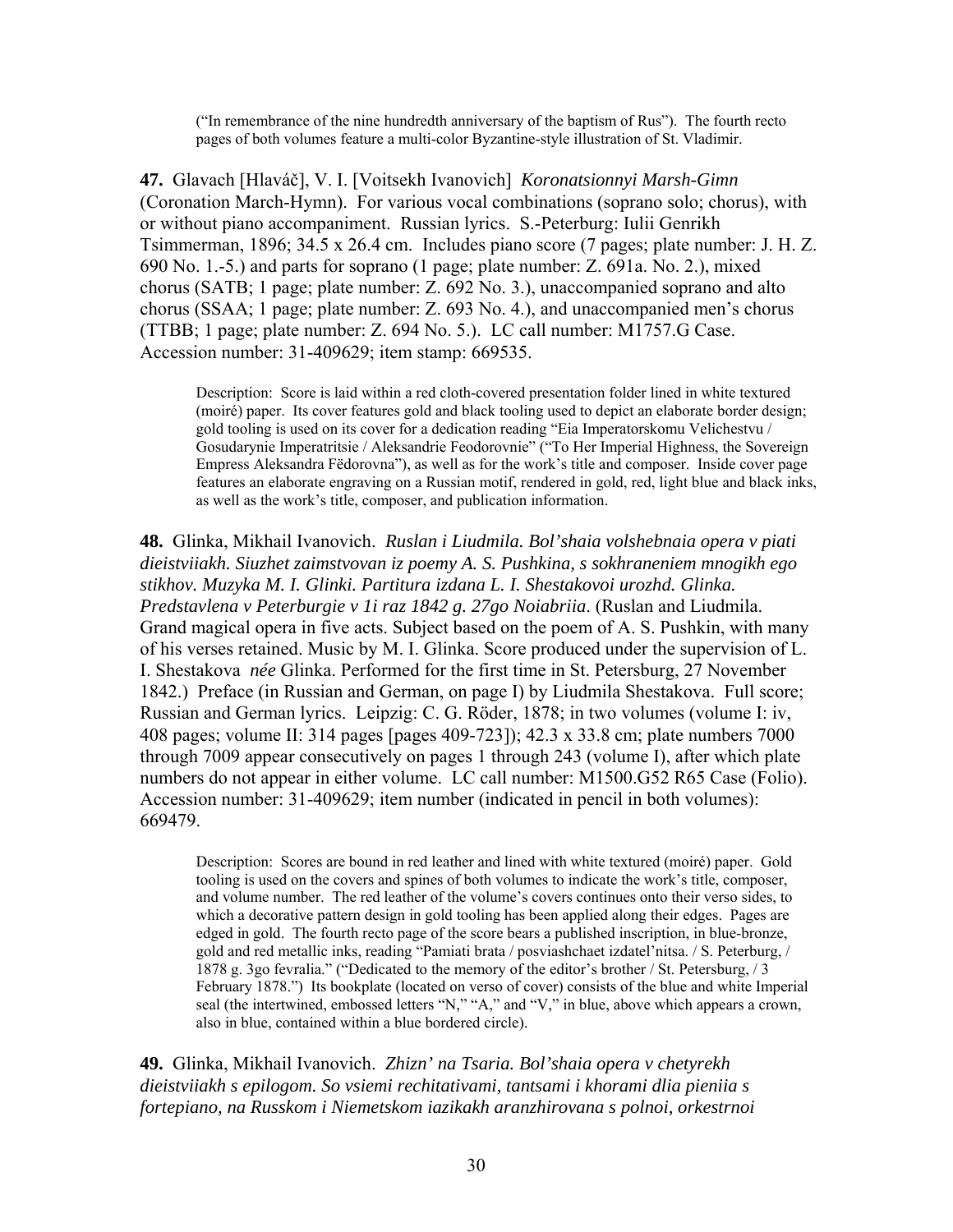("In remembrance of the nine hundredth anniversary of the baptism of Rus"). The fourth recto pages of both volumes feature a multi-color Byzantine-style illustration of St. Vladimir.

**47.** Glavach [Hlaváč], V. I. [Voitsekh Ivanovich] *Koronatsionnyi Marsh-Gimn* (Coronation March-Hymn). For various vocal combinations (soprano solo; chorus), with or without piano accompaniment. Russian lyrics. S.-Peterburg: Iulii Genrikh Tsimmerman, 1896; 34.5 x 26.4 cm. Includes piano score (7 pages; plate number: J. H. Z. 690 No. 1.-5.) and parts for soprano (1 page; plate number: Z. 691a. No. 2.), mixed chorus (SATB; 1 page; plate number: Z. 692 No. 3.), unaccompanied soprano and alto chorus (SSAA; 1 page; plate number: Z. 693 No. 4.), and unaccompanied men's chorus (TTBB; 1 page; plate number: Z. 694 No. 5.). LC call number: M1757.G Case. Accession number: 31-409629; item stamp: 669535.

> Description: Score is laid within a red cloth-covered presentation folder lined in white textured (moiré) paper. Its cover features gold and black tooling used to depict an elaborate border design; gold tooling is used on its cover for a dedication reading "Eia Imperatorskomu Velichestvu / Gosudarynie Imperatritsie / Aleksandrie Feodorovnie" ("To Her Imperial Highness, the Sovereign Empress Aleksandra Fëdorovna"), as well as for the work's title and composer. Inside cover page features an elaborate engraving on a Russian motif, rendered in gold, red, light blue and black inks, as well as the work's title, composer, and publication information.

**48.** Glinka, Mikhail Ivanovich. *Ruslan i Liudmila. Bol'shaia volshebnaia opera v piati dieistviiakh. Siuzhet zaimstvovan iz poemy A. S. Pushkina, s sokhraneniem mnogikh ego stikhov. Muzyka M. I. Glinki. Partitura izdana L. I. Shestakovoi urozhd. Glinka. Predstavlena v Peterburgie v 1i raz 1842 g. 27go Noiabriia.* (Ruslan and Liudmila. Grand magical opera in five acts. Subject based on the poem of A. S. Pushkin, with many of his verses retained. Music by M. I. Glinka. Score produced under the supervision of L. I. Shestakova *née* Glinka. Performed for the first time in St. Petersburg, 27 November 1842.) Preface (in Russian and German, on page I) by Liudmila Shestakova. Full score; Russian and German lyrics. Leipzig: C. G. Röder, 1878; in two volumes (volume I: iv, 408 pages; volume II: 314 pages [pages 409-723]); 42.3 x 33.8 cm; plate numbers 7000 through 7009 appear consecutively on pages 1 through 243 (volume I), after which plate numbers do not appear in either volume. LC call number: M1500.G52 R65 Case (Folio). Accession number: 31-409629; item number (indicated in pencil in both volumes): 669479.

> Description: Scores are bound in red leather and lined with white textured (moiré) paper. Gold tooling is used on the covers and spines of both volumes to indicate the work's title, composer, and volume number. The red leather of the volume's covers continues onto their verso sides, to which a decorative pattern design in gold tooling has been applied along their edges. Pages are edged in gold. The fourth recto page of the score bears a published inscription, in blue-bronze, gold and red metallic inks, reading "Pamiati brata / posviashchaet izdatel'nitsa. / S. Peterburg, / 1878 g. 3go fevralia." ("Dedicated to the memory of the editor's brother / St. Petersburg, / 3 February 1878.") Its bookplate (located on verso of cover) consists of the blue and white Imperial seal (the intertwined, embossed letters "N," "A," and "V," in blue, above which appears a crown, also in blue, contained within a blue bordered circle).

**49.** Glinka, Mikhail Ivanovich. *Zhizn' na Tsaria. Bol'shaia opera v chetyrekh dieistviiakh s epilogom. So vsiemi rechitativami, tantsami i khorami dlia pieniia s fortepiano, na Russkom i Niemetskom iazikakh aranzhirovana s polnoi, orkestrnoi*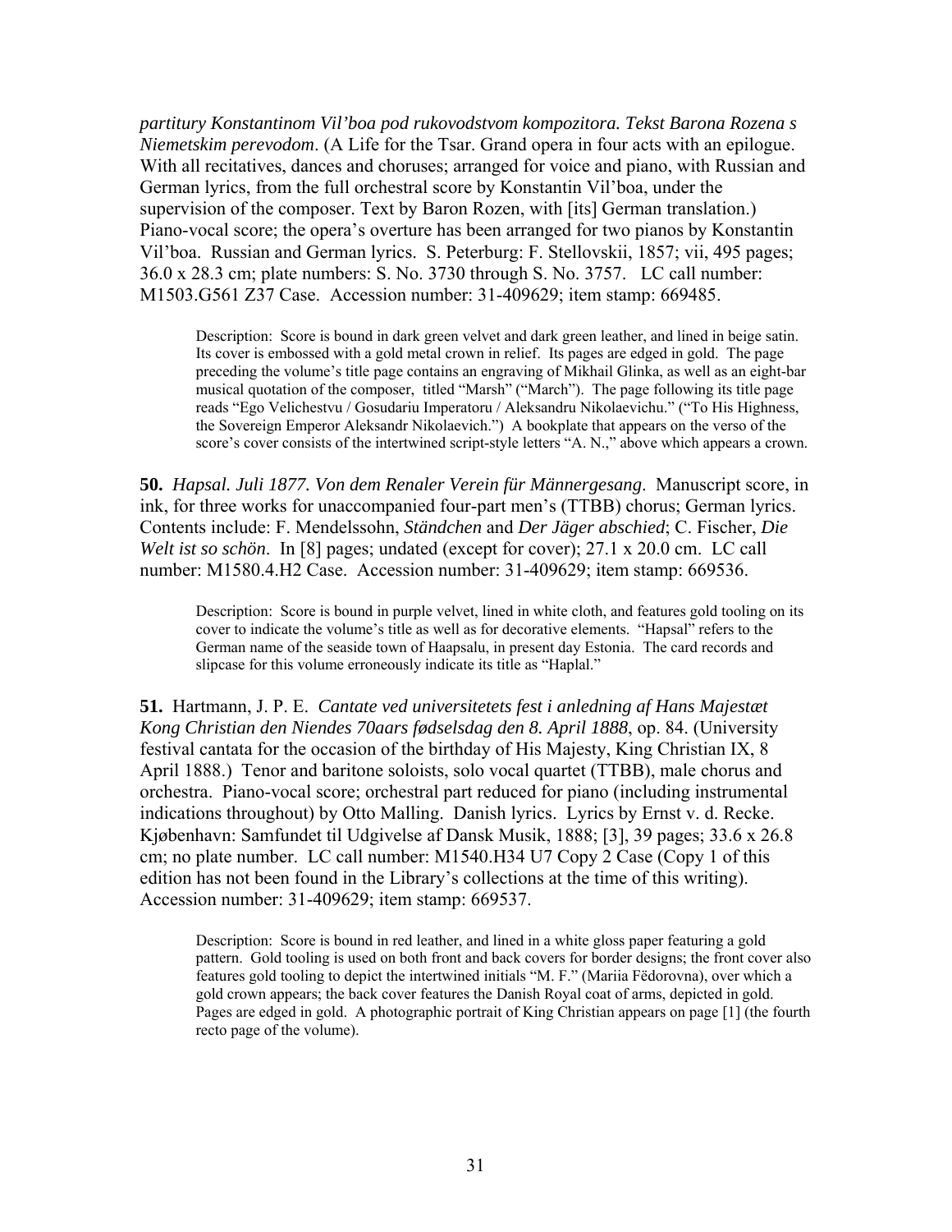*partitury Konstantinom Vil'boa pod rukovodstvom kompozitora. Tekst Barona Rozena s Niemetskim perevodom*. (A Life for the Tsar. Grand opera in four acts with an epilogue. With all recitatives, dances and choruses; arranged for voice and piano, with Russian and German lyrics, from the full orchestral score by Konstantin Vil'boa, under the supervision of the composer. Text by Baron Rozen, with [its] German translation.) Piano-vocal score; the opera's overture has been arranged for two pianos by Konstantin Vil'boa. Russian and German lyrics. S. Peterburg: F. Stellovskii, 1857; vii, 495 pages; 36.0 x 28.3 cm; plate numbers: S. No. 3730 through S. No. 3757. LC call number: M1503.G561 Z37 Case. Accession number: 31-409629; item stamp: 669485.

> Description: Score is bound in dark green velvet and dark green leather, and lined in beige satin. Its cover is embossed with a gold metal crown in relief. Its pages are edged in gold. The page preceding the volume's title page contains an engraving of Mikhail Glinka, as well as an eight-bar musical quotation of the composer, titled "Marsh" ("March"). The page following its title page reads "Ego Velichestvu / Gosudariu Imperatoru / Aleksandru Nikolaevichu." ("To His Highness, the Sovereign Emperor Aleksandr Nikolaevich.") A bookplate that appears on the verso of the score's cover consists of the intertwined script-style letters "A. N.," above which appears a crown.

**50.** *Hapsal. Juli 1877. Von dem Renaler Verein für Männergesang*. Manuscript score, in ink, for three works for unaccompanied four-part men's (TTBB) chorus; German lyrics. Contents include: F. Mendelssohn, *Ständchen* and *Der Jäger abschied*; C. Fischer, *Die Welt ist so schön*. In [8] pages; undated (except for cover); 27.1 x 20.0 cm. LC call number: M1580.4.H2 Case. Accession number: 31-409629; item stamp: 669536.

> Description: Score is bound in purple velvet, lined in white cloth, and features gold tooling on its cover to indicate the volume's title as well as for decorative elements. "Hapsal" refers to the German name of the seaside town of Haapsalu, in present day Estonia. The card records and slipcase for this volume erroneously indicate its title as "Haplal."

**51.** Hartmann, J. P. E. *Cantate ved universitetets fest i anledning af Hans Majestæt Kong Christian den Niendes 70aars fødselsdag den 8. April 1888*, op. 84. (University festival cantata for the occasion of the birthday of His Majesty, King Christian IX, 8 April 1888.) Tenor and baritone soloists, solo vocal quartet (TTBB), male chorus and orchestra. Piano-vocal score; orchestral part reduced for piano (including instrumental indications throughout) by Otto Malling. Danish lyrics. Lyrics by Ernst v. d. Recke. Kjøbenhavn: Samfundet til Udgivelse af Dansk Musik, 1888; [3], 39 pages; 33.6 x 26.8 cm; no plate number. LC call number: M1540.H34 U7 Copy 2 Case (Copy 1 of this edition has not been found in the Library's collections at the time of this writing). Accession number: 31-409629; item stamp: 669537.

> Description: Score is bound in red leather, and lined in a white gloss paper featuring a gold pattern. Gold tooling is used on both front and back covers for border designs; the front cover also features gold tooling to depict the intertwined initials "M. F." (Mariia Fëdorovna), over which a gold crown appears; the back cover features the Danish Royal coat of arms, depicted in gold. Pages are edged in gold. A photographic portrait of King Christian appears on page [1] (the fourth recto page of the volume).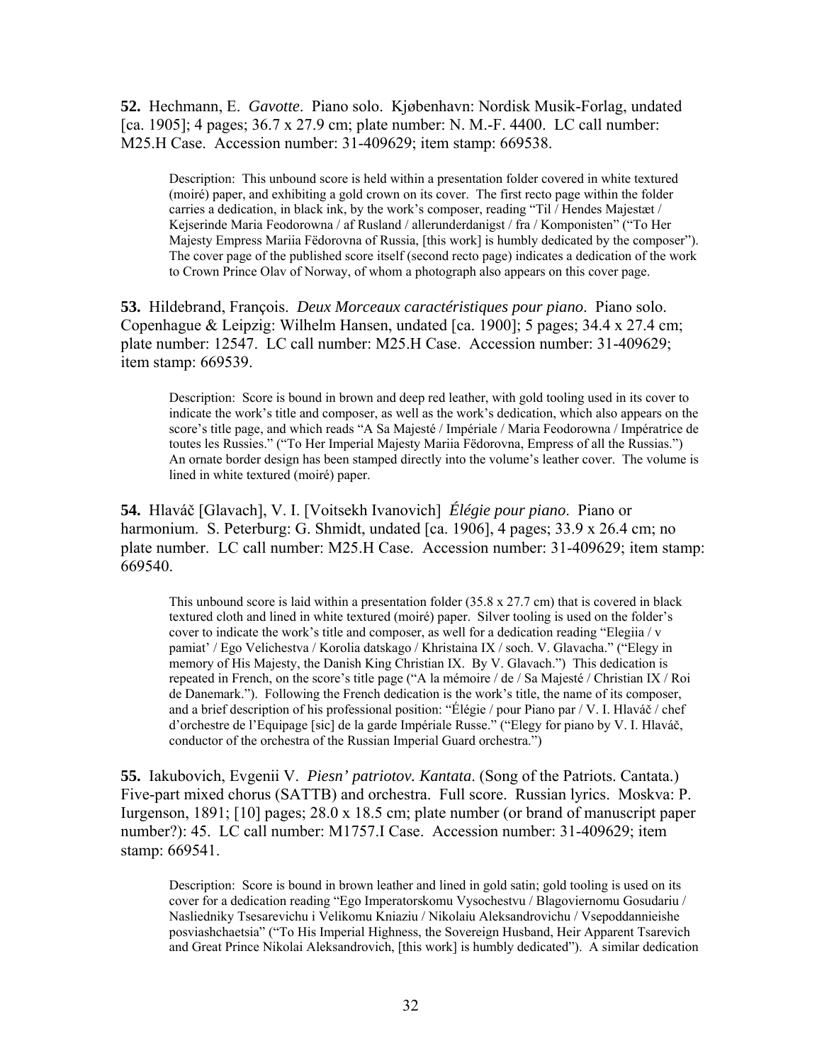**52.** Hechmann, E. *Gavotte*. Piano solo. Kjøbenhavn: Nordisk Musik-Forlag, undated [ca. 1905]; 4 pages; 36.7 x 27.9 cm; plate number: N. M.-F. 4400. LC call number: M25.H Case. Accession number: 31-409629; item stamp: 669538.

> Description: This unbound score is held within a presentation folder covered in white textured (moiré) paper, and exhibiting a gold crown on its cover. The first recto page within the folder carries a dedication, in black ink, by the work's composer, reading "Til / Hendes Majestæt / Kejserinde Maria Feodorowna / af Rusland / allerunderdanigst / fra / Komponisten" ("To Her Majesty Empress Mariia Fëdorovna of Russia, [this work] is humbly dedicated by the composer"). The cover page of the published score itself (second recto page) indicates a dedication of the work to Crown Prince Olav of Norway, of whom a photograph also appears on this cover page.

**53.** Hildebrand, François. *Deux Morceaux caractéristiques pour piano*. Piano solo. Copenhague & Leipzig: Wilhelm Hansen, undated [ca. 1900]; 5 pages; 34.4 x 27.4 cm; plate number: 12547. LC call number: M25.H Case. Accession number: 31-409629; item stamp: 669539.

> Description: Score is bound in brown and deep red leather, with gold tooling used in its cover to indicate the work's title and composer, as well as the work's dedication, which also appears on the score's title page, and which reads "A Sa Majesté / Impériale / Maria Feodorowna / Impératrice de toutes les Russies." ("To Her Imperial Majesty Mariia Fëdorovna, Empress of all the Russias.") An ornate border design has been stamped directly into the volume's leather cover. The volume is lined in white textured (moiré) paper.

**54.** Hlaváč [Glavach], V. I. [Voitsekh Ivanovich] *Élégie pour piano*. Piano or harmonium. S. Peterburg: G. Shmidt, undated [ca. 1906], 4 pages; 33.9 x 26.4 cm; no plate number. LC call number: M25.H Case. Accession number: 31-409629; item stamp: 669540.

> This unbound score is laid within a presentation folder (35.8 x 27.7 cm) that is covered in black textured cloth and lined in white textured (moiré) paper. Silver tooling is used on the folder's cover to indicate the work's title and composer, as well for a dedication reading "Elegiia / v pamiat' / Ego Velichestva / Korolia datskago / Khristaina IX / soch. V. Glavacha." ("Elegy in memory of His Majesty, the Danish King Christian IX. By V. Glavach.") This dedication is repeated in French, on the score's title page ("A la mémoire / de / Sa Majesté / Christian IX / Roi de Danemark."). Following the French dedication is the work's title, the name of its composer, and a brief description of his professional position: "Élégie / pour Piano par / V. I. Hlaváč / chef d'orchestre de l'Equipage [sic] de la garde Impériale Russe." ("Elegy for piano by V. I. Hlaváč, conductor of the orchestra of the Russian Imperial Guard orchestra.")

**55.** Iakubovich, Evgenii V. *Piesn' patriotov. Kantata*. (Song of the Patriots. Cantata.) Five-part mixed chorus (SATTB) and orchestra. Full score. Russian lyrics. Moskva: P. Iurgenson, 1891; [10] pages; 28.0 x 18.5 cm; plate number (or brand of manuscript paper number?): 45. LC call number: M1757.I Case. Accession number: 31-409629; item stamp: 669541.

> Description: Score is bound in brown leather and lined in gold satin; gold tooling is used on its cover for a dedication reading "Ego Imperatorskomu Vysochestvu / Blagoviernomu Gosudariu / Nasliedniky Tsesarevichu i Velikomu Kniaziu / Nikolaiu Aleksandrovichu / Vsepoddannieishe posviashchaetsia" ("To His Imperial Highness, the Sovereign Husband, Heir Apparent Tsarevich and Great Prince Nikolai Aleksandrovich, [this work] is humbly dedicated"). A similar dedication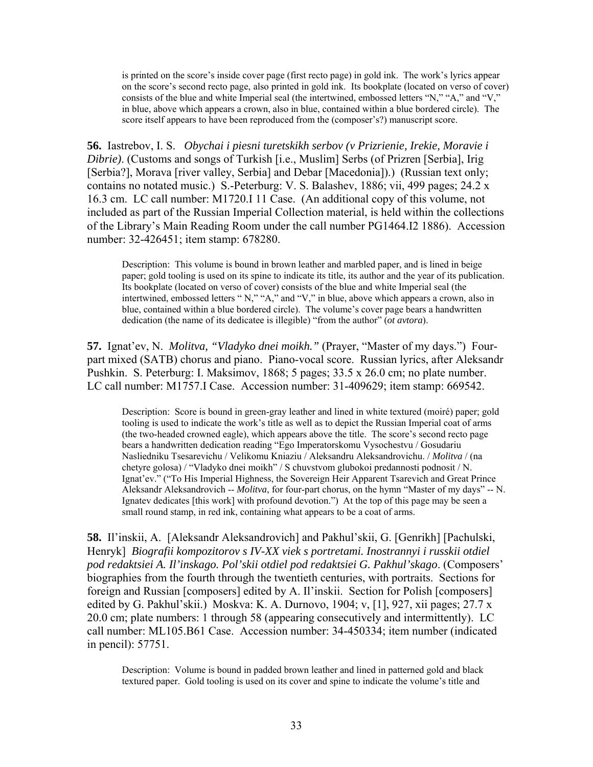is printed on the score's inside cover page (first recto page) in gold ink. The work's lyrics appear on the score's second recto page, also printed in gold ink. Its bookplate (located on verso of cover) consists of the blue and white Imperial seal (the intertwined, embossed letters "N," "A," and "V," in blue, above which appears a crown, also in blue, contained within a blue bordered circle). The score itself appears to have been reproduced from the (composer's?) manuscript score.

**56.** Iastrebov, I. S. *Obychai i piesni turetskikh serbov (v Prizrienie, Irekie, Moravie i Dibrie)*. (Customs and songs of Turkish [i.e., Muslim] Serbs (of Prizren [Serbia], Irig [Serbia?], Morava [river valley, Serbia] and Debar [Macedonia]).) (Russian text only; contains no notated music.) S.-Peterburg: V. S. Balashev, 1886; vii, 499 pages; 24.2 x 16.3 cm. LC call number: M1720.I 11 Case. (An additional copy of this volume, not included as part of the Russian Imperial Collection material, is held within the collections of the Library's Main Reading Room under the call number PG1464.I2 1886). Accession number: 32-426451; item stamp: 678280.

Description: This volume is bound in brown leather and marbled paper, and is lined in beige paper; gold tooling is used on its spine to indicate its title, its author and the year of its publication. Its bookplate (located on verso of cover) consists of the blue and white Imperial seal (the intertwined, embossed letters " N," "A," and "V," in blue, above which appears a crown, also in blue, contained within a blue bordered circle). The volume's cover page bears a handwritten dedication (the name of its dedicatee is illegible) "from the author" (*ot avtora*).

**57.** Ignat'ev, N. *Molitva, "Vladyko dnei moikh."* (Prayer, "Master of my days.") Four-part mixed (SATB) chorus and piano. Piano-vocal score. Russian lyrics, after Aleksandr Pushkin. S. Peterburg: I. Maksimov, 1868; 5 pages; 33.5 x 26.0 cm; no plate number. LC call number: M1757.I Case. Accession number: 31-409629; item stamp: 669542.

Description: Score is bound in green-gray leather and lined in white textured (moiré) paper; gold tooling is used to indicate the work's title as well as to depict the Russian Imperial coat of arms (the two-headed crowned eagle), which appears above the title. The score's second recto page bears a handwritten dedication reading "Ego Imperatorskomu Vysochestvu / Gosudariu Nasliedniku Tsesarevichu / Velikomu Kniaziu / Aleksandru Aleksandrovichu. / *Molitva* / (na chetyre golosa) / "Vladyko dnei moikh" / S chuvstvom glubokoi predannosti podnosit / N. Ignat'ev." ("To His Imperial Highness, the Sovereign Heir Apparent Tsarevich and Great Prince Aleksandr Aleksandrovich -- *Molitva*, for four-part chorus, on the hymn "Master of my days" -- N. Ignatev dedicates [this work] with profound devotion.") At the top of this page may be seen a small round stamp, in red ink, containing what appears to be a coat of arms.

**58.** Il'inskii, A. [Aleksandr Aleksandrovich] and Pakhul'skii, G. [Genrikh] [Pachulski, Henryk] *Biografii kompozitorov s IV-XX viek s portretami. Inostrannyi i russkii otdiel pod redaktsiei A. Il'inskago. Pol'skii otdiel pod redaktsiei G. Pakhul'skago*. (Composers' biographies from the fourth through the twentieth centuries, with portraits. Sections for foreign and Russian [composers] edited by A. Il'inskii. Section for Polish [composers] edited by G. Pakhul'skii.) Moskva: K. A. Durnovo, 1904; v, [1], 927, xii pages; 27.7 x 20.0 cm; plate numbers: 1 through 58 (appearing consecutively and intermittently). LC call number: ML105.B61 Case. Accession number: 34-450334; item number (indicated in pencil): 57751.

Description: Volume is bound in padded brown leather and lined in patterned gold and black textured paper. Gold tooling is used on its cover and spine to indicate the volume's title and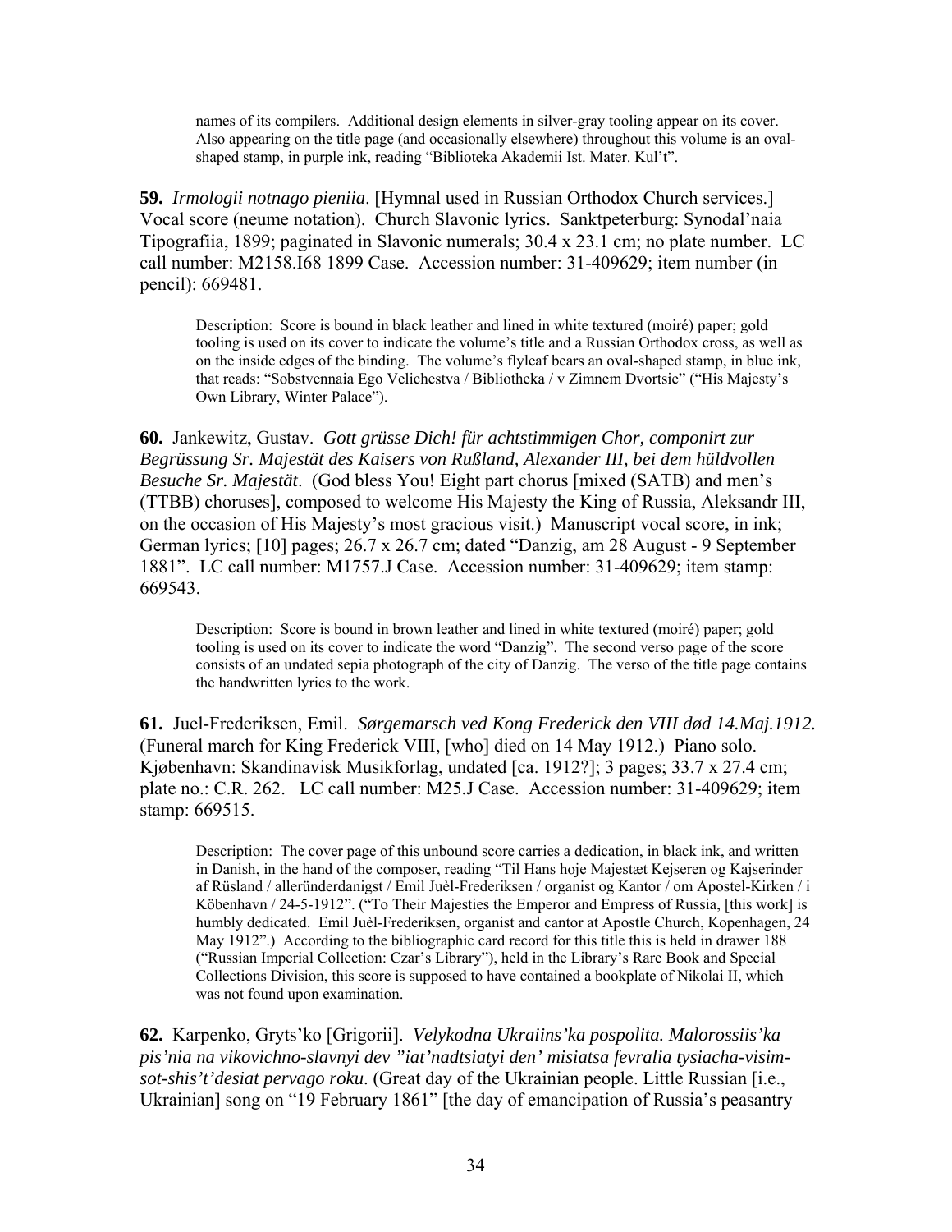names of its compilers. Additional design elements in silver-gray tooling appear on its cover. Also appearing on the title page (and occasionally elsewhere) throughout this volume is an oval-shaped stamp, in purple ink, reading "Biblioteka Akademii Ist. Mater. Kul't".

**59.** *Irmologii notnago pieniia*. [Hymnal used in Russian Orthodox Church services.] Vocal score (neume notation). Church Slavonic lyrics. Sanktpeterburg: Synodal'naia Tipografiia, 1899; paginated in Slavonic numerals; 30.4 x 23.1 cm; no plate number. LC call number: M2158.I68 1899 Case. Accession number: 31-409629; item number (in pencil): 669481.

> Description: Score is bound in black leather and lined in white textured (moiré) paper; gold tooling is used on its cover to indicate the volume's title and a Russian Orthodox cross, as well as on the inside edges of the binding. The volume's flyleaf bears an oval-shaped stamp, in blue ink, that reads: "Sobstvennaia Ego Velichestva / Bibliotheka / v Zimnem Dvortsie" ("His Majesty's Own Library, Winter Palace").

**60.** Jankewitz, Gustav. *Gott grüsse Dich! für achtstimmigen Chor, componirt zur Begrüssung Sr. Majestät des Kaisers von Rußland, Alexander III, bei dem hüldvollen Besuche Sr. Majestät*. (God bless You! Eight part chorus [mixed (SATB) and men's (TTBB) choruses], composed to welcome His Majesty the King of Russia, Aleksandr III, on the occasion of His Majesty's most gracious visit.) Manuscript vocal score, in ink; German lyrics; [10] pages; 26.7 x 26.7 cm; dated "Danzig, am 28 August - 9 September 1881". LC call number: M1757.J Case. Accession number: 31-409629; item stamp: 669543.

> Description: Score is bound in brown leather and lined in white textured (moiré) paper; gold tooling is used on its cover to indicate the word "Danzig". The second verso page of the score consists of an undated sepia photograph of the city of Danzig. The verso of the title page contains the handwritten lyrics to the work.

**61.** Juel-Frederiksen, Emil. *Sørgemarsch ved Kong Frederick den VIII død 14.Maj.1912.* (Funeral march for King Frederick VIII, [who] died on 14 May 1912.) Piano solo. Kjøbenhavn: Skandinavisk Musikforlag, undated [ca. 1912?]; 3 pages; 33.7 x 27.4 cm; plate no.: C.R. 262. LC call number: M25.J Case. Accession number: 31-409629; item stamp: 669515.

> Description: The cover page of this unbound score carries a dedication, in black ink, and written in Danish, in the hand of the composer, reading "Til Hans hoje Majestæt Kejseren og Kajserinder af Rüsland / alleründerdanigst / Emil Juèl-Frederiksen / organist og Kantor / om Apostel-Kirken / i Köbenhavn / 24-5-1912". ("To Their Majesties the Emperor and Empress of Russia, [this work] is humbly dedicated. Emil Juèl-Frederiksen, organist and cantor at Apostle Church, Kopenhagen, 24 May 1912".) According to the bibliographic card record for this title this is held in drawer 188 ("Russian Imperial Collection: Czar's Library"), held in the Library's Rare Book and Special Collections Division, this score is supposed to have contained a bookplate of Nikolai II, which was not found upon examination.

**62.** Karpenko, Gryts'ko [Grigorii]. *Velykodna Ukraiins'ka pospolita. Malorossiis'ka pis'nia na vikovichno-slavnyi dev "iat'nadtsiatyi den' misiatsa fevralia tysiacha-visim-sot-shis't'desiat pervago roku*. (Great day of the Ukrainian people. Little Russian [i.e., Ukrainian] song on "19 February 1861" [the day of emancipation of Russia's peasantry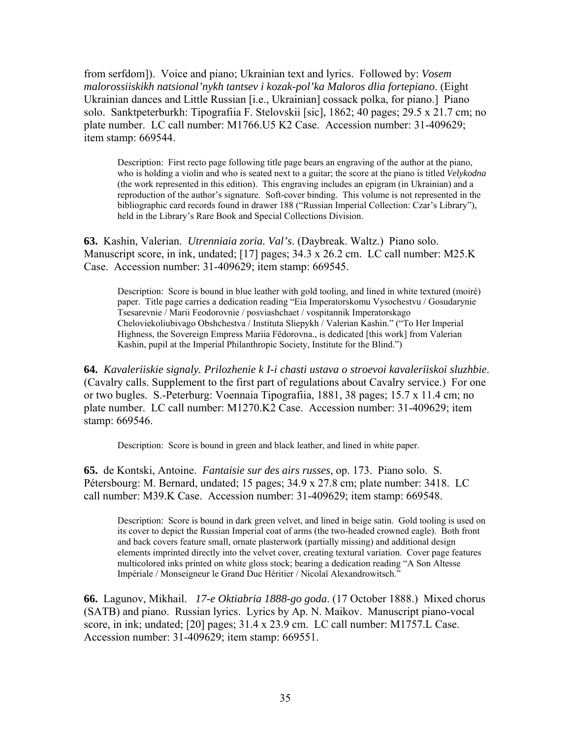from serfdom]). Voice and piano; Ukrainian text and lyrics. Followed by: *Vosem malorossiiskikh natsional'nykh tantsev i kozak-pol'ka Maloros dlia fortepiano*. (Eight Ukrainian dances and Little Russian [i.e., Ukrainian] cossack polka, for piano.] Piano solo. Sanktpeterburkh: Tipografiia F. Stelovskii [sic], 1862; 40 pages; 29.5 x 21.7 cm; no plate number. LC call number: M1766.U5 K2 Case. Accession number: 31-409629; item stamp: 669544.

> Description: First recto page following title page bears an engraving of the author at the piano, who is holding a violin and who is seated next to a guitar; the score at the piano is titled *Velykodna* (the work represented in this edition). This engraving includes an epigram (in Ukrainian) and a reproduction of the author's signature. Soft-cover binding. This volume is not represented in the bibliographic card records found in drawer 188 ("Russian Imperial Collection: Czar's Library"), held in the Library's Rare Book and Special Collections Division.

**63.** Kashin, Valerian. *Utrenniaia zoria. Val's*. (Daybreak. Waltz.) Piano solo. Manuscript score, in ink, undated; [17] pages; 34.3 x 26.2 cm. LC call number: M25.K Case. Accession number: 31-409629; item stamp: 669545.

> Description: Score is bound in blue leather with gold tooling, and lined in white textured (moiré) paper. Title page carries a dedication reading "Eia Imperatorskomu Vysochestvu / Gosudarynie Tsesarevnie / Marii Feodorovnie / posviashchaet / vospitannik Imperatorskago Cheloviekoliubivago Obshchestva / Instituta Sliepykh / Valerian Kashin." ("To Her Imperial Highness, the Sovereign Empress Mariia Fëdorovna., is dedicated [this work] from Valerian Kashin, pupil at the Imperial Philanthropic Society, Institute for the Blind.")

**64.** *Kavaleriiskie signaly. Prilozhenie k I-i chasti ustava o stroevoi kavaleriiskoi sluzhbie*. (Cavalry calls. Supplement to the first part of regulations about Cavalry service.) For one or two bugles. S.-Peterburg: Voennaia Tipografiia, 1881, 38 pages; 15.7 x 11.4 cm; no plate number. LC call number: M1270.K2 Case. Accession number: 31-409629; item stamp: 669546.

> Description: Score is bound in green and black leather, and lined in white paper.

**65.** de Kontski, Antoine. *Fantaisie sur des airs russes*, op. 173. Piano solo. S. Pétersbourg: M. Bernard, undated; 15 pages; 34.9 x 27.8 cm; plate number: 3418. LC call number: M39.K Case. Accession number: 31-409629; item stamp: 669548.

> Description: Score is bound in dark green velvet, and lined in beige satin. Gold tooling is used on its cover to depict the Russian Imperial coat of arms (the two-headed crowned eagle). Both front and back covers feature small, ornate plasterwork (partially missing) and additional design elements imprinted directly into the velvet cover, creating textural variation. Cover page features multicolored inks printed on white gloss stock; bearing a dedication reading "A Son Altesse Impériale / Monseigneur le Grand Duc Héritier / Nicolaï Alexandrowitsch."

**66.** Lagunov, Mikhail. *17-e Oktiabria 1888-go goda*. (17 October 1888.) Mixed chorus (SATB) and piano. Russian lyrics. Lyrics by Ap. N. Maikov. Manuscript piano-vocal score, in ink; undated; [20] pages; 31.4 x 23.9 cm. LC call number: M1757.L Case. Accession number: 31-409629; item stamp: 669551.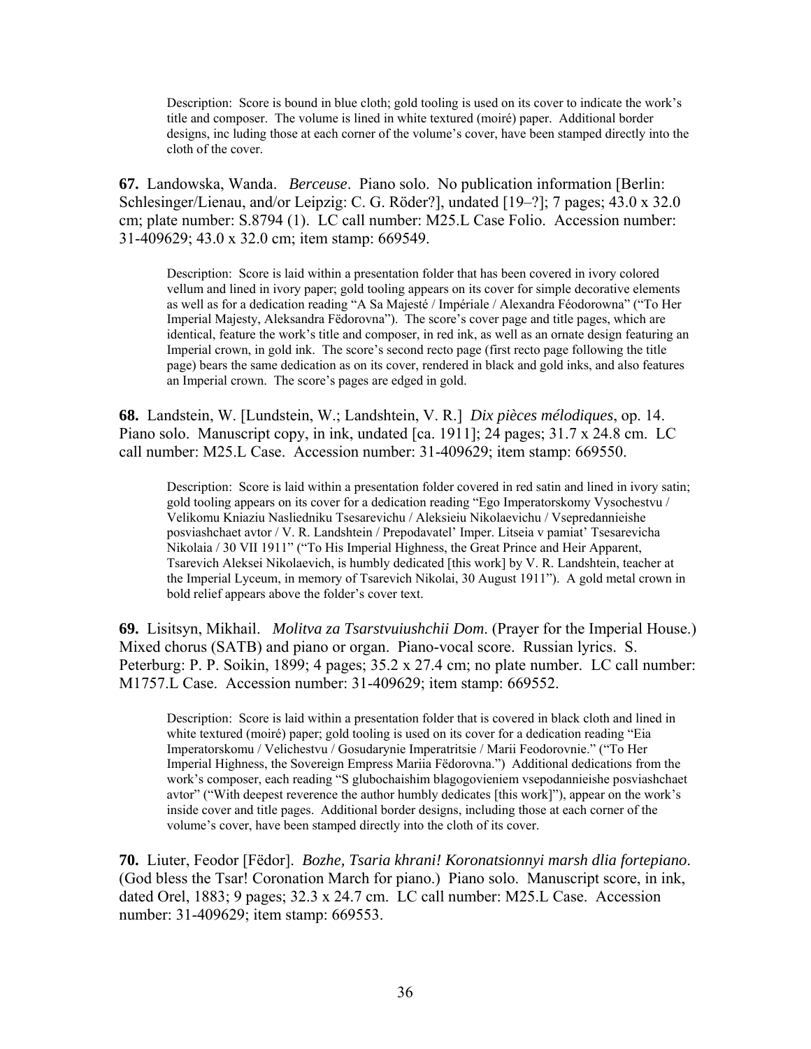Description: Score is bound in blue cloth; gold tooling is used on its cover to indicate the work's title and composer. The volume is lined in white textured (moiré) paper. Additional border designs, inc luding those at each corner of the volume's cover, have been stamped directly into the cloth of the cover.

**67.** Landowska, Wanda. *Berceuse*. Piano solo. No publication information [Berlin: Schlesinger/Lienau, and/or Leipzig: C. G. Röder?], undated [19–?]; 7 pages; 43.0 x 32.0 cm; plate number: S.8794 (1). LC call number: M25.L Case Folio. Accession number: 31-409629; 43.0 x 32.0 cm; item stamp: 669549.

Description: Score is laid within a presentation folder that has been covered in ivory colored vellum and lined in ivory paper; gold tooling appears on its cover for simple decorative elements as well as for a dedication reading "A Sa Majesté / Impériale / Alexandra Féodorowna" ("To Her Imperial Majesty, Aleksandra Fëdorovna"). The score's cover page and title pages, which are identical, feature the work's title and composer, in red ink, as well as an ornate design featuring an Imperial crown, in gold ink. The score's second recto page (first recto page following the title page) bears the same dedication as on its cover, rendered in black and gold inks, and also features an Imperial crown. The score's pages are edged in gold.

**68.** Landstein, W. [Lundstein, W.; Landshtein, V. R.] *Dix pièces mélodiques*, op. 14. Piano solo. Manuscript copy, in ink, undated [ca. 1911]; 24 pages; 31.7 x 24.8 cm. LC call number: M25.L Case. Accession number: 31-409629; item stamp: 669550.

Description: Score is laid within a presentation folder covered in red satin and lined in ivory satin; gold tooling appears on its cover for a dedication reading "Ego Imperatorskomy Vysochestvu / Velikomu Kniaziu Nasliedniku Tsesarevichu / Aleksieiu Nikolaevichu / Vsepredannieishe posviashchaet avtor / V. R. Landshtein / Prepodavatel' Imper. Litseia v pamiat' Tsesarevicha Nikolaia / 30 VII 1911" ("To His Imperial Highness, the Great Prince and Heir Apparent, Tsarevich Aleksei Nikolaevich, is humbly dedicated [this work] by V. R. Landshtein, teacher at the Imperial Lyceum, in memory of Tsarevich Nikolai, 30 August 1911"). A gold metal crown in bold relief appears above the folder's cover text.

**69.** Lisitsyn, Mikhail. *Molitva za Tsarstvuiushchii Dom*. (Prayer for the Imperial House.) Mixed chorus (SATB) and piano or organ. Piano-vocal score. Russian lyrics. S. Peterburg: P. P. Soikin, 1899; 4 pages; 35.2 x 27.4 cm; no plate number. LC call number: M1757.L Case. Accession number: 31-409629; item stamp: 669552.

Description: Score is laid within a presentation folder that is covered in black cloth and lined in white textured (moiré) paper; gold tooling is used on its cover for a dedication reading "Eia Imperatorskomu / Velichestvu / Gosudarynie Imperatritsie / Marii Feodorovnie." ("To Her Imperial Highness, the Sovereign Empress Mariia Fëdorovna.") Additional dedications from the work's composer, each reading "S glubochaishim blagogovieniem vsepodannieishe posviashchaet avtor" ("With deepest reverence the author humbly dedicates [this work]"), appear on the work's inside cover and title pages. Additional border designs, including those at each corner of the volume's cover, have been stamped directly into the cloth of its cover.

**70.** Liuter, Feodor [Fëdor]. *Bozhe, Tsaria khrani! Koronatsionnyi marsh dlia fortepiano*. (God bless the Tsar! Coronation March for piano.) Piano solo. Manuscript score, in ink, dated Orel, 1883; 9 pages; 32.3 x 24.7 cm. LC call number: M25.L Case. Accession number: 31-409629; item stamp: 669553.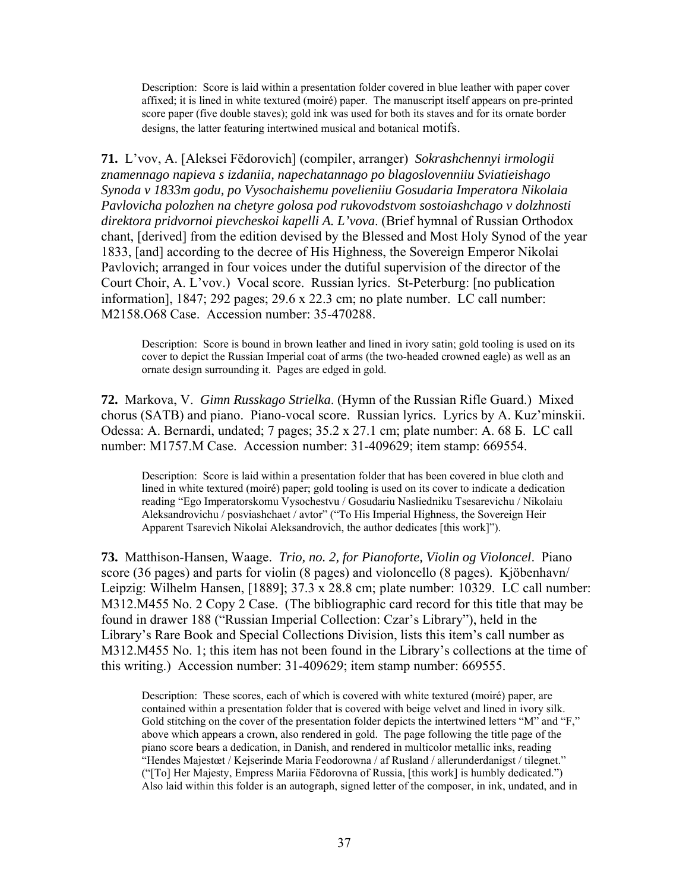Description: Score is laid within a presentation folder covered in blue leather with paper cover affixed; it is lined in white textured (moiré) paper. The manuscript itself appears on pre-printed score paper (five double staves); gold ink was used for both its staves and for its ornate border designs, the latter featuring intertwined musical and botanical motifs.

**71.** L'vov, A. [Aleksei Fëdorovich] (compiler, arranger) *Sokrashchennyi irmologii znamennago napieva s izdaniia, napechatannago po blagoslovenniiu Sviatieishago Synoda v 1833m godu, po Vysochaishemu povelieniiu Gosudaria Imperatora Nikolaia Pavlovicha polozhen na chetyre golosa pod rukovodstvom sostoiashchago v dolzhnosti direktora pridvornoi pievcheskoi kapelli A. L'vova*. (Brief hymnal of Russian Orthodox chant, [derived] from the edition devised by the Blessed and Most Holy Synod of the year 1833, [and] according to the decree of His Highness, the Sovereign Emperor Nikolai Pavlovich; arranged in four voices under the dutiful supervision of the director of the Court Choir, A. L'vov.) Vocal score. Russian lyrics. St-Peterburg: [no publication information], 1847; 292 pages; 29.6 x 22.3 cm; no plate number. LC call number: M2158.O68 Case. Accession number: 35-470288.

Description: Score is bound in brown leather and lined in ivory satin; gold tooling is used on its cover to depict the Russian Imperial coat of arms (the two-headed crowned eagle) as well as an ornate design surrounding it. Pages are edged in gold.

**72.** Markova, V. *Gimn Russkago Strielka*. (Hymn of the Russian Rifle Guard.) Mixed chorus (SATB) and piano. Piano-vocal score. Russian lyrics. Lyrics by A. Kuz'minskii. Odessa: A. Bernardi, undated; 7 pages; 35.2 x 27.1 cm; plate number: A. 68 Б. LC call number: M1757.M Case. Accession number: 31-409629; item stamp: 669554.

Description: Score is laid within a presentation folder that has been covered in blue cloth and lined in white textured (moiré) paper; gold tooling is used on its cover to indicate a dedication reading "Ego Imperatorskomu Vysochestvu / Gosudariu Nasliedniku Tsesarevichu / Nikolaiu Aleksandrovichu / posviashchaet / avtor" ("To His Imperial Highness, the Sovereign Heir Apparent Tsarevich Nikolai Aleksandrovich, the author dedicates [this work]").

**73.** Matthison-Hansen, Waage. *Trio, no. 2, for Pianoforte, Violin og Violoncel*. Piano score (36 pages) and parts for violin (8 pages) and violoncello (8 pages). Kjöbenhavn/ Leipzig: Wilhelm Hansen, [1889]; 37.3 x 28.8 cm; plate number: 10329. LC call number: M312.M455 No. 2 Copy 2 Case. (The bibliographic card record for this title that may be found in drawer 188 ("Russian Imperial Collection: Czar's Library"), held in the Library's Rare Book and Special Collections Division, lists this item's call number as M312.M455 No. 1; this item has not been found in the Library's collections at the time of this writing.) Accession number: 31-409629; item stamp number: 669555.

Description: These scores, each of which is covered with white textured (moiré) paper, are contained within a presentation folder that is covered with beige velvet and lined in ivory silk. Gold stitching on the cover of the presentation folder depicts the intertwined letters "M" and "F," above which appears a crown, also rendered in gold. The page following the title page of the piano score bears a dedication, in Danish, and rendered in multicolor metallic inks, reading "Hendes Majestæt / Kejserinde Maria Feodorowna / af Rusland / allerunderdanigst / tilegnet." ("[To] Her Majesty, Empress Mariia Fëdorovna of Russia, [this work] is humbly dedicated.") Also laid within this folder is an autograph, signed letter of the composer, in ink, undated, and in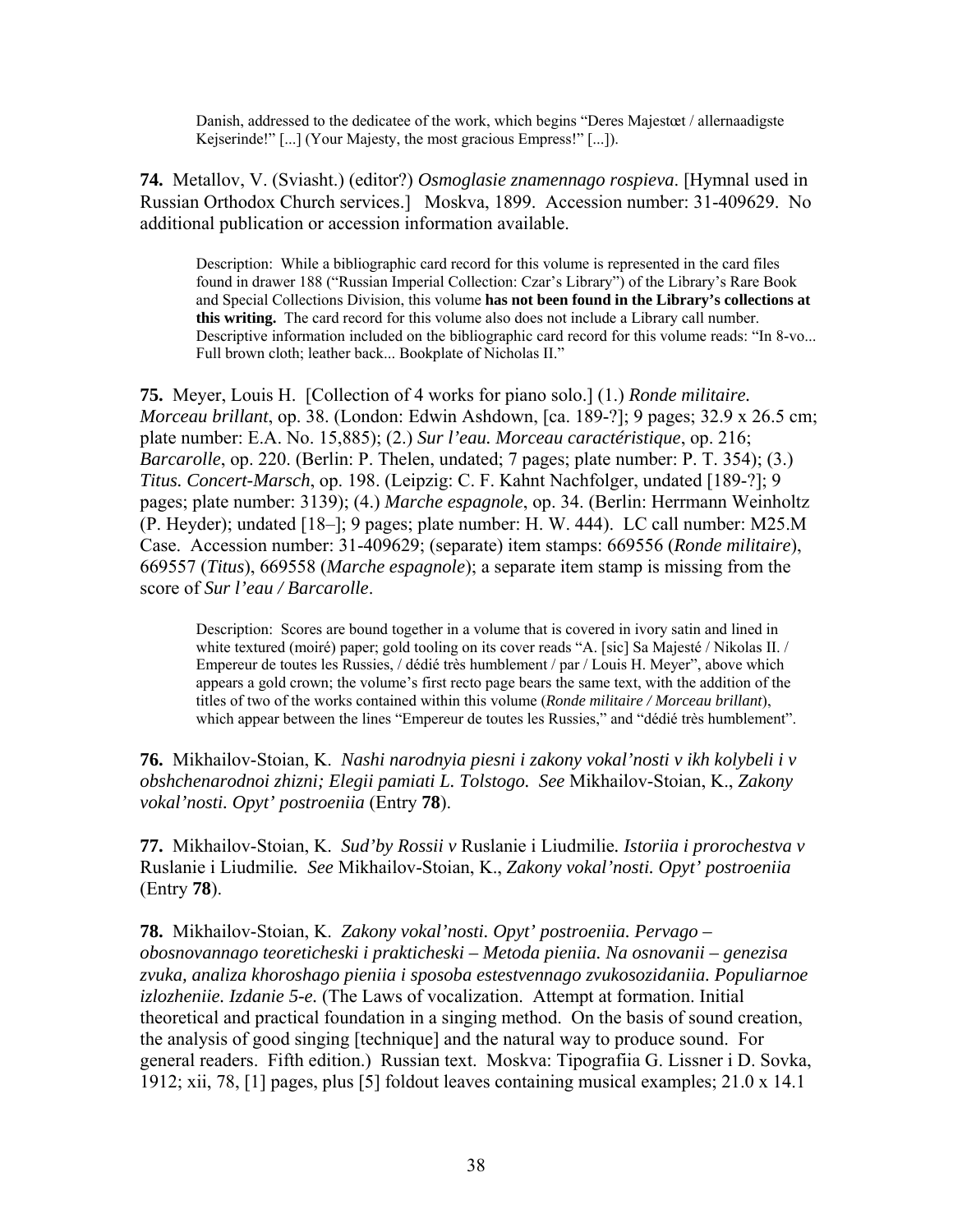Danish, addressed to the dedicatee of the work, which begins "Deres Majestœt / allernaadigste Kejserinde!" [...] (Your Majesty, the most gracious Empress!" [...]).

**74.** Metallov, V. (Sviasht.) (editor?) *Osmoglasie znamennago rospieva*. [Hymnal used in Russian Orthodox Church services.] Moskva, 1899. Accession number: 31-409629. No additional publication or accession information available.

Description: While a bibliographic card record for this volume is represented in the card files found in drawer 188 ("Russian Imperial Collection: Czar's Library") of the Library's Rare Book and Special Collections Division, this volume **has not been found in the Library's collections at this writing.** The card record for this volume also does not include a Library call number. Descriptive information included on the bibliographic card record for this volume reads: "In 8-vo... Full brown cloth; leather back... Bookplate of Nicholas II."

**75.** Meyer, Louis H. [Collection of 4 works for piano solo.] (1.) *Ronde militaire. Morceau brillant*, op. 38. (London: Edwin Ashdown, [ca. 189-?]; 9 pages; 32.9 x 26.5 cm; plate number: E.A. No. 15,885); (2.) *Sur l'eau. Morceau caractéristique*, op. 216; *Barcarolle*, op. 220. (Berlin: P. Thelen, undated; 7 pages; plate number: P. T. 354); (3.) *Titus. Concert-Marsch*, op. 198. (Leipzig: C. F. Kahnt Nachfolger, undated [189-?]; 9 pages; plate number: 3139); (4.) *Marche espagnole*, op. 34. (Berlin: Herrmann Weinholtz (P. Heyder); undated [18–]; 9 pages; plate number: H. W. 444). LC call number: M25.M Case. Accession number: 31-409629; (separate) item stamps: 669556 (*Ronde militaire*), 669557 (*Titus*), 669558 (*Marche espagnole*); a separate item stamp is missing from the score of *Sur l'eau / Barcarolle*.

Description: Scores are bound together in a volume that is covered in ivory satin and lined in white textured (moiré) paper; gold tooling on its cover reads "A. [sic] Sa Majesté / Nikolas II. / Empereur de toutes les Russies, / dédié très humblement / par / Louis H. Meyer", above which appears a gold crown; the volume's first recto page bears the same text, with the addition of the titles of two of the works contained within this volume (*Ronde militaire / Morceau brillant*), which appear between the lines "Empereur de toutes les Russies," and "dédié très humblement".

**76.** Mikhailov-Stoian, K. *Nashi narodnyia piesni i zakony vokal'nosti v ikh kolybeli i v obshchenarodnoi zhizni; Elegii pamiati L. Tolstogo. See* Mikhailov-Stoian, K., *Zakony vokal'nosti. Opyt' postroeniia* (Entry **78**).

**77.** Mikhailov-Stoian, K. *Sud'by Rossii v* Ruslanie i Liudmilie*. Istoriia i prorochestva v* Ruslanie i Liudmilie*. See* Mikhailov-Stoian, K., *Zakony vokal'nosti. Opyt' postroeniia* (Entry **78**).

**78.** Mikhailov-Stoian, K. *Zakony vokal'nosti. Opyt' postroeniia. Pervago – obosnovannago teoreticheski i prakticheski – Metoda pieniia. Na osnovanii – genezisa zvuka, analiza khoroshago pieniia i sposoba estestvennago zvukosozidaniia. Populiarnoe izlozheniie. Izdanie 5-e.* (The Laws of vocalization. Attempt at formation. Initial theoretical and practical foundation in a singing method. On the basis of sound creation, the analysis of good singing [technique] and the natural way to produce sound. For general readers. Fifth edition.) Russian text. Moskva: Tipografiia G. Lissner i D. Sovka, 1912; xii, 78, [1] pages, plus [5] foldout leaves containing musical examples; 21.0 x 14.1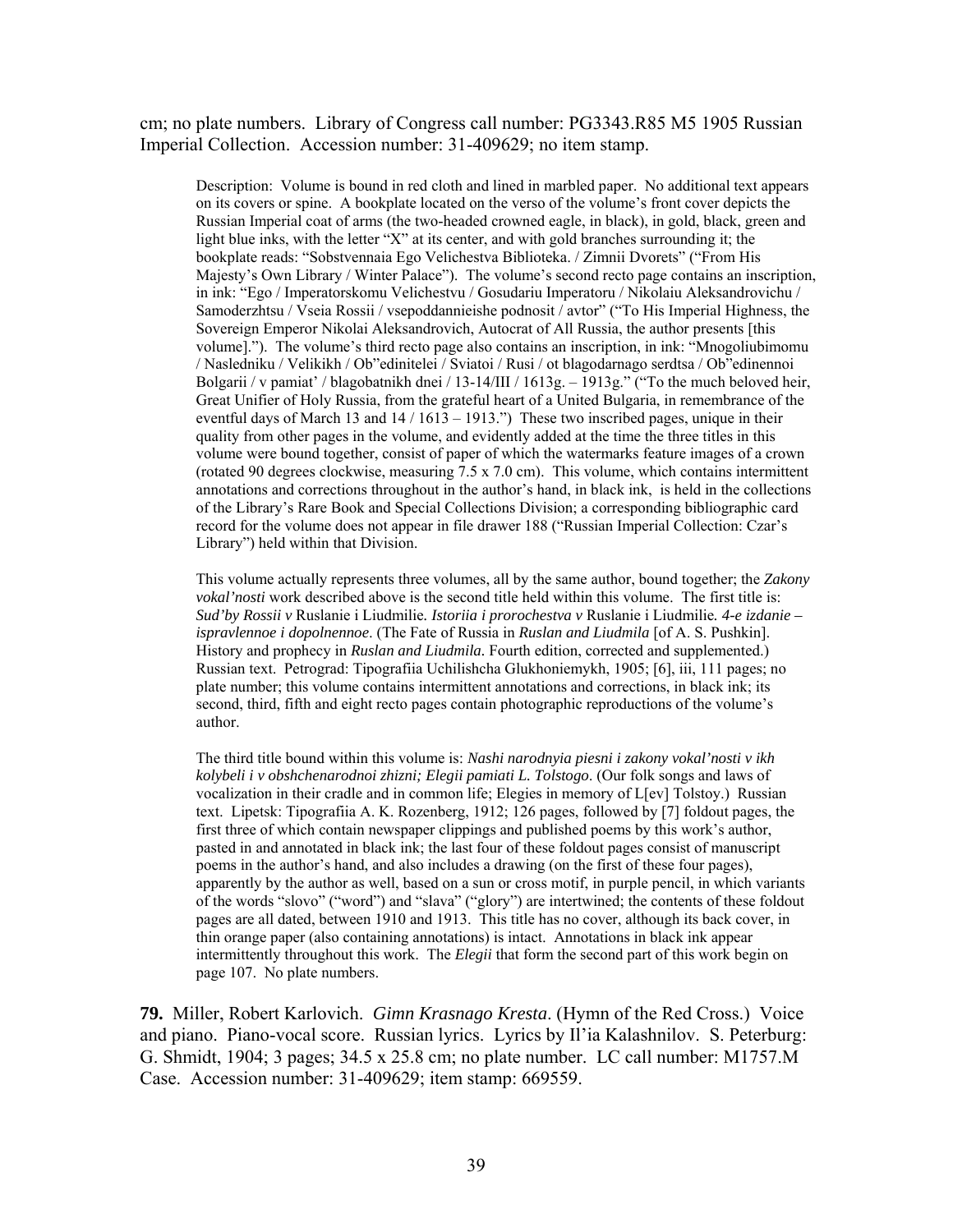cm; no plate numbers. Library of Congress call number: PG3343.R85 M5 1905 Russian Imperial Collection. Accession number: 31-409629; no item stamp.

> Description: Volume is bound in red cloth and lined in marbled paper. No additional text appears on its covers or spine. A bookplate located on the verso of the volume's front cover depicts the Russian Imperial coat of arms (the two-headed crowned eagle, in black), in gold, black, green and light blue inks, with the letter "X" at its center, and with gold branches surrounding it; the bookplate reads: "Sobstvennaia Ego Velichestva Biblioteka. / Zimnii Dvorets" ("From His Majesty's Own Library / Winter Palace"). The volume's second recto page contains an inscription, in ink: "Ego / Imperatorskomu Velichestvu / Gosudariu Imperatoru / Nikolaiu Aleksandrovichu / Samoderzhtsu / Vseia Rossii / vsepoddannieishe podnosit / avtor" ("To His Imperial Highness, the Sovereign Emperor Nikolai Aleksandrovich, Autocrat of All Russia, the author presents [this volume]."). The volume's third recto page also contains an inscription, in ink: "Mnogoliubimomu / Nasledniku / Velikikh / Ob"edinitelei / Sviatoi / Rusi / ot blagodarnago serdtsa / Ob"edinennoi Bolgarii / v pamiat' / blagobatnikh dnei / 13-14/III / 1613g. – 1913g." ("To the much beloved heir, Great Unifier of Holy Russia, from the grateful heart of a United Bulgaria, in remembrance of the eventful days of March 13 and 14 / 1613 – 1913.") These two inscribed pages, unique in their quality from other pages in the volume, and evidently added at the time the three titles in this volume were bound together, consist of paper of which the watermarks feature images of a crown (rotated 90 degrees clockwise, measuring 7.5 x 7.0 cm). This volume, which contains intermittent annotations and corrections throughout in the author's hand, in black ink, is held in the collections of the Library's Rare Book and Special Collections Division; a corresponding bibliographic card record for the volume does not appear in file drawer 188 ("Russian Imperial Collection: Czar's Library") held within that Division.
>
> This volume actually represents three volumes, all by the same author, bound together; the *Zakony vokal'nosti* work described above is the second title held within this volume. The first title is: *Sud'by Rossii v* Ruslanie i Liudmilie*. Istoriia i prorochestva v* Ruslanie i Liudmilie*. 4-e izdanie – ispravlennoe i dopolnennoe*. (The Fate of Russia in *Ruslan and Liudmila* [of A. S. Pushkin]. History and prophecy in *Ruslan and Liudmila*. Fourth edition, corrected and supplemented.) Russian text. Petrograd: Tipografiia Uchilishcha Glukhoniemykh, 1905; [6], iii, 111 pages; no plate number; this volume contains intermittent annotations and corrections, in black ink; its second, third, fifth and eight recto pages contain photographic reproductions of the volume's author.
>
> The third title bound within this volume is: *Nashi narodnyia piesni i zakony vokal'nosti v ikh kolybeli i v obshchenarodnoi zhizni; Elegii pamiati L. Tolstogo*. (Our folk songs and laws of vocalization in their cradle and in common life; Elegies in memory of L[ev] Tolstoy.) Russian text. Lipetsk: Tipografiia A. K. Rozenberg, 1912; 126 pages, followed by [7] foldout pages, the first three of which contain newspaper clippings and published poems by this work's author, pasted in and annotated in black ink; the last four of these foldout pages consist of manuscript poems in the author's hand, and also includes a drawing (on the first of these four pages), apparently by the author as well, based on a sun or cross motif, in purple pencil, in which variants of the words "slovo" ("word") and "slava" ("glory") are intertwined; the contents of these foldout pages are all dated, between 1910 and 1913. This title has no cover, although its back cover, in thin orange paper (also containing annotations) is intact. Annotations in black ink appear intermittently throughout this work. The *Elegii* that form the second part of this work begin on page 107. No plate numbers.

**79.** Miller, Robert Karlovich. *Gimn Krasnago Kresta*. (Hymn of the Red Cross.) Voice and piano. Piano-vocal score. Russian lyrics. Lyrics by Il'ia Kalashnilov. S. Peterburg: G. Shmidt, 1904; 3 pages; 34.5 x 25.8 cm; no plate number. LC call number: M1757.M Case. Accession number: 31-409629; item stamp: 669559.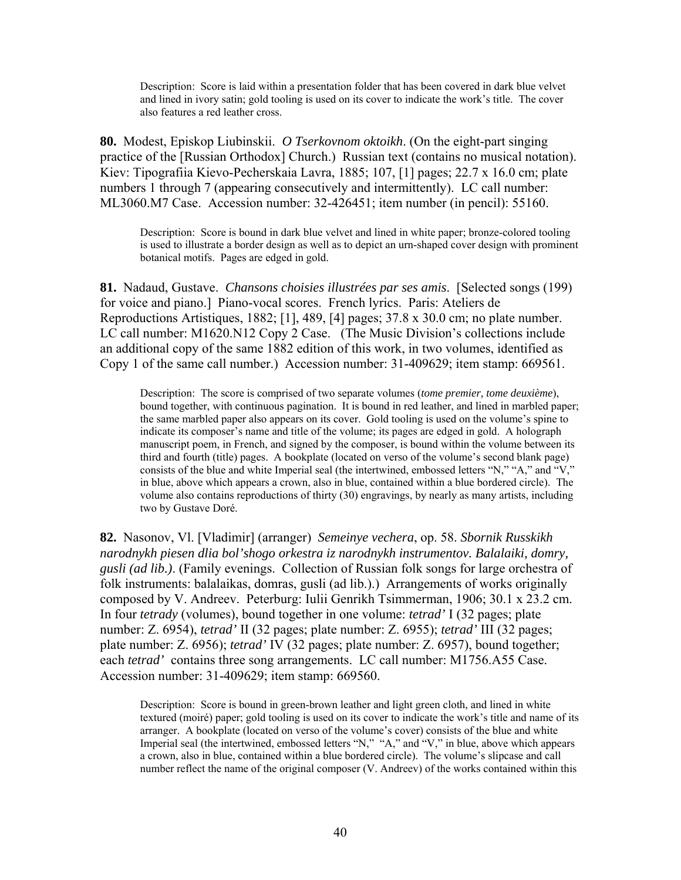Description: Score is laid within a presentation folder that has been covered in dark blue velvet and lined in ivory satin; gold tooling is used on its cover to indicate the work's title. The cover also features a red leather cross.

**80.** Modest, Episkop Liubinskii. *O Tserkovnom oktoikh*. (On the eight-part singing practice of the [Russian Orthodox] Church.) Russian text (contains no musical notation). Kiev: Tipografiia Kievo-Pecherskaia Lavra, 1885; 107, [1] pages; 22.7 x 16.0 cm; plate numbers 1 through 7 (appearing consecutively and intermittently). LC call number: ML3060.M7 Case. Accession number: 32-426451; item number (in pencil): 55160.

Description: Score is bound in dark blue velvet and lined in white paper; bronze-colored tooling is used to illustrate a border design as well as to depict an urn-shaped cover design with prominent botanical motifs. Pages are edged in gold.

**81.** Nadaud, Gustave. *Chansons choisies illustrées par ses amis*. [Selected songs (199) for voice and piano.] Piano-vocal scores. French lyrics. Paris: Ateliers de Reproductions Artistiques, 1882; [1], 489, [4] pages; 37.8 x 30.0 cm; no plate number. LC call number: M1620.N12 Copy 2 Case. (The Music Division's collections include an additional copy of the same 1882 edition of this work, in two volumes, identified as Copy 1 of the same call number.) Accession number: 31-409629; item stamp: 669561.

Description: The score is comprised of two separate volumes (*tome premier, tome deuxième*), bound together, with continuous pagination. It is bound in red leather, and lined in marbled paper; the same marbled paper also appears on its cover. Gold tooling is used on the volume's spine to indicate its composer's name and title of the volume; its pages are edged in gold. A holograph manuscript poem, in French, and signed by the composer, is bound within the volume between its third and fourth (title) pages. A bookplate (located on verso of the volume's second blank page) consists of the blue and white Imperial seal (the intertwined, embossed letters "N," "A," and "V," in blue, above which appears a crown, also in blue, contained within a blue bordered circle). The volume also contains reproductions of thirty (30) engravings, by nearly as many artists, including two by Gustave Doré.

**82.** Nasonov, Vl. [Vladimir] (arranger) *Semeinye vechera*, op. 58. *Sbornik Russkikh narodnykh piesen dlia bol'shogo orkestra iz narodnykh instrumentov. Balalaiki, domry, gusli (ad lib.)*. (Family evenings. Collection of Russian folk songs for large orchestra of folk instruments: balalaikas, domras, gusli (ad lib.).) Arrangements of works originally composed by V. Andreev. Peterburg: Iulii Genrikh Tsimmerman, 1906; 30.1 x 23.2 cm. In four *tetrady* (volumes), bound together in one volume: *tetrad'* I (32 pages; plate number: Z. 6954), *tetrad'* II (32 pages; plate number: Z. 6955); *tetrad'* III (32 pages; plate number: Z. 6956); *tetrad'* IV (32 pages; plate number: Z. 6957), bound together; each *tetrad'* contains three song arrangements. LC call number: M1756.A55 Case. Accession number: 31-409629; item stamp: 669560.

Description: Score is bound in green-brown leather and light green cloth, and lined in white textured (moiré) paper; gold tooling is used on its cover to indicate the work's title and name of its arranger. A bookplate (located on verso of the volume's cover) consists of the blue and white Imperial seal (the intertwined, embossed letters "N," "A," and "V," in blue, above which appears a crown, also in blue, contained within a blue bordered circle). The volume's slipcase and call number reflect the name of the original composer (V. Andreev) of the works contained within this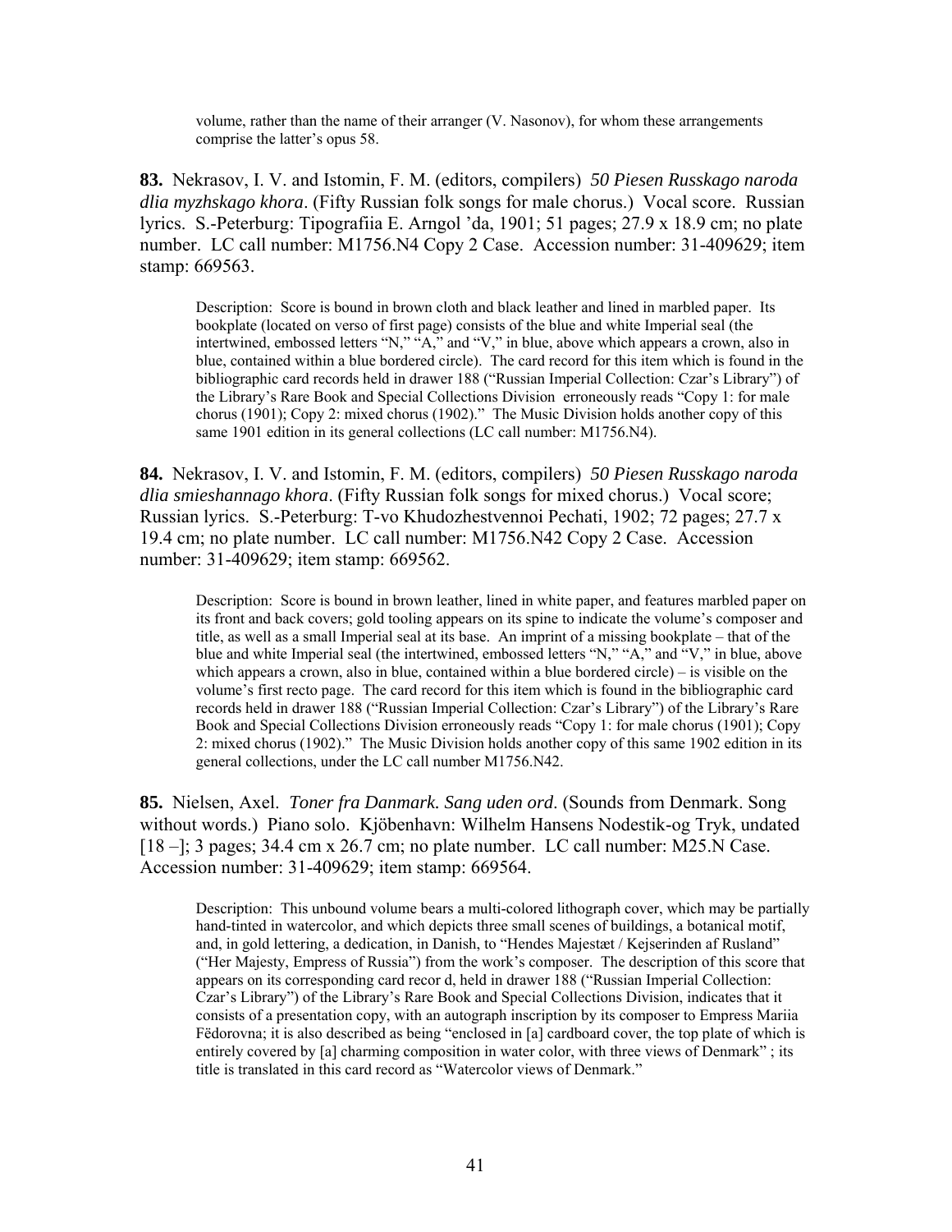volume, rather than the name of their arranger (V. Nasonov), for whom these arrangements comprise the latter's opus 58.

**83.** Nekrasov, I. V. and Istomin, F. M. (editors, compilers) *50 Piesen Russkago naroda dlia myzhskago khora*. (Fifty Russian folk songs for male chorus.) Vocal score. Russian lyrics. S.-Peterburg: Tipografiia E. Arngol 'da, 1901; 51 pages; 27.9 x 18.9 cm; no plate number. LC call number: M1756.N4 Copy 2 Case. Accession number: 31-409629; item stamp: 669563.

> Description: Score is bound in brown cloth and black leather and lined in marbled paper. Its bookplate (located on verso of first page) consists of the blue and white Imperial seal (the intertwined, embossed letters "N," "A," and "V," in blue, above which appears a crown, also in blue, contained within a blue bordered circle). The card record for this item which is found in the bibliographic card records held in drawer 188 ("Russian Imperial Collection: Czar's Library") of the Library's Rare Book and Special Collections Division erroneously reads "Copy 1: for male chorus (1901); Copy 2: mixed chorus (1902)." The Music Division holds another copy of this same 1901 edition in its general collections (LC call number: M1756.N4).

**84.** Nekrasov, I. V. and Istomin, F. M. (editors, compilers) *50 Piesen Russkago naroda dlia smieshannago khora*. (Fifty Russian folk songs for mixed chorus.) Vocal score; Russian lyrics. S.-Peterburg: T-vo Khudozhestvennoi Pechati, 1902; 72 pages; 27.7 x 19.4 cm; no plate number. LC call number: M1756.N42 Copy 2 Case. Accession number: 31-409629; item stamp: 669562.

> Description: Score is bound in brown leather, lined in white paper, and features marbled paper on its front and back covers; gold tooling appears on its spine to indicate the volume's composer and title, as well as a small Imperial seal at its base. An imprint of a missing bookplate – that of the blue and white Imperial seal (the intertwined, embossed letters "N," "A," and "V," in blue, above which appears a crown, also in blue, contained within a blue bordered circle) – is visible on the volume's first recto page. The card record for this item which is found in the bibliographic card records held in drawer 188 ("Russian Imperial Collection: Czar's Library") of the Library's Rare Book and Special Collections Division erroneously reads "Copy 1: for male chorus (1901); Copy 2: mixed chorus (1902)." The Music Division holds another copy of this same 1902 edition in its general collections, under the LC call number M1756.N42.

**85.** Nielsen, Axel. *Toner fra Danmark. Sang uden ord*. (Sounds from Denmark. Song without words.) Piano solo. Kjöbenhavn: Wilhelm Hansens Nodestik-og Tryk, undated [18 –]; 3 pages; 34.4 cm x 26.7 cm; no plate number. LC call number: M25.N Case. Accession number: 31-409629; item stamp: 669564.

> Description: This unbound volume bears a multi-colored lithograph cover, which may be partially hand-tinted in watercolor, and which depicts three small scenes of buildings, a botanical motif, and, in gold lettering, a dedication, in Danish, to "Hendes Majestæt / Kejserinden af Rusland" ("Her Majesty, Empress of Russia") from the work's composer. The description of this score that appears on its corresponding card recor d, held in drawer 188 ("Russian Imperial Collection: Czar's Library") of the Library's Rare Book and Special Collections Division, indicates that it consists of a presentation copy, with an autograph inscription by its composer to Empress Mariia Fëdorovna; it is also described as being "enclosed in [a] cardboard cover, the top plate of which is entirely covered by [a] charming composition in water color, with three views of Denmark" ; its title is translated in this card record as "Watercolor views of Denmark."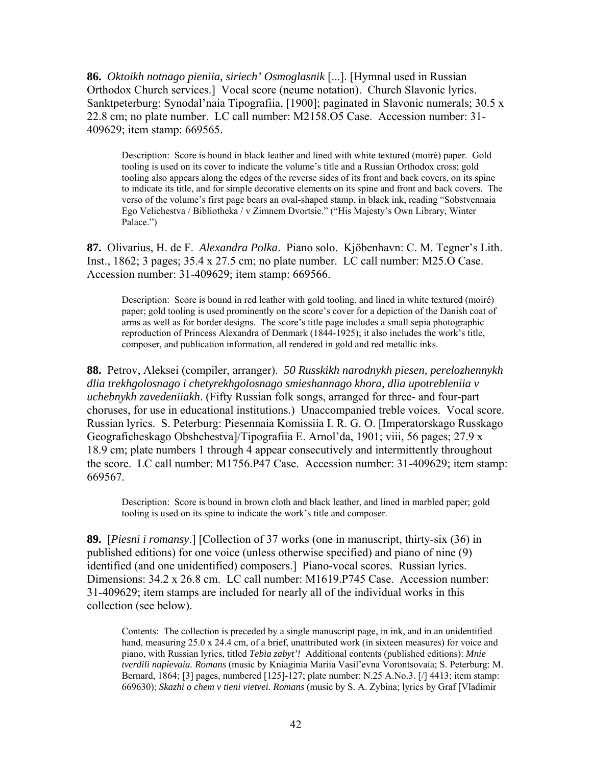**86.** *Oktoikh notnago pieniia, siriech' Osmoglasnik* [...]. [Hymnal used in Russian Orthodox Church services.] Vocal score (neume notation). Church Slavonic lyrics. Sanktpeterburg: Synodal'naia Tipografiia, [1900]; paginated in Slavonic numerals; 30.5 x 22.8 cm; no plate number. LC call number: M2158.O5 Case. Accession number: 31-409629; item stamp: 669565.

> Description: Score is bound in black leather and lined with white textured (moiré) paper. Gold tooling is used on its cover to indicate the volume's title and a Russian Orthodox cross; gold tooling also appears along the edges of the reverse sides of its front and back covers, on its spine to indicate its title, and for simple decorative elements on its spine and front and back covers. The verso of the volume's first page bears an oval-shaped stamp, in black ink, reading "Sobstvennaia Ego Velichestva / Bibliotheka / v Zimnem Dvortsie." ("His Majesty's Own Library, Winter Palace.")

**87.** Olivarius, H. de F. *Alexandra Polka*. Piano solo. Kjöbenhavn: C. M. Tegner's Lith. Inst., 1862; 3 pages; 35.4 x 27.5 cm; no plate number. LC call number: M25.O Case. Accession number: 31-409629; item stamp: 669566.

> Description: Score is bound in red leather with gold tooling, and lined in white textured (moiré) paper; gold tooling is used prominently on the score's cover for a depiction of the Danish coat of arms as well as for border designs. The score's title page includes a small sepia photographic reproduction of Princess Alexandra of Denmark (1844-1925); it also includes the work's title, composer, and publication information, all rendered in gold and red metallic inks.

**88.** Petrov, Aleksei (compiler, arranger). *50 Russkikh narodnykh piesen, perelozhennykh dlia trekhgolosnago i chetyrekhgolosnago smieshannago khora, dlia upotrebleniia v uchebnykh zavedeniiakh*. (Fifty Russian folk songs, arranged for three- and four-part choruses, for use in educational institutions.) Unaccompanied treble voices. Vocal score. Russian lyrics. S. Peterburg: Piesennaia Komissiia I. R. G. O. [Imperatorskago Russkago Geograficheskago Obshchestva]/Tipografiia E. Arnol'da, 1901; viii, 56 pages; 27.9 x 18.9 cm; plate numbers 1 through 4 appear consecutively and intermittently throughout the score. LC call number: M1756.P47 Case. Accession number: 31-409629; item stamp: 669567.

> Description: Score is bound in brown cloth and black leather, and lined in marbled paper; gold tooling is used on its spine to indicate the work's title and composer.

**89.** [*Piesni i romansy*.] [Collection of 37 works (one in manuscript, thirty-six (36) in published editions) for one voice (unless otherwise specified) and piano of nine (9) identified (and one unidentified) composers.] Piano-vocal scores. Russian lyrics. Dimensions: 34.2 x 26.8 cm. LC call number: M1619.P745 Case. Accession number: 31-409629; item stamps are included for nearly all of the individual works in this collection (see below).

> Contents: The collection is preceded by a single manuscript page, in ink, and in an unidentified hand, measuring 25.0 x 24.4 cm, of a brief, unattributed work (in sixteen measures) for voice and piano, with Russian lyrics, titled *Tebia zabyt'!* Additional contents (published editions): *Mnie tverdili napievaia. Romans* (music by Kniaginia Mariia Vasil'evna Vorontsovaia; S. Peterburg: M. Bernard, 1864; [3] pages, numbered [125]-127; plate number: N.25 A.No.3. [/] 4413; item stamp: 669630); *Skazhi o chem v tieni vietvei. Romans* (music by S. A. Zybina; lyrics by Graf [Vladimir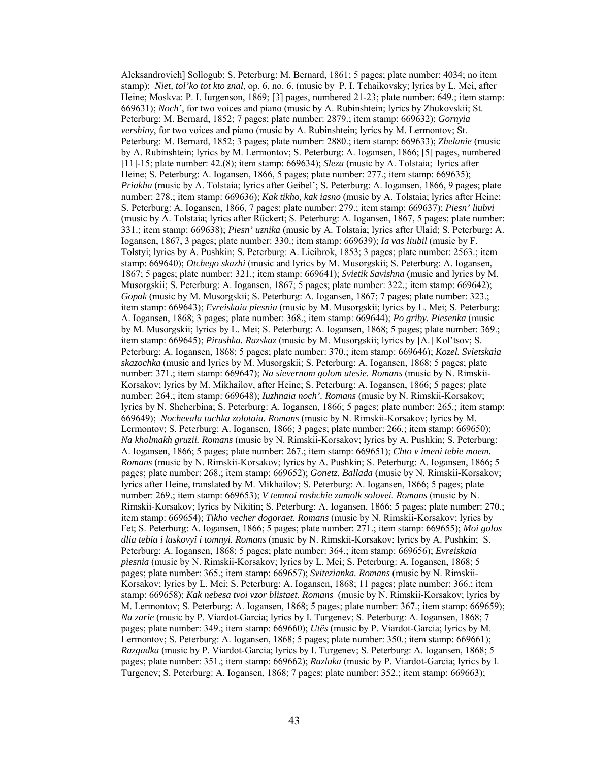Aleksandrovich] Sollogub; S. Peterburg: M. Bernard, 1861; 5 pages; plate number: 4034; no item stamp); *Niet, tol'ko tot kto znal*, op. 6, no. 6. (music by P. I. Tchaikovsky; lyrics by L. Mei, after Heine; Moskva: P. I. Iurgenson, 1869; [3] pages, numbered 21-23; plate number: 649.; item stamp: 669631); *Noch'*, for two voices and piano (music by A. Rubinshtein; lyrics by Zhukovskii; St. Peterburg: M. Bernard, 1852; 7 pages; plate number: 2879.; item stamp: 669632); *Gornyia vershiny*, for two voices and piano (music by A. Rubinshtein; lyrics by M. Lermontov; St. Peterburg: M. Bernard, 1852; 3 pages; plate number: 2880.; item stamp: 669633); *Zhelanie* (music by A. Rubinshtein; lyrics by M. Lermontov; S. Peterburg: A. Ioгansen, 1866; [5] pages, numbered [11]-15; plate number: 42.(8); item stamp: 669634); *Sleza* (music by A. Tolstaia; lyrics after Heine; S. Peterburg: A. Ioгansen, 1866, 5 pages; plate number: 277.; item stamp: 669635); *Priakha* (music by A. Tolstaia; lyrics after Geibel'; S. Peterburg: A. Ioгansen, 1866, 9 pages; plate number: 278.; item stamp: 669636); *Kak tikho, kak iasno* (music by A. Tolstaia; lyrics after Heine; S. Peterburg: A. Ioгansen, 1866, 7 pages; plate number: 279.; item stamp: 669637); *Piesn' liubvi* (music by A. Tolstaia; lyrics after Rückert; S. Peterburg: A. Ioгansen, 1867, 5 pages; plate number: 331.; item stamp: 669638); *Piesn' uznika* (music by A. Tolstaia; lyrics after Ulaid; S. Peterburg: A. Ioгansen, 1867, 3 pages; plate number: 330.; item stamp: 669639); *Ia vas liubil* (music by F. Tolstyi; lyrics by A. Pushkin; S. Peterburg: A. Lieibrok, 1853; 3 pages; plate number: 2563.; item stamp: 669640); *Otchego skazhi* (music and lyrics by M. Musorgskii; S. Peterburg: A. Ioгansen, 1867; 5 pages; plate number: 321.; item stamp: 669641); *Svietik Savishna* (music and lyrics by M. Musorgskii; S. Peterburg: A. Ioгansen, 1867; 5 pages; plate number: 322.; item stamp: 669642); *Gopak* (music by M. Musorgskii; S. Peterburg: A. Ioгansen, 1867; 7 pages; plate number: 323.; item stamp: 669643); *Evreiskaia piesnia* (music by M. Musorgskii; lyrics by L. Mei; S. Peterburg: A. Ioгansen, 1868; 3 pages; plate number: 368.; item stamp: 669644); *Po griby. Piesenka* (music by M. Musorgskii; lyrics by L. Mei; S. Peterburg: A. Ioгansen, 1868; 5 pages; plate number: 369.; item stamp: 669645); *Pirushka. Razskaz* (music by M. Musorgskii; lyrics by [A.] Kol'tsov; S. Peterburg: A. Ioгansen, 1868; 5 pages; plate number: 370.; item stamp: 669646); *Kozel. Svietskaia skazochka* (music and lyrics by M. Musorgskii; S. Peterburg: A. Ioгansen, 1868; 5 pages; plate number: 371.; item stamp: 669647); *Na sievernom golom utesie. Romans* (music by N. Rimskii-Korsakov; lyrics by M. Mikhailov, after Heine; S. Peterburg: A. Ioгansen, 1866; 5 pages; plate number: 264.; item stamp: 669648); *Iuzhnaia noch'. Romans* (music by N. Rimskii-Korsakov; lyrics by N. Shcherbina; S. Peterburg: A. Ioгansen, 1866; 5 pages; plate number: 265.; item stamp: 669649); *Nochevala tuchka zolotaia. Romans* (music by N. Rimskii-Korsakov; lyrics by M. Lermontov; S. Peterburg: A. Ioгansen, 1866; 3 pages; plate number: 266.; item stamp: 669650); *Na kholmakh gruzii. Romans* (music by N. Rimskii-Korsakov; lyrics by A. Pushkin; S. Peterburg: A. Ioгansen, 1866; 5 pages; plate number: 267.; item stamp: 669651); *Chto v imeni tebie moem. Romans* (music by N. Rimskii-Korsakov; lyrics by A. Pushkin; S. Peterburg: A. Ioгansen, 1866; 5 pages; plate number: 268.; item stamp: 669652); *Gonetz. Ballada* (music by N. Rimskii-Korsakov; lyrics after Heine, translated by M. Mikhailov; S. Peterburg: A. Ioгansen, 1866; 5 pages; plate number: 269.; item stamp: 669653); *V temnoi roshchie zamolk solovei. Romans* (music by N. Rimskii-Korsakov; lyrics by Nikitin; S. Peterburg: A. Ioгansen, 1866; 5 pages; plate number: 270.; item stamp: 669654); *Tikho vecher dogoraet. Romans* (music by N. Rimskii-Korsakov; lyrics by Fet; S. Peterburg: A. Ioгansen, 1866; 5 pages; plate number: 271.; item stamp: 669655); *Moi golos dlia tebia i laskovyi i tomnyi. Romans* (music by N. Rimskii-Korsakov; lyrics by A. Pushkin; S. Peterburg: A. Ioгansen, 1868; 5 pages; plate number: 364.; item stamp: 669656); *Evreiskaia piesnia* (music by N. Rimskii-Korsakov; lyrics by L. Mei; S. Peterburg: A. Ioгansen, 1868; 5 pages; plate number: 365.; item stamp: 669657); *Svitezianka. Romans* (music by N. Rimskii-Korsakov; lyrics by L. Mei; S. Peterburg: A. Ioгansen, 1868; 11 pages; plate number: 366.; item stamp: 669658); *Kak nebesa tvoi vzor blistaet. Romans* (music by N. Rimskii-Korsakov; lyrics by M. Lermontov; S. Peterburg: A. Ioгansen, 1868; 5 pages; plate number: 367.; item stamp: 669659); *Na zarie* (music by P. Viardot-Garcia; lyrics by I. Turgenev; S. Peterburg: A. Ioгansen, 1868; 7 pages; plate number: 349.; item stamp: 669660); *Utës* (music by P. Viardot-Garcia; lyrics by M. Lermontov; S. Peterburg: A. Ioгansen, 1868; 5 pages; plate number: 350.; item stamp: 669661); *Razgadka* (music by P. Viardot-Garcia; lyrics by I. Turgenev; S. Peterburg: A. Ioгansen, 1868; 5 pages; plate number: 351.; item stamp: 669662); *Razluka* (music by P. Viardot-Garcia; lyrics by I. Turgenev; S. Peterburg: A. Ioгansen, 1868; 7 pages; plate number: 352.; item stamp: 669663);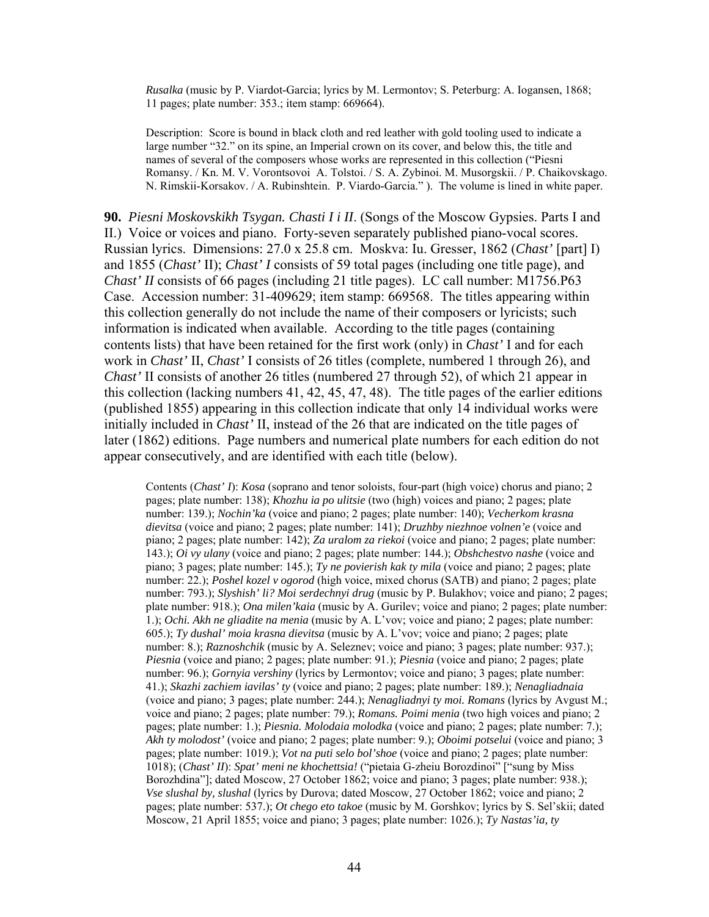*Rusalka* (music by P. Viardot-Garcia; lyrics by M. Lermontov; S. Peterburg: A. Iogansen, 1868; 11 pages; plate number: 353.; item stamp: 669664).

Description: Score is bound in black cloth and red leather with gold tooling used to indicate a large number "32." on its spine, an Imperial crown on its cover, and below this, the title and names of several of the composers whose works are represented in this collection ("Piesni Romansy. / Kn. M. V. Vorontsovoi A. Tolstoi. / S. A. Zybinoi. M. Musorgskii. / P. Chaikovskago. N. Rimskii-Korsakov. / A. Rubinshtein. P. Viardo-Garcia." ). The volume is lined in white paper.

**90.** *Piesni Moskovskikh Tsygan. Chasti I i II*. (Songs of the Moscow Gypsies. Parts I and II.) Voice or voices and piano. Forty-seven separately published piano-vocal scores. Russian lyrics. Dimensions: 27.0 x 25.8 cm. Moskva: Iu. Gresser, 1862 (*Chast'* [part] I) and 1855 (*Chast'* II); *Chast' I* consists of 59 total pages (including one title page), and *Chast' II* consists of 66 pages (including 21 title pages). LC call number: M1756.P63 Case. Accession number: 31-409629; item stamp: 669568. The titles appearing within this collection generally do not include the name of their composers or lyricists; such information is indicated when available. According to the title pages (containing contents lists) that have been retained for the first work (only) in *Chast'* I and for each work in *Chast'* II, *Chast'* I consists of 26 titles (complete, numbered 1 through 26), and *Chast'* II consists of another 26 titles (numbered 27 through 52), of which 21 appear in this collection (lacking numbers 41, 42, 45, 47, 48). The title pages of the earlier editions (published 1855) appearing in this collection indicate that only 14 individual works were initially included in *Chast'* II, instead of the 26 that are indicated on the title pages of later (1862) editions. Page numbers and numerical plate numbers for each edition do not appear consecutively, and are identified with each title (below).

Contents (*Chast' I*): *Kosa* (soprano and tenor soloists, four-part (high voice) chorus and piano; 2 pages; plate number: 138); *Khozhu ia po ulitsie* (two (high) voices and piano; 2 pages; plate number: 139.); *Nochin'ka* (voice and piano; 2 pages; plate number: 140); *Vecherkom krasna dievitsa* (voice and piano; 2 pages; plate number: 141); *Druzhby niezhnoe volnen'e* (voice and piano; 2 pages; plate number: 142); *Za uralom za riekoi* (voice and piano; 2 pages; plate number: 143.); *Oi vy ulany* (voice and piano; 2 pages; plate number: 144.); *Obshchestvo nashe* (voice and piano; 3 pages; plate number: 145.); *Ty ne povierish kak ty mila* (voice and piano; 2 pages; plate number: 22.); *Poshel kozel v ogorod* (high voice, mixed chorus (SATB) and piano; 2 pages; plate number: 793.); *Slyshish' li? Moi serdechnyi drug* (music by P. Bulakhov; voice and piano; 2 pages; plate number: 918.); *Ona milen'kaia* (music by A. Gurilev; voice and piano; 2 pages; plate number: 1.); *Ochi. Akh ne gliadite na menia* (music by A. L'vov; voice and piano; 2 pages; plate number: 605.); *Ty dushal' moia krasna dievitsa* (music by A. L'vov; voice and piano; 2 pages; plate number: 8.); *Raznoshchik* (music by A. Seleznev; voice and piano; 3 pages; plate number: 937.); *Piesnia* (voice and piano; 2 pages; plate number: 91.); *Piesnia* (voice and piano; 2 pages; plate number: 96.); *Gornyia vershiny* (lyrics by Lermontov; voice and piano; 3 pages; plate number: 41.); *Skazhi zachiem iavilas' ty* (voice and piano; 2 pages; plate number: 189.); *Nenagliadnaia* (voice and piano; 3 pages; plate number: 244.); *Nenagliadnyi ty moi. Romans* (lyrics by Avgust M.; voice and piano; 2 pages; plate number: 79.); *Romans. Poimi menia* (two high voices and piano; 2 pages; plate number: 1.); *Piesnia. Molodaia molodka* (voice and piano; 2 pages; plate number: 7.); *Akh ty molodost'* (voice and piano; 2 pages; plate number: 9.); *Oboimi potselui* (voice and piano; 3 pages; plate number: 1019.); *Vot na puti selo bol'shoe* (voice and piano; 2 pages; plate number: 1018); (*Chast' II*): *Spat' meni ne khochettsia!* ("pietaia G-zheiu Borozdinoi" ["sung by Miss Borozhdina"]; dated Moscow, 27 October 1862; voice and piano; 3 pages; plate number: 938.); *Vse slushal by, slushal* (lyrics by Durova; dated Moscow, 27 October 1862; voice and piano; 2 pages; plate number: 537.); *Ot chego eto takoe* (music by M. Gorshkov; lyrics by S. Sel'skii; dated Moscow, 21 April 1855; voice and piano; 3 pages; plate number: 1026.); *Ty Nastas'ia, ty*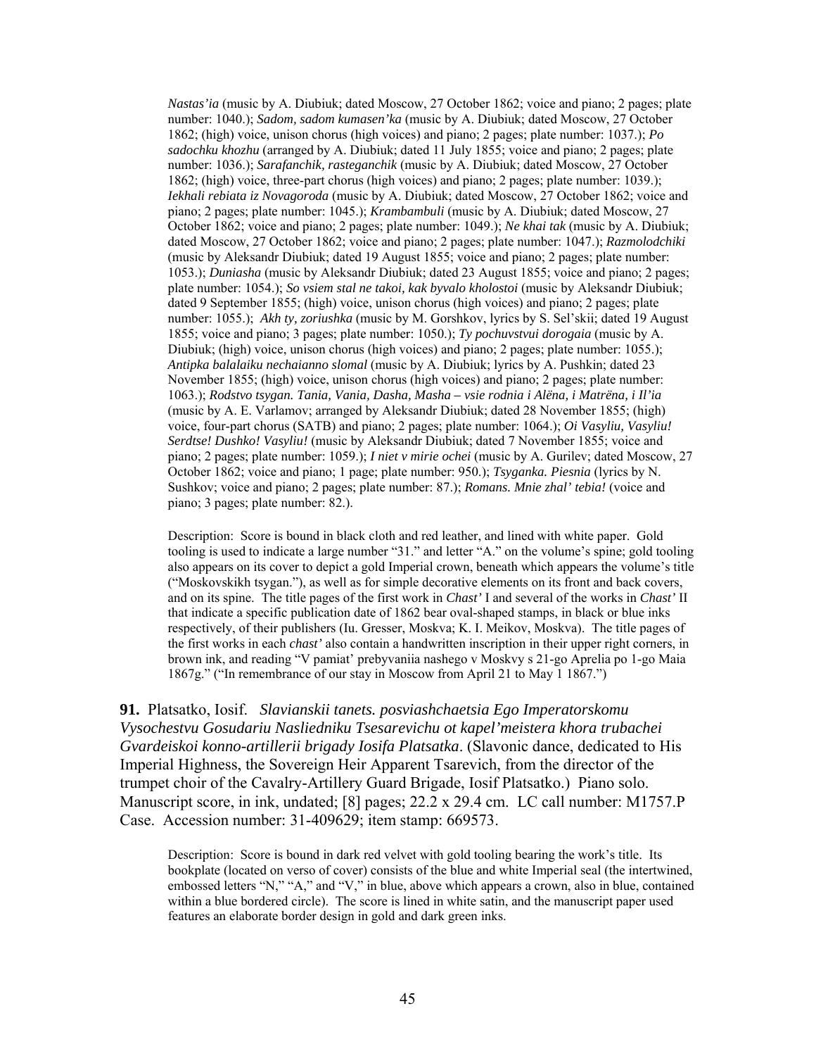*Nastas'ia* (music by A. Diubiuk; dated Moscow, 27 October 1862; voice and piano; 2 pages; plate number: 1040.); *Sadom, sadom kumasen'ka* (music by A. Diubiuk; dated Moscow, 27 October 1862; (high) voice, unison chorus (high voices) and piano; 2 pages; plate number: 1037.); *Po sadochku khozhu* (arranged by A. Diubiuk; dated 11 July 1855; voice and piano; 2 pages; plate number: 1036.); *Sarafanchik, rasteganchik* (music by A. Diubiuk; dated Moscow, 27 October 1862; (high) voice, three-part chorus (high voices) and piano; 2 pages; plate number: 1039.); *Iekhali rebiata iz Novagoroda* (music by A. Diubiuk; dated Moscow, 27 October 1862; voice and piano; 2 pages; plate number: 1045.); *Krambambuli* (music by A. Diubiuk; dated Moscow, 27 October 1862; voice and piano; 2 pages; plate number: 1049.); *Ne khai tak* (music by A. Diubiuk; dated Moscow, 27 October 1862; voice and piano; 2 pages; plate number: 1047.); *Razmolodchiki* (music by Aleksandr Diubiuk; dated 19 August 1855; voice and piano; 2 pages; plate number: 1053.); *Duniasha* (music by Aleksandr Diubiuk; dated 23 August 1855; voice and piano; 2 pages; plate number: 1054.); *So vsiem stal ne takoi, kak byvalo kholostoi* (music by Aleksandr Diubiuk; dated 9 September 1855; (high) voice, unison chorus (high voices) and piano; 2 pages; plate number: 1055.); *Akh ty, zoriushka* (music by M. Gorshkov, lyrics by S. Sel'skii; dated 19 August 1855; voice and piano; 3 pages; plate number: 1050.); *Ty pochuvstvui dorogaia* (music by A. Diubiuk; (high) voice, unison chorus (high voices) and piano; 2 pages; plate number: 1055.); *Antipka balalaiku nechaianno slomal* (music by A. Diubiuk; lyrics by A. Pushkin; dated 23 November 1855; (high) voice, unison chorus (high voices) and piano; 2 pages; plate number: 1063.); *Rodstvo tsygan. Tania, Vania, Dasha, Masha – vsie rodnia i Alëna, i Matrëna, i Il'ia* (music by A. E. Varlamov; arranged by Aleksandr Diubiuk; dated 28 November 1855; (high) voice, four-part chorus (SATB) and piano; 2 pages; plate number: 1064.); *Oi Vasyliu, Vasyliu! Serdtse! Dushko! Vasyliu!* (music by Aleksandr Diubiuk; dated 7 November 1855; voice and piano; 2 pages; plate number: 1059.); *I niet v mirie ochei* (music by A. Gurilev; dated Moscow, 27 October 1862; voice and piano; 1 page; plate number: 950.); *Tsyganka. Piesnia* (lyrics by N. Sushkov; voice and piano; 2 pages; plate number: 87.); *Romans. Mnie zhal' tebia!* (voice and piano; 3 pages; plate number: 82.).

Description: Score is bound in black cloth and red leather, and lined with white paper. Gold tooling is used to indicate a large number "31." and letter "A." on the volume's spine; gold tooling also appears on its cover to depict a gold Imperial crown, beneath which appears the volume's title ("Moskovskikh tsygan."), as well as for simple decorative elements on its front and back covers, and on its spine. The title pages of the first work in *Chast'* I and several of the works in *Chast'* II that indicate a specific publication date of 1862 bear oval-shaped stamps, in black or blue inks respectively, of their publishers (Iu. Gresser, Moskva; K. I. Meikov, Moskva). The title pages of the first works in each *chast'* also contain a handwritten inscription in their upper right corners, in brown ink, and reading "V pamiat' prebyvaniia nashego v Moskvy s 21-go Aprelia po 1-go Maia 1867g." ("In remembrance of our stay in Moscow from April 21 to May 1 1867.")

**91.** Platsatko, Iosif. *Slavianskii tanets. posviashchaetsia Ego Imperatorskomu Vysochestvu Gosudariu Nasliedniku Tsesarevichu ot kapel'meistera khora trubachei Gvardeiskoi konno-artillerii brigady Iosifa Platsatka*. (Slavonic dance, dedicated to His Imperial Highness, the Sovereign Heir Apparent Tsarevich, from the director of the trumpet choir of the Cavalry-Artillery Guard Brigade, Iosif Platsatko.) Piano solo. Manuscript score, in ink, undated; [8] pages; 22.2 x 29.4 cm. LC call number: M1757.P Case. Accession number: 31-409629; item stamp: 669573.

Description: Score is bound in dark red velvet with gold tooling bearing the work's title. Its bookplate (located on verso of cover) consists of the blue and white Imperial seal (the intertwined, embossed letters "N," "A," and "V," in blue, above which appears a crown, also in blue, contained within a blue bordered circle). The score is lined in white satin, and the manuscript paper used features an elaborate border design in gold and dark green inks.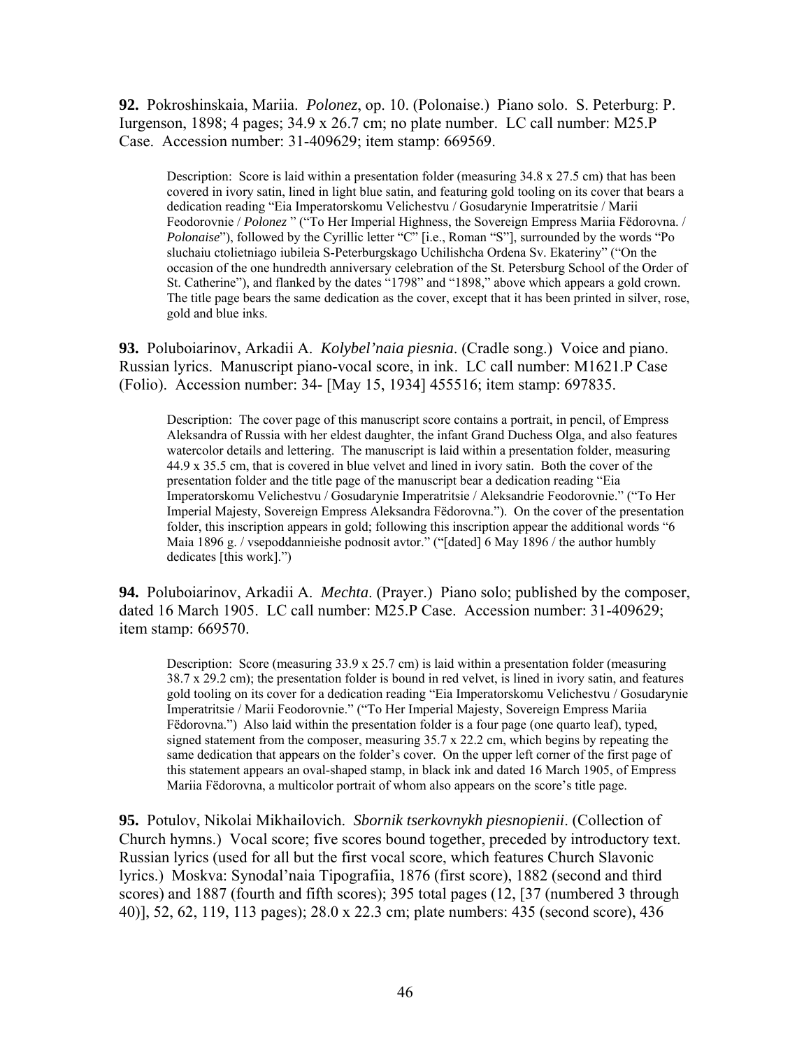**92.** Pokroshinskaia, Mariia. *Polonez*, op. 10. (Polonaise.) Piano solo. S. Peterburg: P. Iurgenson, 1898; 4 pages; 34.9 x 26.7 cm; no plate number. LC call number: M25.P Case. Accession number: 31-409629; item stamp: 669569.

> Description: Score is laid within a presentation folder (measuring 34.8 x 27.5 cm) that has been covered in ivory satin, lined in light blue satin, and featuring gold tooling on its cover that bears a dedication reading "Eia Imperatorskomu Velichestvu / Gosudarynie Imperatritsie / Marii Feodorovnie / *Polonez* " ("To Her Imperial Highness, the Sovereign Empress Mariia Fëdorovna. / *Polonaise*"), followed by the Cyrillic letter "C" [i.e., Roman "S"], surrounded by the words "Po sluchaiu ctolietniago iubileia S-Peterburgskago Uchilishcha Ordena Sv. Ekateriny" ("On the occasion of the one hundredth anniversary celebration of the St. Petersburg School of the Order of St. Catherine"), and flanked by the dates "1798" and "1898," above which appears a gold crown. The title page bears the same dedication as the cover, except that it has been printed in silver, rose, gold and blue inks.

**93.** Poluboiarinov, Arkadii A. *Kolybel'naia piesnia*. (Cradle song.) Voice and piano. Russian lyrics. Manuscript piano-vocal score, in ink. LC call number: M1621.P Case (Folio). Accession number: 34- [May 15, 1934] 455516; item stamp: 697835.

> Description: The cover page of this manuscript score contains a portrait, in pencil, of Empress Aleksandra of Russia with her eldest daughter, the infant Grand Duchess Olga, and also features watercolor details and lettering. The manuscript is laid within a presentation folder, measuring 44.9 x 35.5 cm, that is covered in blue velvet and lined in ivory satin. Both the cover of the presentation folder and the title page of the manuscript bear a dedication reading "Eia Imperatorskomu Velichestvu / Gosudarynie Imperatritsie / Aleksandrie Feodorovnie." ("To Her Imperial Majesty, Sovereign Empress Aleksandra Fëdorovna."). On the cover of the presentation folder, this inscription appears in gold; following this inscription appear the additional words "6 Maia 1896 g. / vsepoddannieishe podnosit avtor." ("[dated] 6 May 1896 / the author humbly dedicates [this work].")

**94.** Poluboiarinov, Arkadii A. *Mechta*. (Prayer.) Piano solo; published by the composer, dated 16 March 1905. LC call number: M25.P Case. Accession number: 31-409629; item stamp: 669570.

> Description: Score (measuring 33.9 x 25.7 cm) is laid within a presentation folder (measuring 38.7 x 29.2 cm); the presentation folder is bound in red velvet, is lined in ivory satin, and features gold tooling on its cover for a dedication reading "Eia Imperatorskomu Velichestvu / Gosudarynie Imperatritsie / Marii Feodorovnie." ("To Her Imperial Majesty, Sovereign Empress Mariia Fëdorovna.") Also laid within the presentation folder is a four page (one quarto leaf), typed, signed statement from the composer, measuring 35.7 x 22.2 cm, which begins by repeating the same dedication that appears on the folder's cover. On the upper left corner of the first page of this statement appears an oval-shaped stamp, in black ink and dated 16 March 1905, of Empress Mariia Fëdorovna, a multicolor portrait of whom also appears on the score's title page.

**95.** Potulov, Nikolai Mikhailovich. *Sbornik tserkovnykh piesnopienii*. (Collection of Church hymns.) Vocal score; five scores bound together, preceded by introductory text. Russian lyrics (used for all but the first vocal score, which features Church Slavonic lyrics.) Moskva: Synodal'naia Tipografiia, 1876 (first score), 1882 (second and third scores) and 1887 (fourth and fifth scores); 395 total pages (12, [37 (numbered 3 through 40)], 52, 62, 119, 113 pages); 28.0 x 22.3 cm; plate numbers: 435 (second score), 436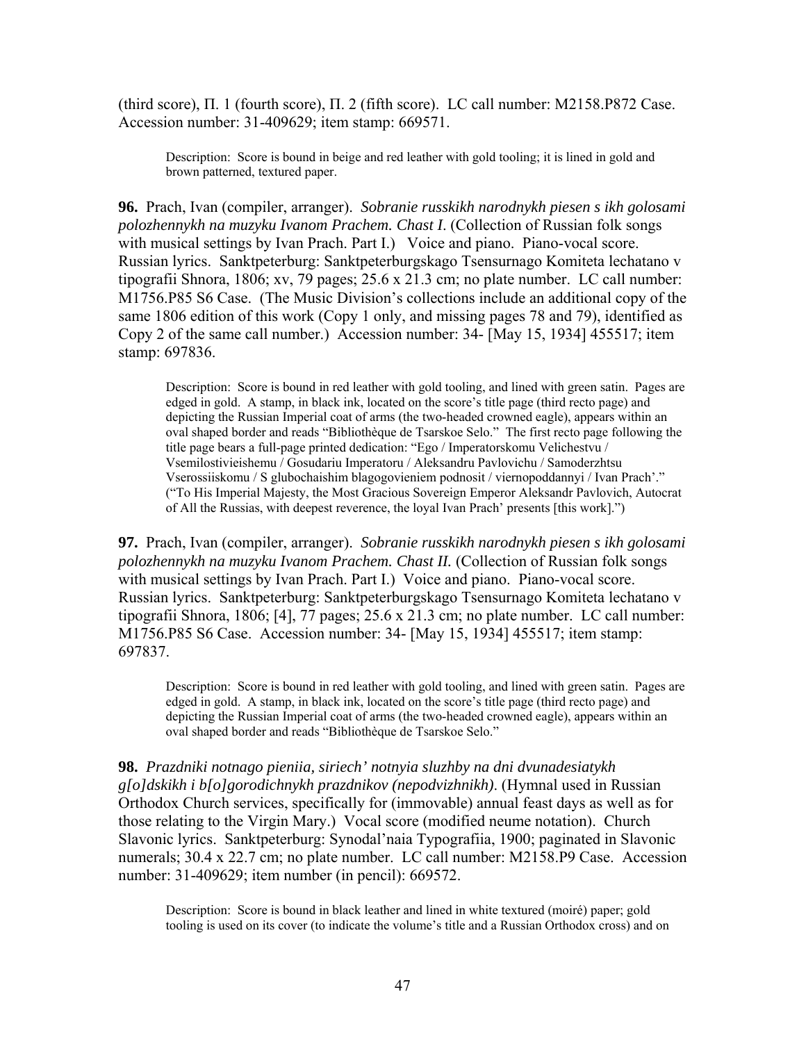(third score), П. 1 (fourth score), П. 2 (fifth score). LC call number: M2158.P872 Case. Accession number: 31-409629; item stamp: 669571.

> Description: Score is bound in beige and red leather with gold tooling; it is lined in gold and brown patterned, textured paper.

**96.** Prach, Ivan (compiler, arranger). *Sobranie russkikh narodnykh piesen s ikh golosami polozhennykh na muzyku Ivanom Prachem. Chast I*. (Collection of Russian folk songs with musical settings by Ivan Prach. Part I.) Voice and piano. Piano-vocal score. Russian lyrics. Sanktpeterburg: Sanktpeterburgskago Tsensurnago Komiteta lechatano v tipografii Shnora, 1806; xv, 79 pages; 25.6 x 21.3 cm; no plate number. LC call number: M1756.P85 S6 Case. (The Music Division's collections include an additional copy of the same 1806 edition of this work (Copy 1 only, and missing pages 78 and 79), identified as Copy 2 of the same call number.) Accession number: 34- [May 15, 1934] 455517; item stamp: 697836.

> Description: Score is bound in red leather with gold tooling, and lined with green satin. Pages are edged in gold. A stamp, in black ink, located on the score's title page (third recto page) and depicting the Russian Imperial coat of arms (the two-headed crowned eagle), appears within an oval shaped border and reads "Bibliothèque de Tsarskoe Selo." The first recto page following the title page bears a full-page printed dedication: "Ego / Imperatorskomu Velichestvu / Vsemilostivieishemu / Gosudariu Imperatoru / Aleksandru Pavlovichu / Samoderzhtsu Vserossiiskomu / S glubochaishim blagogovieniem podnosit / viernopoddannyi / Ivan Prach'." ("To His Imperial Majesty, the Most Gracious Sovereign Emperor Aleksandr Pavlovich, Autocrat of All the Russias, with deepest reverence, the loyal Ivan Prach' presents [this work].")

**97.** Prach, Ivan (compiler, arranger). *Sobranie russkikh narodnykh piesen s ikh golosami polozhennykh na muzyku Ivanom Prachem. Chast II.* (Collection of Russian folk songs with musical settings by Ivan Prach. Part I.) Voice and piano. Piano-vocal score. Russian lyrics. Sanktpeterburg: Sanktpeterburgskago Tsensurnago Komiteta lechatano v tipografii Shnora, 1806; [4], 77 pages; 25.6 x 21.3 cm; no plate number. LC call number: M1756.P85 S6 Case. Accession number: 34- [May 15, 1934] 455517; item stamp: 697837.

> Description: Score is bound in red leather with gold tooling, and lined with green satin. Pages are edged in gold. A stamp, in black ink, located on the score's title page (third recto page) and depicting the Russian Imperial coat of arms (the two-headed crowned eagle), appears within an oval shaped border and reads "Bibliothèque de Tsarskoe Selo."

**98.** *Prazdniki notnago pieniia, siriech' notnyia sluzhby na dni dvunadesiatykh g[o]dskikh i b[o]gorodichnykh prazdnikov (nepodvizhnikh)*. (Hymnal used in Russian Orthodox Church services, specifically for (immovable) annual feast days as well as for those relating to the Virgin Mary.) Vocal score (modified neume notation). Church Slavonic lyrics. Sanktpeterburg: Synodal'naia Typografiia, 1900; paginated in Slavonic numerals; 30.4 x 22.7 cm; no plate number. LC call number: M2158.P9 Case. Accession number: 31-409629; item number (in pencil): 669572.

> Description: Score is bound in black leather and lined in white textured (moiré) paper; gold tooling is used on its cover (to indicate the volume's title and a Russian Orthodox cross) and on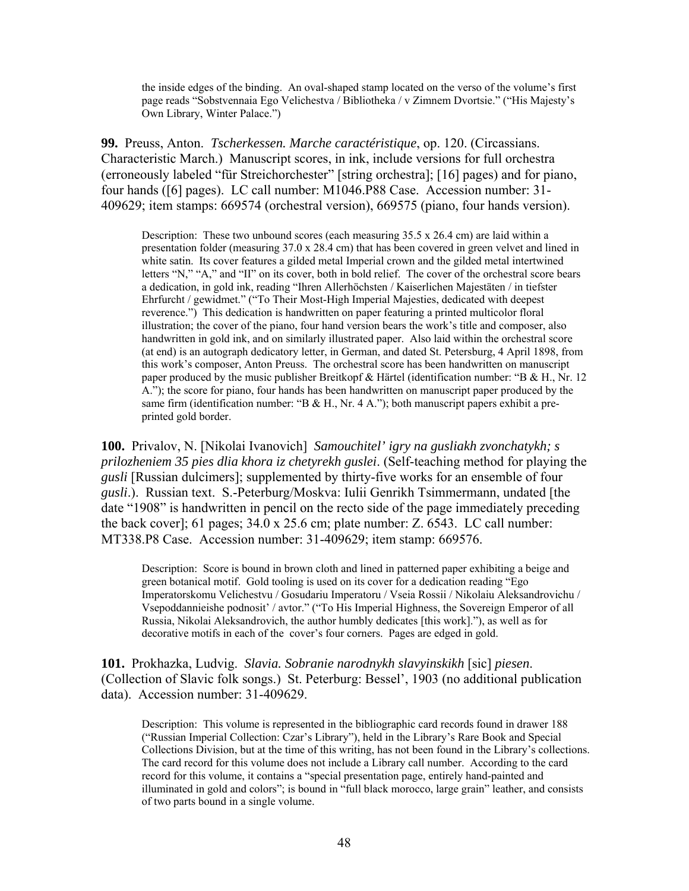the inside edges of the binding. An oval-shaped stamp located on the verso of the volume's first page reads "Sobstvennaia Ego Velichestva / Bibliotheka / v Zimnem Dvortsie." ("His Majesty's Own Library, Winter Palace.")

**99.** Preuss, Anton. *Tscherkessen. Marche caractéristique*, op. 120. (Circassians. Characteristic March.) Manuscript scores, in ink, include versions for full orchestra (erroneously labeled "für Streichorchester" [string orchestra]; [16] pages) and for piano, four hands ([6] pages). LC call number: M1046.P88 Case. Accession number: 31-409629; item stamps: 669574 (orchestral version), 669575 (piano, four hands version).

Description: These two unbound scores (each measuring 35.5 x 26.4 cm) are laid within a presentation folder (measuring 37.0 x 28.4 cm) that has been covered in green velvet and lined in white satin. Its cover features a gilded metal Imperial crown and the gilded metal intertwined letters "N," "A," and "II" on its cover, both in bold relief. The cover of the orchestral score bears a dedication, in gold ink, reading "Ihren Allerhöchsten / Kaiserlichen Majestäten / in tiefster Ehrfurcht / gewidmet." ("To Their Most-High Imperial Majesties, dedicated with deepest reverence.") This dedication is handwritten on paper featuring a printed multicolor floral illustration; the cover of the piano, four hand version bears the work's title and composer, also handwritten in gold ink, and on similarly illustrated paper. Also laid within the orchestral score (at end) is an autograph dedicatory letter, in German, and dated St. Petersburg, 4 April 1898, from this work's composer, Anton Preuss. The orchestral score has been handwritten on manuscript paper produced by the music publisher Breitkopf & Härtel (identification number: "B & H., Nr. 12 A."); the score for piano, four hands has been handwritten on manuscript paper produced by the same firm (identification number: "B & H., Nr. 4 A."); both manuscript papers exhibit a pre-printed gold border.

**100.** Privalov, N. [Nikolai Ivanovich] *Samouchitel' igry na gusliakh zvonchatykh; s prilozheniem 35 pies dlia khora iz chetyrekh guslei*. (Self-teaching method for playing the *gusli* [Russian dulcimers]; supplemented by thirty-five works for an ensemble of four *gusli*.). Russian text. S.-Peterburg/Moskva: Iulii Genrikh Tsimmermann, undated [the date "1908" is handwritten in pencil on the recto side of the page immediately preceding the back cover]; 61 pages; 34.0 x 25.6 cm; plate number: Z. 6543. LC call number: MT338.P8 Case. Accession number: 31-409629; item stamp: 669576.

Description: Score is bound in brown cloth and lined in patterned paper exhibiting a beige and green botanical motif. Gold tooling is used on its cover for a dedication reading "Ego Imperatorskomu Velichestvu / Gosudariu Imperatoru / Vseia Rossii / Nikolaiu Aleksandrovichu / Vsepoddannieishe podnosit' / avtor." ("To His Imperial Highness, the Sovereign Emperor of all Russia, Nikolai Aleksandrovich, the author humbly dedicates [this work]."), as well as for decorative motifs in each of the cover's four corners. Pages are edged in gold.

**101.** Prokhazka, Ludvig. *Slavia. Sobranie narodnykh slavyinskikh* [sic] *piesen*. (Collection of Slavic folk songs.) St. Peterburg: Bessel', 1903 (no additional publication data). Accession number: 31-409629.

Description: This volume is represented in the bibliographic card records found in drawer 188 ("Russian Imperial Collection: Czar's Library"), held in the Library's Rare Book and Special Collections Division, but at the time of this writing, has not been found in the Library's collections. The card record for this volume does not include a Library call number. According to the card record for this volume, it contains a "special presentation page, entirely hand-painted and illuminated in gold and colors"; is bound in "full black morocco, large grain" leather, and consists of two parts bound in a single volume.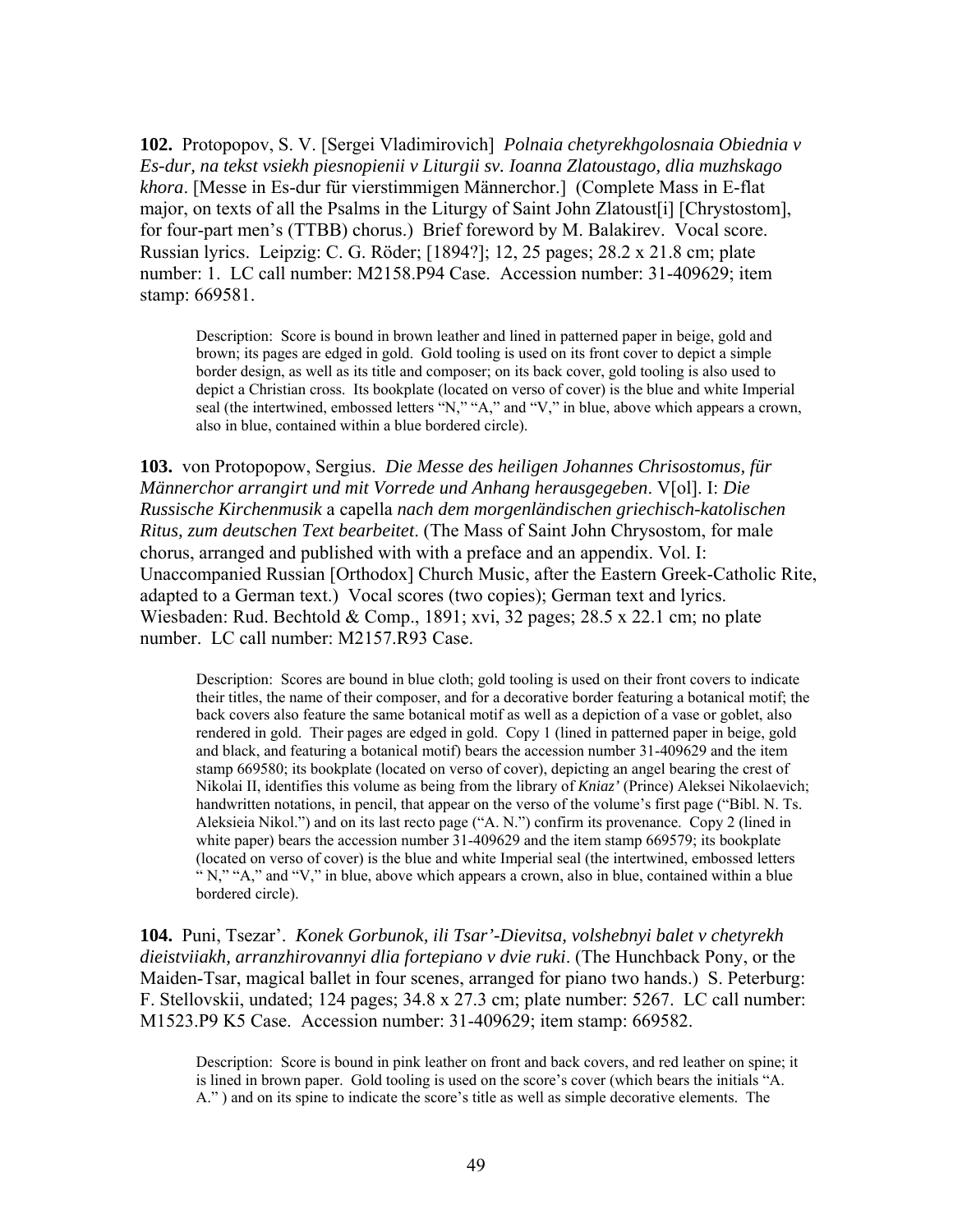**102.** Protopopov, S. V. [Sergei Vladimirovich] *Polnaia chetyrekhgolosnaia Obiednia v Es-dur, na tekst vsiekh piesnopienii v Liturgii sv. Ioanna Zlatoustago, dlia muzhskago khora*. [Messe in Es-dur für vierstimmigen Männerchor.] (Complete Mass in E-flat major, on texts of all the Psalms in the Liturgy of Saint John Zlatoust[i] [Chrystostom], for four-part men's (TTBB) chorus.) Brief foreword by M. Balakirev. Vocal score. Russian lyrics. Leipzig: C. G. Röder; [1894?]; 12, 25 pages; 28.2 x 21.8 cm; plate number: 1. LC call number: M2158.P94 Case. Accession number: 31-409629; item stamp: 669581.

> Description: Score is bound in brown leather and lined in patterned paper in beige, gold and brown; its pages are edged in gold. Gold tooling is used on its front cover to depict a simple border design, as well as its title and composer; on its back cover, gold tooling is also used to depict a Christian cross. Its bookplate (located on verso of cover) is the blue and white Imperial seal (the intertwined, embossed letters "N," "A," and "V," in blue, above which appears a crown, also in blue, contained within a blue bordered circle).

**103.** von Protopopow, Sergius. *Die Messe des heiligen Johannes Chrisostomus, für Männerchor arrangirt und mit Vorrede und Anhang herausgegeben*. V[ol]. I: *Die Russische Kirchenmusik* a capella *nach dem morgenländischen griechisch-katolischen Ritus, zum deutschen Text bearbeitet*. (The Mass of Saint John Chrysostom, for male chorus, arranged and published with with a preface and an appendix. Vol. I: Unaccompanied Russian [Orthodox] Church Music, after the Eastern Greek-Catholic Rite, adapted to a German text.) Vocal scores (two copies); German text and lyrics. Wiesbaden: Rud. Bechtold & Comp., 1891; xvi, 32 pages; 28.5 x 22.1 cm; no plate number. LC call number: M2157.R93 Case.

> Description: Scores are bound in blue cloth; gold tooling is used on their front covers to indicate their titles, the name of their composer, and for a decorative border featuring a botanical motif; the back covers also feature the same botanical motif as well as a depiction of a vase or goblet, also rendered in gold. Their pages are edged in gold. Copy 1 (lined in patterned paper in beige, gold and black, and featuring a botanical motif) bears the accession number 31-409629 and the item stamp 669580; its bookplate (located on verso of cover), depicting an angel bearing the crest of Nikolai II, identifies this volume as being from the library of *Kniaz'* (Prince) Aleksei Nikolaevich; handwritten notations, in pencil, that appear on the verso of the volume's first page ("Bibl. N. Ts. Aleksieia Nikol.") and on its last recto page ("A. N.") confirm its provenance. Copy 2 (lined in white paper) bears the accession number 31-409629 and the item stamp 669579; its bookplate (located on verso of cover) is the blue and white Imperial seal (the intertwined, embossed letters " N," "A," and "V," in blue, above which appears a crown, also in blue, contained within a blue bordered circle).

**104.** Puni, Tsezar'. *Konek Gorbunok, ili Tsar'-Dievitsa, volshebnyi balet v chetyrekh dieistviiakh, arranzhirovannyi dlia fortepiano v dvie ruki*. (The Hunchback Pony, or the Maiden-Tsar, magical ballet in four scenes, arranged for piano two hands.) S. Peterburg: F. Stellovskii, undated; 124 pages; 34.8 x 27.3 cm; plate number: 5267. LC call number: M1523.P9 K5 Case. Accession number: 31-409629; item stamp: 669582.

> Description: Score is bound in pink leather on front and back covers, and red leather on spine; it is lined in brown paper. Gold tooling is used on the score's cover (which bears the initials "A. A." ) and on its spine to indicate the score's title as well as simple decorative elements. The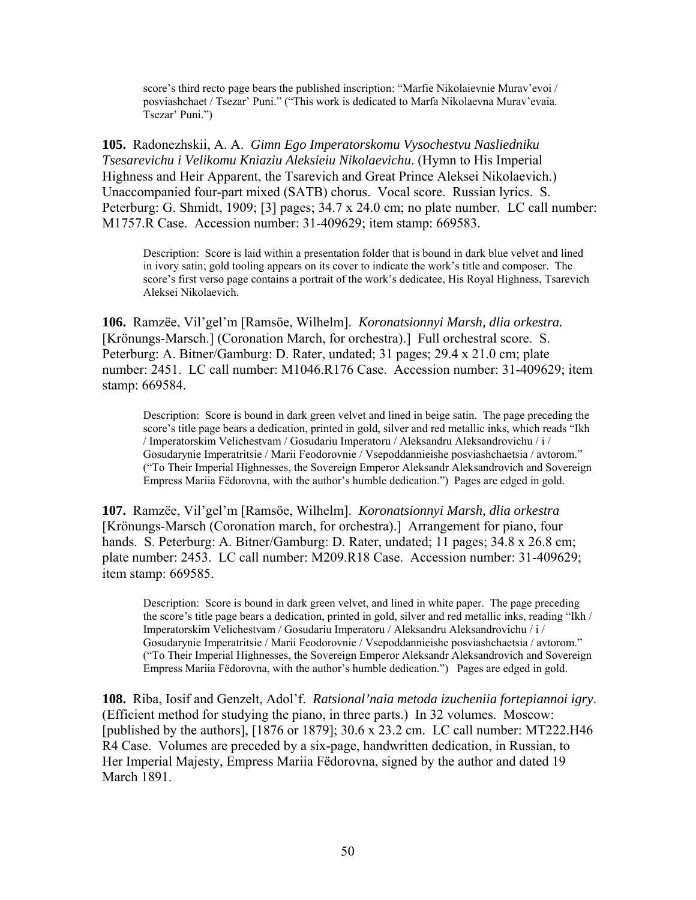score's third recto page bears the published inscription: "Marfie Nikolaievnie Murav'evoi / posviashchaet / Tsezar' Puni." ("This work is dedicated to Marfa Nikolaevna Murav'evaia. Tsezar' Puni.")

**105.** Radonezhskii, A. A. *Gimn Ego Imperatorskomu Vysochestvu Nasliedniku Tsesarevichu i Velikomu Kniaziu Aleksieiu Nikolaevichu*. (Hymn to His Imperial Highness and Heir Apparent, the Tsarevich and Great Prince Aleksei Nikolaevich.) Unaccompanied four-part mixed (SATB) chorus. Vocal score. Russian lyrics. S. Peterburg: G. Shmidt, 1909; [3] pages; 34.7 x 24.0 cm; no plate number. LC call number: M1757.R Case. Accession number: 31-409629; item stamp: 669583.

Description: Score is laid within a presentation folder that is bound in dark blue velvet and lined in ivory satin; gold tooling appears on its cover to indicate the work's title and composer. The score's first verso page contains a portrait of the work's dedicatee, His Royal Highness, Tsarevich Aleksei Nikolaevich.

**106.** Ramzëe, Vil'gel'm [Ramsöe, Wilhelm]. *Koronatsionnyi Marsh, dlia orkestra.* [Krönungs-Marsch.] (Coronation March, for orchestra).] Full orchestral score. S. Peterburg: A. Bitner/Gamburg: D. Rater, undated; 31 pages; 29.4 x 21.0 cm; plate number: 2451. LC call number: M1046.R176 Case. Accession number: 31-409629; item stamp: 669584.

Description: Score is bound in dark green velvet and lined in beige satin. The page preceding the score's title page bears a dedication, printed in gold, silver and red metallic inks, which reads "Ikh / Imperatorskim Velichestvam / Gosudariu Imperatoru / Aleksandru Aleksandrovichu / i / Gosudarynie Imperatritsie / Marii Feodorovnie / Vsepoddannieishe posviashchaetsia / avtorom." ("To Their Imperial Highnesses, the Sovereign Emperor Aleksandr Aleksandrovich and Sovereign Empress Mariia Fëdorovna, with the author's humble dedication.") Pages are edged in gold.

**107.** Ramzëe, Vil'gel'm [Ramsöe, Wilhelm]. *Koronatsionnyi Marsh, dlia orkestra* [Krönungs-Marsch (Coronation march, for orchestra).] Arrangement for piano, four hands. S. Peterburg: A. Bitner/Gamburg: D. Rater, undated; 11 pages; 34.8 x 26.8 cm; plate number: 2453. LC call number: M209.R18 Case. Accession number: 31-409629; item stamp: 669585.

Description: Score is bound in dark green velvet, and lined in white paper. The page preceding the score's title page bears a dedication, printed in gold, silver and red metallic inks, reading "Ikh / Imperatorskim Velichestvam / Gosudariu Imperatoru / Aleksandru Aleksandrovichu / i / Gosudarynie Imperatritsie / Marii Feodorovnie / Vsepoddannieishe posviashchaetsia / avtorom." ("To Their Imperial Highnesses, the Sovereign Emperor Aleksandr Aleksandrovich and Sovereign Empress Mariia Fëdorovna, with the author's humble dedication.") Pages are edged in gold.

**108.** Riba, Iosif and Genzelt, Adol'f. *Ratsional'naia metoda izucheniia fortepiannoi igry*. (Efficient method for studying the piano, in three parts.) In 32 volumes. Moscow: [published by the authors], [1876 or 1879]; 30.6 x 23.2 cm. LC call number: MT222.H46 R4 Case. Volumes are preceded by a six-page, handwritten dedication, in Russian, to Her Imperial Majesty, Empress Mariia Fëdorovna, signed by the author and dated 19 March 1891.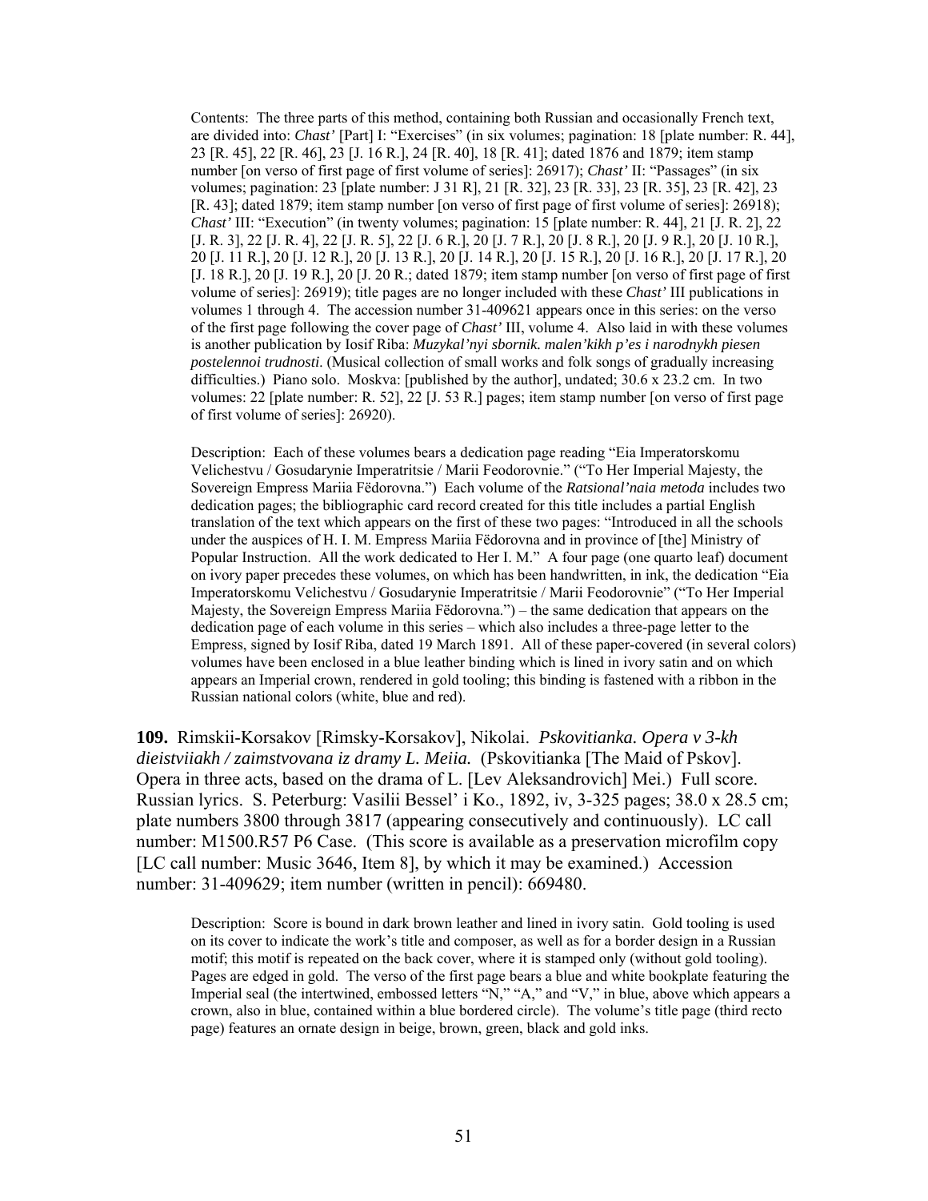Contents: The three parts of this method, containing both Russian and occasionally French text, are divided into: *Chast'* [Part] I: "Exercises" (in six volumes; pagination: 18 [plate number: R. 44], 23 [R. 45], 22 [R. 46], 23 [J. 16 R.], 24 [R. 40], 18 [R. 41]; dated 1876 and 1879; item stamp number [on verso of first page of first volume of series]: 26917); *Chast'* II: "Passages" (in six volumes; pagination: 23 [plate number: J 31 R], 21 [R. 32], 23 [R. 33], 23 [R. 35], 23 [R. 42], 23 [R. 43]; dated 1879; item stamp number [on verso of first page of first volume of series]: 26918); *Chast'* III: "Execution" (in twenty volumes; pagination: 15 [plate number: R. 44], 21 [J. R. 2], 22 [J. R. 3], 22 [J. R. 4], 22 [J. R. 5], 22 [J. 6 R.], 20 [J. 7 R.], 20 [J. 8 R.], 20 [J. 9 R.], 20 [J. 10 R.], 20 [J. 11 R.], 20 [J. 12 R.], 20 [J. 13 R.], 20 [J. 14 R.], 20 [J. 15 R.], 20 [J. 16 R.], 20 [J. 17 R.], 20 [J. 18 R.], 20 [J. 19 R.], 20 [J. 20 R.; dated 1879; item stamp number [on verso of first page of first volume of series]: 26919); title pages are no longer included with these *Chast'* III publications in volumes 1 through 4. The accession number 31-409621 appears once in this series: on the verso of the first page following the cover page of *Chast'* III, volume 4. Also laid in with these volumes is another publication by Iosif Riba: *Muzykal'nyi sbornik. malen'kikh p'es i narodnykh piesen postelennoi trudnosti*. (Musical collection of small works and folk songs of gradually increasing difficulties.) Piano solo. Moskva: [published by the author], undated; 30.6 x 23.2 cm. In two volumes: 22 [plate number: R. 52], 22 [J. 53 R.] pages; item stamp number [on verso of first page of first volume of series]: 26920).

Description: Each of these volumes bears a dedication page reading "Eia Imperatorskomu Velichestvu / Gosudarynie Imperatritsie / Marii Feodorovnie." ("To Her Imperial Majesty, the Sovereign Empress Mariia Fëdorovna.") Each volume of the *Ratsional'naia metoda* includes two dedication pages; the bibliographic card record created for this title includes a partial English translation of the text which appears on the first of these two pages: "Introduced in all the schools under the auspices of H. I. M. Empress Mariia Fëdorovna and in province of [the] Ministry of Popular Instruction. All the work dedicated to Her I. M." A four page (one quarto leaf) document on ivory paper precedes these volumes, on which has been handwritten, in ink, the dedication "Eia Imperatorskomu Velichestvu / Gosudarynie Imperatritsie / Marii Feodorovnie" ("To Her Imperial Majesty, the Sovereign Empress Mariia Fëdorovna.") – the same dedication that appears on the dedication page of each volume in this series – which also includes a three-page letter to the Empress, signed by Iosif Riba, dated 19 March 1891. All of these paper-covered (in several colors) volumes have been enclosed in a blue leather binding which is lined in ivory satin and on which appears an Imperial crown, rendered in gold tooling; this binding is fastened with a ribbon in the Russian national colors (white, blue and red).

**109.** Rimskii-Korsakov [Rimsky-Korsakov], Nikolai. *Pskovitianka. Opera v 3-kh dieistviiakh / zaimstvovana iz dramy L. Meiia.* (Pskovitianka [The Maid of Pskov]. Opera in three acts, based on the drama of L. [Lev Aleksandrovich] Mei.) Full score. Russian lyrics. S. Peterburg: Vasilii Bessel' i Ko., 1892, iv, 3-325 pages; 38.0 x 28.5 cm; plate numbers 3800 through 3817 (appearing consecutively and continuously). LC call number: M1500.R57 P6 Case. (This score is available as a preservation microfilm copy [LC call number: Music 3646, Item 8], by which it may be examined.) Accession number: 31-409629; item number (written in pencil): 669480.

Description: Score is bound in dark brown leather and lined in ivory satin. Gold tooling is used on its cover to indicate the work's title and composer, as well as for a border design in a Russian motif; this motif is repeated on the back cover, where it is stamped only (without gold tooling). Pages are edged in gold. The verso of the first page bears a blue and white bookplate featuring the Imperial seal (the intertwined, embossed letters "N," "A," and "V," in blue, above which appears a crown, also in blue, contained within a blue bordered circle). The volume's title page (third recto page) features an ornate design in beige, brown, green, black and gold inks.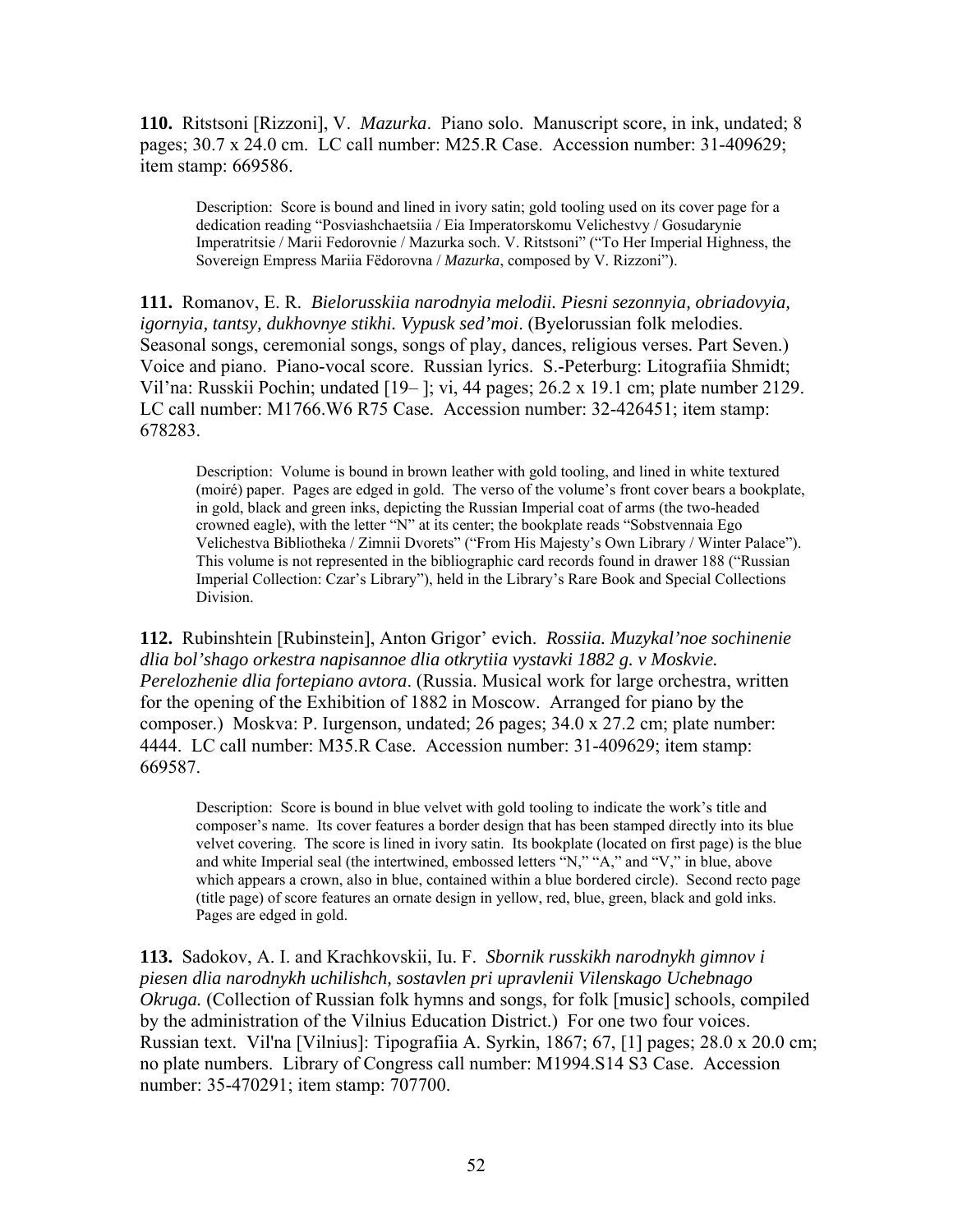**110.** Ritstsoni [Rizzoni], V. *Mazurka*. Piano solo. Manuscript score, in ink, undated; 8 pages; 30.7 x 24.0 cm. LC call number: M25.R Case. Accession number: 31-409629; item stamp: 669586.

> Description: Score is bound and lined in ivory satin; gold tooling used on its cover page for a dedication reading "Posviashchaetsiia / Eia Imperatorskomu Velichestvy / Gosudarynie Imperatritsie / Marii Fedorovnie / Mazurka soch. V. Ritstsoni" ("To Her Imperial Highness, the Sovereign Empress Mariia Fëdorovna / *Mazurka*, composed by V. Rizzoni").

**111.** Romanov, E. R. *Bielorusskiia narodnyia melodii. Piesni sezonnyia, obriadovyia, igornyia, tantsy, dukhovnye stikhi. Vypusk sed'moi*. (Byelorussian folk melodies. Seasonal songs, ceremonial songs, songs of play, dances, religious verses. Part Seven.) Voice and piano. Piano-vocal score. Russian lyrics. S.-Peterburg: Litografiia Shmidt; Vil'na: Russkii Pochin; undated [19– ]; vi, 44 pages; 26.2 x 19.1 cm; plate number 2129. LC call number: M1766.W6 R75 Case. Accession number: 32-426451; item stamp: 678283.

> Description: Volume is bound in brown leather with gold tooling, and lined in white textured (moiré) paper. Pages are edged in gold. The verso of the volume's front cover bears a bookplate, in gold, black and green inks, depicting the Russian Imperial coat of arms (the two-headed crowned eagle), with the letter "N" at its center; the bookplate reads "Sobstvennaia Ego Velichestva Bibliotheka / Zimnii Dvorets" ("From His Majesty's Own Library / Winter Palace"). This volume is not represented in the bibliographic card records found in drawer 188 ("Russian Imperial Collection: Czar's Library"), held in the Library's Rare Book and Special Collections Division.

**112.** Rubinshtein [Rubinstein], Anton Grigor' evich. *Rossiia. Muzykal'noe sochinenie dlia bol'shago orkestra napisannoe dlia otkrytiia vystavki 1882 g. v Moskvie. Perelozhenie dlia fortepiano avtora*. (Russia. Musical work for large orchestra, written for the opening of the Exhibition of 1882 in Moscow. Arranged for piano by the composer.) Moskva: P. Iurgenson, undated; 26 pages; 34.0 x 27.2 cm; plate number: 4444. LC call number: M35.R Case. Accession number: 31-409629; item stamp: 669587.

> Description: Score is bound in blue velvet with gold tooling to indicate the work's title and composer's name. Its cover features a border design that has been stamped directly into its blue velvet covering. The score is lined in ivory satin. Its bookplate (located on first page) is the blue and white Imperial seal (the intertwined, embossed letters "N," "A," and "V," in blue, above which appears a crown, also in blue, contained within a blue bordered circle). Second recto page (title page) of score features an ornate design in yellow, red, blue, green, black and gold inks. Pages are edged in gold.

**113.** Sadokov, A. I. and Krachkovskii, Iu. F. *Sbornik russkikh narodnykh gimnov i piesen dlia narodnykh uchilishch, sostavlen pri upravlenii Vilenskago Uchebnago Okruga.* (Collection of Russian folk hymns and songs, for folk [music] schools, compiled by the administration of the Vilnius Education District.) For one two four voices. Russian text. Vil'na [Vilnius]: Tipografiia A. Syrkin, 1867; 67, [1] pages; 28.0 x 20.0 cm; no plate numbers. Library of Congress call number: M1994.S14 S3 Case. Accession number: 35-470291; item stamp: 707700.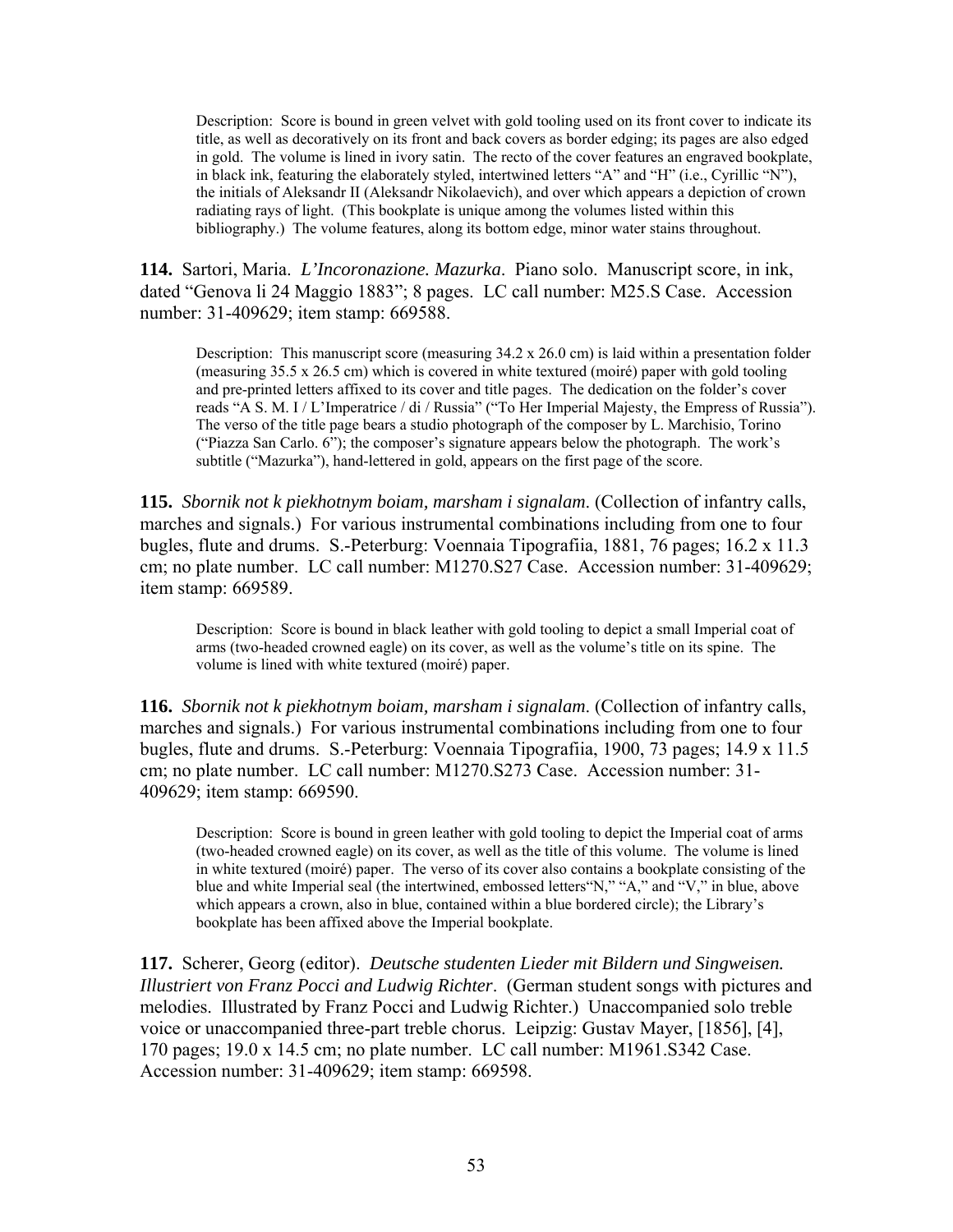> Description: Score is bound in green velvet with gold tooling used on its front cover to indicate its title, as well as decoratively on its front and back covers as border edging; its pages are also edged in gold. The volume is lined in ivory satin. The recto of the cover features an engraved bookplate, in black ink, featuring the elaborately styled, intertwined letters "A" and "H" (i.e., Cyrillic "N"), the initials of Aleksandr II (Aleksandr Nikolaevich), and over which appears a depiction of crown radiating rays of light. (This bookplate is unique among the volumes listed within this bibliography.) The volume features, along its bottom edge, minor water stains throughout.

**114.** Sartori, Maria. *L'Incoronazione. Mazurka*. Piano solo. Manuscript score, in ink, dated "Genova li 24 Maggio 1883"; 8 pages. LC call number: M25.S Case. Accession number: 31-409629; item stamp: 669588.

> Description: This manuscript score (measuring 34.2 x 26.0 cm) is laid within a presentation folder (measuring 35.5 x 26.5 cm) which is covered in white textured (moiré) paper with gold tooling and pre-printed letters affixed to its cover and title pages. The dedication on the folder's cover reads "A S. M. I / L'Imperatrice / di / Russia" ("To Her Imperial Majesty, the Empress of Russia"). The verso of the title page bears a studio photograph of the composer by L. Marchisio, Torino ("Piazza San Carlo. 6"); the composer's signature appears below the photograph. The work's subtitle ("Mazurka"), hand-lettered in gold, appears on the first page of the score.

**115.** *Sbornik not k piekhotnym boiam, marsham i signalam*. (Collection of infantry calls, marches and signals.) For various instrumental combinations including from one to four bugles, flute and drums. S.-Peterburg: Voennaia Tipografiia, 1881, 76 pages; 16.2 x 11.3 cm; no plate number. LC call number: M1270.S27 Case. Accession number: 31-409629; item stamp: 669589.

> Description: Score is bound in black leather with gold tooling to depict a small Imperial coat of arms (two-headed crowned eagle) on its cover, as well as the volume's title on its spine. The volume is lined with white textured (moiré) paper.

**116.** *Sbornik not k piekhotnym boiam, marsham i signalam*. (Collection of infantry calls, marches and signals.) For various instrumental combinations including from one to four bugles, flute and drums. S.-Peterburg: Voennaia Tipografiia, 1900, 73 pages; 14.9 x 11.5 cm; no plate number. LC call number: M1270.S273 Case. Accession number: 31-409629; item stamp: 669590.

> Description: Score is bound in green leather with gold tooling to depict the Imperial coat of arms (two-headed crowned eagle) on its cover, as well as the title of this volume. The volume is lined in white textured (moiré) paper. The verso of its cover also contains a bookplate consisting of the blue and white Imperial seal (the intertwined, embossed letters "N," "A," and "V," in blue, above which appears a crown, also in blue, contained within a blue bordered circle); the Library's bookplate has been affixed above the Imperial bookplate.

**117.** Scherer, Georg (editor). *Deutsche studenten Lieder mit Bildern und Singweisen. Illustriert von Franz Pocci and Ludwig Richter*. (German student songs with pictures and melodies. Illustrated by Franz Pocci and Ludwig Richter.) Unaccompanied solo treble voice or unaccompanied three-part treble chorus. Leipzig: Gustav Mayer, [1856], [4], 170 pages; 19.0 x 14.5 cm; no plate number. LC call number: M1961.S342 Case. Accession number: 31-409629; item stamp: 669598.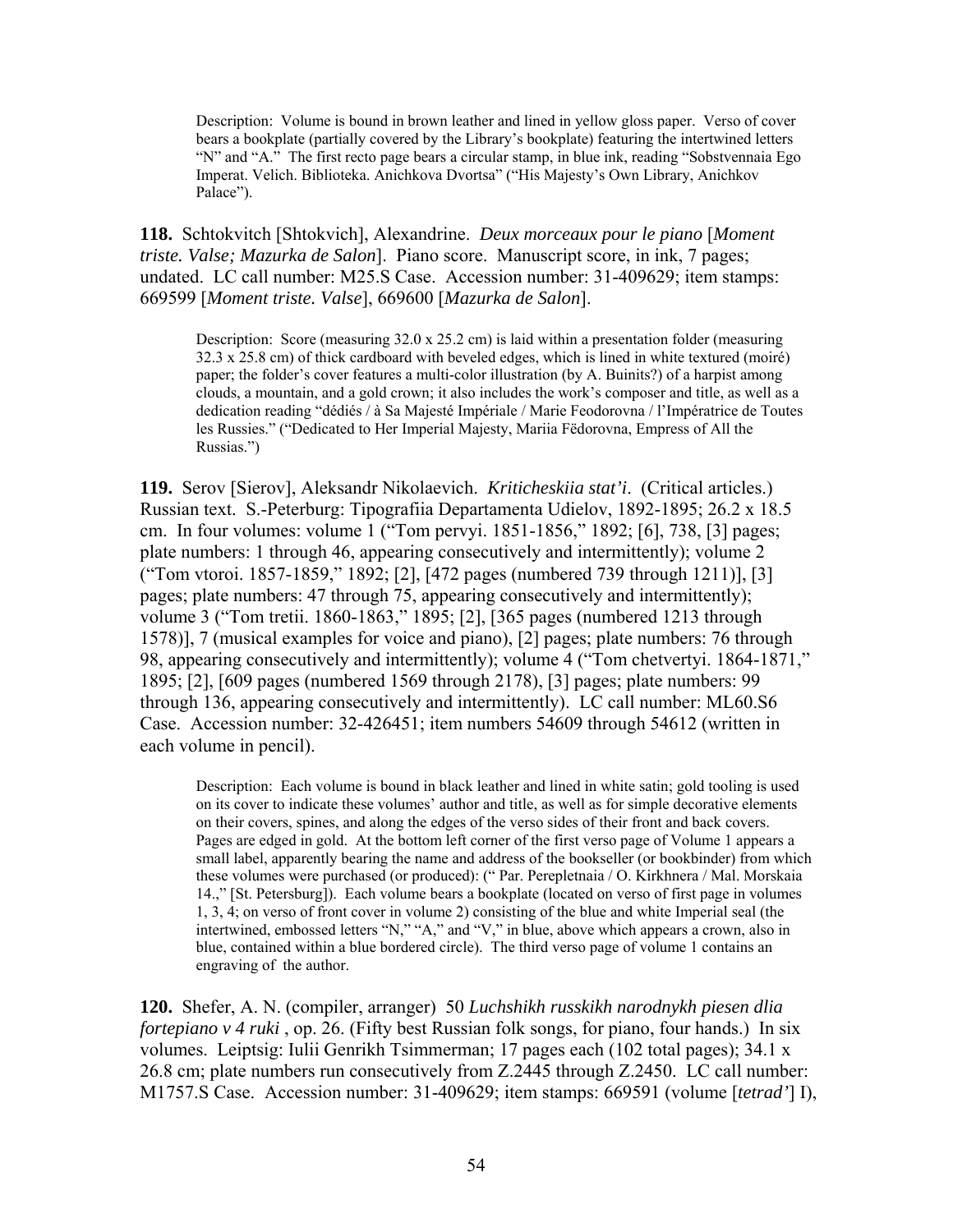Description: Volume is bound in brown leather and lined in yellow gloss paper. Verso of cover bears a bookplate (partially covered by the Library's bookplate) featuring the intertwined letters "N" and "A." The first recto page bears a circular stamp, in blue ink, reading "Sobstvennaia Ego Imperat. Velich. Biblioteka. Anichkova Dvortsa" ("His Majesty's Own Library, Anichkov Palace").

**118.** Schtokvitch [Shtokvich], Alexandrine. *Deux morceaux pour le piano* [*Moment triste. Valse; Mazurka de Salon*]. Piano score. Manuscript score, in ink, 7 pages; undated. LC call number: M25.S Case. Accession number: 31-409629; item stamps: 669599 [*Moment triste. Valse*], 669600 [*Mazurka de Salon*].

Description: Score (measuring 32.0 x 25.2 cm) is laid within a presentation folder (measuring 32.3 x 25.8 cm) of thick cardboard with beveled edges, which is lined in white textured (moiré) paper; the folder's cover features a multi-color illustration (by A. Buinits?) of a harpist among clouds, a mountain, and a gold crown; it also includes the work's composer and title, as well as a dedication reading "dédiés / à Sa Majesté Impériale / Marie Feodorovna / l'Impératrice de Toutes les Russies." ("Dedicated to Her Imperial Majesty, Mariia Fëdorovna, Empress of All the Russias.")

**119.** Serov [Sierov], Aleksandr Nikolaevich. *Kriticheskiia stat'i*. (Critical articles.) Russian text. S.-Peterburg: Tipografiia Departamenta Udielov, 1892-1895; 26.2 x 18.5 cm. In four volumes: volume 1 ("Tom pervyi. 1851-1856," 1892; [6], 738, [3] pages; plate numbers: 1 through 46, appearing consecutively and intermittently); volume 2 ("Tom vtoroi. 1857-1859," 1892; [2], [472 pages (numbered 739 through 1211)], [3] pages; plate numbers: 47 through 75, appearing consecutively and intermittently); volume 3 ("Tom tretii. 1860-1863," 1895; [2], [365 pages (numbered 1213 through 1578)], 7 (musical examples for voice and piano), [2] pages; plate numbers: 76 through 98, appearing consecutively and intermittently); volume 4 ("Tom chetvertyi. 1864-1871," 1895; [2], [609 pages (numbered 1569 through 2178), [3] pages; plate numbers: 99 through 136, appearing consecutively and intermittently). LC call number: ML60.S6 Case. Accession number: 32-426451; item numbers 54609 through 54612 (written in each volume in pencil).

Description: Each volume is bound in black leather and lined in white satin; gold tooling is used on its cover to indicate these volumes' author and title, as well as for simple decorative elements on their covers, spines, and along the edges of the verso sides of their front and back covers. Pages are edged in gold. At the bottom left corner of the first verso page of Volume 1 appears a small label, apparently bearing the name and address of the bookseller (or bookbinder) from which these volumes were purchased (or produced): (" Par. Perepletnaia / O. Kirkhnera / Mal. Morskaia 14.," [St. Petersburg]). Each volume bears a bookplate (located on verso of first page in volumes 1, 3, 4; on verso of front cover in volume 2) consisting of the blue and white Imperial seal (the intertwined, embossed letters "N," "A," and "V," in blue, above which appears a crown, also in blue, contained within a blue bordered circle). The third verso page of volume 1 contains an engraving of the author.

**120.** Shefer, A. N. (compiler, arranger) 50 *Luchshikh russkikh narodnykh piesen dlia fortepiano v 4 ruki* , op. 26. (Fifty best Russian folk songs, for piano, four hands.) In six volumes. Leiptsig: Iulii Genrikh Tsimmerman; 17 pages each (102 total pages); 34.1 x 26.8 cm; plate numbers run consecutively from Z.2445 through Z.2450. LC call number: M1757.S Case. Accession number: 31-409629; item stamps: 669591 (volume [*tetrad'*] I),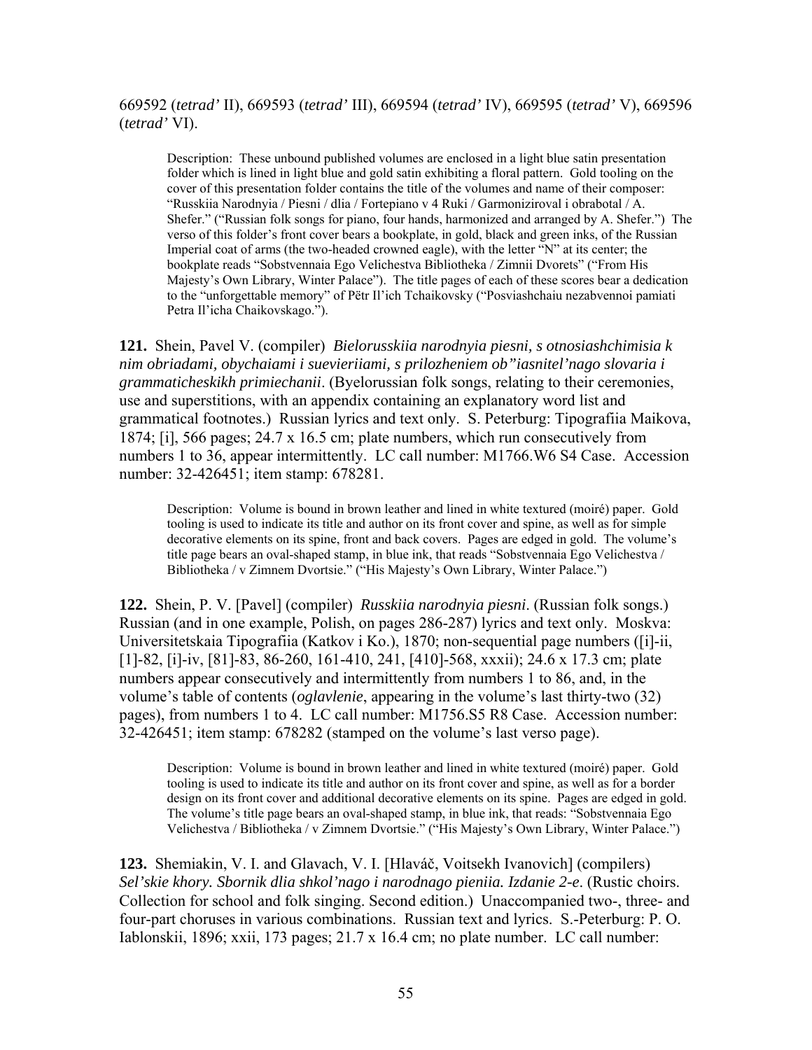669592 (*tetrad'* II), 669593 (*tetrad'* III), 669594 (*tetrad'* IV), 669595 (*tetrad'* V), 669596 (*tetrad'* VI).

> Description: These unbound published volumes are enclosed in a light blue satin presentation folder which is lined in light blue and gold satin exhibiting a floral pattern. Gold tooling on the cover of this presentation folder contains the title of the volumes and name of their composer: "Russkiia Narodnyia / Piesni / dlia / Fortepiano v 4 Ruki / Garmoniziroval i obrabotal / A. Shefer." ("Russian folk songs for piano, four hands, harmonized and arranged by A. Shefer.") The verso of this folder's front cover bears a bookplate, in gold, black and green inks, of the Russian Imperial coat of arms (the two-headed crowned eagle), with the letter "N" at its center; the bookplate reads "Sobstvennaia Ego Velichestva Bibliotheka / Zimnii Dvorets" ("From His Majesty's Own Library, Winter Palace"). The title pages of each of these scores bear a dedication to the "unforgettable memory" of Pëtr Il'ich Tchaikovsky ("Posviashchaiu nezabvennoi pamiati Petra Il'icha Chaikovskago.").

**121.** Shein, Pavel V. (compiler) *Bielorusskiia narodnyia piesni, s otnosiashchimisia k nim obriadami, obychaiami i suevieriiami, s prilozheniem ob"iasnitel'nago slovaria i grammaticheskikh primiechanii*. (Byelorussian folk songs, relating to their ceremonies, use and superstitions, with an appendix containing an explanatory word list and grammatical footnotes.) Russian lyrics and text only. S. Peterburg: Tipografiia Maikova, 1874; [i], 566 pages; 24.7 x 16.5 cm; plate numbers, which run consecutively from numbers 1 to 36, appear intermittently. LC call number: M1766.W6 S4 Case. Accession number: 32-426451; item stamp: 678281.

> Description: Volume is bound in brown leather and lined in white textured (moiré) paper. Gold tooling is used to indicate its title and author on its front cover and spine, as well as for simple decorative elements on its spine, front and back covers. Pages are edged in gold. The volume's title page bears an oval-shaped stamp, in blue ink, that reads "Sobstvennaia Ego Velichestva / Bibliotheka / v Zimnem Dvortsie." ("His Majesty's Own Library, Winter Palace.")

**122.** Shein, P. V. [Pavel] (compiler) *Russkiia narodnyia piesni*. (Russian folk songs.) Russian (and in one example, Polish, on pages 286-287) lyrics and text only. Moskva: Universitetskaia Tipografiia (Katkov i Ko.), 1870; non-sequential page numbers ([i]-ii, [1]-82, [i]-iv, [81]-83, 86-260, 161-410, 241, [410]-568, xxxii); 24.6 x 17.3 cm; plate numbers appear consecutively and intermittently from numbers 1 to 86, and, in the volume's table of contents (*oglavlenie*, appearing in the volume's last thirty-two (32) pages), from numbers 1 to 4. LC call number: M1756.S5 R8 Case. Accession number: 32-426451; item stamp: 678282 (stamped on the volume's last verso page).

> Description: Volume is bound in brown leather and lined in white textured (moiré) paper. Gold tooling is used to indicate its title and author on its front cover and spine, as well as for a border design on its front cover and additional decorative elements on its spine. Pages are edged in gold. The volume's title page bears an oval-shaped stamp, in blue ink, that reads: "Sobstvennaia Ego Velichestva / Bibliotheka / v Zimnem Dvortsie." ("His Majesty's Own Library, Winter Palace.")

**123.** Shemiakin, V. I. and Glavach, V. I. [Hlaváč, Voitsekh Ivanovich] (compilers) *Sel'skie khory. Sbornik dlia shkol'nago i narodnago pieniia. Izdanie 2-e*. (Rustic choirs. Collection for school and folk singing. Second edition.) Unaccompanied two-, three- and four-part choruses in various combinations. Russian text and lyrics. S.-Peterburg: P. O. Iablonskii, 1896; xxii, 173 pages; 21.7 x 16.4 cm; no plate number. LC call number: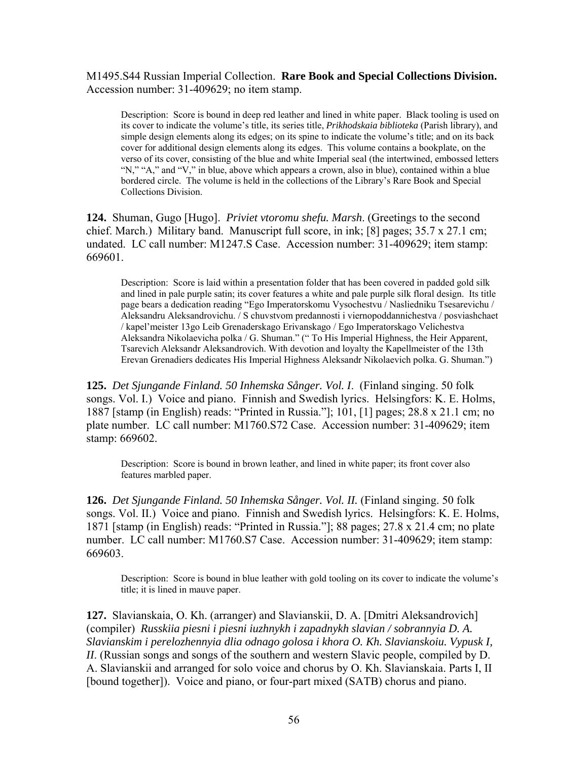M1495.S44 Russian Imperial Collection. **Rare Book and Special Collections Division.** Accession number: 31-409629; no item stamp.

> Description: Score is bound in deep red leather and lined in white paper. Black tooling is used on its cover to indicate the volume's title, its series title, *Prikhodskaia biblioteka* (Parish library), and simple design elements along its edges; on its spine to indicate the volume's title; and on its back cover for additional design elements along its edges. This volume contains a bookplate, on the verso of its cover, consisting of the blue and white Imperial seal (the intertwined, embossed letters "N," "A," and "V," in blue, above which appears a crown, also in blue), contained within a blue bordered circle. The volume is held in the collections of the Library's Rare Book and Special Collections Division.

**124.** Shuman, Gugo [Hugo]. *Priviet vtoromu shefu. Marsh*. (Greetings to the second chief. March.) Military band. Manuscript full score, in ink; [8] pages; 35.7 x 27.1 cm; undated. LC call number: M1247.S Case. Accession number: 31-409629; item stamp: 669601.

> Description: Score is laid within a presentation folder that has been covered in padded gold silk and lined in pale purple satin; its cover features a white and pale purple silk floral design. Its title page bears a dedication reading "Ego Imperatorskomu Vysochestvu / Nasliedniku Tsesarevichu / Aleksandru Aleksandrovichu. / S chuvstvom predannosti i viernopoddannichestva / posviashchaet / kapel'meister 13go Leib Grenaderskago Erivanskago / Ego Imperatorskago Velichestva Aleksandra Nikolaevicha polka / G. Shuman." (" To His Imperial Highness, the Heir Apparent, Tsarevich Aleksandr Aleksandrovich. With devotion and loyalty the Kapellmeister of the 13th Erevan Grenadiers dedicates His Imperial Highness Aleksandr Nikolaevich polka. G. Shuman.")

**125.** *Det Sjungande Finland. 50 Inhemska Sånger. Vol. I*. (Finland singing. 50 folk songs. Vol. I.) Voice and piano. Finnish and Swedish lyrics. Helsingfors: K. E. Holms, 1887 [stamp (in English) reads: "Printed in Russia."]; 101, [1] pages; 28.8 x 21.1 cm; no plate number. LC call number: M1760.S72 Case. Accession number: 31-409629; item stamp: 669602.

> Description: Score is bound in brown leather, and lined in white paper; its front cover also features marbled paper.

**126.** *Det Sjungande Finland. 50 Inhemska Sånger. Vol. II.* (Finland singing. 50 folk songs. Vol. II.) Voice and piano. Finnish and Swedish lyrics. Helsingfors: K. E. Holms, 1871 [stamp (in English) reads: "Printed in Russia."]; 88 pages; 27.8 x 21.4 cm; no plate number. LC call number: M1760.S7 Case. Accession number: 31-409629; item stamp: 669603.

> Description: Score is bound in blue leather with gold tooling on its cover to indicate the volume's title; it is lined in mauve paper.

**127.** Slavianskaia, O. Kh. (arranger) and Slavianskii, D. A. [Dmitri Aleksandrovich] (compiler) *Russkiia piesni i piesni iuzhnykh i zapadnykh slavian / sobrannyia D. A. Slavianskim i perelozhennyia dlia odnago golosa i khora O. Kh. Slavianskoiu. Vypusk I, II*. (Russian songs and songs of the southern and western Slavic people, compiled by D. A. Slavianskii and arranged for solo voice and chorus by O. Kh. Slavianskaia. Parts I, II [bound together]). Voice and piano, or four-part mixed (SATB) chorus and piano.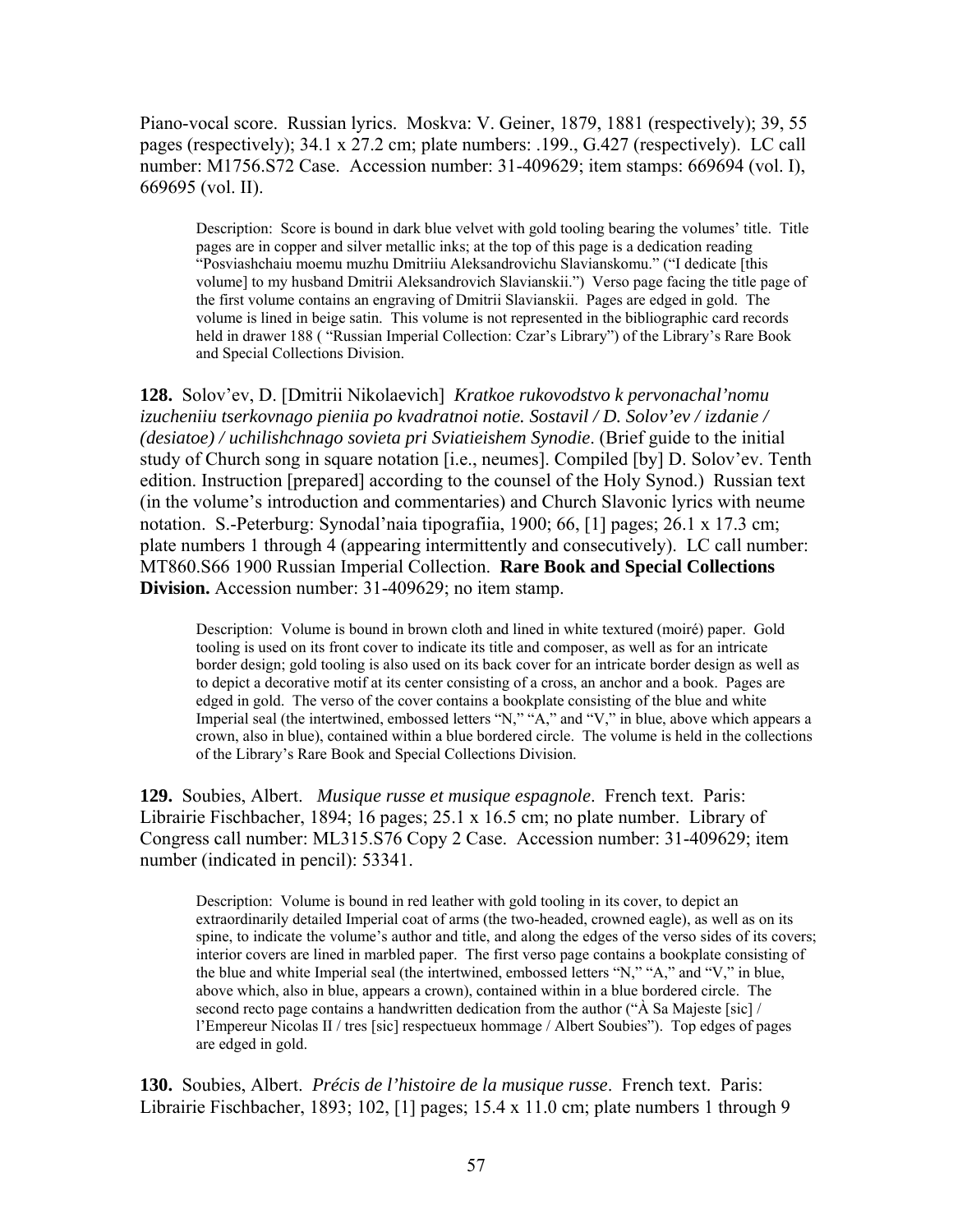Piano-vocal score. Russian lyrics. Moskva: V. Geiner, 1879, 1881 (respectively); 39, 55 pages (respectively); 34.1 x 27.2 cm; plate numbers: .199., G.427 (respectively). LC call number: M1756.S72 Case. Accession number: 31-409629; item stamps: 669694 (vol. I), 669695 (vol. II).

> Description: Score is bound in dark blue velvet with gold tooling bearing the volumes' title. Title pages are in copper and silver metallic inks; at the top of this page is a dedication reading "Posviashchaiu moemu muzhu Dmitriiu Aleksandrovichu Slavianskomu." ("I dedicate [this volume] to my husband Dmitrii Aleksandrovich Slavianskii.") Verso page facing the title page of the first volume contains an engraving of Dmitrii Slavianskii. Pages are edged in gold. The volume is lined in beige satin. This volume is not represented in the bibliographic card records held in drawer 188 ( "Russian Imperial Collection: Czar's Library") of the Library's Rare Book and Special Collections Division.

**128.** Solov'ev, D. [Dmitrii Nikolaevich] *Kratkoe rukovodstvo k pervonachal'nomu izucheniiu tserkovnago pieniia po kvadratnoi notie. Sostavil / D. Solov'ev / izdanie / (desiatoe) / uchilishchnago sovieta pri Sviatieishem Synodie*. (Brief guide to the initial study of Church song in square notation [i.e., neumes]. Compiled [by] D. Solov'ev. Tenth edition. Instruction [prepared] according to the counsel of the Holy Synod.) Russian text (in the volume's introduction and commentaries) and Church Slavonic lyrics with neume notation. S.-Peterburg: Synodal'naia tipografiia, 1900; 66, [1] pages; 26.1 x 17.3 cm; plate numbers 1 through 4 (appearing intermittently and consecutively). LC call number: MT860.S66 1900 Russian Imperial Collection. **Rare Book and Special Collections Division.** Accession number: 31-409629; no item stamp.

> Description: Volume is bound in brown cloth and lined in white textured (moiré) paper. Gold tooling is used on its front cover to indicate its title and composer, as well as for an intricate border design; gold tooling is also used on its back cover for an intricate border design as well as to depict a decorative motif at its center consisting of a cross, an anchor and a book. Pages are edged in gold. The verso of the cover contains a bookplate consisting of the blue and white Imperial seal (the intertwined, embossed letters "N," "A," and "V," in blue, above which appears a crown, also in blue), contained within a blue bordered circle. The volume is held in the collections of the Library's Rare Book and Special Collections Division.

**129.** Soubies, Albert. *Musique russe et musique espagnole*. French text. Paris: Librairie Fischbacher, 1894; 16 pages; 25.1 x 16.5 cm; no plate number. Library of Congress call number: ML315.S76 Copy 2 Case. Accession number: 31-409629; item number (indicated in pencil): 53341.

> Description: Volume is bound in red leather with gold tooling in its cover, to depict an extraordinarily detailed Imperial coat of arms (the two-headed, crowned eagle), as well as on its spine, to indicate the volume's author and title, and along the edges of the verso sides of its covers; interior covers are lined in marbled paper. The first verso page contains a bookplate consisting of the blue and white Imperial seal (the intertwined, embossed letters "N," "A," and "V," in blue, above which, also in blue, appears a crown), contained within in a blue bordered circle. The second recto page contains a handwritten dedication from the author ("À Sa Majeste [sic] / l'Empereur Nicolas II / tres [sic] respectueux hommage / Albert Soubies"). Top edges of pages are edged in gold.

**130.** Soubies, Albert. *Précis de l'histoire de la musique russe*. French text. Paris: Librairie Fischbacher, 1893; 102, [1] pages; 15.4 x 11.0 cm; plate numbers 1 through 9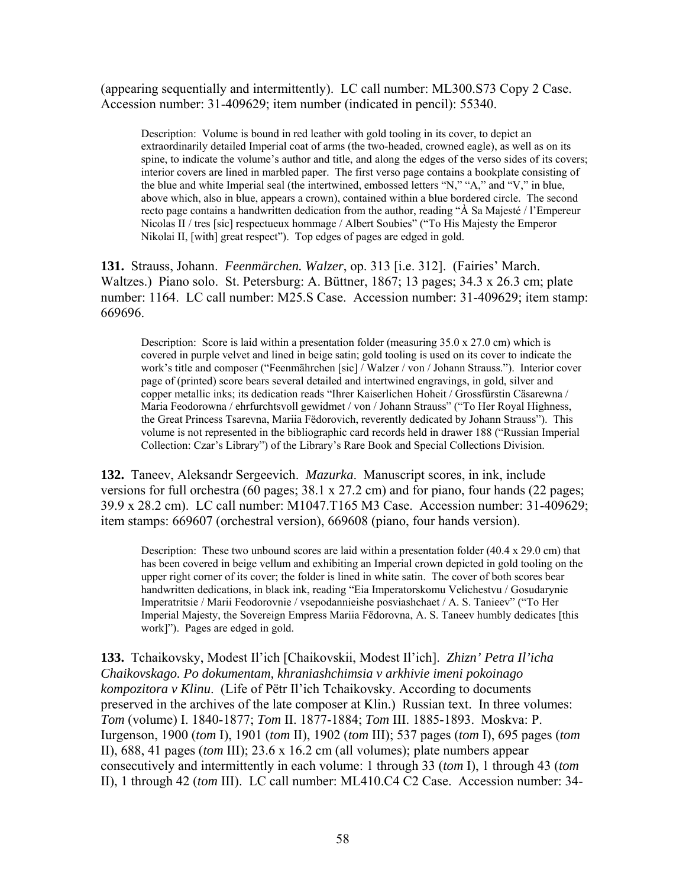(appearing sequentially and intermittently). LC call number: ML300.S73 Copy 2 Case. Accession number: 31-409629; item number (indicated in pencil): 55340.

> Description: Volume is bound in red leather with gold tooling in its cover, to depict an extraordinarily detailed Imperial coat of arms (the two-headed, crowned eagle), as well as on its spine, to indicate the volume's author and title, and along the edges of the verso sides of its covers; interior covers are lined in marbled paper. The first verso page contains a bookplate consisting of the blue and white Imperial seal (the intertwined, embossed letters "N," "A," and "V," in blue, above which, also in blue, appears a crown), contained within a blue bordered circle. The second recto page contains a handwritten dedication from the author, reading "À Sa Majesté / l'Empereur Nicolas II / tres [sic] respectueux hommage / Albert Soubies" ("To His Majesty the Emperor Nikolai II, [with] great respect"). Top edges of pages are edged in gold.

**131.** Strauss, Johann. *Feenmärchen. Walzer*, op. 313 [i.e. 312]. (Fairies' March. Waltzes.) Piano solo. St. Petersburg: A. Büttner, 1867; 13 pages; 34.3 x 26.3 cm; plate number: 1164. LC call number: M25.S Case. Accession number: 31-409629; item stamp: 669696.

> Description: Score is laid within a presentation folder (measuring 35.0 x 27.0 cm) which is covered in purple velvet and lined in beige satin; gold tooling is used on its cover to indicate the work's title and composer ("Feenmährchen [sic] / Walzer / von / Johann Strauss."). Interior cover page of (printed) score bears several detailed and intertwined engravings, in gold, silver and copper metallic inks; its dedication reads "Ihrer Kaiserlichen Hoheit / Grossfürstin Cäsarewna / Maria Feodorowna / ehrfurchtsvoll gewidmet / von / Johann Strauss" ("To Her Royal Highness, the Great Princess Tsarevna, Mariia Fëdorovich, reverently dedicated by Johann Strauss"). This volume is not represented in the bibliographic card records held in drawer 188 ("Russian Imperial Collection: Czar's Library") of the Library's Rare Book and Special Collections Division.

**132.** Taneev, Aleksandr Sergeevich. *Mazurka*. Manuscript scores, in ink, include versions for full orchestra (60 pages; 38.1 x 27.2 cm) and for piano, four hands (22 pages; 39.9 x 28.2 cm). LC call number: M1047.T165 M3 Case. Accession number: 31-409629; item stamps: 669607 (orchestral version), 669608 (piano, four hands version).

> Description: These two unbound scores are laid within a presentation folder (40.4 x 29.0 cm) that has been covered in beige vellum and exhibiting an Imperial crown depicted in gold tooling on the upper right corner of its cover; the folder is lined in white satin. The cover of both scores bear handwritten dedications, in black ink, reading "Eia Imperatorskomu Velichestvu / Gosudarynie Imperatritsie / Marii Feodorovnie / vsepodannieishe posviashchaet / A. S. Tanieev" ("To Her Imperial Majesty, the Sovereign Empress Mariia Fëdorovna, A. S. Taneev humbly dedicates [this work]"). Pages are edged in gold.

**133.** Tchaikovsky, Modest Il'ich [Chaikovskii, Modest Il'ich]. *Zhizn' Petra Il'icha Chaikovskago. Po dokumentam, khraniashchimsia v arkhivie imeni pokoinago kompozitora v Klinu*. (Life of Pëtr Il'ich Tchaikovsky. According to documents preserved in the archives of the late composer at Klin.) Russian text. In three volumes: *Tom* (volume) I. 1840-1877; *Tom* II. 1877-1884; *Tom* III. 1885-1893. Moskva: P. Iurgenson, 1900 (*tom* I), 1901 (*tom* II), 1902 (*tom* III); 537 pages (*tom* I), 695 pages (*tom* II), 688, 41 pages (*tom* III); 23.6 x 16.2 cm (all volumes); plate numbers appear consecutively and intermittently in each volume: 1 through 33 (*tom* I), 1 through 43 (*tom* II), 1 through 42 (*tom* III). LC call number: ML410.C4 C2 Case. Accession number: 34-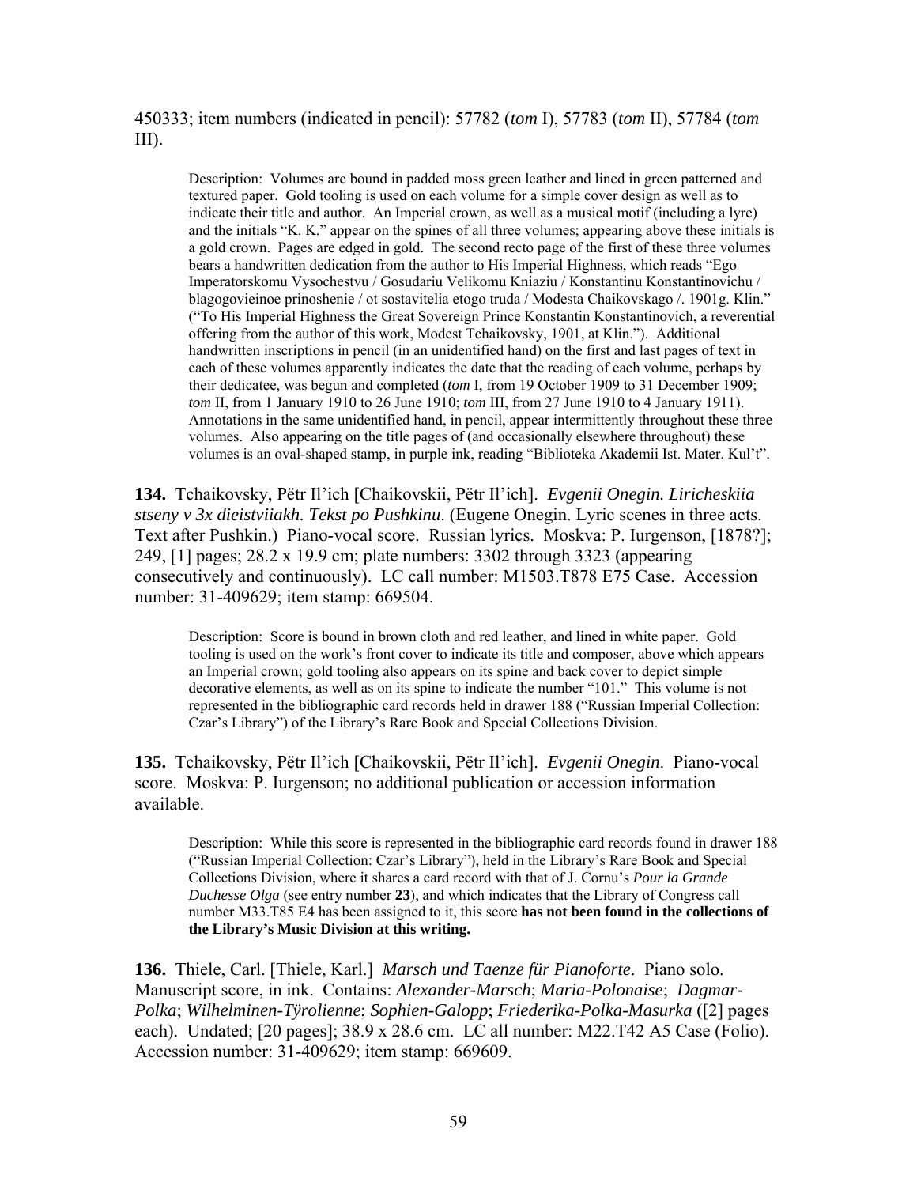450333; item numbers (indicated in pencil): 57782 (*tom* I), 57783 (*tom* II), 57784 (*tom* III).

> Description: Volumes are bound in padded moss green leather and lined in green patterned and textured paper. Gold tooling is used on each volume for a simple cover design as well as to indicate their title and author. An Imperial crown, as well as a musical motif (including a lyre) and the initials "K. K." appear on the spines of all three volumes; appearing above these initials is a gold crown. Pages are edged in gold. The second recto page of the first of these three volumes bears a handwritten dedication from the author to His Imperial Highness, which reads "Ego Imperatorskomu Vysochestvu / Gosudariu Velikomu Kniaziu / Konstantinu Konstantinovichu / blagogovieinoe prinoshenie / ot sostavitelia etogo truda / Modesta Chaikovskago /. 1901g. Klin." ("To His Imperial Highness the Great Sovereign Prince Konstantin Konstantinovich, a reverential offering from the author of this work, Modest Tchaikovsky, 1901, at Klin."). Additional handwritten inscriptions in pencil (in an unidentified hand) on the first and last pages of text in each of these volumes apparently indicates the date that the reading of each volume, perhaps by their dedicatee, was begun and completed (*tom* I, from 19 October 1909 to 31 December 1909; *tom* II, from 1 January 1910 to 26 June 1910; *tom* III, from 27 June 1910 to 4 January 1911). Annotations in the same unidentified hand, in pencil, appear intermittently throughout these three volumes. Also appearing on the title pages of (and occasionally elsewhere throughout) these volumes is an oval-shaped stamp, in purple ink, reading "Biblioteka Akademii Ist. Mater. Kul't".

**134.** Tchaikovsky, Pëtr Il'ich [Chaikovskii, Pëtr Il'ich]. *Evgenii Onegin. Liricheskiia stseny v 3x dieistviiakh. Tekst po Pushkinu.* (Eugene Onegin. Lyric scenes in three acts. Text after Pushkin.) Piano-vocal score. Russian lyrics. Moskva: P. Iurgenson, [1878?]; 249, [1] pages; 28.2 x 19.9 cm; plate numbers: 3302 through 3323 (appearing consecutively and continuously). LC call number: M1503.T878 E75 Case. Accession number: 31-409629; item stamp: 669504.

> Description: Score is bound in brown cloth and red leather, and lined in white paper. Gold tooling is used on the work's front cover to indicate its title and composer, above which appears an Imperial crown; gold tooling also appears on its spine and back cover to depict simple decorative elements, as well as on its spine to indicate the number "101." This volume is not represented in the bibliographic card records held in drawer 188 ("Russian Imperial Collection: Czar's Library") of the Library's Rare Book and Special Collections Division.

**135.** Tchaikovsky, Pëtr Il'ich [Chaikovskii, Pëtr Il'ich]. *Evgenii Onegin*. Piano-vocal score. Moskva: P. Iurgenson; no additional publication or accession information available.

> Description: While this score is represented in the bibliographic card records found in drawer 188 ("Russian Imperial Collection: Czar's Library"), held in the Library's Rare Book and Special Collections Division, where it shares a card record with that of J. Cornu's *Pour la Grande Duchesse Olga* (see entry number **23**), and which indicates that the Library of Congress call number M33.T85 E4 has been assigned to it, this score **has not been found in the collections of the Library's Music Division at this writing.**

**136.** Thiele, Carl. [Thiele, Karl.] *Marsch und Taenze für Pianoforte*. Piano solo. Manuscript score, in ink. Contains: *Alexander-Marsch*; *Maria-Polonaise*; *Dagmar-Polka*; *Wilhelminen-Tÿrolienne*; *Sophien-Galopp*; *Friederika-Polka-Masurka* ([2] pages each). Undated; [20 pages]; 38.9 x 28.6 cm. LC all number: M22.T42 A5 Case (Folio). Accession number: 31-409629; item stamp: 669609.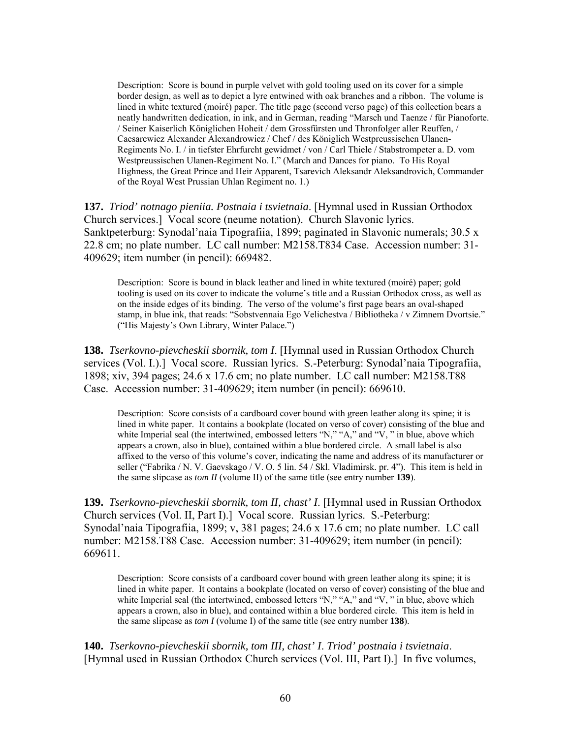Description: Score is bound in purple velvet with gold tooling used on its cover for a simple border design, as well as to depict a lyre entwined with oak branches and a ribbon. The volume is lined in white textured (moiré) paper. The title page (second verso page) of this collection bears a neatly handwritten dedication, in ink, and in German, reading "Marsch und Taenze / für Pianoforte. / Seiner Kaiserlich Königlichen Hoheit / dem Grossfürsten und Thronfolger aller Reuffen, / Caesarewicz Alexander Alexandrowicz / Chef / des Königlich Westpreussischen Ulanen-Regiments No. I. / in tiefster Ehrfurcht gewidmet / von / Carl Thiele / Stabstrompeter a. D. vom Westpreussischen Ulanen-Regiment No. I." (March and Dances for piano. To His Royal Highness, the Great Prince and Heir Apparent, Tsarevich Aleksandr Aleksandrovich, Commander of the Royal West Prussian Uhlan Regiment no. 1.)

**137.** *Triod' notnago pieniia. Postnaia i tsvietnaia*. [Hymnal used in Russian Orthodox Church services.] Vocal score (neume notation). Church Slavonic lyrics. Sanktpeterburg: Synodal'naia Tipografiia, 1899; paginated in Slavonic numerals; 30.5 x 22.8 cm; no plate number. LC call number: M2158.T834 Case. Accession number: 31-409629; item number (in pencil): 669482.

Description: Score is bound in black leather and lined in white textured (moiré) paper; gold tooling is used on its cover to indicate the volume's title and a Russian Orthodox cross, as well as on the inside edges of its binding. The verso of the volume's first page bears an oval-shaped stamp, in blue ink, that reads: "Sobstvennaia Ego Velichestva / Bibliotheka / v Zimnem Dvortsie." ("His Majesty's Own Library, Winter Palace.")

**138.** *Tserkovno-pievcheskii sbornik, tom I*. [Hymnal used in Russian Orthodox Church services (Vol. I.).] Vocal score. Russian lyrics. S.-Peterburg: Synodal'naia Tipografiia, 1898; xiv, 394 pages; 24.6 x 17.6 cm; no plate number. LC call number: M2158.T88 Case. Accession number: 31-409629; item number (in pencil): 669610.

Description: Score consists of a cardboard cover bound with green leather along its spine; it is lined in white paper. It contains a bookplate (located on verso of cover) consisting of the blue and white Imperial seal (the intertwined, embossed letters "N," "A," and "V, " in blue, above which appears a crown, also in blue), contained within a blue bordered circle. A small label is also affixed to the verso of this volume's cover, indicating the name and address of its manufacturer or seller ("Fabrika / N. V. Gaevskago / V. O. 5 lin. 54 / Skl. Vladimirsk. pr. 4"). This item is held in the same slipcase as *tom II* (volume II) of the same title (see entry number **139**).

**139.** *Tserkovno-pievcheskii sbornik, tom II, chast' I*. [Hymnal used in Russian Orthodox Church services (Vol. II, Part I).] Vocal score. Russian lyrics. S.-Peterburg: Synodal'naia Tipografiia, 1899; v, 381 pages; 24.6 x 17.6 cm; no plate number. LC call number: M2158.T88 Case. Accession number: 31-409629; item number (in pencil): 669611.

Description: Score consists of a cardboard cover bound with green leather along its spine; it is lined in white paper. It contains a bookplate (located on verso of cover) consisting of the blue and white Imperial seal (the intertwined, embossed letters "N," "A," and "V, " in blue, above which appears a crown, also in blue), and contained within a blue bordered circle. This item is held in the same slipcase as *tom I* (volume I) of the same title (see entry number **138**).

**140.** *Tserkovno-pievcheskii sbornik, tom III, chast' I. Triod' postnaia i tsvietnaia*. [Hymnal used in Russian Orthodox Church services (Vol. III, Part I).] In five volumes,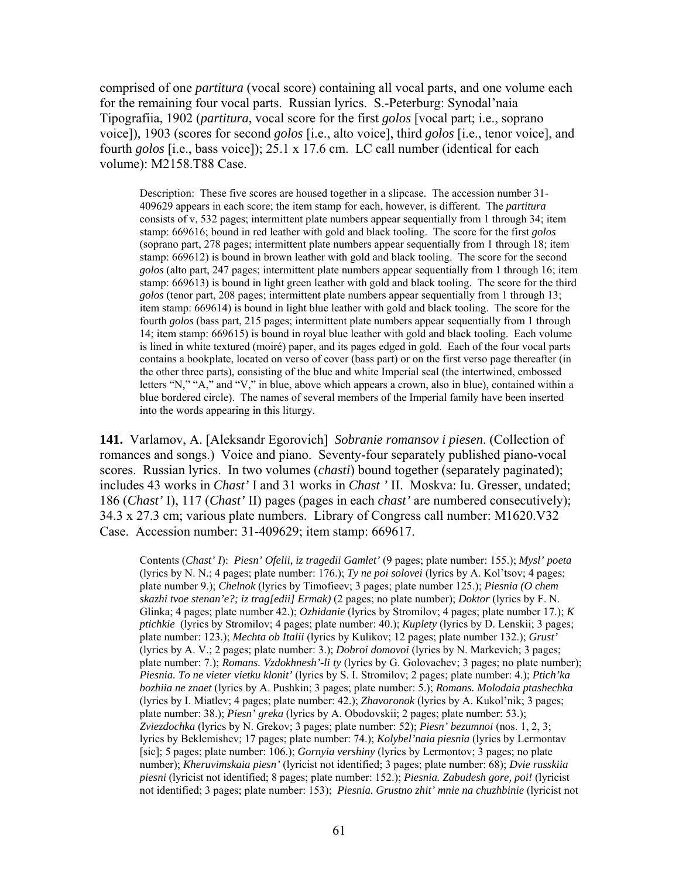comprised of one *partitura* (vocal score) containing all vocal parts, and one volume each for the remaining four vocal parts. Russian lyrics. S.-Peterburg: Synodal'naia Tipografiia, 1902 (*partitura*, vocal score for the first *golos* [vocal part; i.e., soprano voice]), 1903 (scores for second *golos* [i.e., alto voice], third *golos* [i.e., tenor voice], and fourth *golos* [i.e., bass voice]); 25.1 x 17.6 cm. LC call number (identical for each volume): M2158.T88 Case.

> Description: These five scores are housed together in a slipcase. The accession number 31-409629 appears in each score; the item stamp for each, however, is different. The *partitura* consists of v, 532 pages; intermittent plate numbers appear sequentially from 1 through 34; item stamp: 669616; bound in red leather with gold and black tooling. The score for the first *golos* (soprano part, 278 pages; intermittent plate numbers appear sequentially from 1 through 18; item stamp: 669612) is bound in brown leather with gold and black tooling. The score for the second *golos* (alto part, 247 pages; intermittent plate numbers appear sequentially from 1 through 16; item stamp: 669613) is bound in light green leather with gold and black tooling. The score for the third *golos* (tenor part, 208 pages; intermittent plate numbers appear sequentially from 1 through 13; item stamp: 669614) is bound in light blue leather with gold and black tooling. The score for the fourth *golos* (bass part, 215 pages; intermittent plate numbers appear sequentially from 1 through 14; item stamp: 669615) is bound in royal blue leather with gold and black tooling. Each volume is lined in white textured (moiré) paper, and its pages edged in gold. Each of the four vocal parts contains a bookplate, located on verso of cover (bass part) or on the first verso page thereafter (in the other three parts), consisting of the blue and white Imperial seal (the intertwined, embossed letters "N," "A," and "V," in blue, above which appears a crown, also in blue), contained within a blue bordered circle). The names of several members of the Imperial family have been inserted into the words appearing in this liturgy.

**141.** Varlamov, A. [Aleksandr Egorovich] *Sobranie romansov i piesen*. (Collection of romances and songs.) Voice and piano. Seventy-four separately published piano-vocal scores. Russian lyrics. In two volumes (*chasti*) bound together (separately paginated); includes 43 works in *Chast' I* and 31 works in *Chast ' II*. Moskva: Iu. Gresser, undated; 186 (*Chast' I*), 117 (*Chast' II*) pages (pages in each *chast'* are numbered consecutively); 34.3 x 27.3 cm; various plate numbers. Library of Congress call number: M1620.V32 Case. Accession number: 31-409629; item stamp: 669617.

> Contents (*Chast' I*): *Piesn' Ofelii, iz tragedii Gamlet'* (9 pages; plate number: 155.); *Mysl' poeta* (lyrics by N. N.; 4 pages; plate number: 176.); *Ty ne poi solovei* (lyrics by A. Kol'tsov; 4 pages; plate number 9.); *Chelnok* (lyrics by Timofieev; 3 pages; plate number 125.); *Piesnia (O chem skazhi tvoe stenan'e?; iz trag[edii] Ermak)* (2 pages; no plate number); *Doktor* (lyrics by F. N. Glinka; 4 pages; plate number 42.); *Ozhidanie* (lyrics by Stromilov; 4 pages; plate number 17.); *K ptichkie* (lyrics by Stromilov; 4 pages; plate number: 40.); *Kuplety* (lyrics by D. Lenskii; 3 pages; plate number: 123.); *Mechta ob Italii* (lyrics by Kulikov; 12 pages; plate number 132.); *Grust'* (lyrics by A. V.; 2 pages; plate number: 3.); *Dobroi domovoi* (lyrics by N. Markevich; 3 pages; plate number: 7.); *Romans. Vzdokhnesh'-li ty* (lyrics by G. Golovachev; 3 pages; no plate number); *Piesnia. To ne vieter vietku klonit'* (lyrics by S. I. Stromilov; 2 pages; plate number: 4.); *Ptich'ka bozhiia ne znaet* (lyrics by A. Pushkin; 3 pages; plate number: 5.); *Romans. Molodaia ptashechka* (lyrics by I. Miatlev; 4 pages; plate number: 42.); *Zhavoronok* (lyrics by A. Kukol'nik; 3 pages; plate number: 38.); *Piesn' greka* (lyrics by A. Obodovskii; 2 pages; plate number: 53.); *Zviezdochka* (lyrics by N. Grekov; 3 pages; plate number: 52); *Piesn' bezumnoi* (nos. 1, 2, 3; lyrics by Beklemishev; 17 pages; plate number: 74.); *Kolybel'naia piesnia* (lyrics by Lermontav [sic]; 5 pages; plate number: 106.); *Gornyia vershiny* (lyrics by Lermontov; 3 pages; no plate number); *Kheruvimskaia piesn'* (lyricist not identified; 3 pages; plate number: 68); *Dvie russkiia piesni* (lyricist not identified; 8 pages; plate number: 152.); *Piesnia. Zabudesh gore, poi!* (lyricist not identified; 3 pages; plate number: 153); *Piesnia. Grustno zhit' mnie na chuzhbinie* (lyricist not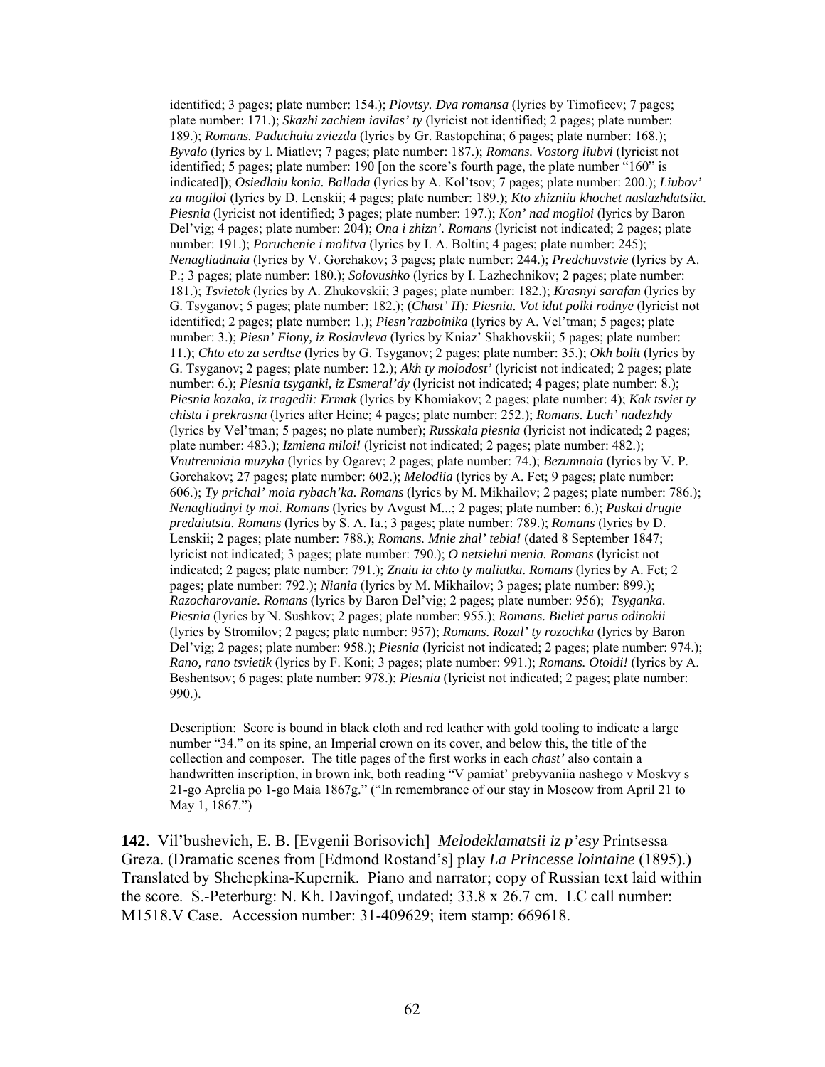identified; 3 pages; plate number: 154.); *Plovtsy. Dva romansa* (lyrics by Timofieev; 7 pages; plate number: 171.); *Skazhi zachiem iavilas' ty* (lyricist not identified; 2 pages; plate number: 189.); *Romans. Paduchaia zviezda* (lyrics by Gr. Rastopchina; 6 pages; plate number: 168.); *Byvalo* (lyrics by I. Miatlev; 7 pages; plate number: 187.); *Romans. Vostorg liubvi* (lyricist not identified; 5 pages; plate number: 190 [on the score's fourth page, the plate number "160" is indicated]); *Osiedlaiu konia. Ballada* (lyrics by A. Kol'tsov; 7 pages; plate number: 200.); *Liubov' za mogiloi* (lyrics by D. Lenskii; 4 pages; plate number: 189.); *Kto zhizniiu khochet naslazhdatsiia. Piesnia* (lyricist not identified; 3 pages; plate number: 197.); *Kon' nad mogiloi* (lyrics by Baron Del'vig; 4 pages; plate number: 204); *Ona i zhizn'. Romans* (lyricist not indicated; 2 pages; plate number: 191.); *Poruchenie i molitva* (lyrics by I. A. Boltin; 4 pages; plate number: 245); *Nenagliadnaia* (lyrics by V. Gorchakov; 3 pages; plate number: 244.); *Predchuvstvie* (lyrics by A. P.; 3 pages; plate number: 180.); *Solovushko* (lyrics by I. Lazhechnikov; 2 pages; plate number: 181.); *Tsvietok* (lyrics by A. Zhukovskii; 3 pages; plate number: 182.); *Krasnyi sarafan* (lyrics by G. Tsyganov; 5 pages; plate number: 182.); (*Chast' II*)*: Piesnia. Vot idut polki rodnye* (lyricist not identified; 2 pages; plate number: 1.); *Piesn'razboinika* (lyrics by A. Vel'tman; 5 pages; plate number: 3.); *Piesn' Fiony, iz Roslavleva* (lyrics by Kniaz' Shakhovskii; 5 pages; plate number: 11.); *Chto eto za serdtse* (lyrics by G. Tsyganov; 2 pages; plate number: 35.); *Okh bolit* (lyrics by G. Tsyganov; 2 pages; plate number: 12.); *Akh ty molodost'* (lyricist not indicated; 2 pages; plate number: 6.); *Piesnia tsyganki, iz Esmeral'dy* (lyricist not indicated; 4 pages; plate number: 8.); *Piesnia kozaka, iz tragedii: Ermak* (lyrics by Khomiakov; 2 pages; plate number: 4); *Kak tsviet ty chista i prekrasna* (lyrics after Heine; 4 pages; plate number: 252.); *Romans. Luch' nadezhdy* (lyrics by Vel'tman; 5 pages; no plate number); *Russkaia piesnia* (lyricist not indicated; 2 pages; plate number: 483.); *Izmiena miloi!* (lyricist not indicated; 2 pages; plate number: 482.); *Vnutrenniaia muzyka* (lyrics by Ogarev; 2 pages; plate number: 74.); *Bezumnaia* (lyrics by V. P. Gorchakov; 27 pages; plate number: 602.); *Melodiia* (lyrics by A. Fet; 9 pages; plate number: 606.); *Ty prichal' moia rybach'ka. Romans* (lyrics by M. Mikhailov; 2 pages; plate number: 786.); *Nenagliadnyi ty moi. Romans* (lyrics by Avgust M...; 2 pages; plate number: 6.); *Puskai drugie predaiutsia. Romans* (lyrics by S. A. Ia.; 3 pages; plate number: 789.); *Romans* (lyrics by D. Lenskii; 2 pages; plate number: 788.); *Romans. Mnie zhal' tebia!* (dated 8 September 1847; lyricist not indicated; 3 pages; plate number: 790.); *O netsielui menia. Romans* (lyricist not indicated; 2 pages; plate number: 791.); *Znaiu ia chto ty maliutka. Romans* (lyrics by A. Fet; 2 pages; plate number: 792.); *Niania* (lyrics by M. Mikhailov; 3 pages; plate number: 899.); *Razocharovanie. Romans* (lyrics by Baron Del'vig; 2 pages; plate number: 956); *Tsyganka. Piesnia* (lyrics by N. Sushkov; 2 pages; plate number: 955.); *Romans. Bieliet parus odinokii* (lyrics by Stromilov; 2 pages; plate number: 957); *Romans. Rozal' ty rozochka* (lyrics by Baron Del'vig; 2 pages; plate number: 958.); *Piesnia* (lyricist not indicated; 2 pages; plate number: 974.); *Rano, rano tsvietik* (lyrics by F. Koni; 3 pages; plate number: 991.); *Romans. Otoidi!* (lyrics by A. Beshentsov; 6 pages; plate number: 978.); *Piesnia* (lyricist not indicated; 2 pages; plate number: 990.).

Description: Score is bound in black cloth and red leather with gold tooling to indicate a large number "34." on its spine, an Imperial crown on its cover, and below this, the title of the collection and composer. The title pages of the first works in each *chast'* also contain a handwritten inscription, in brown ink, both reading "V pamiat' prebyvaniia nashego v Moskvy s 21-go Aprelia po 1-go Maia 1867g." ("In remembrance of our stay in Moscow from April 21 to May 1, 1867.")

**142.** Vil'bushevich, E. B. [Evgenii Borisovich] *Melodeklamatsii iz p'esy* Printsessa Greza. (Dramatic scenes from [Edmond Rostand's] play *La Princesse lointaine* (1895).) Translated by Shchepkina-Kupernik. Piano and narrator; copy of Russian text laid within the score. S.-Peterburg: N. Kh. Davingof, undated; 33.8 x 26.7 cm. LC call number: M1518.V Case. Accession number: 31-409629; item stamp: 669618.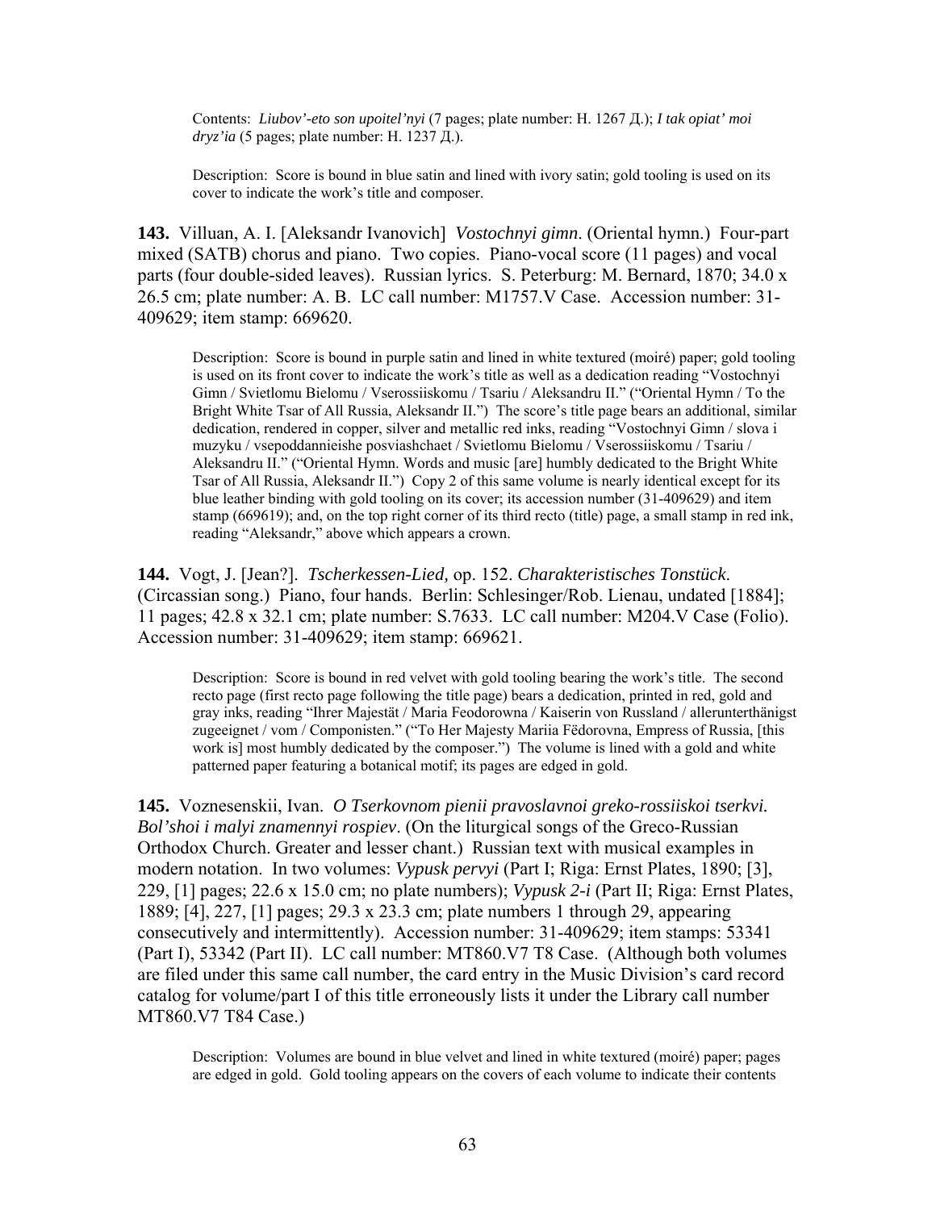Contents: *Liubov'-eto son upoitel'nyi* (7 pages; plate number: H. 1267 Д.); *I tak opiat' moi dryz'ia* (5 pages; plate number: H. 1237 Д.).

Description: Score is bound in blue satin and lined with ivory satin; gold tooling is used on its cover to indicate the work's title and composer.

**143.** Villuan, A. I. [Aleksandr Ivanovich] *Vostochnyi gimn*. (Oriental hymn.) Four-part mixed (SATB) chorus and piano. Two copies. Piano-vocal score (11 pages) and vocal parts (four double-sided leaves). Russian lyrics. S. Peterburg: M. Bernard, 1870; 34.0 x 26.5 cm; plate number: A. B. LC call number: M1757.V Case. Accession number: 31-409629; item stamp: 669620.

Description: Score is bound in purple satin and lined in white textured (moiré) paper; gold tooling is used on its front cover to indicate the work's title as well as a dedication reading "Vostochnyi Gimn / Svietlomu Bielomu / Vserossiiskomu / Tsariu / Aleksandru II." ("Oriental Hymn / To the Bright White Tsar of All Russia, Aleksandr II.") The score's title page bears an additional, similar dedication, rendered in copper, silver and metallic red inks, reading "Vostochnyi Gimn / slova i muzyku / vsepoddannieishe posviashchaet / Svietlomu Bielomu / Vserossiiskomu / Tsariu / Aleksandru II." ("Oriental Hymn. Words and music [are] humbly dedicated to the Bright White Tsar of All Russia, Aleksandr II.") Copy 2 of this same volume is nearly identical except for its blue leather binding with gold tooling on its cover; its accession number (31-409629) and item stamp (669619); and, on the top right corner of its third recto (title) page, a small stamp in red ink, reading "Aleksandr," above which appears a crown.

**144.** Vogt, J. [Jean?]. *Tscherkessen-Lied,* op. 152. *Charakteristisches Tonstück*. (Circassian song.) Piano, four hands. Berlin: Schlesinger/Rob. Lienau, undated [1884]; 11 pages; 42.8 x 32.1 cm; plate number: S.7633. LC call number: M204.V Case (Folio). Accession number: 31-409629; item stamp: 669621.

Description: Score is bound in red velvet with gold tooling bearing the work's title. The second recto page (first recto page following the title page) bears a dedication, printed in red, gold and gray inks, reading "Ihrer Majestät / Maria Feodorowna / Kaiserin von Russland / allerunterthänigst zugeeignet / vom / Componisten." ("To Her Majesty Mariia Fëdorovna, Empress of Russia, [this work is] most humbly dedicated by the composer.") The volume is lined with a gold and white patterned paper featuring a botanical motif; its pages are edged in gold.

**145.** Voznesenskii, Ivan. *O Tserkovnom pienii pravoslavnoi greko-rossiiskoi tserkvi. Bol'shoi i malyi znamennyi rospiev*. (On the liturgical songs of the Greco-Russian Orthodox Church. Greater and lesser chant.) Russian text with musical examples in modern notation. In two volumes: *Vypusk pervyi* (Part I; Riga: Ernst Plates, 1890; [3], 229, [1] pages; 22.6 x 15.0 cm; no plate numbers); *Vypusk 2-i* (Part II; Riga: Ernst Plates, 1889; [4], 227, [1] pages; 29.3 x 23.3 cm; plate numbers 1 through 29, appearing consecutively and intermittently). Accession number: 31-409629; item stamps: 53341 (Part I), 53342 (Part II). LC call number: MT860.V7 T8 Case. (Although both volumes are filed under this same call number, the card entry in the Music Division's card record catalog for volume/part I of this title erroneously lists it under the Library call number MT860.V7 T84 Case.)

Description: Volumes are bound in blue velvet and lined in white textured (moiré) paper; pages are edged in gold. Gold tooling appears on the covers of each volume to indicate their contents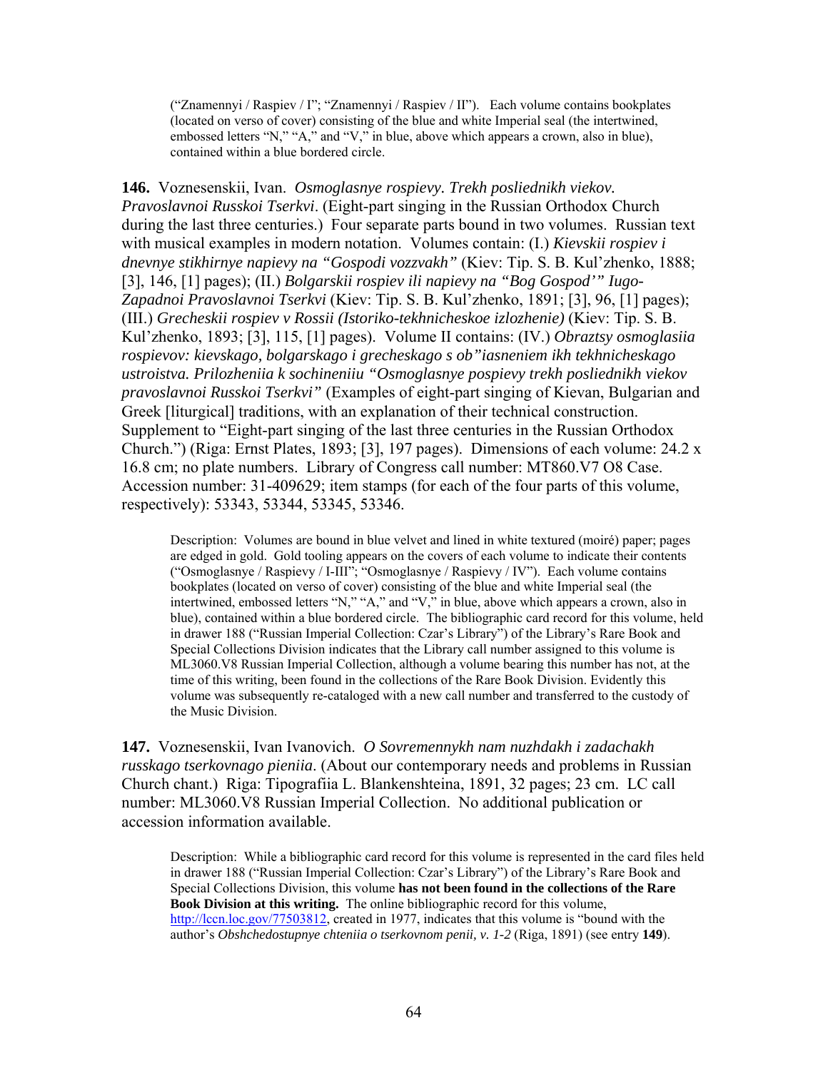("Znamennyi / Raspiev / I"; "Znamennyi / Raspiev / II"). Each volume contains bookplates (located on verso of cover) consisting of the blue and white Imperial seal (the intertwined, embossed letters "N," "A," and "V," in blue, above which appears a crown, also in blue), contained within a blue bordered circle.

**146.** Voznesenskii, Ivan. *Osmoglasnye rospievy. Trekh posliednikh viekov. Pravoslavnoi Russkoi Tserkvi*. (Eight-part singing in the Russian Orthodox Church during the last three centuries.) Four separate parts bound in two volumes. Russian text with musical examples in modern notation. Volumes contain: (I.) *Kievskii rospiev i dnevnye stikhirnye napievy na "Gospodi vozzvakh"* (Kiev: Tip. S. B. Kul'zhenko, 1888; [3], 146, [1] pages); (II.) *Bolgarskii rospiev ili napievy na "Bog Gospod'" Iugo-Zapadnoi Pravoslavnoi Tserkvi* (Kiev: Tip. S. B. Kul'zhenko, 1891; [3], 96, [1] pages); (III.) *Grecheskii rospiev v Rossii (Istoriko-tekhnicheskoe izlozhenie)* (Kiev: Tip. S. B. Kul'zhenko, 1893; [3], 115, [1] pages). Volume II contains: (IV.) *Obraztsy osmoglasiia rospievov: kievskago, bolgarskago i grecheskago s ob"iasneniem ikh tekhnicheskago ustroistva. Prilozheniia k sochineniiu "Osmoglasnye pospievy trekh posliednikh viekov pravoslavnoi Russkoi Tserkvi"* (Examples of eight-part singing of Kievan, Bulgarian and Greek [liturgical] traditions, with an explanation of their technical construction. Supplement to "Eight-part singing of the last three centuries in the Russian Orthodox Church.") (Riga: Ernst Plates, 1893; [3], 197 pages). Dimensions of each volume: 24.2 x 16.8 cm; no plate numbers. Library of Congress call number: MT860.V7 O8 Case. Accession number: 31-409629; item stamps (for each of the four parts of this volume, respectively): 53343, 53344, 53345, 53346.

Description: Volumes are bound in blue velvet and lined in white textured (moiré) paper; pages are edged in gold. Gold tooling appears on the covers of each volume to indicate their contents ("Osmoglasnye / Raspievy / I-III"; "Osmoglasnye / Raspievy / IV"). Each volume contains bookplates (located on verso of cover) consisting of the blue and white Imperial seal (the intertwined, embossed letters "N," "A," and "V," in blue, above which appears a crown, also in blue), contained within a blue bordered circle. The bibliographic card record for this volume, held in drawer 188 ("Russian Imperial Collection: Czar's Library") of the Library's Rare Book and Special Collections Division indicates that the Library call number assigned to this volume is ML3060.V8 Russian Imperial Collection, although a volume bearing this number has not, at the time of this writing, been found in the collections of the Rare Book Division. Evidently this volume was subsequently re-cataloged with a new call number and transferred to the custody of the Music Division.

**147.** Voznesenskii, Ivan Ivanovich. *O Sovremennykh nam nuzhdakh i zadachakh russkago tserkovnago pieniia*. (About our contemporary needs and problems in Russian Church chant.) Riga: Tipografiia L. Blankenshteina, 1891, 32 pages; 23 cm. LC call number: ML3060.V8 Russian Imperial Collection. No additional publication or accession information available.

Description: While a bibliographic card record for this volume is represented in the card files held in drawer 188 ("Russian Imperial Collection: Czar's Library") of the Library's Rare Book and Special Collections Division, this volume **has not been found in the collections of the Rare Book Division at this writing.** The online bibliographic record for this volume, http://lccn.loc.gov/77503812, created in 1977, indicates that this volume is "bound with the author's *Obshchedostupnye chteniia o tserkovnom penii, v. 1-2* (Riga, 1891) (see entry **149**).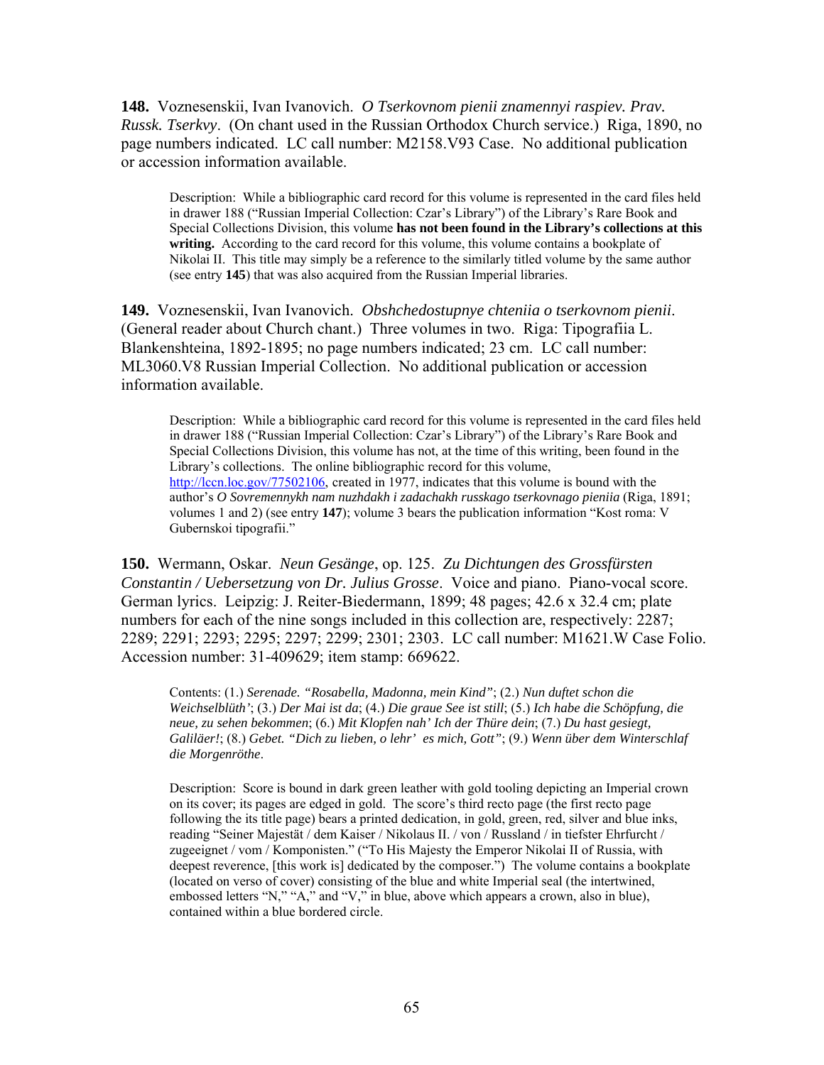**148.** Voznesenskii, Ivan Ivanovich. *O Tserkovnom pienii znamennyi raspiev. Prav. Russk. Tserkvy*. (On chant used in the Russian Orthodox Church service.) Riga, 1890, no page numbers indicated. LC call number: M2158.V93 Case. No additional publication or accession information available.

> Description: While a bibliographic card record for this volume is represented in the card files held in drawer 188 ("Russian Imperial Collection: Czar's Library") of the Library's Rare Book and Special Collections Division, this volume **has not been found in the Library's collections at this writing.** According to the card record for this volume, this volume contains a bookplate of Nikolai II. This title may simply be a reference to the similarly titled volume by the same author (see entry **145**) that was also acquired from the Russian Imperial libraries.

**149.** Voznesenskii, Ivan Ivanovich. *Obshchedostupnye chteniia o tserkovnom pienii*. (General reader about Church chant.) Three volumes in two. Riga: Tipografiia L. Blankenshteina, 1892-1895; no page numbers indicated; 23 cm. LC call number: ML3060.V8 Russian Imperial Collection. No additional publication or accession information available.

> Description: While a bibliographic card record for this volume is represented in the card files held in drawer 188 ("Russian Imperial Collection: Czar's Library") of the Library's Rare Book and Special Collections Division, this volume has not, at the time of this writing, been found in the Library's collections. The online bibliographic record for this volume, http://lccn.loc.gov/77502106, created in 1977, indicates that this volume is bound with the author's *O Sovremennykh nam nuzhdakh i zadachakh russkago tserkovnago pieniia* (Riga, 1891; volumes 1 and 2) (see entry **147**); volume 3 bears the publication information "Kost roma: V Gubernskoi tipografii."

**150.** Wermann, Oskar. *Neun Gesänge*, op. 125. *Zu Dichtungen des Grossfürsten Constantin / Uebersetzung von Dr. Julius Grosse*. Voice and piano. Piano-vocal score. German lyrics. Leipzig: J. Reiter-Biedermann, 1899; 48 pages; 42.6 x 32.4 cm; plate numbers for each of the nine songs included in this collection are, respectively: 2287; 2289; 2291; 2293; 2295; 2297; 2299; 2301; 2303. LC call number: M1621.W Case Folio. Accession number: 31-409629; item stamp: 669622.

> Contents: (1.) *Serenade. "Rosabella, Madonna, mein Kind"*; (2.) *Nun duftet schon die Weichselblüth'*; (3.) *Der Mai ist da*; (4.) *Die graue See ist still*; (5.) *Ich habe die Schöpfung, die neue, zu sehen bekommen*; (6.) *Mit Klopfen nah' Ich der Thüre dein*; (7.) *Du hast gesiegt, Galiläer!*; (8.) *Gebet. "Dich zu lieben, o lehr' es mich, Gott"*; (9.) *Wenn über dem Winterschlaf die Morgenröthe*.

> Description: Score is bound in dark green leather with gold tooling depicting an Imperial crown on its cover; its pages are edged in gold. The score's third recto page (the first recto page following the its title page) bears a printed dedication, in gold, green, red, silver and blue inks, reading "Seiner Majestät / dem Kaiser / Nikolaus II. / von / Russland / in tiefster Ehrfurcht / zugeeignet / vom / Komponisten." ("To His Majesty the Emperor Nikolai II of Russia, with deepest reverence, [this work is] dedicated by the composer.") The volume contains a bookplate (located on verso of cover) consisting of the blue and white Imperial seal (the intertwined, embossed letters "N," "A," and "V," in blue, above which appears a crown, also in blue), contained within a blue bordered circle.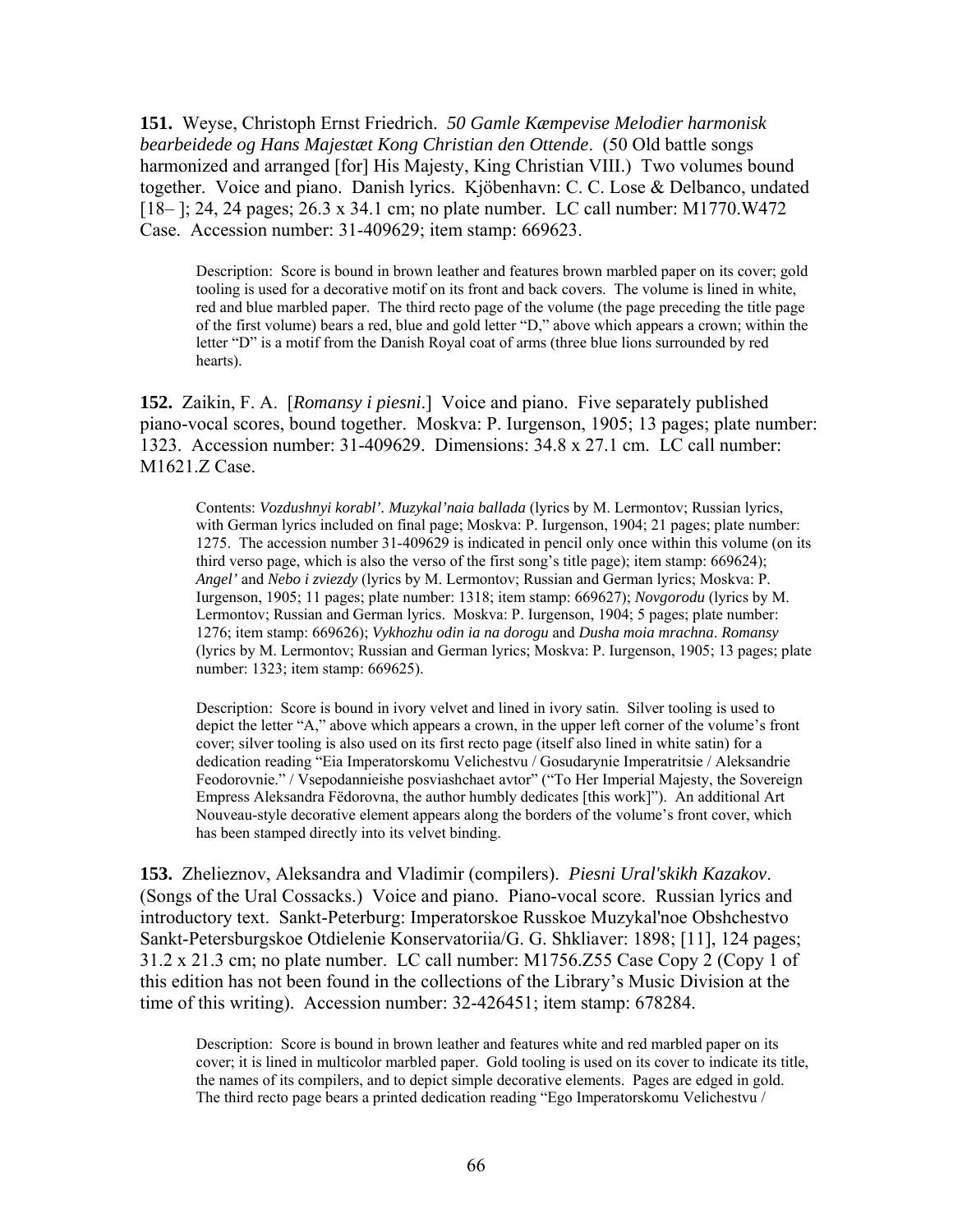**151.** Weyse, Christoph Ernst Friedrich. *50 Gamle Kæmpevise Melodier harmonisk bearbeidede og Hans Majestæt Kong Christian den Ottende*. (50 Old battle songs harmonized and arranged [for] His Majesty, King Christian VIII.) Two volumes bound together. Voice and piano. Danish lyrics. Kjöbenhavn: C. C. Lose & Delbanco, undated [18– ]; 24, 24 pages; 26.3 x 34.1 cm; no plate number. LC call number: M1770.W472 Case. Accession number: 31-409629; item stamp: 669623.

> Description: Score is bound in brown leather and features brown marbled paper on its cover; gold tooling is used for a decorative motif on its front and back covers. The volume is lined in white, red and blue marbled paper. The third recto page of the volume (the page preceding the title page of the first volume) bears a red, blue and gold letter "D," above which appears a crown; within the letter "D" is a motif from the Danish Royal coat of arms (three blue lions surrounded by red hearts).

**152.** Zaikin, F. A. [*Romansy i piesni*.] Voice and piano. Five separately published piano-vocal scores, bound together. Moskva: P. Iurgenson, 1905; 13 pages; plate number: 1323. Accession number: 31-409629. Dimensions: 34.8 x 27.1 cm. LC call number: M1621.Z Case.

> Contents: *Vozdushnyi korabl'. Muzykal'naia ballada* (lyrics by M. Lermontov; Russian lyrics, with German lyrics included on final page; Moskva: P. Iurgenson, 1904; 21 pages; plate number: 1275. The accession number 31-409629 is indicated in pencil only once within this volume (on its third verso page, which is also the verso of the first song's title page); item stamp: 669624); *Angel'* and *Nebo i zviezdy* (lyrics by M. Lermontov; Russian and German lyrics; Moskva: P. Iurgenson, 1905; 11 pages; plate number: 1318; item stamp: 669627); *Novgorodu* (lyrics by M. Lermontov; Russian and German lyrics. Moskva: P. Iurgenson, 1904; 5 pages; plate number: 1276; item stamp: 669626); *Vykhozhu odin ia na dorogu* and *Dusha moia mrachna*. *Romansy* (lyrics by M. Lermontov; Russian and German lyrics; Moskva: P. Iurgenson, 1905; 13 pages; plate number: 1323; item stamp: 669625).

> Description: Score is bound in ivory velvet and lined in ivory satin. Silver tooling is used to depict the letter "A," above which appears a crown, in the upper left corner of the volume's front cover; silver tooling is also used on its first recto page (itself also lined in white satin) for a dedication reading "Eia Imperatorskomu Velichestvu / Gosudarynie Imperatritsie / Aleksandrie Feodorovnie." / Vsepodannieishe posviashchaet avtor" ("To Her Imperial Majesty, the Sovereign Empress Aleksandra Fëdorovna, the author humbly dedicates [this work]"). An additional Art Nouveau-style decorative element appears along the borders of the volume's front cover, which has been stamped directly into its velvet binding.

**153.** Zhelieznov, Aleksandra and Vladimir (compilers). *Piesni Ural'skikh Kazakov*. (Songs of the Ural Cossacks.) Voice and piano. Piano-vocal score. Russian lyrics and introductory text. Sankt-Peterburg: Imperatorskoe Russkoe Muzykal'noe Obshchestvo Sankt-Petersburgskoe Otdielenie Konservatoriia/G. G. Shkliaver: 1898; [11], 124 pages; 31.2 x 21.3 cm; no plate number. LC call number: M1756.Z55 Case Copy 2 (Copy 1 of this edition has not been found in the collections of the Library's Music Division at the time of this writing). Accession number: 32-426451; item stamp: 678284.

> Description: Score is bound in brown leather and features white and red marbled paper on its cover; it is lined in multicolor marbled paper. Gold tooling is used on its cover to indicate its title, the names of its compilers, and to depict simple decorative elements. Pages are edged in gold. The third recto page bears a printed dedication reading "Ego Imperatorskomu Velichestvu /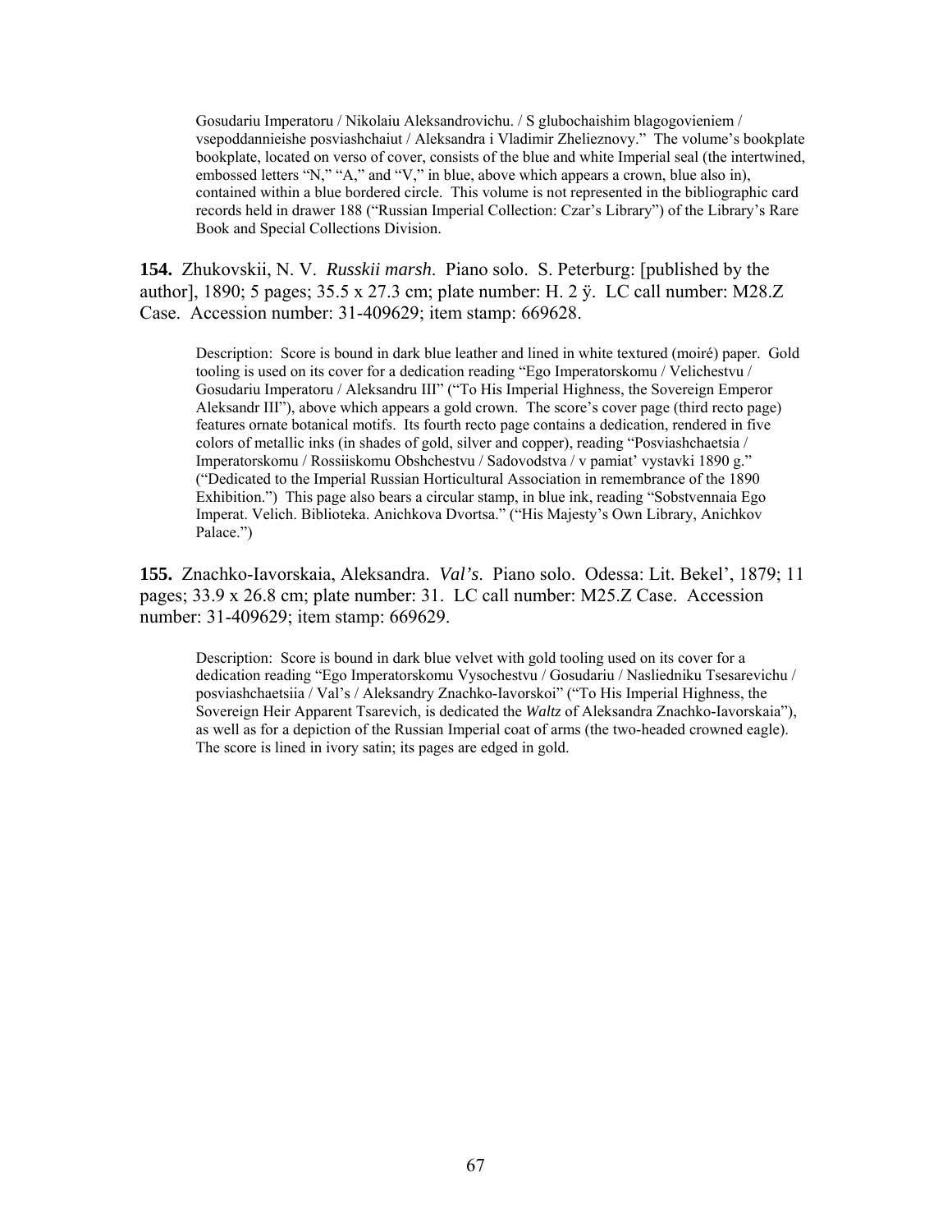Gosudariu Imperatoru / Nikolaiu Aleksandrovichu. / S glubochaishim blagogovieniem / vsepoddannieishe posviashchaiut / Aleksandra i Vladimir Zhelieznovy." The volume's bookplate bookplate, located on verso of cover, consists of the blue and white Imperial seal (the intertwined, embossed letters "N," "A," and "V," in blue, above which appears a crown, blue also in), contained within a blue bordered circle. This volume is not represented in the bibliographic card records held in drawer 188 ("Russian Imperial Collection: Czar's Library") of the Library's Rare Book and Special Collections Division.

**154.** Zhukovskii, N. V. *Russkii marsh*. Piano solo. S. Peterburg: [published by the author], 1890; 5 pages; 35.5 x 27.3 cm; plate number: H. 2 ÿ. LC call number: M28.Z Case. Accession number: 31-409629; item stamp: 669628.

> Description: Score is bound in dark blue leather and lined in white textured (moiré) paper. Gold tooling is used on its cover for a dedication reading "Ego Imperatorskomu / Velichestvu / Gosudariu Imperatoru / Aleksandru III" ("To His Imperial Highness, the Sovereign Emperor Aleksandr III"), above which appears a gold crown. The score's cover page (third recto page) features ornate botanical motifs. Its fourth recto page contains a dedication, rendered in five colors of metallic inks (in shades of gold, silver and copper), reading "Posviashchaetsia / Imperatorskomu / Rossiiskomu Obshchestvu / Sadovodstva / v pamiat' vystavki 1890 g." ("Dedicated to the Imperial Russian Horticultural Association in remembrance of the 1890 Exhibition.") This page also bears a circular stamp, in blue ink, reading "Sobstvennaia Ego Imperat. Velich. Biblioteka. Anichkova Dvortsa." ("His Majesty's Own Library, Anichkov Palace.")

**155.** Znachko-Iavorskaia, Aleksandra. *Val's*. Piano solo. Odessa: Lit. Bekel', 1879; 11 pages; 33.9 x 26.8 cm; plate number: 31. LC call number: M25.Z Case. Accession number: 31-409629; item stamp: 669629.

> Description: Score is bound in dark blue velvet with gold tooling used on its cover for a dedication reading "Ego Imperatorskomu Vysochestvu / Gosudariu / Nasliedniku Tsesarevichu / posviashchaetsiia / Val's / Aleksandry Znachko-Iavorskoi" ("To His Imperial Highness, the Sovereign Heir Apparent Tsarevich, is dedicated the *Waltz* of Aleksandra Znachko-Iavorskaia"), as well as for a depiction of the Russian Imperial coat of arms (the two-headed crowned eagle). The score is lined in ivory satin; its pages are edged in gold.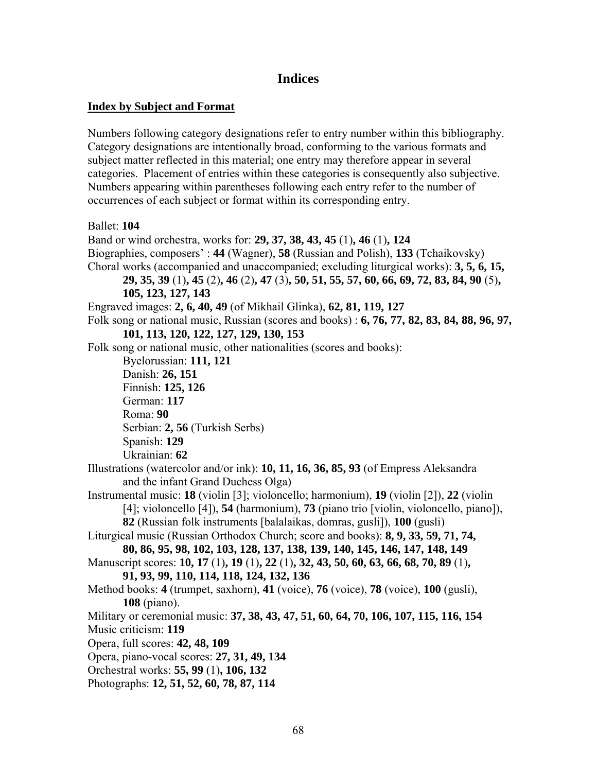# Indices

## Index by Subject and Format

Numbers following category designations refer to entry number within this bibliography. Category designations are intentionally broad, conforming to the various formats and subject matter reflected in this material; one entry may therefore appear in several categories. Placement of entries within these categories is consequently also subjective. Numbers appearing within parentheses following each entry refer to the number of occurrences of each subject or format within its corresponding entry.

Ballet: **104**

Band or wind orchestra, works for: **29, 37, 38, 43, 45** (1)**, 46** (1)**, 124**

Biographies, composers' : **44** (Wagner), **58** (Russian and Polish), **133** (Tchaikovsky)

Choral works (accompanied and unaccompanied; excluding liturgical works): **3, 5, 6, 15, 29, 35, 39** (1)**, 45** (2)**, 46** (2)**, 47** (3)**, 50, 51, 55, 57, 60, 66, 69, 72, 83, 84, 90** (5)**, 105, 123, 127, 143**

Engraved images: **2, 6, 40, 49** (of Mikhail Glinka), **62, 81, 119, 127**

Folk song or national music, Russian (scores and books) : **6, 76, 77, 82, 83, 84, 88, 96, 97, 101, 113, 120, 122, 127, 129, 130, 153**

Folk song or national music, other nationalities (scores and books):

- Byelorussian: **111, 121**
- Danish: **26, 151**
- Finnish: **125, 126**
- German: **117**
- Roma: **90**
- Serbian: **2, 56** (Turkish Serbs)
- Spanish: **129**
- Ukrainian: **62**

Illustrations (watercolor and/or ink): **10, 11, 16, 36, 85, 93** (of Empress Aleksandra and the infant Grand Duchess Olga)

Instrumental music: **18** (violin [3]; violoncello; harmonium), **19** (violin [2]), **22** (violin [4]; violoncello [4]), **54** (harmonium), **73** (piano trio [violin, violoncello, piano]), **82** (Russian folk instruments [balalaikas, domras, gusli]), **100** (gusli)

Liturgical music (Russian Orthodox Church; score and books): **8, 9, 33, 59, 71, 74, 80, 86, 95, 98, 102, 103, 128, 137, 138, 139, 140, 145, 146, 147, 148, 149**

Manuscript scores: **10, 17** (1)**, 19** (1)**, 22** (1)**, 32, 43, 50, 60, 63, 66, 68, 70, 89** (1)**, 91, 93, 99, 110, 114, 118, 124, 132, 136**

Method books: **4** (trumpet, saxhorn), **41** (voice), **76** (voice), **78** (voice), **100** (gusli), **108** (piano).

Military or ceremonial music: **37, 38, 43, 47, 51, 60, 64, 70, 106, 107, 115, 116, 154**

Music criticism: **119**

Opera, full scores: **42, 48, 109**

Opera, piano-vocal scores: **27, 31, 49, 134**

Orchestral works: **55, 99** (1)**, 106, 132**

Photographs: **12, 51, 52, 60, 78, 87, 114**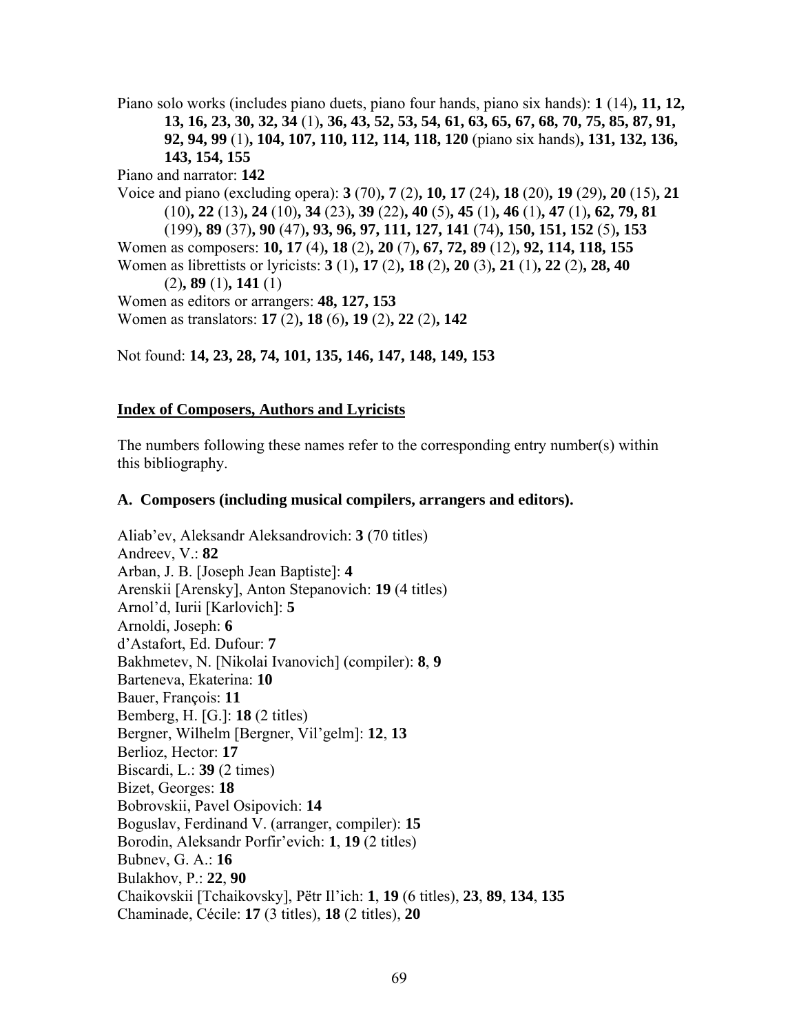Piano solo works (includes piano duets, piano four hands, piano six hands): **1** (14)**, 11, 12, 13, 16, 23, 30, 32, 34** (1)**, 36, 43, 52, 53, 54, 61, 63, 65, 67, 68, 70, 75, 85, 87, 91, 92, 94, 99** (1)**, 104, 107, 110, 112, 114, 118, 120** (piano six hands)**, 131, 132, 136, 143, 154, 155**

Piano and narrator: **142**

Voice and piano (excluding opera): **3** (70)**, 7** (2)**, 10, 17** (24)**, 18** (20)**, 19** (29)**, 20** (15)**, 21** (10)**, 22** (13)**, 24** (10)**, 34** (23)**, 39** (22)**, 40** (5)**, 45** (1)**, 46** (1)**, 47** (1)**, 62, 79, 81** (199)**, 89** (37)**, 90** (47)**, 93, 96, 97, 111, 127, 141** (74)**, 150, 151, 152** (5)**, 153**

Women as composers: **10, 17** (4)**, 18** (2)**, 20** (7)**, 67, 72, 89** (12)**, 92, 114, 118, 155**

Women as librettists or lyricists: **3** (1)**, 17** (2)**, 18** (2)**, 20** (3)**, 21** (1)**, 22** (2)**, 28, 40** (2)**, 89** (1)**, 141** (1)

Women as editors or arrangers: **48, 127, 153**

Women as translators: **17** (2)**, 18** (6)**, 19** (2)**, 22** (2)**, 142**

Not found: **14, 23, 28, 74, 101, 135, 146, 147, 148, 149, 153**

## Index of Composers, Authors and Lyricists

The numbers following these names refer to the corresponding entry number(s) within this bibliography.

### A. Composers (including musical compilers, arrangers and editors).

Aliab'ev, Aleksandr Aleksandrovich: **3** (70 titles)
Andreev, V.: **82**
Arban, J. B. [Joseph Jean Baptiste]: **4**
Arenskii [Arensky], Anton Stepanovich: **19** (4 titles)
Arnol'd, Iurii [Karlovich]: **5**
Arnoldi, Joseph: **6**
d'Astafort, Ed. Dufour: **7**
Bakhmetev, N. [Nikolai Ivanovich] (compiler): **8**, **9**
Barteneva, Ekaterina: **10**
Bauer, François: **11**
Bemberg, H. [G.]: **18** (2 titles)
Bergner, Wilhelm [Bergner, Vil'gelm]: **12**, **13**
Berlioz, Hector: **17**
Biscardi, L.: **39** (2 times)
Bizet, Georges: **18**
Bobrovskii, Pavel Osipovich: **14**
Boguslav, Ferdinand V. (arranger, compiler): **15**
Borodin, Aleksandr Porfir'evich: **1**, **19** (2 titles)
Bubnev, G. A.: **16**
Bulakhov, P.: **22**, **90**
Chaikovskii [Tchaikovsky], Pëtr Il'ich: **1**, **19** (6 titles), **23**, **89**, **134**, **135**
Chaminade, Cécile: **17** (3 titles), **18** (2 titles), **20**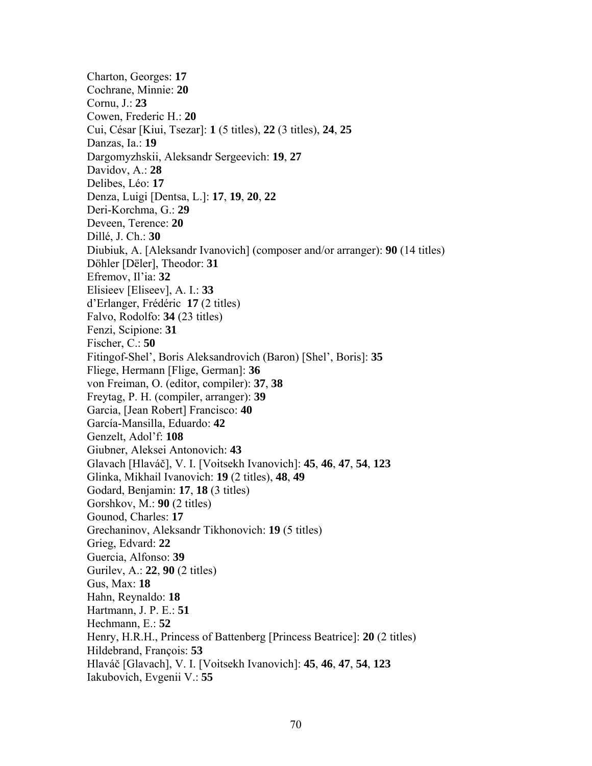Charton, Georges: **17**
Cochrane, Minnie: **20**
Cornu, J.: **23**
Cowen, Frederic H.: **20**
Cui, César [Kiui, Tsezar]: **1** (5 titles), **22** (3 titles), **24**, **25**
Danzas, Ia.: **19**
Dargomyzhskii, Aleksandr Sergeevich: **19**, **27**
Davidov, A.: **28**
Delibes, Léo: **17**
Denza, Luigi [Dentsa, L.]: **17**, **19**, **20**, **22**
Deri-Korchma, G.: **29**
Deveen, Terence: **20**
Dillé, J. Ch.: **30**
Diubiuk, A. [Aleksandr Ivanovich] (composer and/or arranger): **90** (14 titles)
Döhler [Dëler], Theodor: **31**
Efremov, Il'ia: **32**
Elisieev [Eliseev], A. I.: **33**
d'Erlanger, Frédéric **17** (2 titles)
Falvo, Rodolfo: **34** (23 titles)
Fenzi, Scipione: **31**
Fischer, C.: **50**
Fitingof-Shel', Boris Aleksandrovich (Baron) [Shel', Boris]: **35**
Fliege, Hermann [Flige, German]: **36**
von Freiman, O. (editor, compiler): **37**, **38**
Freytag, P. H. (compiler, arranger): **39**
Garcia, [Jean Robert] Francisco: **40**
García-Mansilla, Eduardo: **42**
Genzelt, Adol'f: **108**
Giubner, Aleksei Antonovich: **43**
Glavach [Hlaváč], V. I. [Voitsekh Ivanovich]: **45**, **46**, **47**, **54**, **123**
Glinka, Mikhail Ivanovich: **19** (2 titles), **48**, **49**
Godard, Benjamin: **17**, **18** (3 titles)
Gorshkov, M.: **90** (2 titles)
Gounod, Charles: **17**
Grechaninov, Aleksandr Tikhonovich: **19** (5 titles)
Grieg, Edvard: **22**
Guercia, Alfonso: **39**
Gurilev, A.: **22**, **90** (2 titles)
Gus, Max: **18**
Hahn, Reynaldo: **18**
Hartmann, J. P. E.: **51**
Hechmann, E.: **52**
Henry, H.R.H., Princess of Battenberg [Princess Beatrice]: **20** (2 titles)
Hildebrand, François: **53**
Hlaváč [Glavach], V. I. [Voitsekh Ivanovich]: **45**, **46**, **47**, **54**, **123**
Iakubovich, Evgenii V.: **55**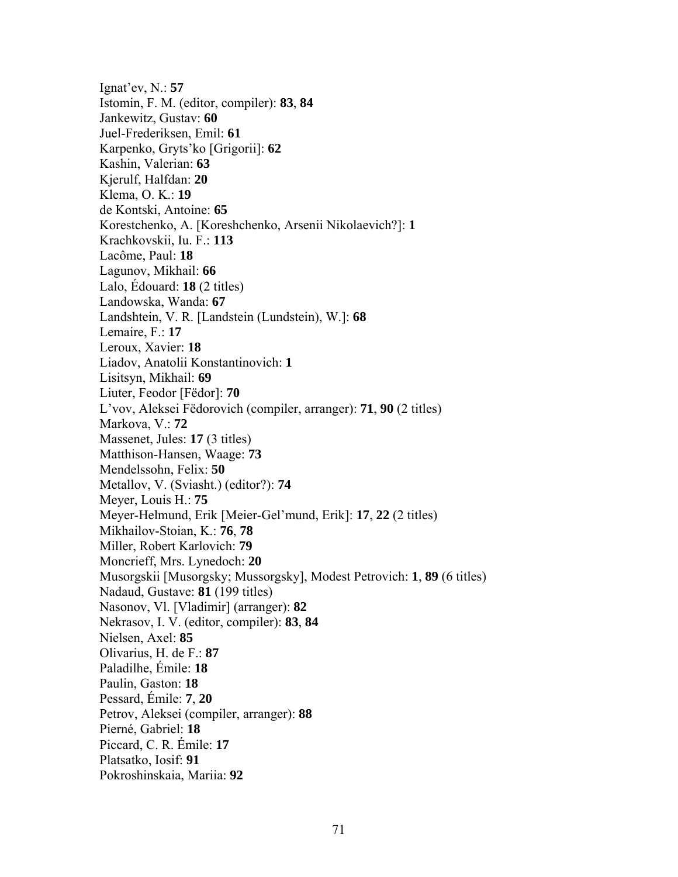Ignat’ev, N.: **57**
Istomin, F. M. (editor, compiler): **83**, **84**
Jankewitz, Gustav: **60**
Juel-Frederiksen, Emil: **61**
Karpenko, Gryts’ko [Grigorii]: **62**
Kashin, Valerian: **63**
Kjerulf, Halfdan: **20**
Klema, O. K.: **19**
de Kontski, Antoine: **65**
Korestchenko, A. [Koreshchenko, Arsenii Nikolaevich?]: **1**
Krachkovskii, Iu. F.: **113**
Lacôme, Paul: **18**
Lagunov, Mikhail: **66**
Lalo, Édouard: **18** (2 titles)
Landowska, Wanda: **67**
Landshtein, V. R. [Landstein (Lundstein), W.]: **68**
Lemaire, F.: **17**
Leroux, Xavier: **18**
Liadov, Anatolii Konstantinovich: **1**
Lisitsyn, Mikhail: **69**
Liuter, Feodor [Fëdor]: **70**
L’vov, Aleksei Fëdorovich (compiler, arranger): **71**, **90** (2 titles)
Markova, V.: **72**
Massenet, Jules: **17** (3 titles)
Matthison-Hansen, Waage: **73**
Mendelssohn, Felix: **50**
Metallov, V. (Sviasht.) (editor?): **74**
Meyer, Louis H.: **75**
Meyer-Helmund, Erik [Meier-Gel’mund, Erik]: **17**, **22** (2 titles)
Mikhailov-Stoian, K.: **76**, **78**
Miller, Robert Karlovich: **79**
Moncrieff, Mrs. Lynedoch: **20**
Musorgskii [Musorgsky; Mussorgsky], Modest Petrovich: **1**, **89** (6 titles)
Nadaud, Gustave: **81** (199 titles)
Nasonov, Vl. [Vladimir] (arranger): **82**
Nekrasov, I. V. (editor, compiler): **83**, **84**
Nielsen, Axel: **85**
Olivarius, H. de F.: **87**
Paladilhe, Émile: **18**
Paulin, Gaston: **18**
Pessard, Émile: **7**, **20**
Petrov, Aleksei (compiler, arranger): **88**
Pierné, Gabriel: **18**
Piccard, C. R. Émile: **17**
Platsatko, Iosif: **91**
Pokroshinskaia, Mariia: **92**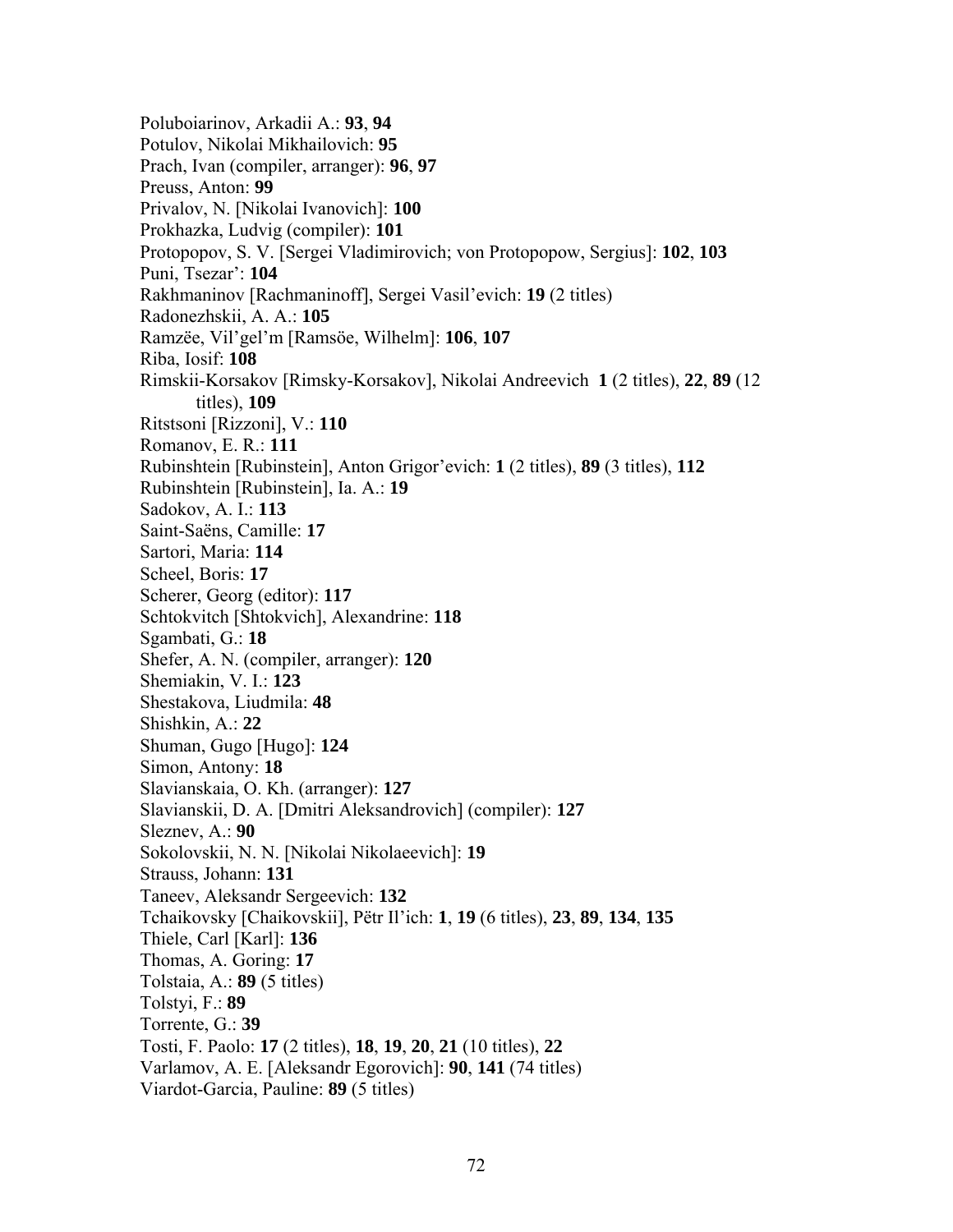Poluboiarinov, Arkadii A.: **93**, **94**
Potulov, Nikolai Mikhailovich: **95**
Prach, Ivan (compiler, arranger): **96**, **97**
Preuss, Anton: **99**
Privalov, N. [Nikolai Ivanovich]: **100**
Prokhazka, Ludvig (compiler): **101**
Protopopov, S. V. [Sergei Vladimirovich; von Protopopow, Sergius]: **102**, **103**
Puni, Tsezar': **104**
Rakhmaninov [Rachmaninoff], Sergei Vasil'evich: **19** (2 titles)
Radonezhskii, A. A.: **105**
Ramzëe, Vil'gel'm [Ramsöe, Wilhelm]: **106**, **107**
Riba, Iosif: **108**
Rimskii-Korsakov [Rimsky-Korsakov], Nikolai Andreevich **1** (2 titles), **22**, **89** (12 titles), **109**
Ritstsoni [Rizzoni], V.: **110**
Romanov, E. R.: **111**
Rubinshtein [Rubinstein], Anton Grigor'evich: **1** (2 titles), **89** (3 titles), **112**
Rubinshtein [Rubinstein], Ia. A.: **19**
Sadokov, A. I.: **113**
Saint-Saëns, Camille: **17**
Sartori, Maria: **114**
Scheel, Boris: **17**
Scherer, Georg (editor): **117**
Schtokvitch [Shtokvich], Alexandrine: **118**
Sgambati, G.: **18**
Shefer, A. N. (compiler, arranger): **120**
Shemiakin, V. I.: **123**
Shestakova, Liudmila: **48**
Shishkin, A.: **22**
Shuman, Gugo [Hugo]: **124**
Simon, Antony: **18**
Slavianskaia, O. Kh. (arranger): **127**
Slavianskii, D. A. [Dmitri Aleksandrovich] (compiler): **127**
Sleznev, A.: **90**
Sokolovskii, N. N. [Nikolai Nikolaeevich]: **19**
Strauss, Johann: **131**
Taneev, Aleksandr Sergeevich: **132**
Tchaikovsky [Chaikovskii], Pëtr Il'ich: **1**, **19** (6 titles), **23**, **89**, **134**, **135**
Thiele, Carl [Karl]: **136**
Thomas, A. Goring: **17**
Tolstaia, A.: **89** (5 titles)
Tolstyi, F.: **89**
Torrente, G.: **39**
Tosti, F. Paolo: **17** (2 titles), **18**, **19**, **20**, **21** (10 titles), **22**
Varlamov, A. E. [Aleksandr Egorovich]: **90**, **141** (74 titles)
Viardot-Garcia, Pauline: **89** (5 titles)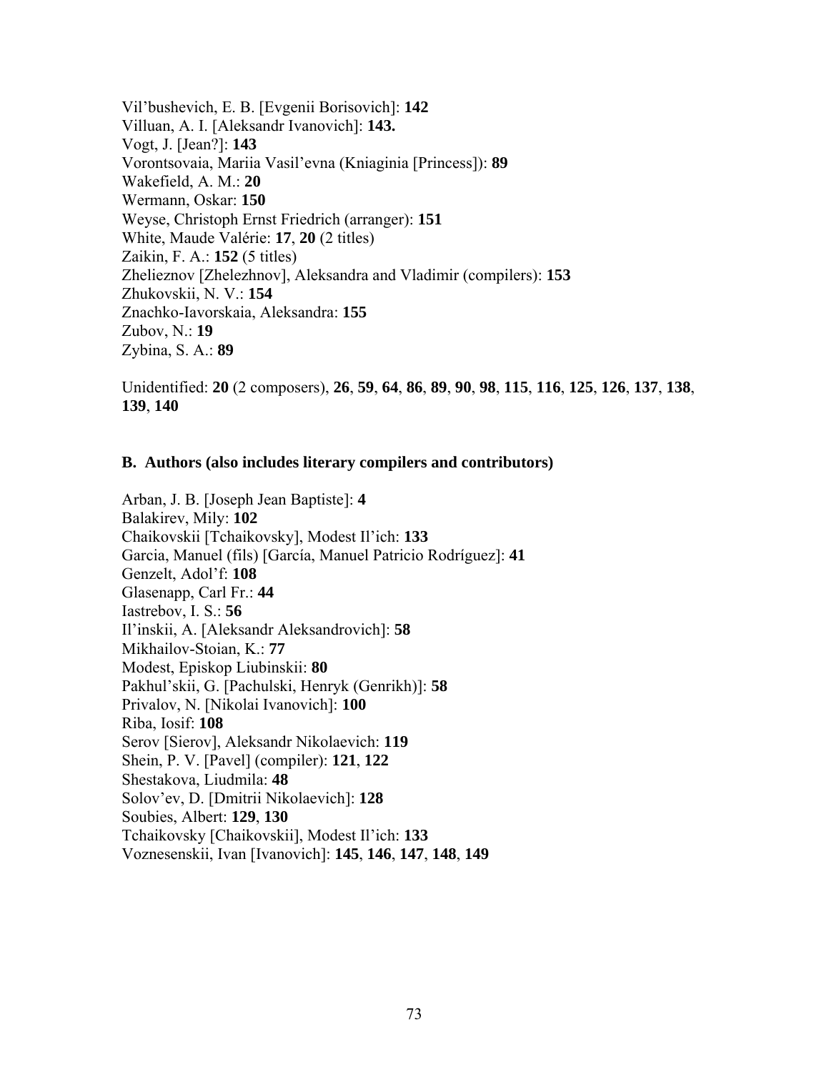Vil'bushevich, E. B. [Evgenii Borisovich]: **142**
Villuan, A. I. [Aleksandr Ivanovich]: **143.**
Vogt, J. [Jean?]: **143**
Vorontsovaia, Mariia Vasil'evna (Kniaginia [Princess]): **89**
Wakefield, A. M.: **20**
Wermann, Oskar: **150**
Weyse, Christoph Ernst Friedrich (arranger): **151**
White, Maude Valérie: **17**, **20** (2 titles)
Zaikin, F. A.: **152** (5 titles)
Zhelieznov [Zhelezhnov], Aleksandra and Vladimir (compilers): **153**
Zhukovskii, N. V.: **154**
Znachko-Iavorskaia, Aleksandra: **155**
Zubov, N.: **19**
Zybina, S. A.: **89**

Unidentified: **20** (2 composers), **26**, **59**, **64**, **86**, **89**, **90**, **98**, **115**, **116**, **125**, **126**, **137**, **138**, **139**, **140**

## B. Authors (also includes literary compilers and contributors)

Arban, J. B. [Joseph Jean Baptiste]: **4**
Balakirev, Mily: **102**
Chaikovskii [Tchaikovsky], Modest Il'ich: **133**
Garcia, Manuel (fils) [García, Manuel Patricio Rodríguez]: **41**
Genzelt, Adol'f: **108**
Glasenapp, Carl Fr.: **44**
Iastrebov, I. S.: **56**
Il'inskii, A. [Aleksandr Aleksandrovich]: **58**
Mikhailov-Stoian, K.: **77**
Modest, Episkop Liubinskii: **80**
Pakhul'skii, G. [Pachulski, Henryk (Genrikh)]: **58**
Privalov, N. [Nikolai Ivanovich]: **100**
Riba, Iosif: **108**
Serov [Sierov], Aleksandr Nikolaevich: **119**
Shein, P. V. [Pavel] (compiler): **121**, **122**
Shestakova, Liudmila: **48**
Solov'ev, D. [Dmitrii Nikolaevich]: **128**
Soubies, Albert: **129**, **130**
Tchaikovsky [Chaikovskii], Modest Il'ich: **133**
Voznesenskii, Ivan [Ivanovich]: **145**, **146**, **147**, **148**, **149**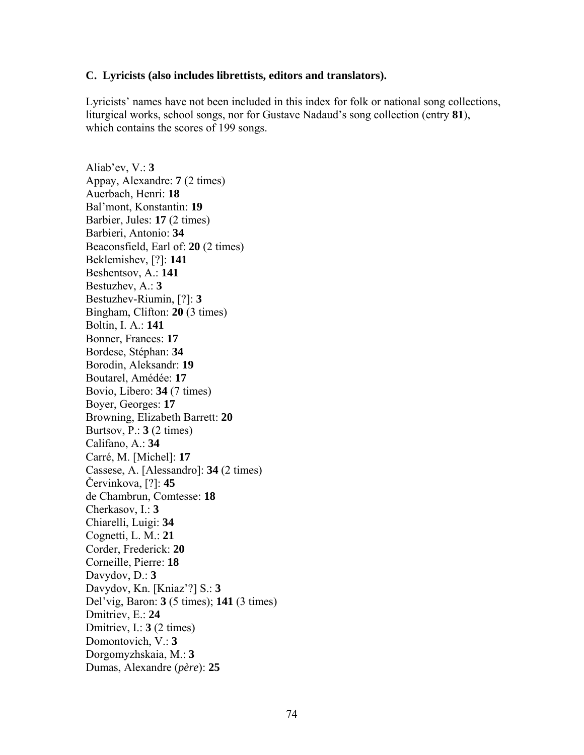### C. Lyricists (also includes librettists, editors and translators).

Lyricists' names have not been included in this index for folk or national song collections, liturgical works, school songs, nor for Gustave Nadaud's song collection (entry **81**), which contains the scores of 199 songs.

Aliab'ev, V.: **3**
Appay, Alexandre: **7** (2 times)
Auerbach, Henri: **18**
Bal'mont, Konstantin: **19**
Barbier, Jules: **17** (2 times)
Barbieri, Antonio: **34**
Beaconsfield, Earl of: **20** (2 times)
Beklemishev, [?]: **141**
Beshentsov, A.: **141**
Bestuzhev, A.: **3**
Bestuzhev-Riumin, [?]: **3**
Bingham, Clifton: **20** (3 times)
Boltin, I. A.: **141**
Bonner, Frances: **17**
Bordese, Stéphan: **34**
Borodin, Aleksandr: **19**
Boutarel, Amédée: **17**
Bovio, Libero: **34** (7 times)
Boyer, Georges: **17**
Browning, Elizabeth Barrett: **20**
Burtsov, P.: **3** (2 times)
Califano, A.: **34**
Carré, M. [Michel]: **17**
Cassese, A. [Alessandro]: **34** (2 times)
Červinkova, [?]: **45**
de Chambrun, Comtesse: **18**
Cherkasov, I.: **3**
Chiarelli, Luigi: **34**
Cognetti, L. M.: **21**
Corder, Frederick: **20**
Corneille, Pierre: **18**
Davydov, D.: **3**
Davydov, Kn. [Kniaz'?] S.: **3**
Del'vig, Baron: **3** (5 times); **141** (3 times)
Dmitriev, E.: **24**
Dmitriev, I.: **3** (2 times)
Domontovich, V.: **3**
Dorgomyzhskaia, M.: **3**
Dumas, Alexandre (*père*): **25**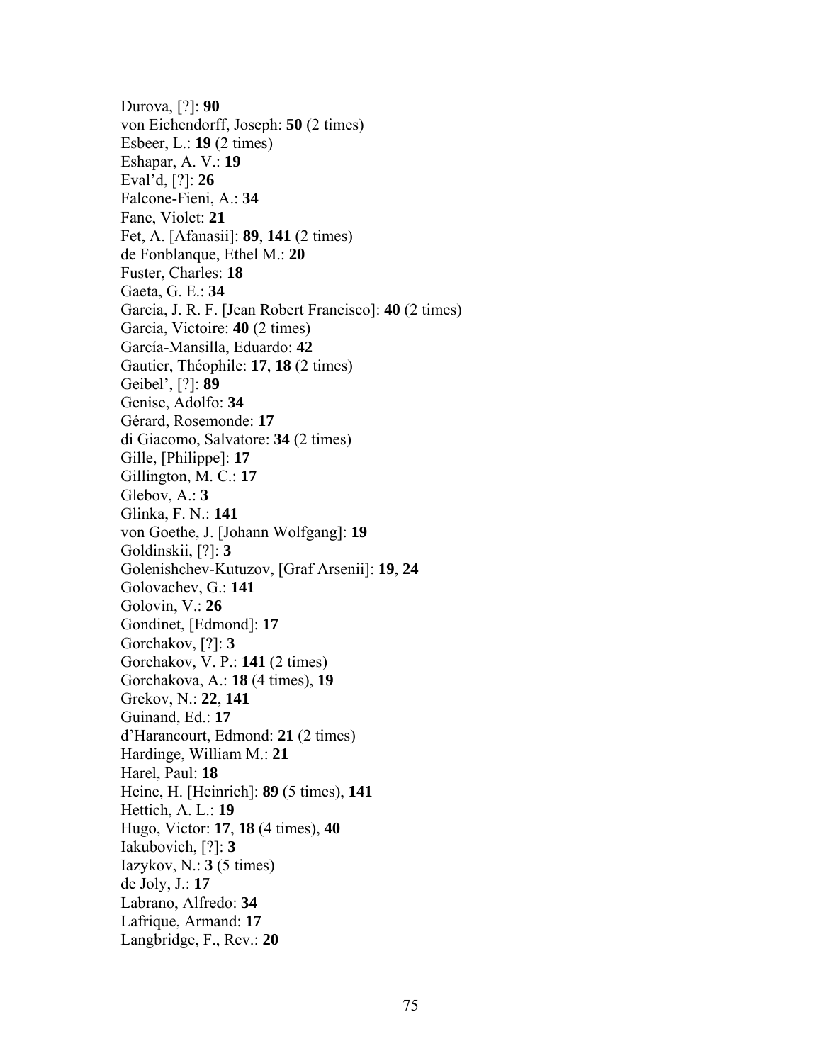Durova, [?]: **90**
von Eichendorff, Joseph: **50** (2 times)
Esbeer, L.: **19** (2 times)
Eshapar, A. V.: **19**
Eval'd, [?]: **26**
Falcone-Fieni, A.: **34**
Fane, Violet: **21**
Fet, A. [Afanasii]: **89**, **141** (2 times)
de Fonblanque, Ethel M.: **20**
Fuster, Charles: **18**
Gaeta, G. E.: **34**
Garcia, J. R. F. [Jean Robert Francisco]: **40** (2 times)
Garcia, Victoire: **40** (2 times)
García-Mansilla, Eduardo: **42**
Gautier, Théophile: **17**, **18** (2 times)
Geibel', [?]: **89**
Genise, Adolfo: **34**
Gérard, Rosemonde: **17**
di Giacomo, Salvatore: **34** (2 times)
Gille, [Philippe]: **17**
Gillington, M. C.: **17**
Glebov, A.: **3**
Glinka, F. N.: **141**
von Goethe, J. [Johann Wolfgang]: **19**
Goldinskii, [?]: **3**
Golenishchev-Kutuzov, [Graf Arsenii]: **19**, **24**
Golovachev, G.: **141**
Golovin, V.: **26**
Gondinet, [Edmond]: **17**
Gorchakov, [?]: **3**
Gorchakov, V. P.: **141** (2 times)
Gorchakova, A.: **18** (4 times), **19**
Grekov, N.: **22**, **141**
Guinand, Ed.: **17**
d'Harancourt, Edmond: **21** (2 times)
Hardinge, William M.: **21**
Harel, Paul: **18**
Heine, H. [Heinrich]: **89** (5 times), **141**
Hettich, A. L.: **19**
Hugo, Victor: **17**, **18** (4 times), **40**
Iakubovich, [?]: **3**
Iazykov, N.: **3** (5 times)
de Joly, J.: **17**
Labrano, Alfredo: **34**
Lafrique, Armand: **17**
Langbridge, F., Rev.: **20**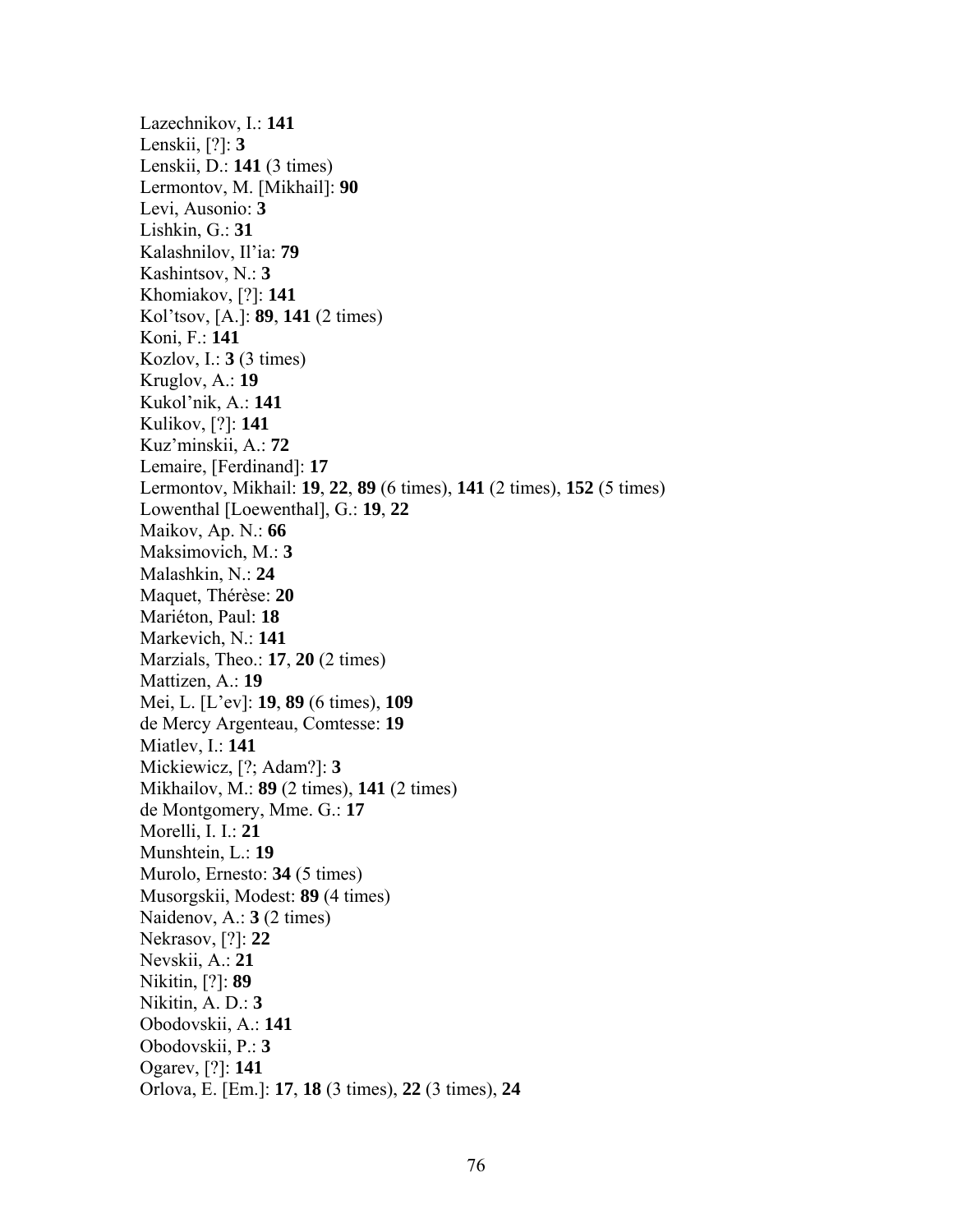Lazechnikov, I.: **141**
Lenskii, [?]: **3**
Lenskii, D.: **141** (3 times)
Lermontov, M. [Mikhail]: **90**
Levi, Ausonio: **3**
Lishkin, G.: **31**
Kalashnilov, Il'ia: **79**
Kashintsov, N.: **3**
Khomiakov, [?]: **141**
Kol'tsov, [A.]: **89**, **141** (2 times)
Koni, F.: **141**
Kozlov, I.: **3** (3 times)
Kruglov, A.: **19**
Kukol'nik, A.: **141**
Kulikov, [?]: **141**
Kuz'minskii, A.: **72**
Lemaire, [Ferdinand]: **17**
Lermontov, Mikhail: **19**, **22**, **89** (6 times), **141** (2 times), **152** (5 times)
Lowenthal [Loewenthal], G.: **19**, **22**
Maikov, Ap. N.: **66**
Maksimovich, M.: **3**
Malashkin, N.: **24**
Maquet, Thérèse: **20**
Mariéton, Paul: **18**
Markevich, N.: **141**
Marzials, Theo.: **17**, **20** (2 times)
Mattizen, A.: **19**
Mei, L. [L'ev]: **19**, **89** (6 times), **109**
de Mercy Argenteau, Comtesse: **19**
Miatlev, I.: **141**
Mickiewicz, [?; Adam?]: **3**
Mikhailov, M.: **89** (2 times), **141** (2 times)
de Montgomery, Mme. G.: **17**
Morelli, I. I.: **21**
Munshtein, L.: **19**
Murolo, Ernesto: **34** (5 times)
Musorgskii, Modest: **89** (4 times)
Naidenov, A.: **3** (2 times)
Nekrasov, [?]: **22**
Nevskii, A.: **21**
Nikitin, [?]: **89**
Nikitin, A. D.: **3**
Obodovskii, A.: **141**
Obodovskii, P.: **3**
Ogarev, [?]: **141**
Orlova, E. [Em.]: **17**, **18** (3 times), **22** (3 times), **24**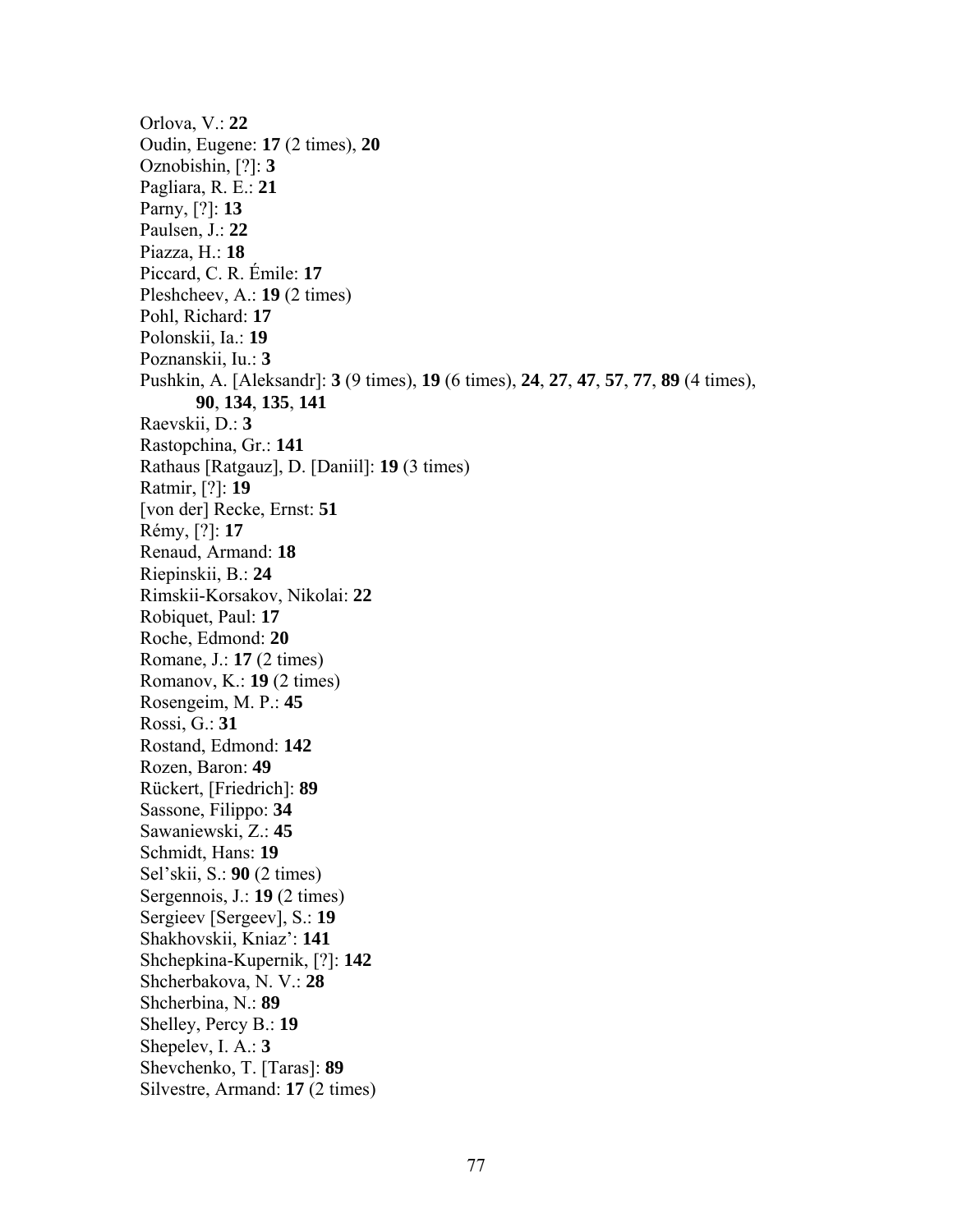Orlova, V.: **22**
Oudin, Eugene: **17** (2 times), **20**
Oznobishin, [?]: **3**
Pagliara, R. E.: **21**
Parny, [?]: **13**
Paulsen, J.: **22**
Piazza, H.: **18**
Piccard, C. R. Émile: **17**
Pleshcheev, A.: **19** (2 times)
Pohl, Richard: **17**
Polonskii, Ia.: **19**
Poznanskii, Iu.: **3**
Pushkin, A. [Aleksandr]: **3** (9 times), **19** (6 times), **24**, **27**, **47**, **57**, **77**, **89** (4 times), **90**, **134**, **135**, **141**
Raevskii, D.: **3**
Rastopchina, Gr.: **141**
Rathaus [Ratgauz], D. [Daniil]: **19** (3 times)
Ratmir, [?]: **19**
[von der] Recke, Ernst: **51**
Rémy, [?]: **17**
Renaud, Armand: **18**
Riepinskii, B.: **24**
Rimskii-Korsakov, Nikolai: **22**
Robiquet, Paul: **17**
Roche, Edmond: **20**
Romane, J.: **17** (2 times)
Romanov, K.: **19** (2 times)
Rosengeim, M. P.: **45**
Rossi, G.: **31**
Rostand, Edmond: **142**
Rozen, Baron: **49**
Rückert, [Friedrich]: **89**
Sassone, Filippo: **34**
Sawaniewski, Z.: **45**
Schmidt, Hans: **19**
Sel'skii, S.: **90** (2 times)
Sergennois, J.: **19** (2 times)
Sergieev [Sergeev], S.: **19**
Shakhovskii, Kniaz': **141**
Shchepkina-Kupernik, [?]: **142**
Shcherbakova, N. V.: **28**
Shcherbina, N.: **89**
Shelley, Percy B.: **19**
Shepelev, I. A.: **3**
Shevchenko, T. [Taras]: **89**
Silvestre, Armand: **17** (2 times)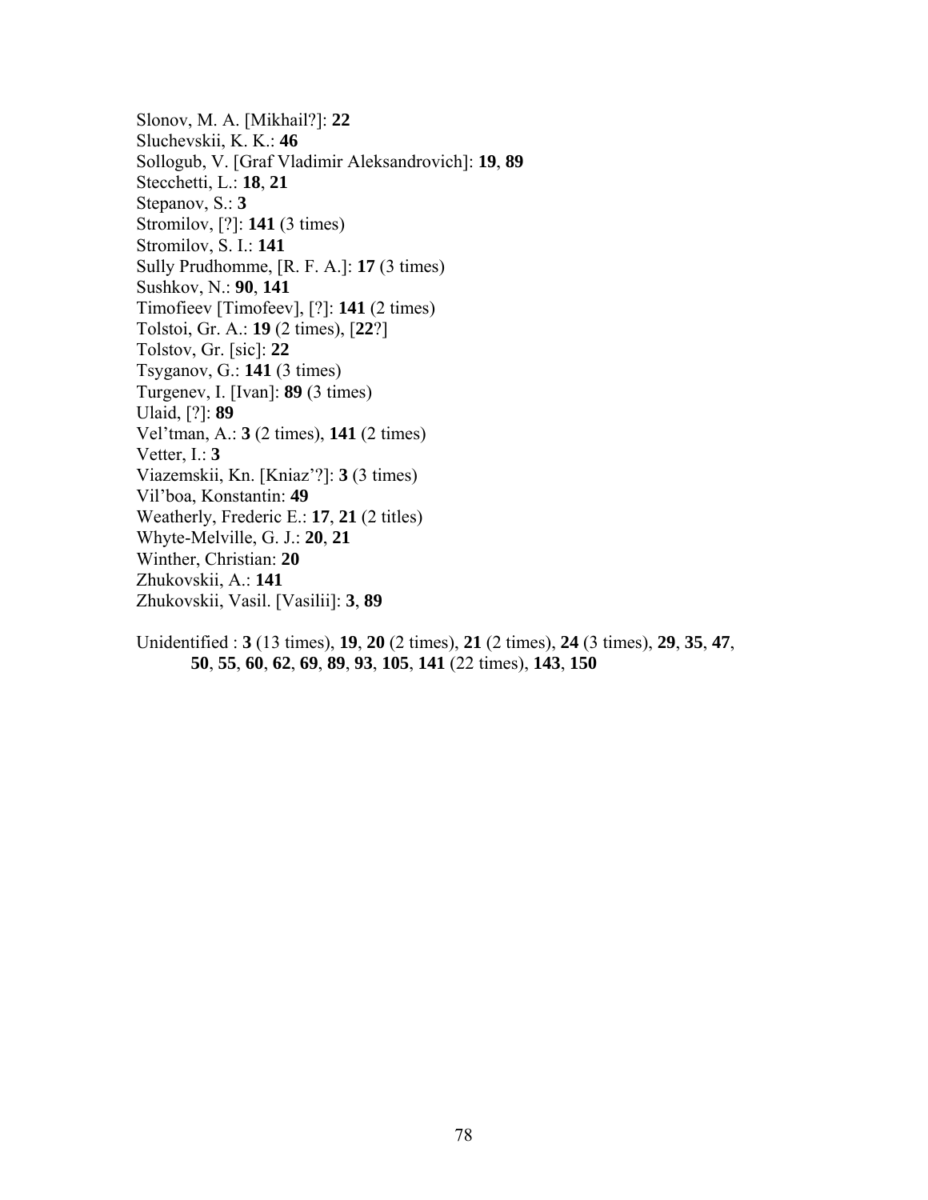Slonov, M. A. [Mikhail?]: **22**
Sluchevskii, K. K.: **46**
Sollogub, V. [Graf Vladimir Aleksandrovich]: **19**, **89**
Stecchetti, L.: **18**, **21**
Stepanov, S.: **3**
Stromilov, [?]: **141** (3 times)
Stromilov, S. I.: **141**
Sully Prudhomme, [R. F. A.]: **17** (3 times)
Sushkov, N.: **90**, **141**
Timofieev [Timofeev], [?]: **141** (2 times)
Tolstoi, Gr. A.: **19** (2 times), [**22**?]
Tolstov, Gr. [sic]: **22**
Tsyganov, G.: **141** (3 times)
Turgenev, I. [Ivan]: **89** (3 times)
Ulaid, [?]: **89**
Vel'tman, A.: **3** (2 times), **141** (2 times)
Vetter, I.: **3**
Viazemskii, Kn. [Kniaz'?]: **3** (3 times)
Vil'boa, Konstantin: **49**
Weatherly, Frederic E.: **17**, **21** (2 titles)
Whyte-Melville, G. J.: **20**, **21**
Winther, Christian: **20**
Zhukovskii, A.: **141**
Zhukovskii, Vasil. [Vasilii]: **3**, **89**

Unidentified : **3** (13 times), **19**, **20** (2 times), **21** (2 times), **24** (3 times), **29**, **35**, **47**, **50**, **55**, **60**, **62**, **69**, **89**, **93**, **105**, **141** (22 times), **143**, **150**